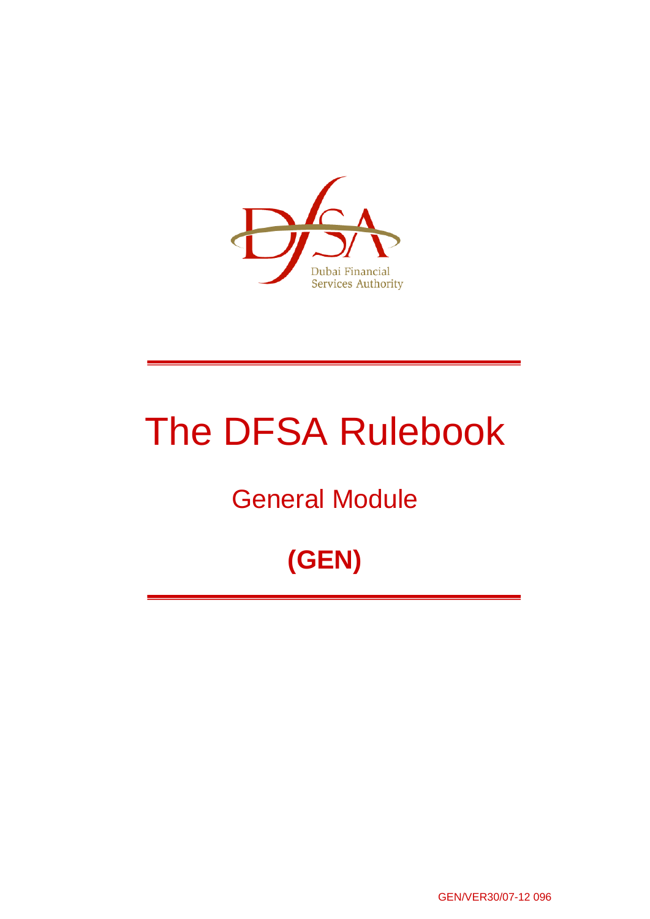Dubai Financial Services Authority

# The DFSA Rulebook

## General Module

## (GEN)

GEN/VER30/07-12 096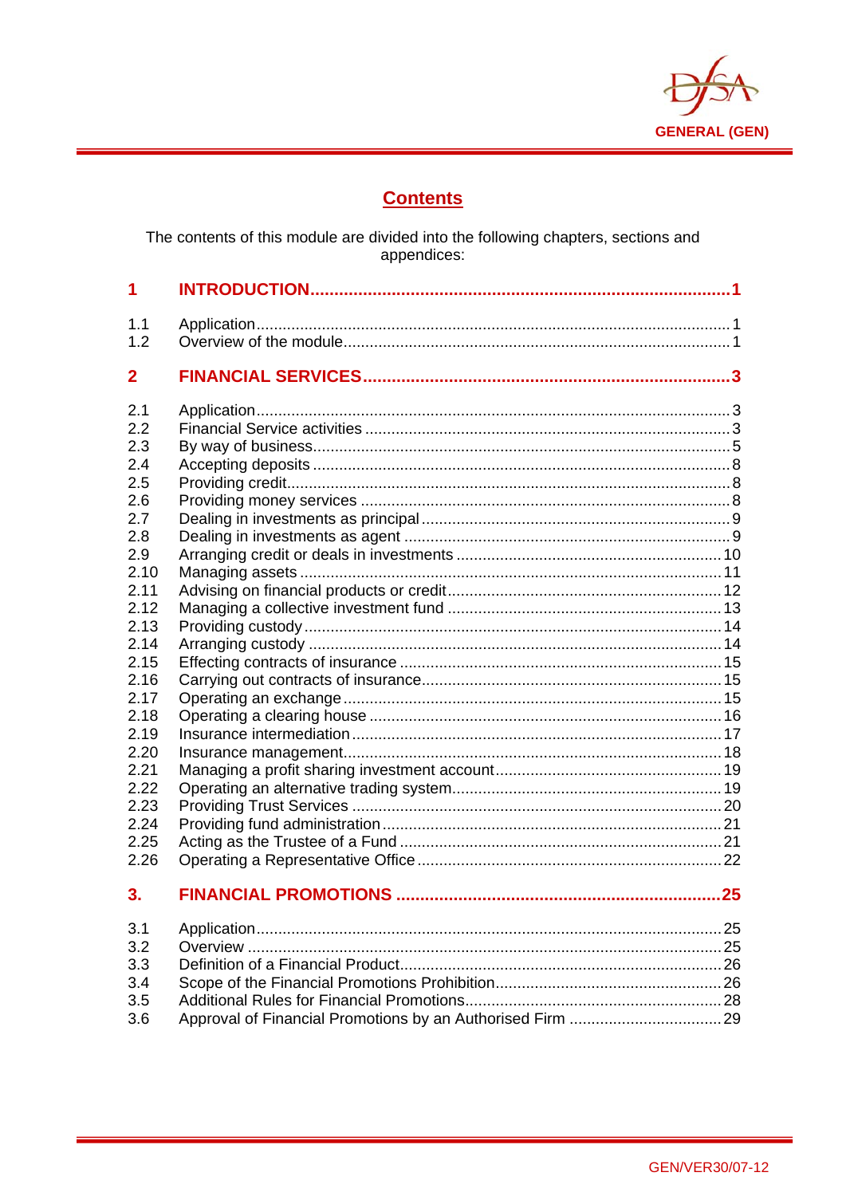# Contents

The contents of this module are divided into the following chapters, sections and appendices:

| | | |
|---|---|---|
| **1** | **INTRODUCTION** | **1** |
| 1.1 | Application | 1 |
| 1.2 | Overview of the module | 1 |
| **2** | **FINANCIAL SERVICES** | **3** |
| 2.1 | Application | 3 |
| 2.2 | Financial Service activities | 3 |
| 2.3 | By way of business | 5 |
| 2.4 | Accepting deposits | 8 |
| 2.5 | Providing credit | 8 |
| 2.6 | Providing money services | 8 |
| 2.7 | Dealing in investments as principal | 9 |
| 2.8 | Dealing in investments as agent | 9 |
| 2.9 | Arranging credit or deals in investments | 10 |
| 2.10 | Managing assets | 11 |
| 2.11 | Advising on financial products or credit | 12 |
| 2.12 | Managing a collective investment fund | 13 |
| 2.13 | Providing custody | 14 |
| 2.14 | Arranging custody | 14 |
| 2.15 | Effecting contracts of insurance | 15 |
| 2.16 | Carrying out contracts of insurance | 15 |
| 2.17 | Operating an exchange | 15 |
| 2.18 | Operating a clearing house | 16 |
| 2.19 | Insurance intermediation | 17 |
| 2.20 | Insurance management | 18 |
| 2.21 | Managing a profit sharing investment account | 19 |
| 2.22 | Operating an alternative trading system | 19 |
| 2.23 | Providing Trust Services | 20 |
| 2.24 | Providing fund administration | 21 |
| 2.25 | Acting as the Trustee of a Fund | 21 |
| 2.26 | Operating a Representative Office | 22 |
| **3.** | **FINANCIAL PROMOTIONS** | **25** |
| 3.1 | Application | 25 |
| 3.2 | Overview | 25 |
| 3.3 | Definition of a Financial Product | 26 |
| 3.4 | Scope of the Financial Promotions Prohibition | 26 |
| 3.5 | Additional Rules for Financial Promotions | 28 |
| 3.6 | Approval of Financial Promotions by an Authorised Firm | 29 |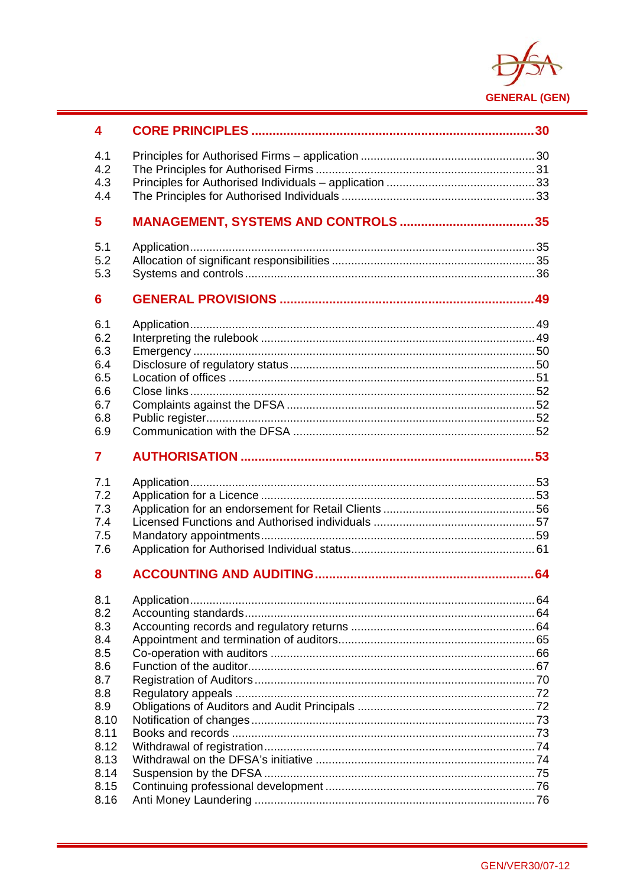| | | |
|---|---|---|
| **4** | **CORE PRINCIPLES** | **30** |
| 4.1 | Principles for Authorised Firms – application | 30 |
| 4.2 | The Principles for Authorised Firms | 31 |
| 4.3 | Principles for Authorised Individuals – application | 33 |
| 4.4 | The Principles for Authorised Individuals | 33 |
| **5** | **MANAGEMENT, SYSTEMS AND CONTROLS** | **35** |
| 5.1 | Application | 35 |
| 5.2 | Allocation of significant responsibilities | 35 |
| 5.3 | Systems and controls | 36 |
| **6** | **GENERAL PROVISIONS** | **49** |
| 6.1 | Application | 49 |
| 6.2 | Interpreting the rulebook | 49 |
| 6.3 | Emergency | 50 |
| 6.4 | Disclosure of regulatory status | 50 |
| 6.5 | Location of offices | 51 |
| 6.6 | Close links | 52 |
| 6.7 | Complaints against the DFSA | 52 |
| 6.8 | Public register | 52 |
| 6.9 | Communication with the DFSA | 52 |
| **7** | **AUTHORISATION** | **53** |
| 7.1 | Application | 53 |
| 7.2 | Application for a Licence | 53 |
| 7.3 | Application for an endorsement for Retail Clients | 56 |
| 7.4 | Licensed Functions and Authorised individuals | 57 |
| 7.5 | Mandatory appointments | 59 |
| 7.6 | Application for Authorised Individual status | 61 |
| **8** | **ACCOUNTING AND AUDITING** | **64** |
| 8.1 | Application | 64 |
| 8.2 | Accounting standards | 64 |
| 8.3 | Accounting records and regulatory returns | 64 |
| 8.4 | Appointment and termination of auditors | 65 |
| 8.5 | Co-operation with auditors | 66 |
| 8.6 | Function of the auditor | 67 |
| 8.7 | Registration of Auditors | 70 |
| 8.8 | Regulatory appeals | 72 |
| 8.9 | Obligations of Auditors and Audit Principals | 72 |
| 8.10 | Notification of changes | 73 |
| 8.11 | Books and records | 73 |
| 8.12 | Withdrawal of registration | 74 |
| 8.13 | Withdrawal on the DFSA's initiative | 74 |
| 8.14 | Suspension by the DFSA | 75 |
| 8.15 | Continuing professional development | 76 |
| 8.16 | Anti Money Laundering | 76 |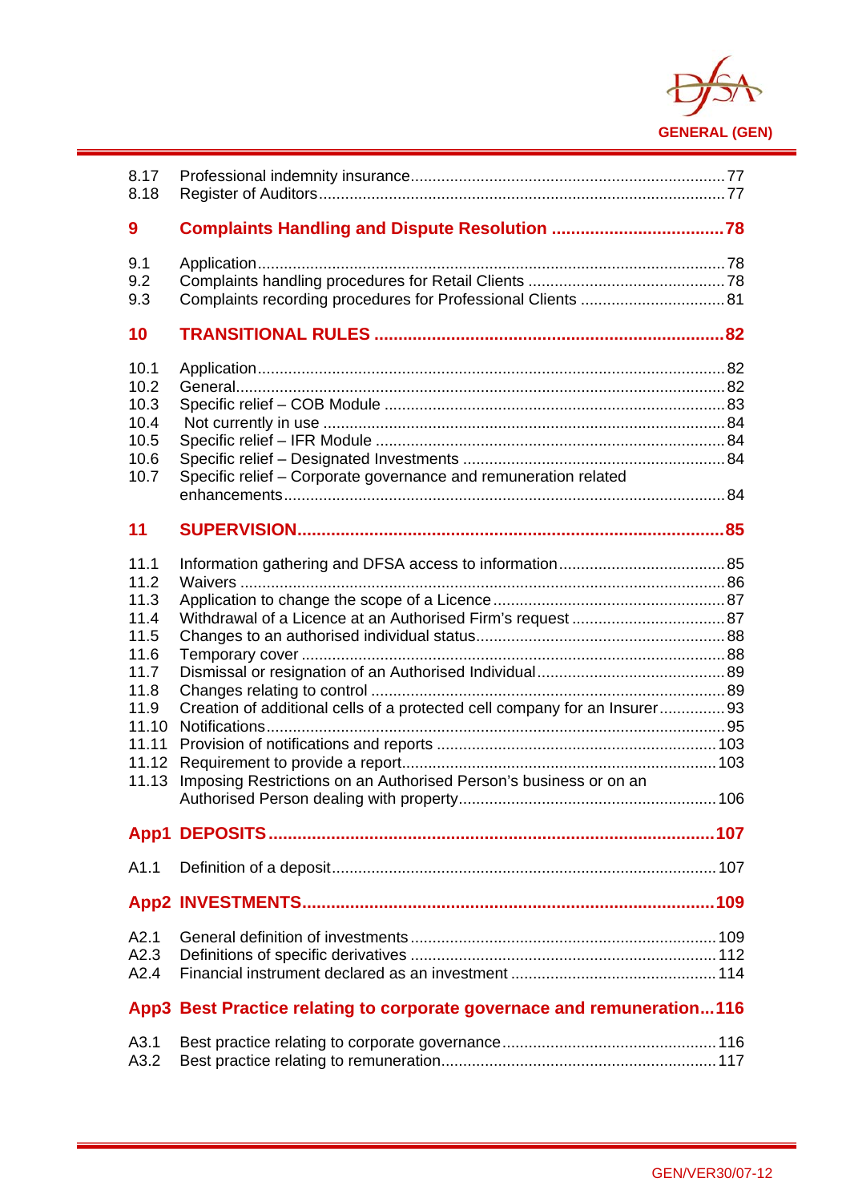| | | |
|---|---|---|
| 8.17 | Professional indemnity insurance | 77 |
| 8.18 | Register of Auditors | 77 |
| **9** | **Complaints Handling and Dispute Resolution** | **78** |
| 9.1 | Application | 78 |
| 9.2 | Complaints handling procedures for Retail Clients | 78 |
| 9.3 | Complaints recording procedures for Professional Clients | 81 |
| **10** | **TRANSITIONAL RULES** | **82** |
| 10.1 | Application | 82 |
| 10.2 | General | 82 |
| 10.3 | Specific relief – COB Module | 83 |
| 10.4 | Not currently in use | 84 |
| 10.5 | Specific relief – IFR Module | 84 |
| 10.6 | Specific relief – Designated Investments | 84 |
| 10.7 | Specific relief – Corporate governance and remuneration related enhancements | 84 |
| **11** | **SUPERVISION** | **85** |
| 11.1 | Information gathering and DFSA access to information | 85 |
| 11.2 | Waivers | 86 |
| 11.3 | Application to change the scope of a Licence | 87 |
| 11.4 | Withdrawal of a Licence at an Authorised Firm's request | 87 |
| 11.5 | Changes to an authorised individual status | 88 |
| 11.6 | Temporary cover | 88 |
| 11.7 | Dismissal or resignation of an Authorised Individual | 89 |
| 11.8 | Changes relating to control | 89 |
| 11.9 | Creation of additional cells of a protected cell company for an Insurer | 93 |
| 11.10 | Notifications | 95 |
| 11.11 | Provision of notifications and reports | 103 |
| 11.12 | Requirement to provide a report | 103 |
| 11.13 | Imposing Restrictions on an Authorised Person's business or on an Authorised Person dealing with property | 106 |
| **App1** | **DEPOSITS** | **107** |
| A1.1 | Definition of a deposit | 107 |
| **App2** | **INVESTMENTS** | **109** |
| A2.1 | General definition of investments | 109 |
| A2.3 | Definitions of specific derivatives | 112 |
| A2.4 | Financial instrument declared as an investment | 114 |
| **App3** | **Best Practice relating to corporate governace and remuneration** | **116** |
| A3.1 | Best practice relating to corporate governance | 116 |
| A3.2 | Best practice relating to remuneration | 117 |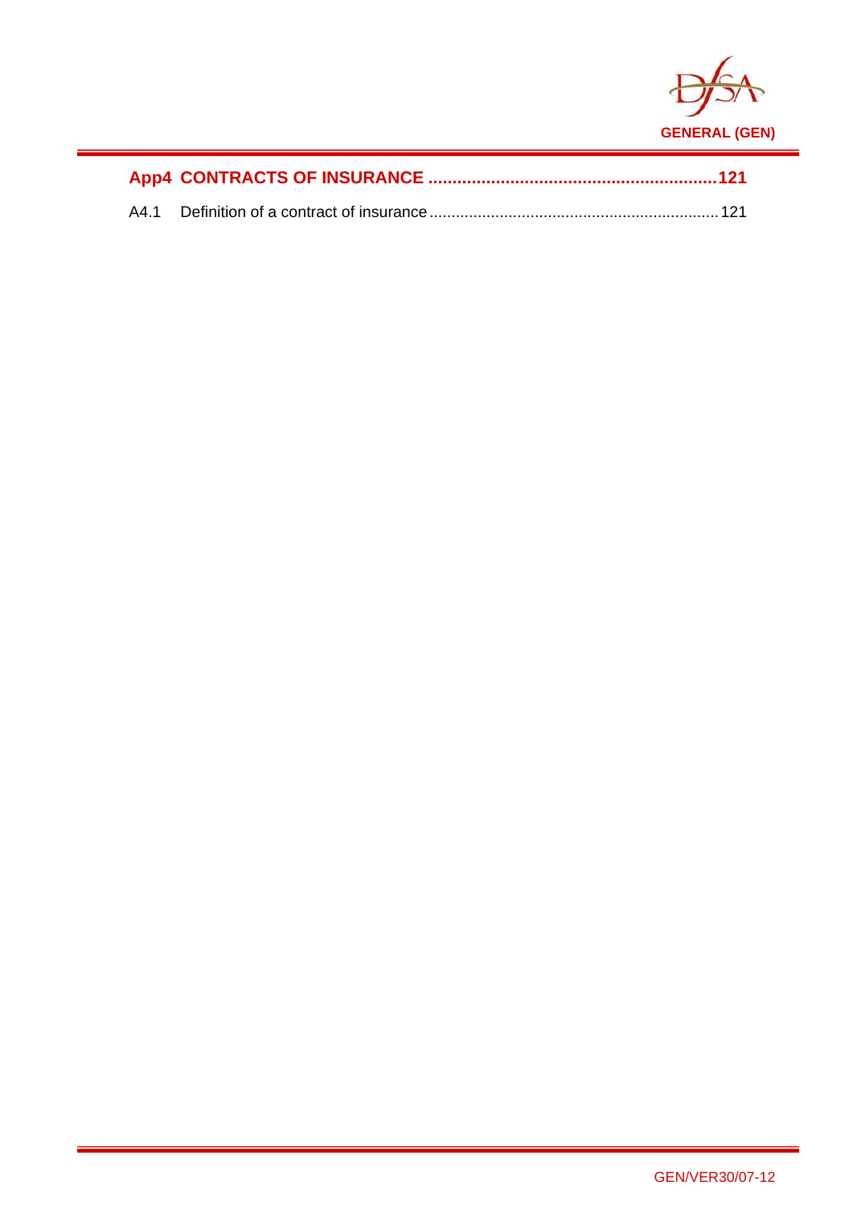**App4 CONTRACTS OF INSURANCE ............................................................ 121**

A4.1 Definition of a contract of insurance ................................................................. 121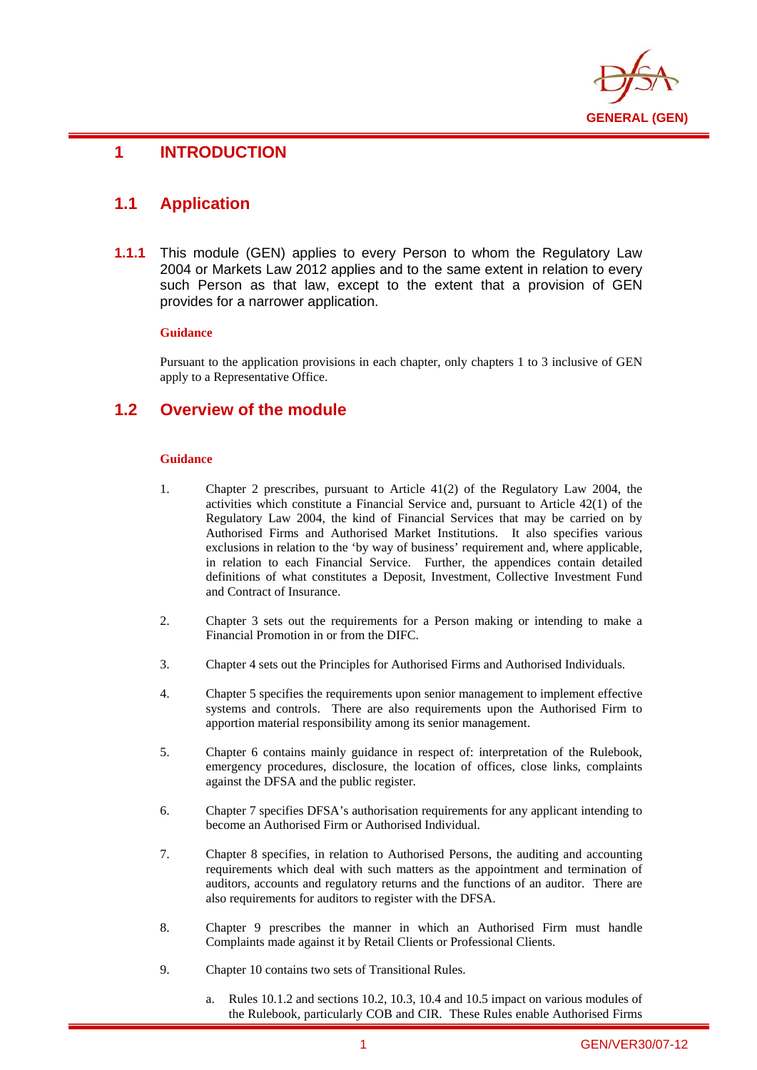# 1 INTRODUCTION

## 1.1 Application

**1.1.1** This module (GEN) applies to every Person to whom the Regulatory Law 2004 or Markets Law 2012 applies and to the same extent in relation to every such Person as that law, except to the extent that a provision of GEN provides for a narrower application.

**Guidance**

Pursuant to the application provisions in each chapter, only chapters 1 to 3 inclusive of GEN apply to a Representative Office.

## 1.2 Overview of the module

**Guidance**

1. Chapter 2 prescribes, pursuant to Article 41(2) of the Regulatory Law 2004, the activities which constitute a Financial Service and, pursuant to Article 42(1) of the Regulatory Law 2004, the kind of Financial Services that may be carried on by Authorised Firms and Authorised Market Institutions. It also specifies various exclusions in relation to the 'by way of business' requirement and, where applicable, in relation to each Financial Service. Further, the appendices contain detailed definitions of what constitutes a Deposit, Investment, Collective Investment Fund and Contract of Insurance.

2. Chapter 3 sets out the requirements for a Person making or intending to make a Financial Promotion in or from the DIFC.

3. Chapter 4 sets out the Principles for Authorised Firms and Authorised Individuals.

4. Chapter 5 specifies the requirements upon senior management to implement effective systems and controls. There are also requirements upon the Authorised Firm to apportion material responsibility among its senior management.

5. Chapter 6 contains mainly guidance in respect of: interpretation of the Rulebook, emergency procedures, disclosure, the location of offices, close links, complaints against the DFSA and the public register.

6. Chapter 7 specifies DFSA's authorisation requirements for any applicant intending to become an Authorised Firm or Authorised Individual.

7. Chapter 8 specifies, in relation to Authorised Persons, the auditing and accounting requirements which deal with such matters as the appointment and termination of auditors, accounts and regulatory returns and the functions of an auditor. There are also requirements for auditors to register with the DFSA.

8. Chapter 9 prescribes the manner in which an Authorised Firm must handle Complaints made against it by Retail Clients or Professional Clients.

9. Chapter 10 contains two sets of Transitional Rules.

   a. Rules 10.1.2 and sections 10.2, 10.3, 10.4 and 10.5 impact on various modules of the Rulebook, particularly COB and CIR. These Rules enable Authorised Firms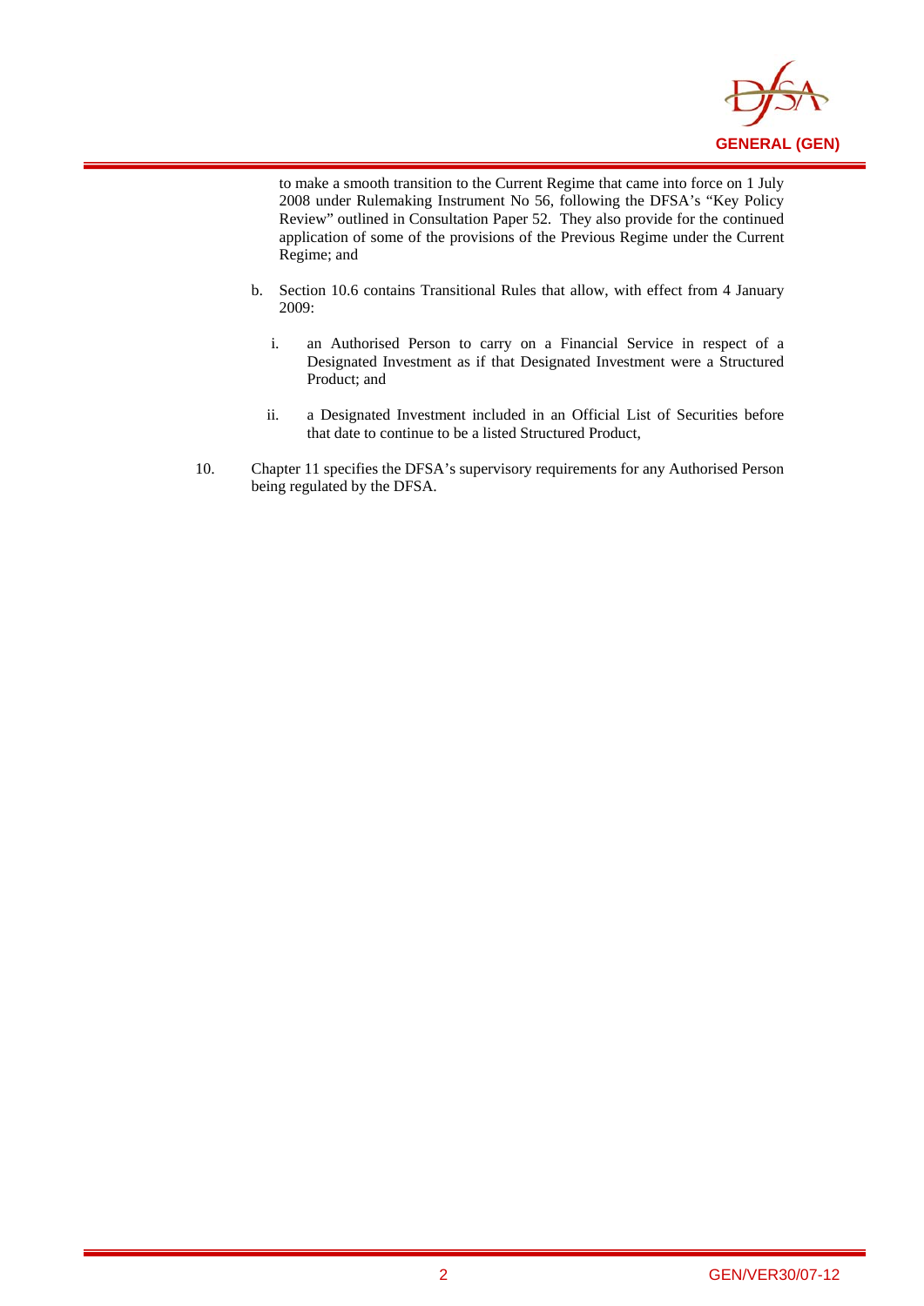to make a smooth transition to the Current Regime that came into force on 1 July 2008 under Rulemaking Instrument No 56, following the DFSA's "Key Policy Review" outlined in Consultation Paper 52. They also provide for the continued application of some of the provisions of the Previous Regime under the Current Regime; and

b. Section 10.6 contains Transitional Rules that allow, with effect from 4 January 2009:

   i. an Authorised Person to carry on a Financial Service in respect of a Designated Investment as if that Designated Investment were a Structured Product; and

   ii. a Designated Investment included in an Official List of Securities before that date to continue to be a listed Structured Product,

10. Chapter 11 specifies the DFSA's supervisory requirements for any Authorised Person being regulated by the DFSA.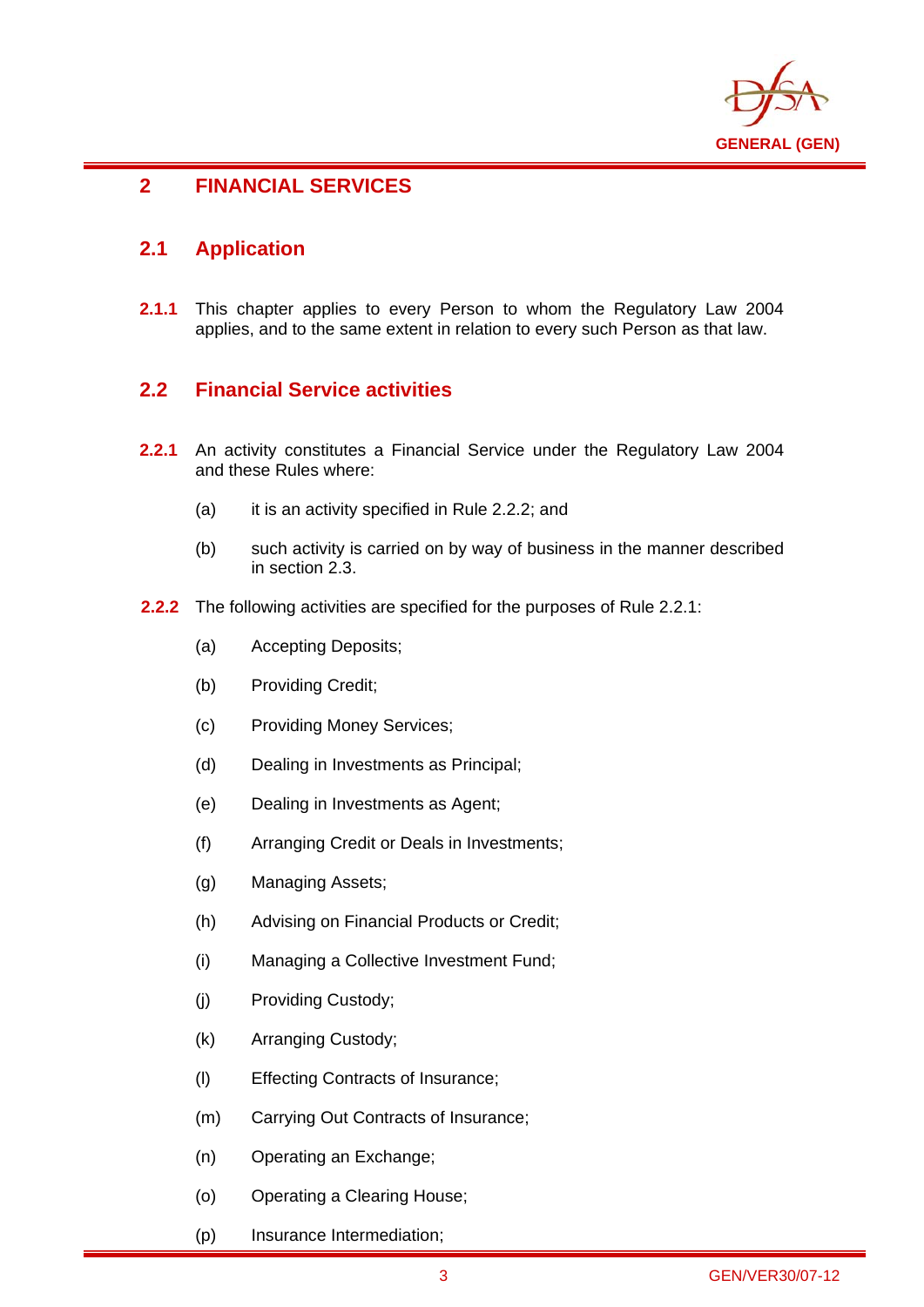## 2 FINANCIAL SERVICES

### 2.1 Application

**2.1.1** This chapter applies to every Person to whom the Regulatory Law 2004 applies, and to the same extent in relation to every such Person as that law.

### 2.2 Financial Service activities

**2.2.1** An activity constitutes a Financial Service under the Regulatory Law 2004 and these Rules where:

(a) it is an activity specified in Rule 2.2.2; and

(b) such activity is carried on by way of business in the manner described in section 2.3.

**2.2.2** The following activities are specified for the purposes of Rule 2.2.1:

(a) Accepting Deposits;

(b) Providing Credit;

(c) Providing Money Services;

(d) Dealing in Investments as Principal;

(e) Dealing in Investments as Agent;

(f) Arranging Credit or Deals in Investments;

(g) Managing Assets;

(h) Advising on Financial Products or Credit;

(i) Managing a Collective Investment Fund;

(j) Providing Custody;

(k) Arranging Custody;

(l) Effecting Contracts of Insurance;

(m) Carrying Out Contracts of Insurance;

(n) Operating an Exchange;

(o) Operating a Clearing House;

(p) Insurance Intermediation;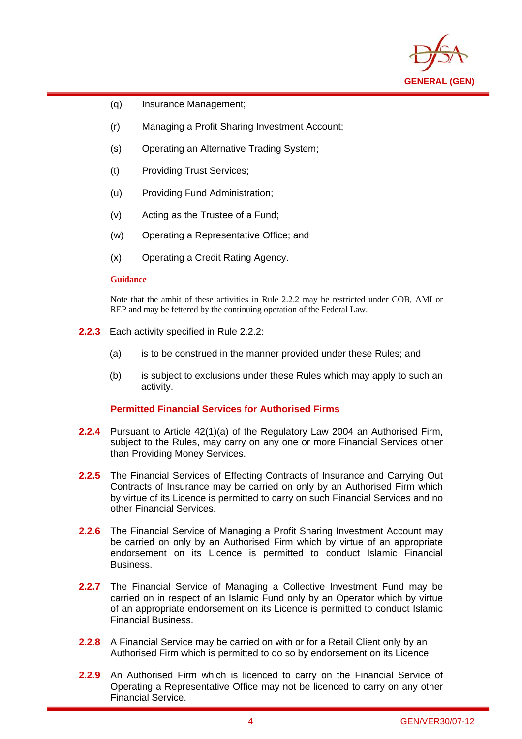(q) Insurance Management;

(r) Managing a Profit Sharing Investment Account;

(s) Operating an Alternative Trading System;

(t) Providing Trust Services;

(u) Providing Fund Administration;

(v) Acting as the Trustee of a Fund;

(w) Operating a Representative Office; and

(x) Operating a Credit Rating Agency.

**Guidance**

Note that the ambit of these activities in Rule 2.2.2 may be restricted under COB, AMI or REP and may be fettered by the continuing operation of the Federal Law.

**2.2.3** Each activity specified in Rule 2.2.2:

(a) is to be construed in the manner provided under these Rules; and

(b) is subject to exclusions under these Rules which may apply to such an activity.

### Permitted Financial Services for Authorised Firms

**2.2.4** Pursuant to Article 42(1)(a) of the Regulatory Law 2004 an Authorised Firm, subject to the Rules, may carry on any one or more Financial Services other than Providing Money Services.

**2.2.5** The Financial Services of Effecting Contracts of Insurance and Carrying Out Contracts of Insurance may be carried on only by an Authorised Firm which by virtue of its Licence is permitted to carry on such Financial Services and no other Financial Services.

**2.2.6** The Financial Service of Managing a Profit Sharing Investment Account may be carried on only by an Authorised Firm which by virtue of an appropriate endorsement on its Licence is permitted to conduct Islamic Financial Business.

**2.2.7** The Financial Service of Managing a Collective Investment Fund may be carried on in respect of an Islamic Fund only by an Operator which by virtue of an appropriate endorsement on its Licence is permitted to conduct Islamic Financial Business.

**2.2.8** A Financial Service may be carried on with or for a Retail Client only by an Authorised Firm which is permitted to do so by endorsement on its Licence.

**2.2.9** An Authorised Firm which is licenced to carry on the Financial Service of Operating a Representative Office may not be licenced to carry on any other Financial Service.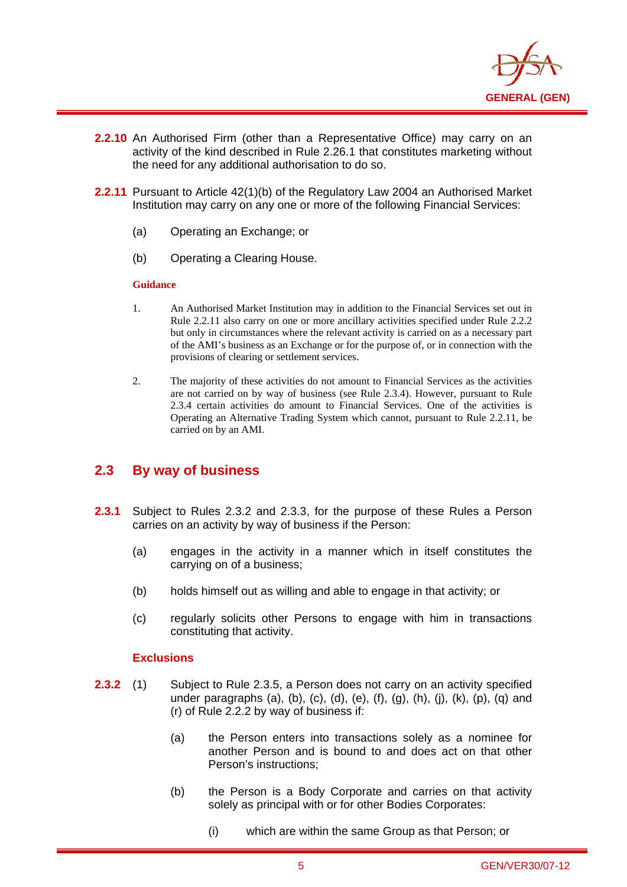**2.2.10** An Authorised Firm (other than a Representative Office) may carry on an activity of the kind described in Rule 2.26.1 that constitutes marketing without the need for any additional authorisation to do so.

**2.2.11** Pursuant to Article 42(1)(b) of the Regulatory Law 2004 an Authorised Market Institution may carry on any one or more of the following Financial Services:

(a) Operating an Exchange; or

(b) Operating a Clearing House.

**Guidance**

1. An Authorised Market Institution may in addition to the Financial Services set out in Rule 2.2.11 also carry on one or more ancillary activities specified under Rule 2.2.2 but only in circumstances where the relevant activity is carried on as a necessary part of the AMI's business as an Exchange or for the purpose of, or in connection with the provisions of clearing or settlement services.

2. The majority of these activities do not amount to Financial Services as the activities are not carried on by way of business (see Rule 2.3.4). However, pursuant to Rule 2.3.4 certain activities do amount to Financial Services. One of the activities is Operating an Alternative Trading System which cannot, pursuant to Rule 2.2.11, be carried on by an AMI.

## 2.3 By way of business

**2.3.1** Subject to Rules 2.3.2 and 2.3.3, for the purpose of these Rules a Person carries on an activity by way of business if the Person:

(a) engages in the activity in a manner which in itself constitutes the carrying on of a business;

(b) holds himself out as willing and able to engage in that activity; or

(c) regularly solicits other Persons to engage with him in transactions constituting that activity.

### Exclusions

**2.3.2** (1) Subject to Rule 2.3.5, a Person does not carry on an activity specified under paragraphs (a), (b), (c), (d), (e), (f), (g), (h), (j), (k), (p), (q) and (r) of Rule 2.2.2 by way of business if:

(a) the Person enters into transactions solely as a nominee for another Person and is bound to and does act on that other Person's instructions;

(b) the Person is a Body Corporate and carries on that activity solely as principal with or for other Bodies Corporates:

(i) which are within the same Group as that Person; or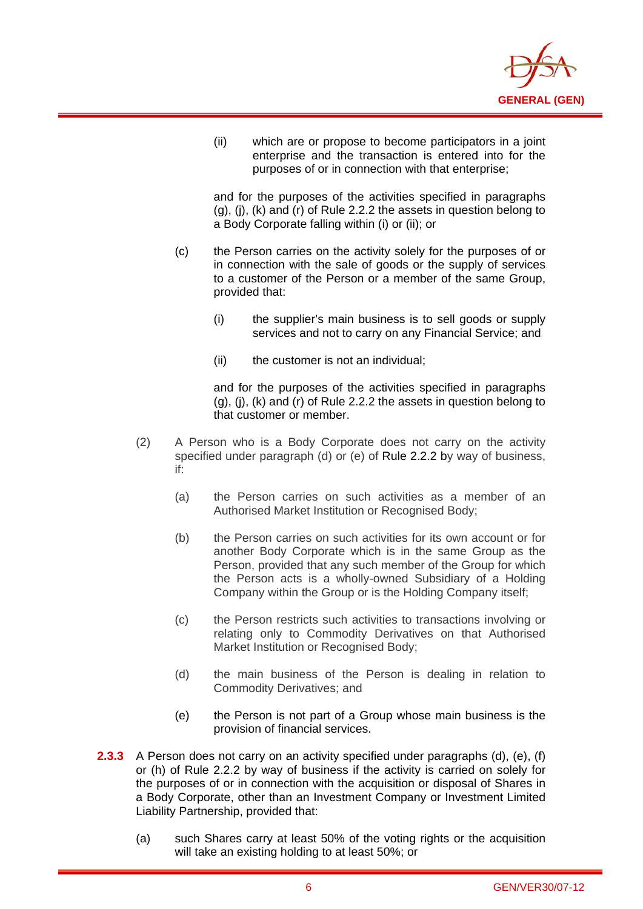(ii) which are or propose to become participators in a joint enterprise and the transaction is entered into for the purposes of or in connection with that enterprise;

and for the purposes of the activities specified in paragraphs (g), (j), (k) and (r) of Rule 2.2.2 the assets in question belong to a Body Corporate falling within (i) or (ii); or

(c) the Person carries on the activity solely for the purposes of or in connection with the sale of goods or the supply of services to a customer of the Person or a member of the same Group, provided that:

(i) the supplier's main business is to sell goods or supply services and not to carry on any Financial Service; and

(ii) the customer is not an individual;

and for the purposes of the activities specified in paragraphs (g), (j), (k) and (r) of Rule 2.2.2 the assets in question belong to that customer or member.

(2) A Person who is a Body Corporate does not carry on the activity specified under paragraph (d) or (e) of Rule 2.2.2 by way of business, if:

(a) the Person carries on such activities as a member of an Authorised Market Institution or Recognised Body;

(b) the Person carries on such activities for its own account or for another Body Corporate which is in the same Group as the Person, provided that any such member of the Group for which the Person acts is a wholly-owned Subsidiary of a Holding Company within the Group or is the Holding Company itself;

(c) the Person restricts such activities to transactions involving or relating only to Commodity Derivatives on that Authorised Market Institution or Recognised Body;

(d) the main business of the Person is dealing in relation to Commodity Derivatives; and

(e) the Person is not part of a Group whose main business is the provision of financial services.

**2.3.3** A Person does not carry on an activity specified under paragraphs (d), (e), (f) or (h) of Rule 2.2.2 by way of business if the activity is carried on solely for the purposes of or in connection with the acquisition or disposal of Shares in a Body Corporate, other than an Investment Company or Investment Limited Liability Partnership, provided that:

(a) such Shares carry at least 50% of the voting rights or the acquisition will take an existing holding to at least 50%; or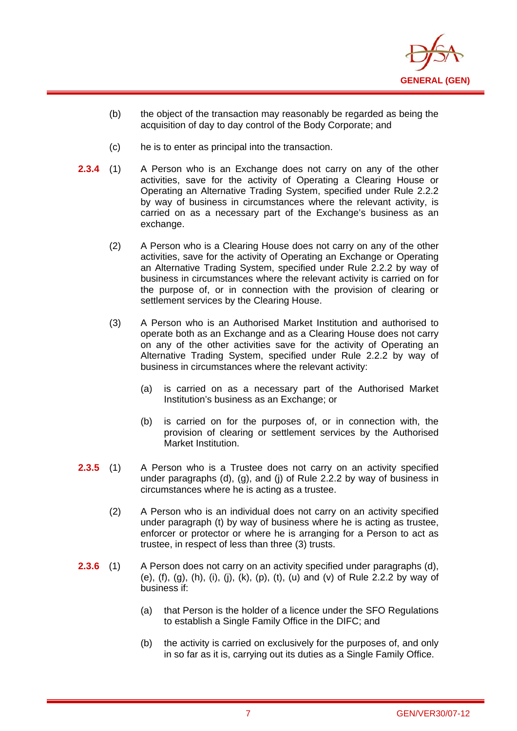(b) the object of the transaction may reasonably be regarded as being the acquisition of day to day control of the Body Corporate; and

(c) he is to enter as principal into the transaction.

**2.3.4** (1) A Person who is an Exchange does not carry on any of the other activities, save for the activity of Operating a Clearing House or Operating an Alternative Trading System, specified under Rule 2.2.2 by way of business in circumstances where the relevant activity, is carried on as a necessary part of the Exchange's business as an exchange.

(2) A Person who is a Clearing House does not carry on any of the other activities, save for the activity of Operating an Exchange or Operating an Alternative Trading System, specified under Rule 2.2.2 by way of business in circumstances where the relevant activity is carried on for the purpose of, or in connection with the provision of clearing or settlement services by the Clearing House.

(3) A Person who is an Authorised Market Institution and authorised to operate both as an Exchange and as a Clearing House does not carry on any of the other activities save for the activity of Operating an Alternative Trading System, specified under Rule 2.2.2 by way of business in circumstances where the relevant activity:

(a) is carried on as a necessary part of the Authorised Market Institution's business as an Exchange; or

(b) is carried on for the purposes of, or in connection with, the provision of clearing or settlement services by the Authorised Market Institution.

**2.3.5** (1) A Person who is a Trustee does not carry on an activity specified under paragraphs (d), (g), and (j) of Rule 2.2.2 by way of business in circumstances where he is acting as a trustee.

(2) A Person who is an individual does not carry on an activity specified under paragraph (t) by way of business where he is acting as trustee, enforcer or protector or where he is arranging for a Person to act as trustee, in respect of less than three (3) trusts.

**2.3.6** (1) A Person does not carry on an activity specified under paragraphs (d), (e), (f), (g), (h), (i), (j), (k), (p), (t), (u) and (v) of Rule 2.2.2 by way of business if:

(a) that Person is the holder of a licence under the SFO Regulations to establish a Single Family Office in the DIFC; and

(b) the activity is carried on exclusively for the purposes of, and only in so far as it is, carrying out its duties as a Single Family Office.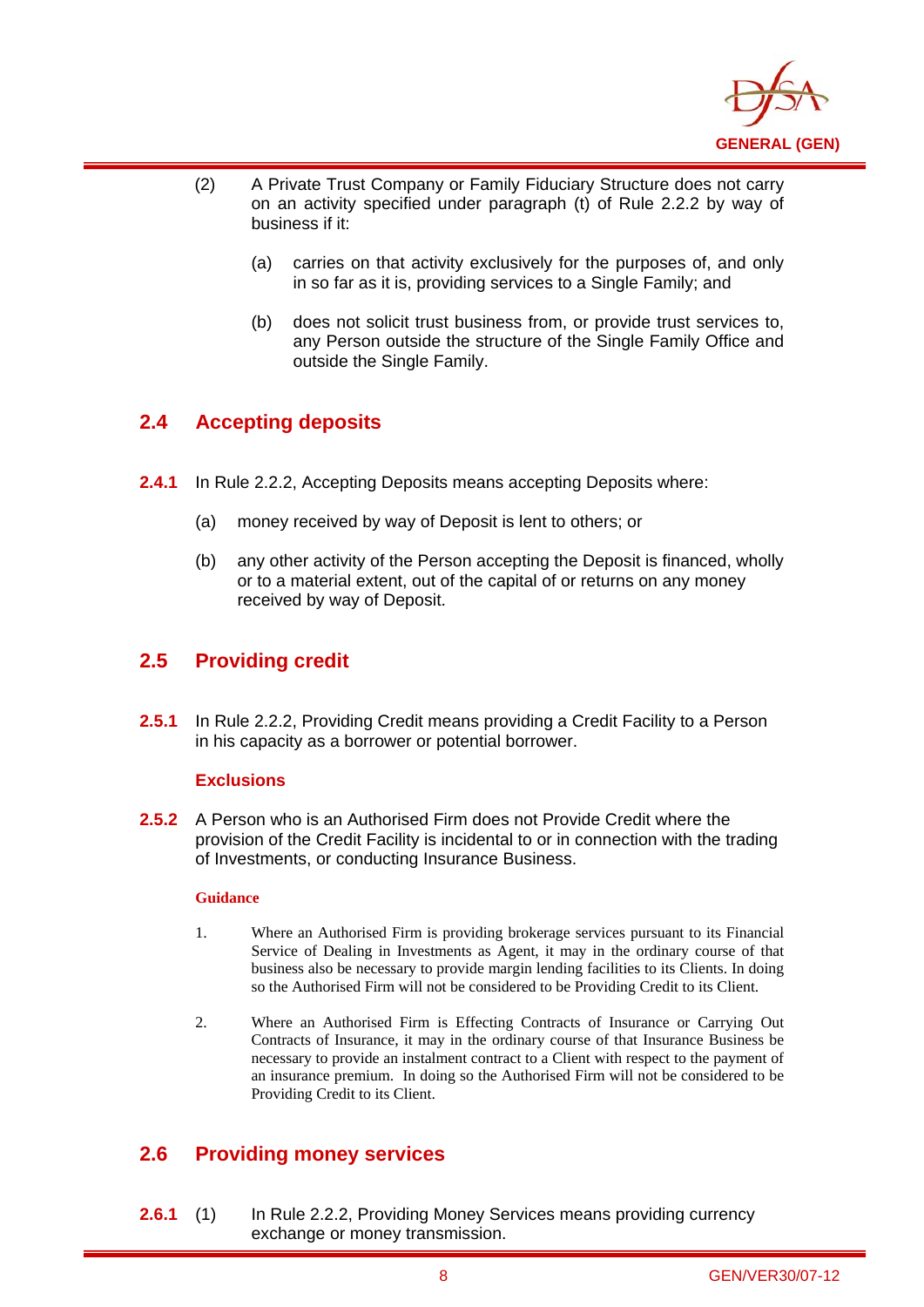(2) A Private Trust Company or Family Fiduciary Structure does not carry on an activity specified under paragraph (t) of Rule 2.2.2 by way of business if it:

(a) carries on that activity exclusively for the purposes of, and only in so far as it is, providing services to a Single Family; and

(b) does not solicit trust business from, or provide trust services to, any Person outside the structure of the Single Family Office and outside the Single Family.

## 2.4 Accepting deposits

**2.4.1** In Rule 2.2.2, Accepting Deposits means accepting Deposits where:

(a) money received by way of Deposit is lent to others; or

(b) any other activity of the Person accepting the Deposit is financed, wholly or to a material extent, out of the capital of or returns on any money received by way of Deposit.

## 2.5 Providing credit

**2.5.1** In Rule 2.2.2, Providing Credit means providing a Credit Facility to a Person in his capacity as a borrower or potential borrower.

### Exclusions

**2.5.2** A Person who is an Authorised Firm does not Provide Credit where the provision of the Credit Facility is incidental to or in connection with the trading of Investments, or conducting Insurance Business.

#### Guidance

1. Where an Authorised Firm is providing brokerage services pursuant to its Financial Service of Dealing in Investments as Agent, it may in the ordinary course of that business also be necessary to provide margin lending facilities to its Clients. In doing so the Authorised Firm will not be considered to be Providing Credit to its Client.

2. Where an Authorised Firm is Effecting Contracts of Insurance or Carrying Out Contracts of Insurance, it may in the ordinary course of that Insurance Business be necessary to provide an instalment contract to a Client with respect to the payment of an insurance premium. In doing so the Authorised Firm will not be considered to be Providing Credit to its Client.

## 2.6 Providing money services

**2.6.1** (1) In Rule 2.2.2, Providing Money Services means providing currency exchange or money transmission.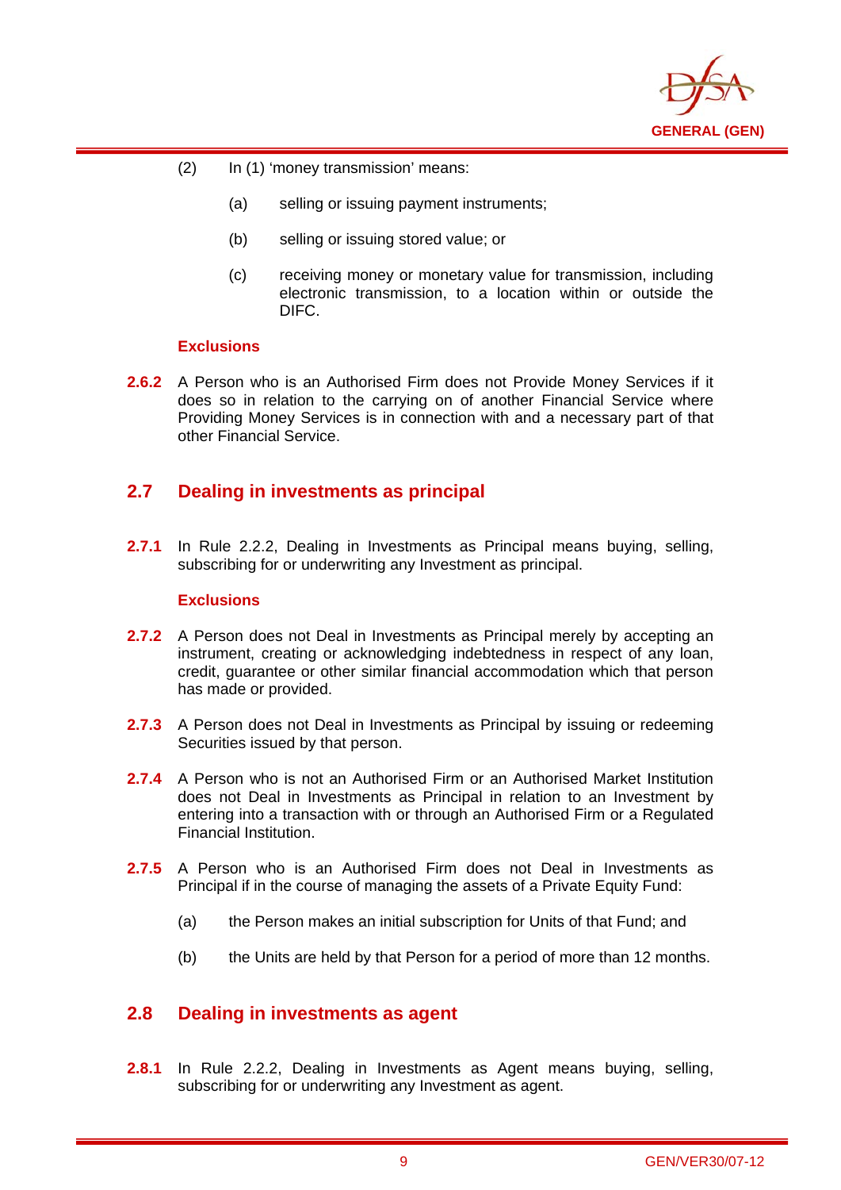(2) In (1) 'money transmission' means:

(a) selling or issuing payment instruments;

(b) selling or issuing stored value; or

(c) receiving money or monetary value for transmission, including electronic transmission, to a location within or outside the DIFC.

**Exclusions**

**2.6.2** A Person who is an Authorised Firm does not Provide Money Services if it does so in relation to the carrying on of another Financial Service where Providing Money Services is in connection with and a necessary part of that other Financial Service.

## 2.7 Dealing in investments as principal

**2.7.1** In Rule 2.2.2, Dealing in Investments as Principal means buying, selling, subscribing for or underwriting any Investment as principal.

**Exclusions**

**2.7.2** A Person does not Deal in Investments as Principal merely by accepting an instrument, creating or acknowledging indebtedness in respect of any loan, credit, guarantee or other similar financial accommodation which that person has made or provided.

**2.7.3** A Person does not Deal in Investments as Principal by issuing or redeeming Securities issued by that person.

**2.7.4** A Person who is not an Authorised Firm or an Authorised Market Institution does not Deal in Investments as Principal in relation to an Investment by entering into a transaction with or through an Authorised Firm or a Regulated Financial Institution.

**2.7.5** A Person who is an Authorised Firm does not Deal in Investments as Principal if in the course of managing the assets of a Private Equity Fund:

(a) the Person makes an initial subscription for Units of that Fund; and

(b) the Units are held by that Person for a period of more than 12 months.

## 2.8 Dealing in investments as agent

**2.8.1** In Rule 2.2.2, Dealing in Investments as Agent means buying, selling, subscribing for or underwriting any Investment as agent.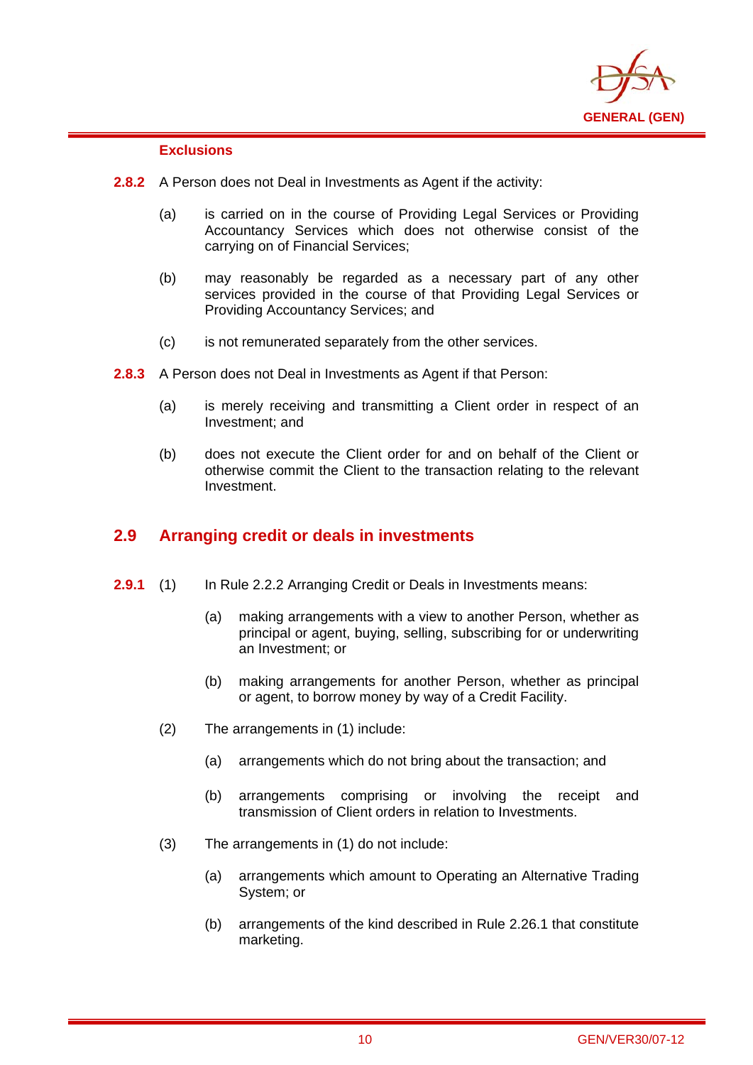**Exclusions**

**2.8.2** A Person does not Deal in Investments as Agent if the activity:

(a) is carried on in the course of Providing Legal Services or Providing Accountancy Services which does not otherwise consist of the carrying on of Financial Services;

(b) may reasonably be regarded as a necessary part of any other services provided in the course of that Providing Legal Services or Providing Accountancy Services; and

(c) is not remunerated separately from the other services.

**2.8.3** A Person does not Deal in Investments as Agent if that Person:

(a) is merely receiving and transmitting a Client order in respect of an Investment; and

(b) does not execute the Client order for and on behalf of the Client or otherwise commit the Client to the transaction relating to the relevant Investment.

## 2.9 Arranging credit or deals in investments

**2.9.1** (1) In Rule 2.2.2 Arranging Credit or Deals in Investments means:

(a) making arrangements with a view to another Person, whether as principal or agent, buying, selling, subscribing for or underwriting an Investment; or

(b) making arrangements for another Person, whether as principal or agent, to borrow money by way of a Credit Facility.

(2) The arrangements in (1) include:

(a) arrangements which do not bring about the transaction; and

(b) arrangements comprising or involving the receipt and transmission of Client orders in relation to Investments.

(3) The arrangements in (1) do not include:

(a) arrangements which amount to Operating an Alternative Trading System; or

(b) arrangements of the kind described in Rule 2.26.1 that constitute marketing.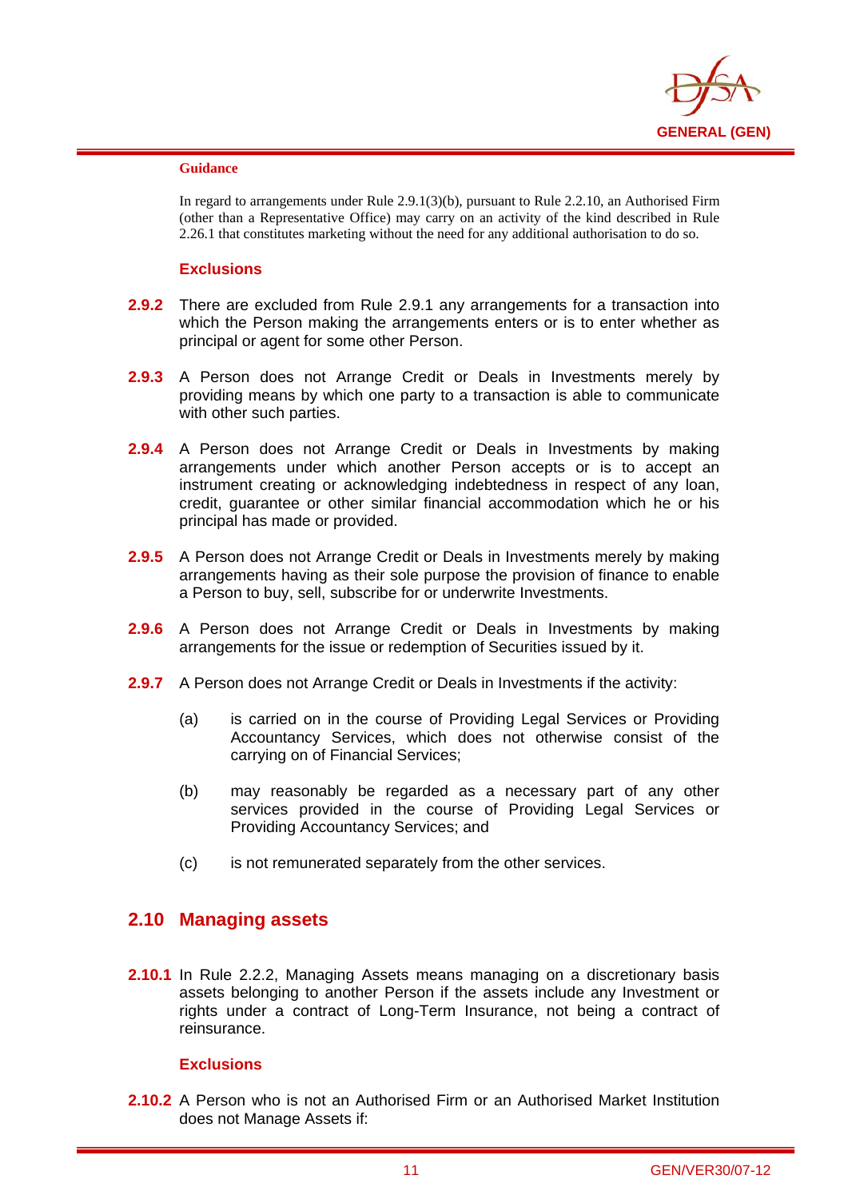**Guidance**

In regard to arrangements under Rule 2.9.1(3)(b), pursuant to Rule 2.2.10, an Authorised Firm (other than a Representative Office) may carry on an activity of the kind described in Rule 2.26.1 that constitutes marketing without the need for any additional authorisation to do so.

### Exclusions

**2.9.2** There are excluded from Rule 2.9.1 any arrangements for a transaction into which the Person making the arrangements enters or is to enter whether as principal or agent for some other Person.

**2.9.3** A Person does not Arrange Credit or Deals in Investments merely by providing means by which one party to a transaction is able to communicate with other such parties.

**2.9.4** A Person does not Arrange Credit or Deals in Investments by making arrangements under which another Person accepts or is to accept an instrument creating or acknowledging indebtedness in respect of any loan, credit, guarantee or other similar financial accommodation which he or his principal has made or provided.

**2.9.5** A Person does not Arrange Credit or Deals in Investments merely by making arrangements having as their sole purpose the provision of finance to enable a Person to buy, sell, subscribe for or underwrite Investments.

**2.9.6** A Person does not Arrange Credit or Deals in Investments by making arrangements for the issue or redemption of Securities issued by it.

**2.9.7** A Person does not Arrange Credit or Deals in Investments if the activity:

(a) is carried on in the course of Providing Legal Services or Providing Accountancy Services, which does not otherwise consist of the carrying on of Financial Services;

(b) may reasonably be regarded as a necessary part of any other services provided in the course of Providing Legal Services or Providing Accountancy Services; and

(c) is not remunerated separately from the other services.

## 2.10 Managing assets

**2.10.1** In Rule 2.2.2, Managing Assets means managing on a discretionary basis assets belonging to another Person if the assets include any Investment or rights under a contract of Long-Term Insurance, not being a contract of reinsurance.

### Exclusions

**2.10.2** A Person who is not an Authorised Firm or an Authorised Market Institution does not Manage Assets if: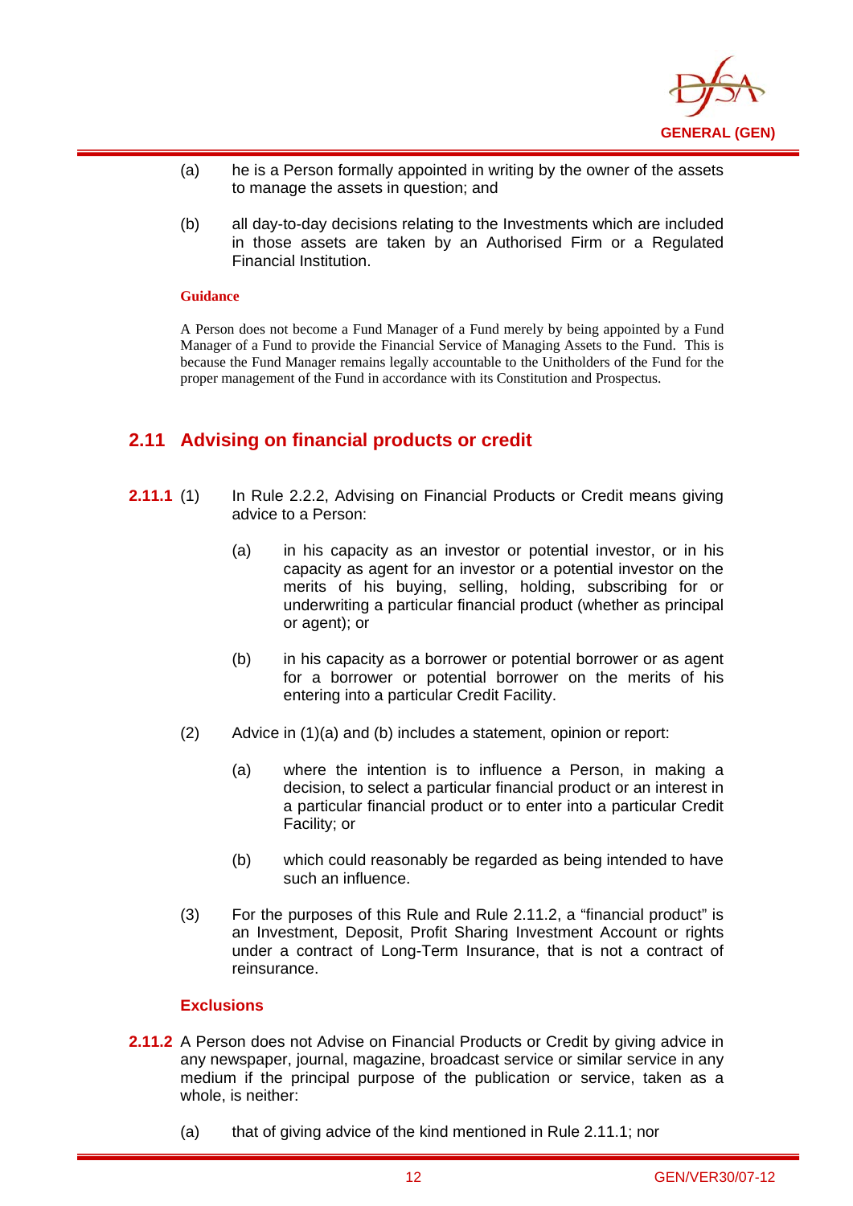(a) he is a Person formally appointed in writing by the owner of the assets to manage the assets in question; and

(b) all day-to-day decisions relating to the Investments which are included in those assets are taken by an Authorised Firm or a Regulated Financial Institution.

**Guidance**

A Person does not become a Fund Manager of a Fund merely by being appointed by a Fund Manager of a Fund to provide the Financial Service of Managing Assets to the Fund. This is because the Fund Manager remains legally accountable to the Unitholders of the Fund for the proper management of the Fund in accordance with its Constitution and Prospectus.

## 2.11 Advising on financial products or credit

**2.11.1** (1) In Rule 2.2.2, Advising on Financial Products or Credit means giving advice to a Person:

(a) in his capacity as an investor or potential investor, or in his capacity as agent for an investor or a potential investor on the merits of his buying, selling, holding, subscribing for or underwriting a particular financial product (whether as principal or agent); or

(b) in his capacity as a borrower or potential borrower or as agent for a borrower or potential borrower on the merits of his entering into a particular Credit Facility.

(2) Advice in (1)(a) and (b) includes a statement, opinion or report:

(a) where the intention is to influence a Person, in making a decision, to select a particular financial product or an interest in a particular financial product or to enter into a particular Credit Facility; or

(b) which could reasonably be regarded as being intended to have such an influence.

(3) For the purposes of this Rule and Rule 2.11.2, a "financial product" is an Investment, Deposit, Profit Sharing Investment Account or rights under a contract of Long-Term Insurance, that is not a contract of reinsurance.

**Exclusions**

**2.11.2** A Person does not Advise on Financial Products or Credit by giving advice in any newspaper, journal, magazine, broadcast service or similar service in any medium if the principal purpose of the publication or service, taken as a whole, is neither:

(a) that of giving advice of the kind mentioned in Rule 2.11.1; nor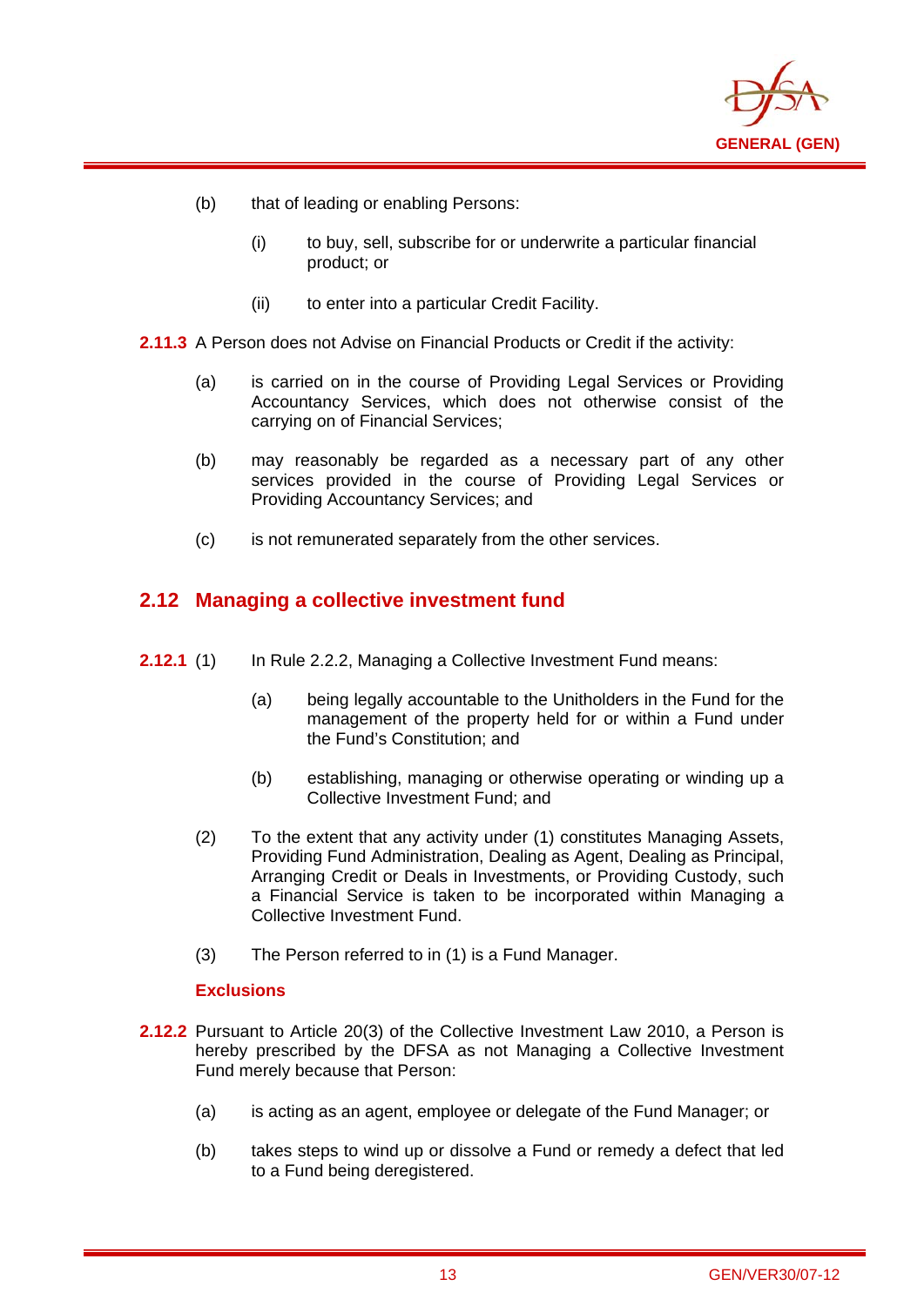(b) that of leading or enabling Persons:

    (i) to buy, sell, subscribe for or underwrite a particular financial product; or

    (ii) to enter into a particular Credit Facility.

**2.11.3** A Person does not Advise on Financial Products or Credit if the activity:

(a) is carried on in the course of Providing Legal Services or Providing Accountancy Services, which does not otherwise consist of the carrying on of Financial Services;

(b) may reasonably be regarded as a necessary part of any other services provided in the course of Providing Legal Services or Providing Accountancy Services; and

(c) is not remunerated separately from the other services.

## 2.12 Managing a collective investment fund

**2.12.1** (1) In Rule 2.2.2, Managing a Collective Investment Fund means:

    (a) being legally accountable to the Unitholders in the Fund for the management of the property held for or within a Fund under the Fund's Constitution; and

    (b) establishing, managing or otherwise operating or winding up a Collective Investment Fund; and

(2) To the extent that any activity under (1) constitutes Managing Assets, Providing Fund Administration, Dealing as Agent, Dealing as Principal, Arranging Credit or Deals in Investments, or Providing Custody, such a Financial Service is taken to be incorporated within Managing a Collective Investment Fund.

(3) The Person referred to in (1) is a Fund Manager.

**Exclusions**

**2.12.2** Pursuant to Article 20(3) of the Collective Investment Law 2010, a Person is hereby prescribed by the DFSA as not Managing a Collective Investment Fund merely because that Person:

(a) is acting as an agent, employee or delegate of the Fund Manager; or

(b) takes steps to wind up or dissolve a Fund or remedy a defect that led to a Fund being deregistered.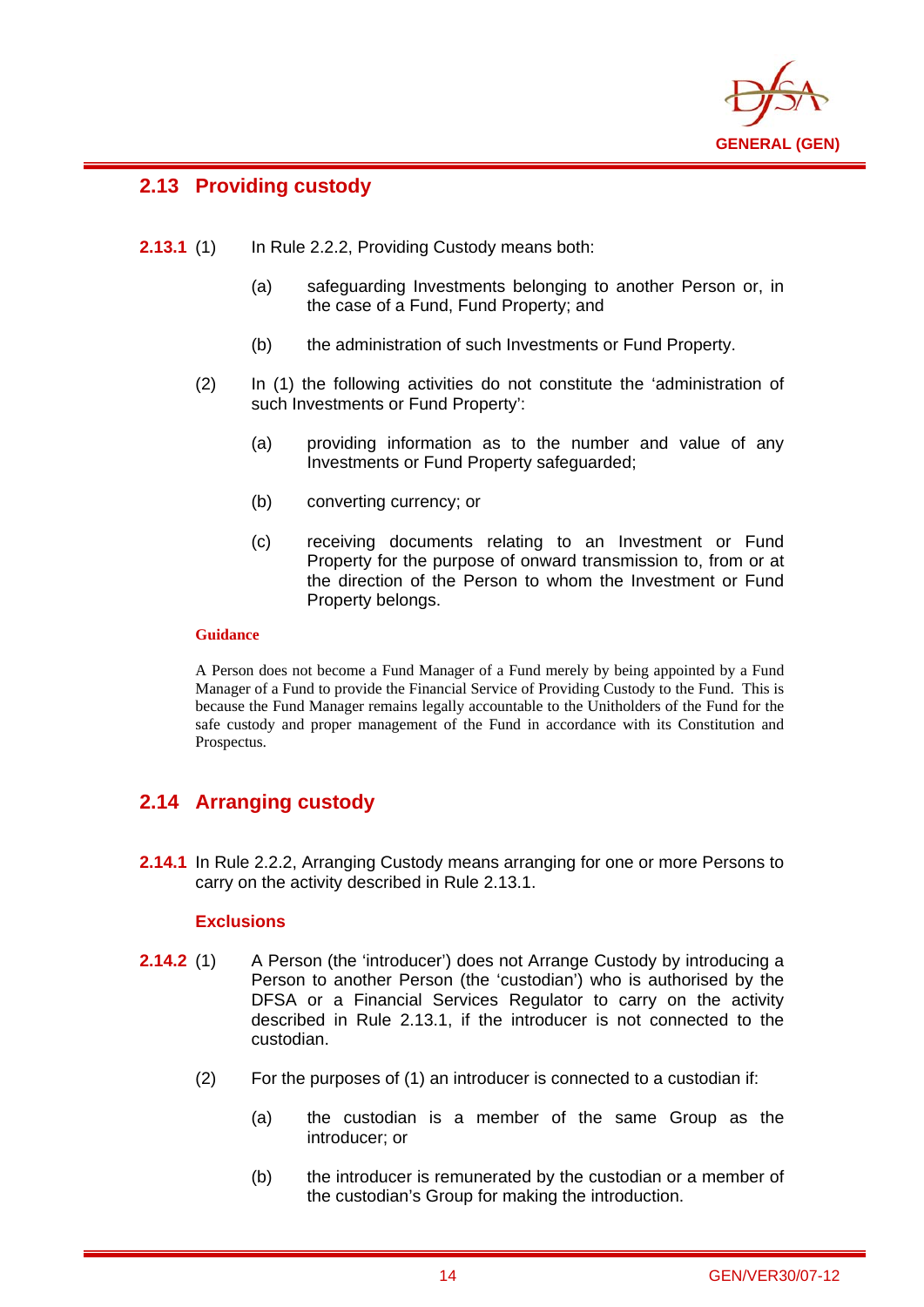## 2.13 Providing custody

**2.13.1** (1) In Rule 2.2.2, Providing Custody means both:

(a) safeguarding Investments belonging to another Person or, in the case of a Fund, Fund Property; and

(b) the administration of such Investments or Fund Property.

(2) In (1) the following activities do not constitute the 'administration of such Investments or Fund Property':

(a) providing information as to the number and value of any Investments or Fund Property safeguarded;

(b) converting currency; or

(c) receiving documents relating to an Investment or Fund Property for the purpose of onward transmission to, from or at the direction of the Person to whom the Investment or Fund Property belongs.

**Guidance**

A Person does not become a Fund Manager of a Fund merely by being appointed by a Fund Manager of a Fund to provide the Financial Service of Providing Custody to the Fund. This is because the Fund Manager remains legally accountable to the Unitholders of the Fund for the safe custody and proper management of the Fund in accordance with its Constitution and Prospectus.

## 2.14 Arranging custody

**2.14.1** In Rule 2.2.2, Arranging Custody means arranging for one or more Persons to carry on the activity described in Rule 2.13.1.

### Exclusions

**2.14.2** (1) A Person (the 'introducer') does not Arrange Custody by introducing a Person to another Person (the 'custodian') who is authorised by the DFSA or a Financial Services Regulator to carry on the activity described in Rule 2.13.1, if the introducer is not connected to the custodian.

(2) For the purposes of (1) an introducer is connected to a custodian if:

(a) the custodian is a member of the same Group as the introducer; or

(b) the introducer is remunerated by the custodian or a member of the custodian's Group for making the introduction.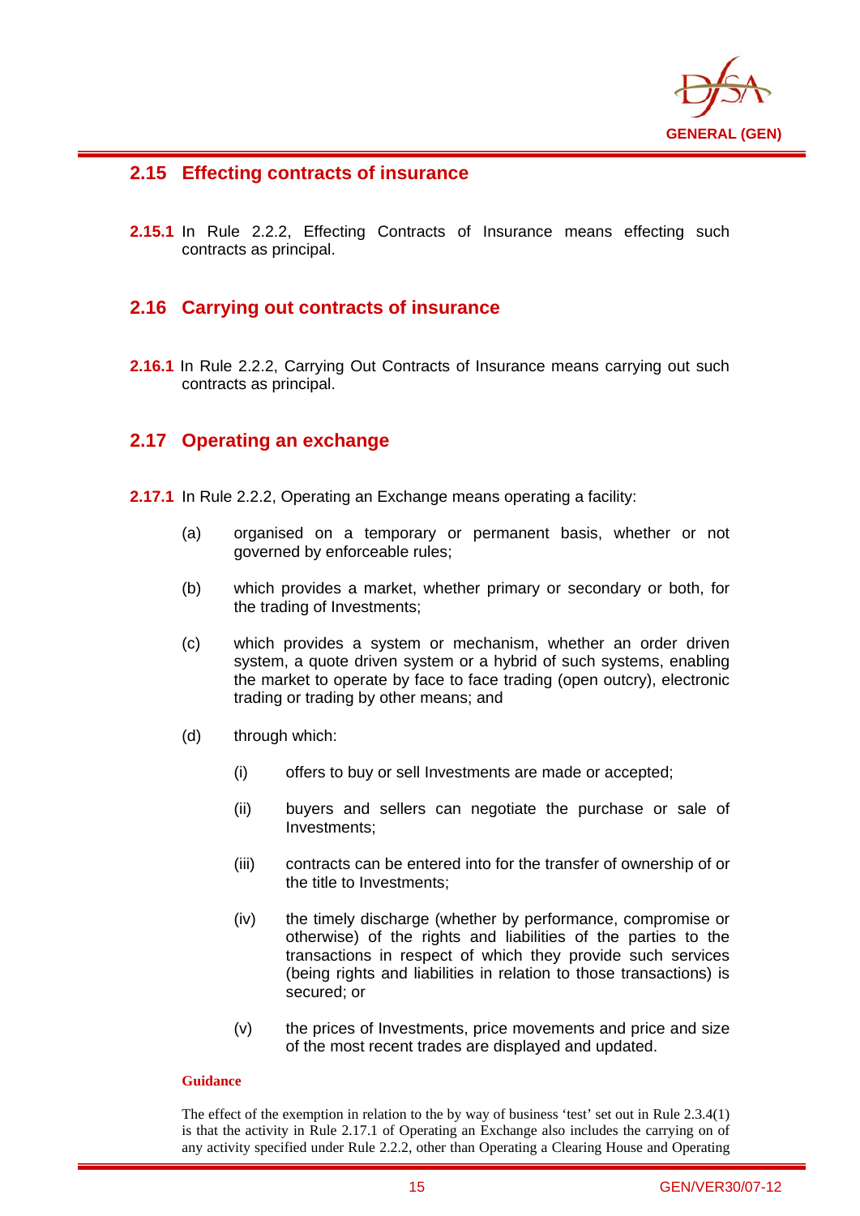## 2.15 Effecting contracts of insurance

**2.15.1** In Rule 2.2.2, Effecting Contracts of Insurance means effecting such contracts as principal.

## 2.16 Carrying out contracts of insurance

**2.16.1** In Rule 2.2.2, Carrying Out Contracts of Insurance means carrying out such contracts as principal.

## 2.17 Operating an exchange

**2.17.1** In Rule 2.2.2, Operating an Exchange means operating a facility:

(a) organised on a temporary or permanent basis, whether or not governed by enforceable rules;

(b) which provides a market, whether primary or secondary or both, for the trading of Investments;

(c) which provides a system or mechanism, whether an order driven system, a quote driven system or a hybrid of such systems, enabling the market to operate by face to face trading (open outcry), electronic trading or trading by other means; and

(d) through which:

(i) offers to buy or sell Investments are made or accepted;

(ii) buyers and sellers can negotiate the purchase or sale of Investments;

(iii) contracts can be entered into for the transfer of ownership of or the title to Investments;

(iv) the timely discharge (whether by performance, compromise or otherwise) of the rights and liabilities of the parties to the transactions in respect of which they provide such services (being rights and liabilities in relation to those transactions) is secured; or

(v) the prices of Investments, price movements and price and size of the most recent trades are displayed and updated.

**Guidance**

The effect of the exemption in relation to the by way of business 'test' set out in Rule 2.3.4(1) is that the activity in Rule 2.17.1 of Operating an Exchange also includes the carrying on of any activity specified under Rule 2.2.2, other than Operating a Clearing House and Operating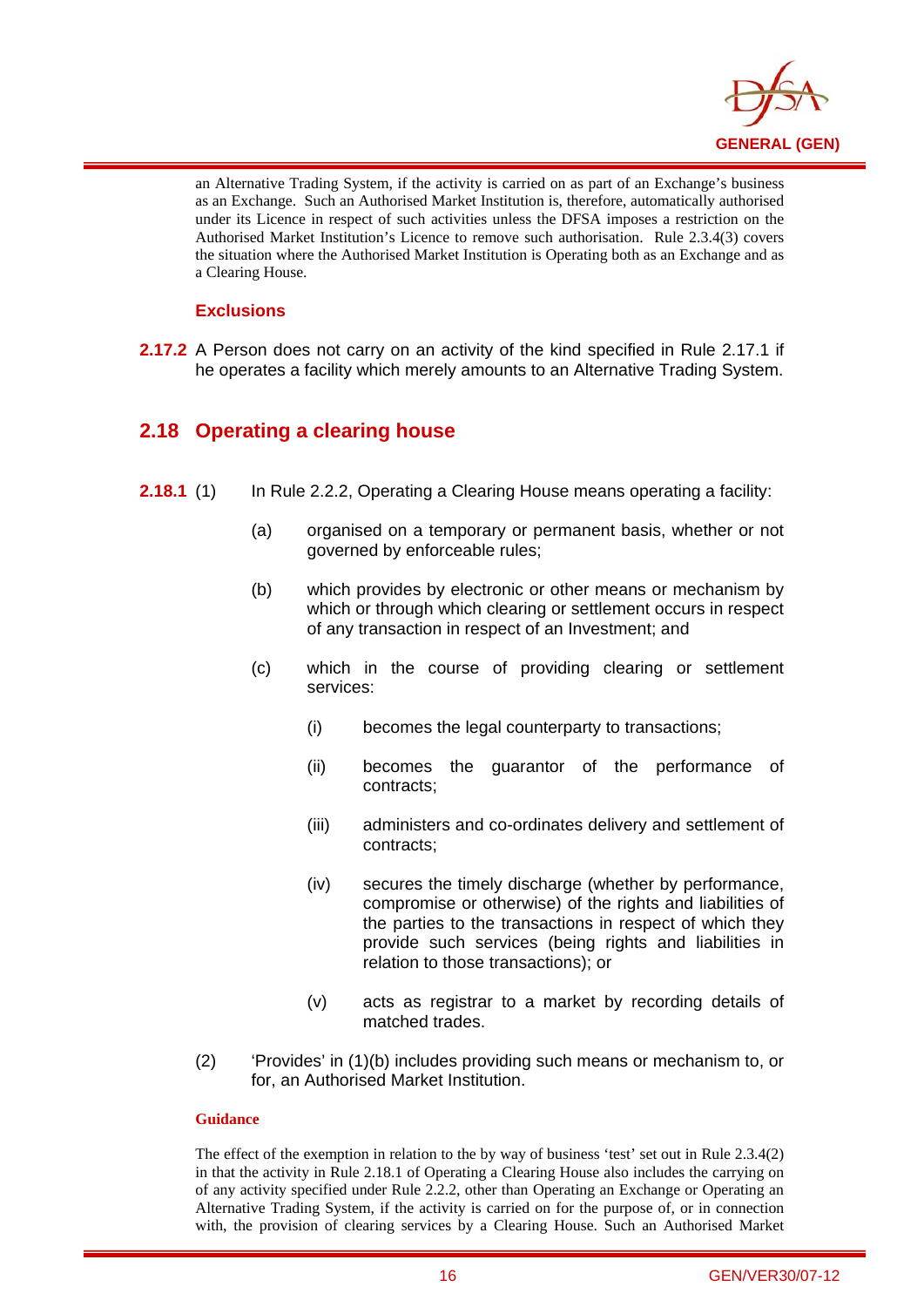an Alternative Trading System, if the activity is carried on as part of an Exchange's business as an Exchange. Such an Authorised Market Institution is, therefore, automatically authorised under its Licence in respect of such activities unless the DFSA imposes a restriction on the Authorised Market Institution's Licence to remove such authorisation. Rule 2.3.4(3) covers the situation where the Authorised Market Institution is Operating both as an Exchange and as a Clearing House.

### Exclusions

**2.17.2** A Person does not carry on an activity of the kind specified in Rule 2.17.1 if he operates a facility which merely amounts to an Alternative Trading System.

## 2.18 Operating a clearing house

**2.18.1** (1) In Rule 2.2.2, Operating a Clearing House means operating a facility:

(a) organised on a temporary or permanent basis, whether or not governed by enforceable rules;

(b) which provides by electronic or other means or mechanism by which or through which clearing or settlement occurs in respect of any transaction in respect of an Investment; and

(c) which in the course of providing clearing or settlement services:

(i) becomes the legal counterparty to transactions;

(ii) becomes the guarantor of the performance of contracts;

(iii) administers and co-ordinates delivery and settlement of contracts;

(iv) secures the timely discharge (whether by performance, compromise or otherwise) of the rights and liabilities of the parties to the transactions in respect of which they provide such services (being rights and liabilities in relation to those transactions); or

(v) acts as registrar to a market by recording details of matched trades.

(2) 'Provides' in (1)(b) includes providing such means or mechanism to, or for, an Authorised Market Institution.

#### Guidance

The effect of the exemption in relation to the by way of business 'test' set out in Rule 2.3.4(2) in that the activity in Rule 2.18.1 of Operating a Clearing House also includes the carrying on of any activity specified under Rule 2.2.2, other than Operating an Exchange or Operating an Alternative Trading System, if the activity is carried on for the purpose of, or in connection with, the provision of clearing services by a Clearing House. Such an Authorised Market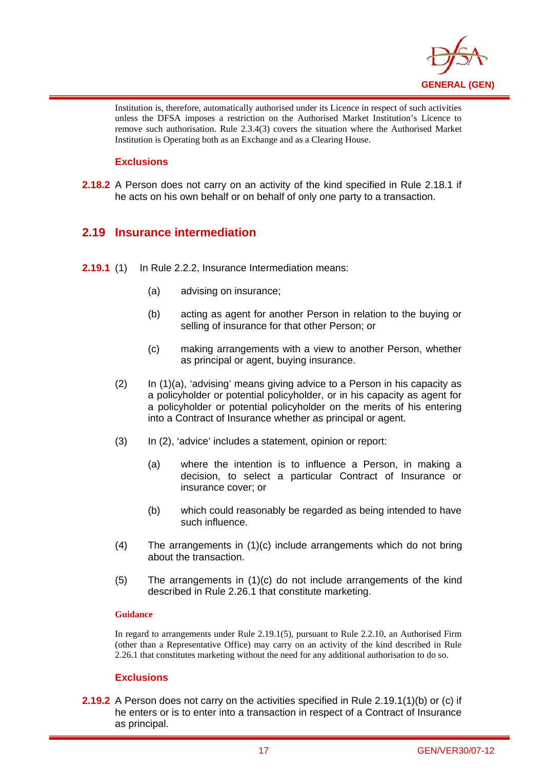Institution is, therefore, automatically authorised under its Licence in respect of such activities unless the DFSA imposes a restriction on the Authorised Market Institution's Licence to remove such authorisation. Rule 2.3.4(3) covers the situation where the Authorised Market Institution is Operating both as an Exchange and as a Clearing House.

### Exclusions

**2.18.2** A Person does not carry on an activity of the kind specified in Rule 2.18.1 if he acts on his own behalf or on behalf of only one party to a transaction.

## 2.19 Insurance intermediation

**2.19.1** (1) In Rule 2.2.2, Insurance Intermediation means:

(a) advising on insurance;

(b) acting as agent for another Person in relation to the buying or selling of insurance for that other Person; or

(c) making arrangements with a view to another Person, whether as principal or agent, buying insurance.

(2) In (1)(a), 'advising' means giving advice to a Person in his capacity as a policyholder or potential policyholder, or in his capacity as agent for a policyholder or potential policyholder on the merits of his entering into a Contract of Insurance whether as principal or agent.

(3) In (2), 'advice' includes a statement, opinion or report:

(a) where the intention is to influence a Person, in making a decision, to select a particular Contract of Insurance or insurance cover; or

(b) which could reasonably be regarded as being intended to have such influence.

(4) The arrangements in (1)(c) include arrangements which do not bring about the transaction.

(5) The arrangements in (1)(c) do not include arrangements of the kind described in Rule 2.26.1 that constitute marketing.

#### Guidance

In regard to arrangements under Rule 2.19.1(5), pursuant to Rule 2.2.10, an Authorised Firm (other than a Representative Office) may carry on an activity of the kind described in Rule 2.26.1 that constitutes marketing without the need for any additional authorisation to do so.

### Exclusions

**2.19.2** A Person does not carry on the activities specified in Rule 2.19.1(1)(b) or (c) if he enters or is to enter into a transaction in respect of a Contract of Insurance as principal.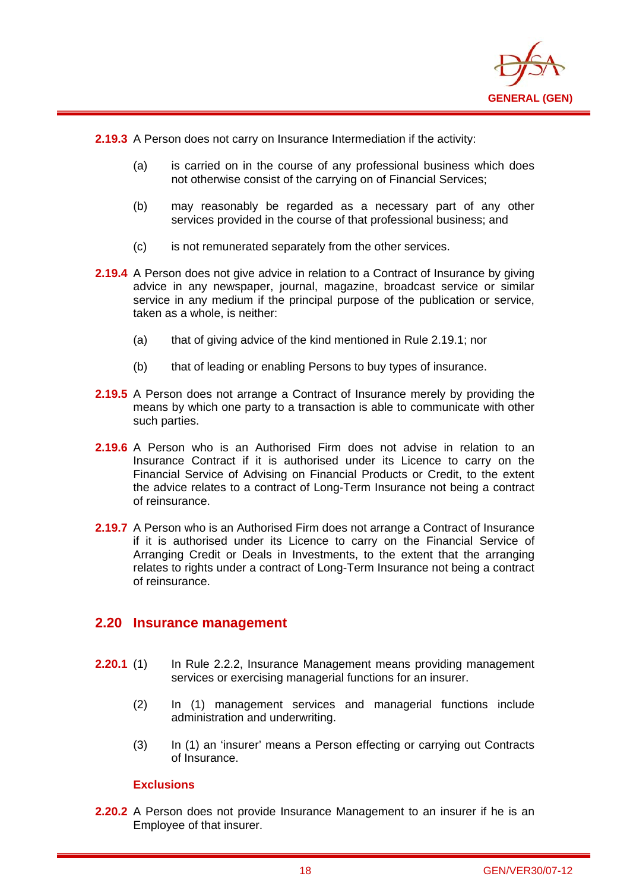**2.19.3** A Person does not carry on Insurance Intermediation if the activity:

(a) is carried on in the course of any professional business which does not otherwise consist of the carrying on of Financial Services;

(b) may reasonably be regarded as a necessary part of any other services provided in the course of that professional business; and

(c) is not remunerated separately from the other services.

**2.19.4** A Person does not give advice in relation to a Contract of Insurance by giving advice in any newspaper, journal, magazine, broadcast service or similar service in any medium if the principal purpose of the publication or service, taken as a whole, is neither:

(a) that of giving advice of the kind mentioned in Rule 2.19.1; nor

(b) that of leading or enabling Persons to buy types of insurance.

**2.19.5** A Person does not arrange a Contract of Insurance merely by providing the means by which one party to a transaction is able to communicate with other such parties.

**2.19.6** A Person who is an Authorised Firm does not advise in relation to an Insurance Contract if it is authorised under its Licence to carry on the Financial Service of Advising on Financial Products or Credit, to the extent the advice relates to a contract of Long-Term Insurance not being a contract of reinsurance.

**2.19.7** A Person who is an Authorised Firm does not arrange a Contract of Insurance if it is authorised under its Licence to carry on the Financial Service of Arranging Credit or Deals in Investments, to the extent that the arranging relates to rights under a contract of Long-Term Insurance not being a contract of reinsurance.

## 2.20 Insurance management

**2.20.1** (1) In Rule 2.2.2, Insurance Management means providing management services or exercising managerial functions for an insurer.

(2) In (1) management services and managerial functions include administration and underwriting.

(3) In (1) an 'insurer' means a Person effecting or carrying out Contracts of Insurance.

### Exclusions

**2.20.2** A Person does not provide Insurance Management to an insurer if he is an Employee of that insurer.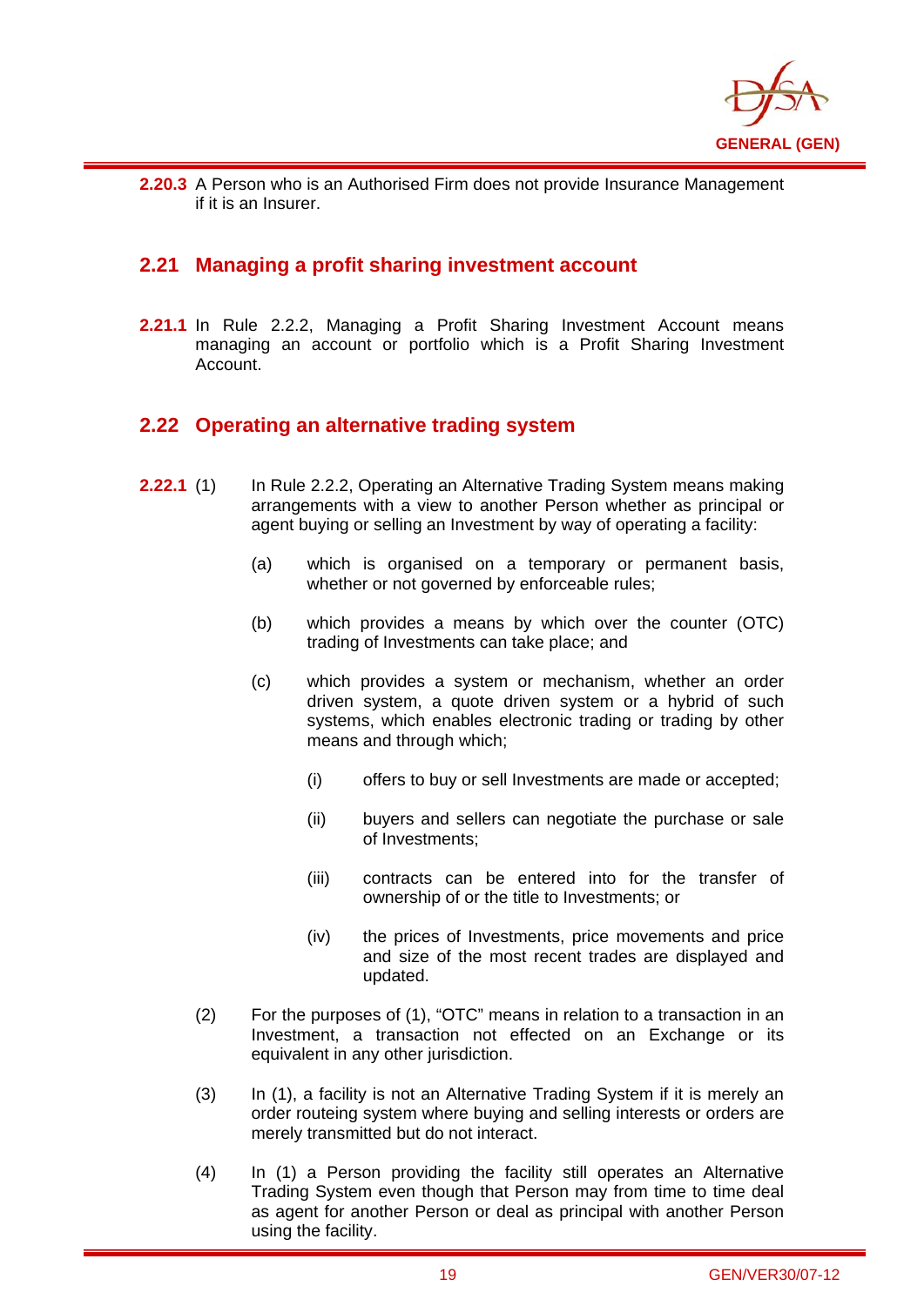**2.20.3** A Person who is an Authorised Firm does not provide Insurance Management if it is an Insurer.

## 2.21 Managing a profit sharing investment account

**2.21.1** In Rule 2.2.2, Managing a Profit Sharing Investment Account means managing an account or portfolio which is a Profit Sharing Investment Account.

## 2.22 Operating an alternative trading system

**2.22.1** (1) In Rule 2.2.2, Operating an Alternative Trading System means making arrangements with a view to another Person whether as principal or agent buying or selling an Investment by way of operating a facility:

(a) which is organised on a temporary or permanent basis, whether or not governed by enforceable rules;

(b) which provides a means by which over the counter (OTC) trading of Investments can take place; and

(c) which provides a system or mechanism, whether an order driven system, a quote driven system or a hybrid of such systems, which enables electronic trading or trading by other means and through which;

(i) offers to buy or sell Investments are made or accepted;

(ii) buyers and sellers can negotiate the purchase or sale of Investments;

(iii) contracts can be entered into for the transfer of ownership of or the title to Investments; or

(iv) the prices of Investments, price movements and price and size of the most recent trades are displayed and updated.

(2) For the purposes of (1), "OTC" means in relation to a transaction in an Investment, a transaction not effected on an Exchange or its equivalent in any other jurisdiction.

(3) In (1), a facility is not an Alternative Trading System if it is merely an order routeing system where buying and selling interests or orders are merely transmitted but do not interact.

(4) In (1) a Person providing the facility still operates an Alternative Trading System even though that Person may from time to time deal as agent for another Person or deal as principal with another Person using the facility.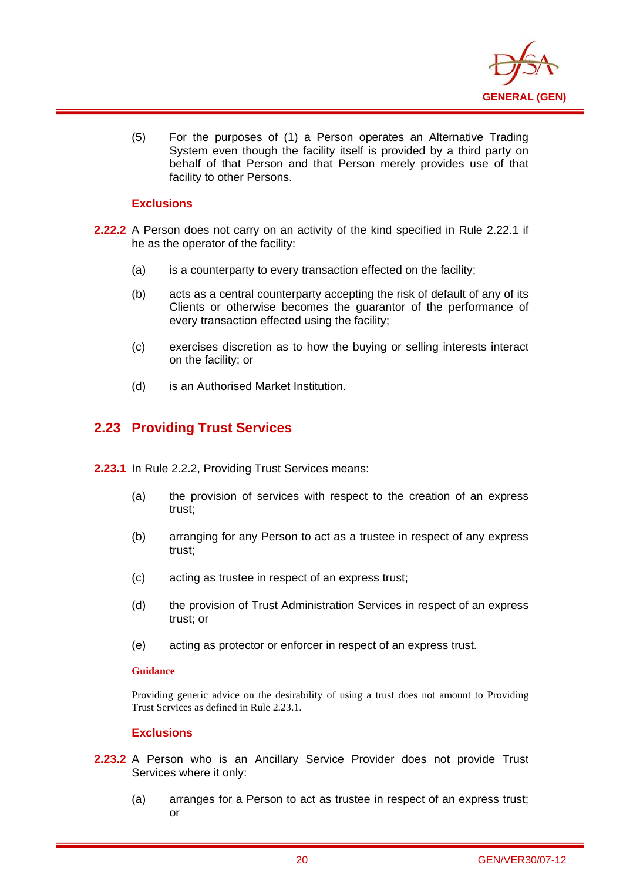(5) For the purposes of (1) a Person operates an Alternative Trading System even though the facility itself is provided by a third party on behalf of that Person and that Person merely provides use of that facility to other Persons.

**Exclusions**

**2.22.2** A Person does not carry on an activity of the kind specified in Rule 2.22.1 if he as the operator of the facility:

(a) is a counterparty to every transaction effected on the facility;

(b) acts as a central counterparty accepting the risk of default of any of its Clients or otherwise becomes the guarantor of the performance of every transaction effected using the facility;

(c) exercises discretion as to how the buying or selling interests interact on the facility; or

(d) is an Authorised Market Institution.

## 2.23 Providing Trust Services

**2.23.1** In Rule 2.2.2, Providing Trust Services means:

(a) the provision of services with respect to the creation of an express trust;

(b) arranging for any Person to act as a trustee in respect of any express trust;

(c) acting as trustee in respect of an express trust;

(d) the provision of Trust Administration Services in respect of an express trust; or

(e) acting as protector or enforcer in respect of an express trust.

**Guidance**

Providing generic advice on the desirability of using a trust does not amount to Providing Trust Services as defined in Rule 2.23.1.

**Exclusions**

**2.23.2** A Person who is an Ancillary Service Provider does not provide Trust Services where it only:

(a) arranges for a Person to act as trustee in respect of an express trust; or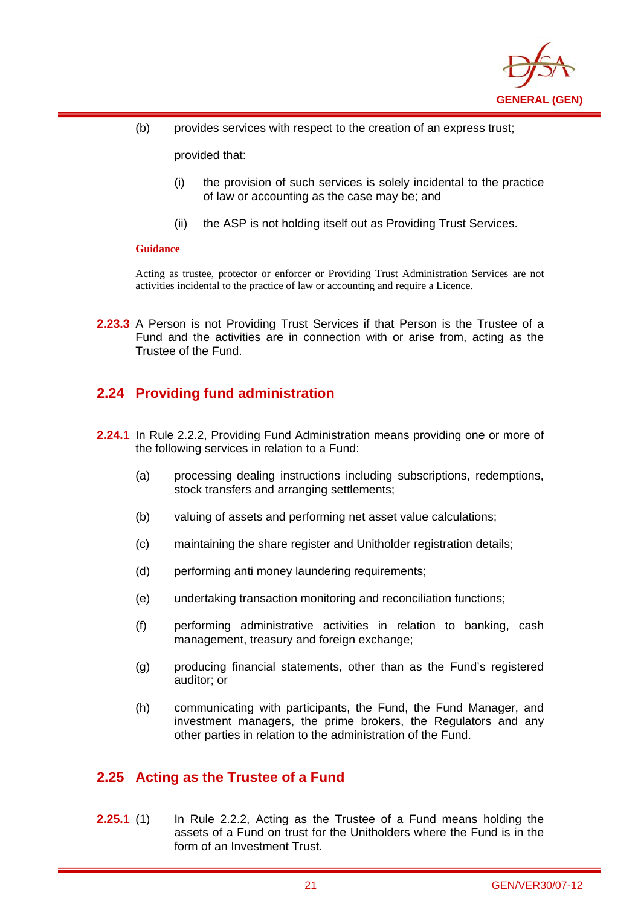(b) provides services with respect to the creation of an express trust;

provided that:

(i) the provision of such services is solely incidental to the practice of law or accounting as the case may be; and

(ii) the ASP is not holding itself out as Providing Trust Services.

**Guidance**

Acting as trustee, protector or enforcer or Providing Trust Administration Services are not activities incidental to the practice of law or accounting and require a Licence.

**2.23.3** A Person is not Providing Trust Services if that Person is the Trustee of a Fund and the activities are in connection with or arise from, acting as the Trustee of the Fund.

## 2.24 Providing fund administration

**2.24.1** In Rule 2.2.2, Providing Fund Administration means providing one or more of the following services in relation to a Fund:

(a) processing dealing instructions including subscriptions, redemptions, stock transfers and arranging settlements;

(b) valuing of assets and performing net asset value calculations;

(c) maintaining the share register and Unitholder registration details;

(d) performing anti money laundering requirements;

(e) undertaking transaction monitoring and reconciliation functions;

(f) performing administrative activities in relation to banking, cash management, treasury and foreign exchange;

(g) producing financial statements, other than as the Fund's registered auditor; or

(h) communicating with participants, the Fund, the Fund Manager, and investment managers, the prime brokers, the Regulators and any other parties in relation to the administration of the Fund.

## 2.25 Acting as the Trustee of a Fund

**2.25.1** (1) In Rule 2.2.2, Acting as the Trustee of a Fund means holding the assets of a Fund on trust for the Unitholders where the Fund is in the form of an Investment Trust.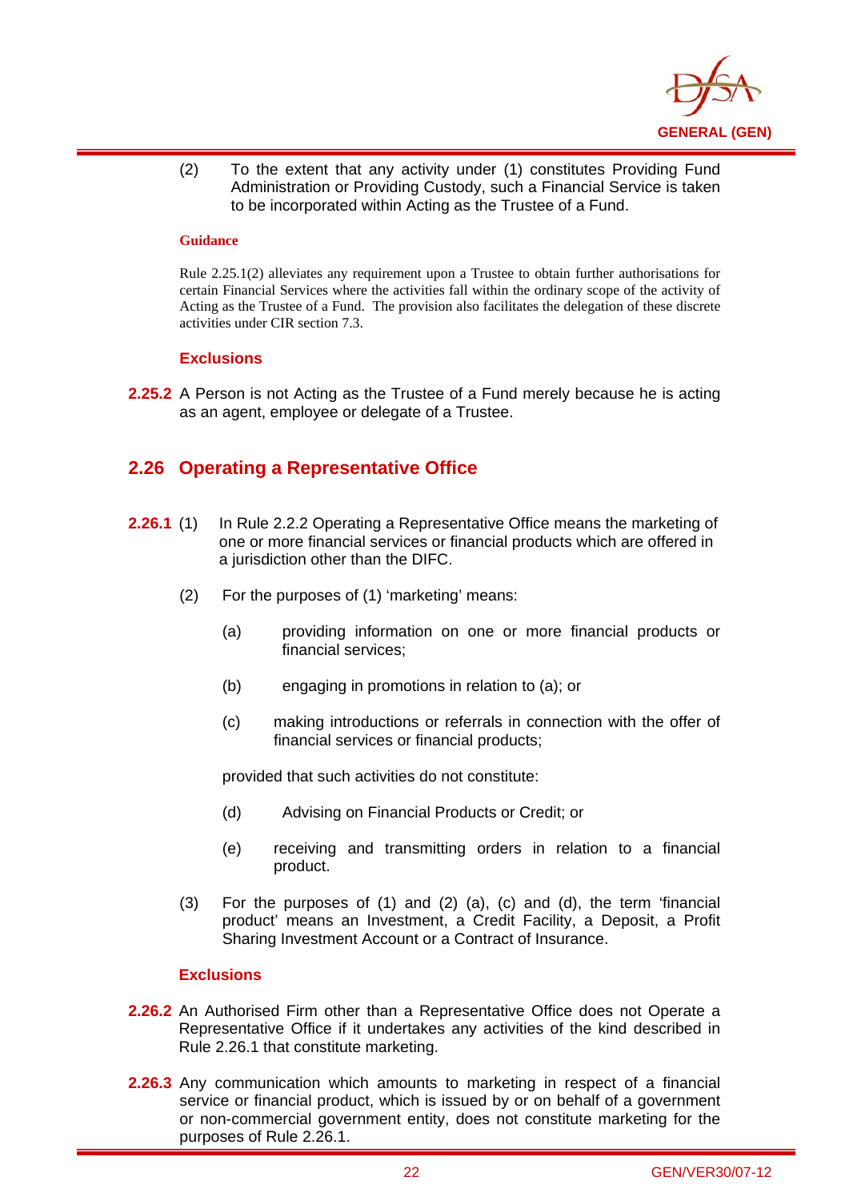(2) To the extent that any activity under (1) constitutes Providing Fund Administration or Providing Custody, such a Financial Service is taken to be incorporated within Acting as the Trustee of a Fund.

**Guidance**

Rule 2.25.1(2) alleviates any requirement upon a Trustee to obtain further authorisations for certain Financial Services where the activities fall within the ordinary scope of the activity of Acting as the Trustee of a Fund. The provision also facilitates the delegation of these discrete activities under CIR section 7.3.

**Exclusions**

**2.25.2** A Person is not Acting as the Trustee of a Fund merely because he is acting as an agent, employee or delegate of a Trustee.

## 2.26 Operating a Representative Office

**2.26.1** (1) In Rule 2.2.2 Operating a Representative Office means the marketing of one or more financial services or financial products which are offered in a jurisdiction other than the DIFC.

(2) For the purposes of (1) 'marketing' means:

(a) providing information on one or more financial products or financial services;

(b) engaging in promotions in relation to (a); or

(c) making introductions or referrals in connection with the offer of financial services or financial products;

provided that such activities do not constitute:

(d) Advising on Financial Products or Credit; or

(e) receiving and transmitting orders in relation to a financial product.

(3) For the purposes of (1) and (2) (a), (c) and (d), the term 'financial product' means an Investment, a Credit Facility, a Deposit, a Profit Sharing Investment Account or a Contract of Insurance.

**Exclusions**

**2.26.2** An Authorised Firm other than a Representative Office does not Operate a Representative Office if it undertakes any activities of the kind described in Rule 2.26.1 that constitute marketing.

**2.26.3** Any communication which amounts to marketing in respect of a financial service or financial product, which is issued by or on behalf of a government or non-commercial government entity, does not constitute marketing for the purposes of Rule 2.26.1.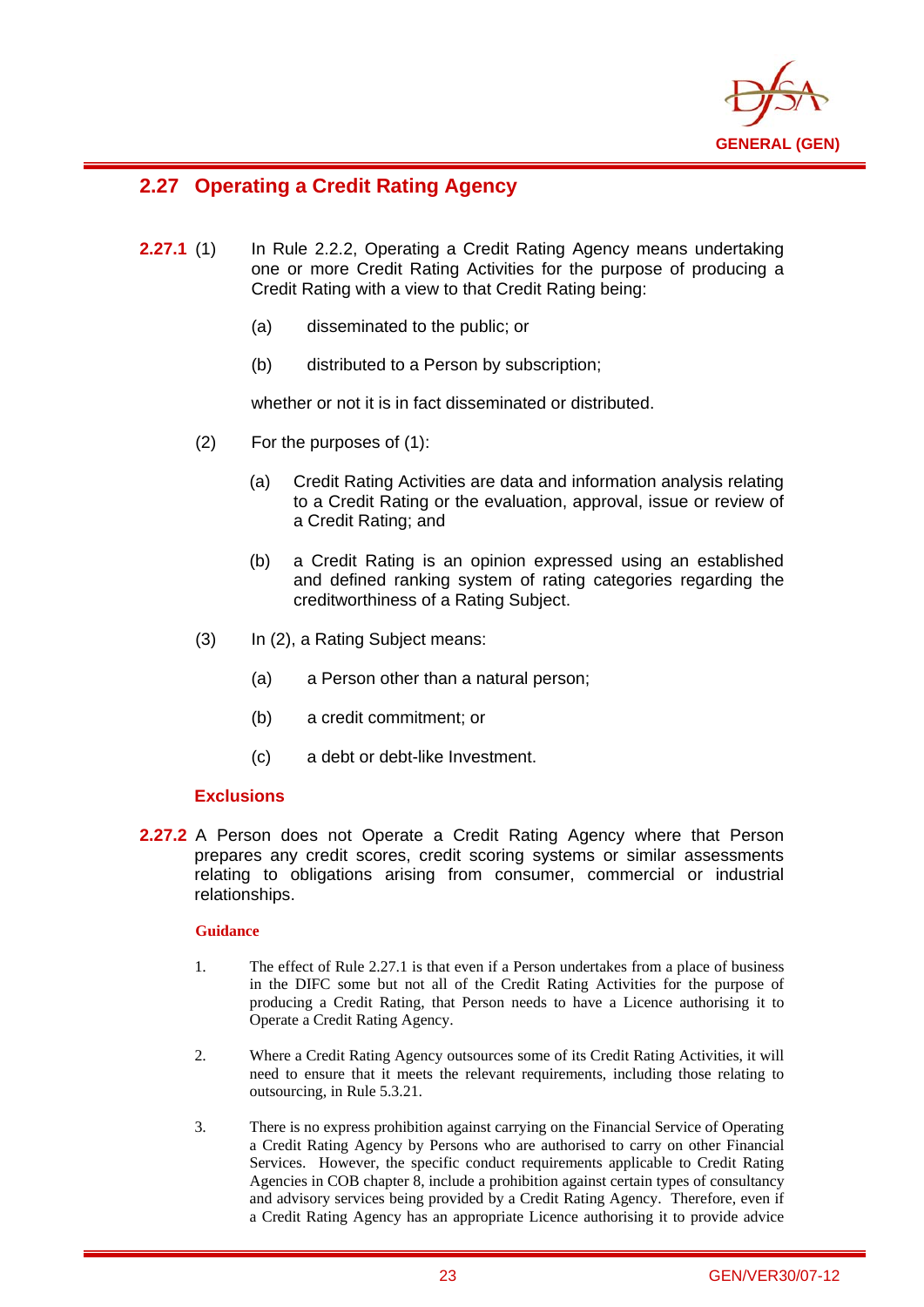## 2.27 Operating a Credit Rating Agency

**2.27.1** (1) In Rule 2.2.2, Operating a Credit Rating Agency means undertaking one or more Credit Rating Activities for the purpose of producing a Credit Rating with a view to that Credit Rating being:

(a) disseminated to the public; or

(b) distributed to a Person by subscription;

whether or not it is in fact disseminated or distributed.

(2) For the purposes of (1):

(a) Credit Rating Activities are data and information analysis relating to a Credit Rating or the evaluation, approval, issue or review of a Credit Rating; and

(b) a Credit Rating is an opinion expressed using an established and defined ranking system of rating categories regarding the creditworthiness of a Rating Subject.

(3) In (2), a Rating Subject means:

(a) a Person other than a natural person;

(b) a credit commitment; or

(c) a debt or debt-like Investment.

### Exclusions

**2.27.2** A Person does not Operate a Credit Rating Agency where that Person prepares any credit scores, credit scoring systems or similar assessments relating to obligations arising from consumer, commercial or industrial relationships.

**Guidance**

1. The effect of Rule 2.27.1 is that even if a Person undertakes from a place of business in the DIFC some but not all of the Credit Rating Activities for the purpose of producing a Credit Rating, that Person needs to have a Licence authorising it to Operate a Credit Rating Agency.

2. Where a Credit Rating Agency outsources some of its Credit Rating Activities, it will need to ensure that it meets the relevant requirements, including those relating to outsourcing, in Rule 5.3.21.

3. There is no express prohibition against carrying on the Financial Service of Operating a Credit Rating Agency by Persons who are authorised to carry on other Financial Services. However, the specific conduct requirements applicable to Credit Rating Agencies in COB chapter 8, include a prohibition against certain types of consultancy and advisory services being provided by a Credit Rating Agency. Therefore, even if a Credit Rating Agency has an appropriate Licence authorising it to provide advice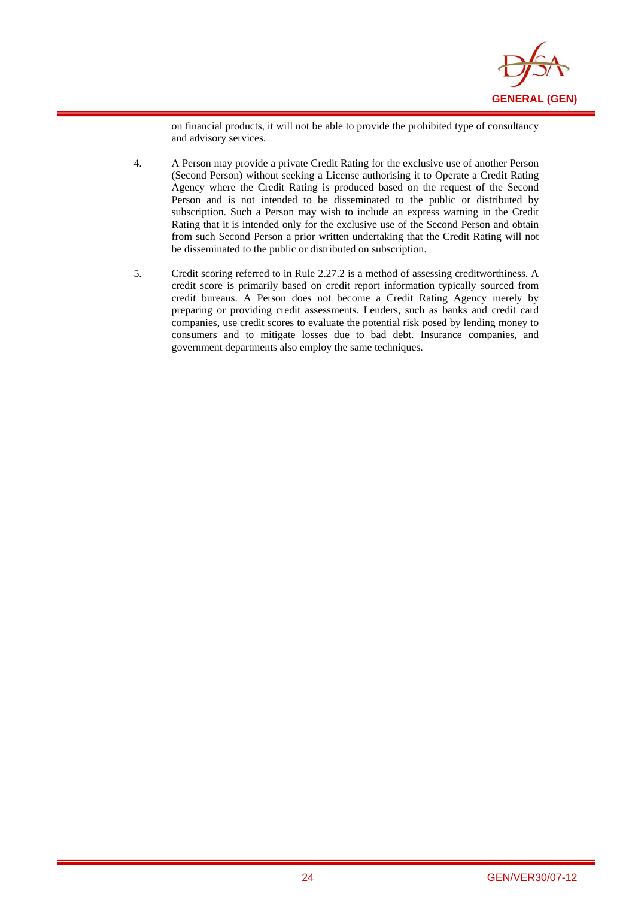on financial products, it will not be able to provide the prohibited type of consultancy and advisory services.

4. A Person may provide a private Credit Rating for the exclusive use of another Person (Second Person) without seeking a License authorising it to Operate a Credit Rating Agency where the Credit Rating is produced based on the request of the Second Person and is not intended to be disseminated to the public or distributed by subscription. Such a Person may wish to include an express warning in the Credit Rating that it is intended only for the exclusive use of the Second Person and obtain from such Second Person a prior written undertaking that the Credit Rating will not be disseminated to the public or distributed on subscription.

5. Credit scoring referred to in Rule 2.27.2 is a method of assessing creditworthiness. A credit score is primarily based on credit report information typically sourced from credit bureaus. A Person does not become a Credit Rating Agency merely by preparing or providing credit assessments. Lenders, such as banks and credit card companies, use credit scores to evaluate the potential risk posed by lending money to consumers and to mitigate losses due to bad debt. Insurance companies, and government departments also employ the same techniques.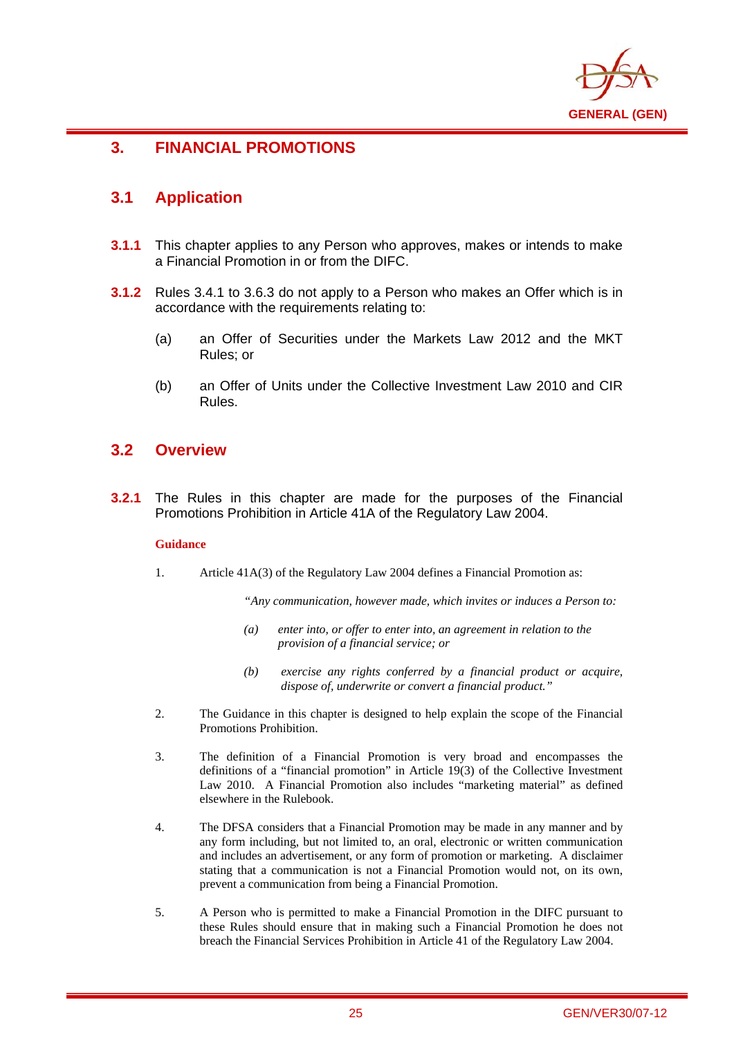# 3. FINANCIAL PROMOTIONS

## 3.1 Application

**3.1.1** This chapter applies to any Person who approves, makes or intends to make a Financial Promotion in or from the DIFC.

**3.1.2** Rules 3.4.1 to 3.6.3 do not apply to a Person who makes an Offer which is in accordance with the requirements relating to:

(a) an Offer of Securities under the Markets Law 2012 and the MKT Rules; or

(b) an Offer of Units under the Collective Investment Law 2010 and CIR Rules.

## 3.2 Overview

**3.2.1** The Rules in this chapter are made for the purposes of the Financial Promotions Prohibition in Article 41A of the Regulatory Law 2004.

**Guidance**

1. Article 41A(3) of the Regulatory Law 2004 defines a Financial Promotion as:

   *"Any communication, however made, which invites or induces a Person to:*

   *(a) enter into, or offer to enter into, an agreement in relation to the provision of a financial service; or*

   *(b) exercise any rights conferred by a financial product or acquire, dispose of, underwrite or convert a financial product."*

2. The Guidance in this chapter is designed to help explain the scope of the Financial Promotions Prohibition.

3. The definition of a Financial Promotion is very broad and encompasses the definitions of a "financial promotion" in Article 19(3) of the Collective Investment Law 2010. A Financial Promotion also includes "marketing material" as defined elsewhere in the Rulebook.

4. The DFSA considers that a Financial Promotion may be made in any manner and by any form including, but not limited to, an oral, electronic or written communication and includes an advertisement, or any form of promotion or marketing. A disclaimer stating that a communication is not a Financial Promotion would not, on its own, prevent a communication from being a Financial Promotion.

5. A Person who is permitted to make a Financial Promotion in the DIFC pursuant to these Rules should ensure that in making such a Financial Promotion he does not breach the Financial Services Prohibition in Article 41 of the Regulatory Law 2004.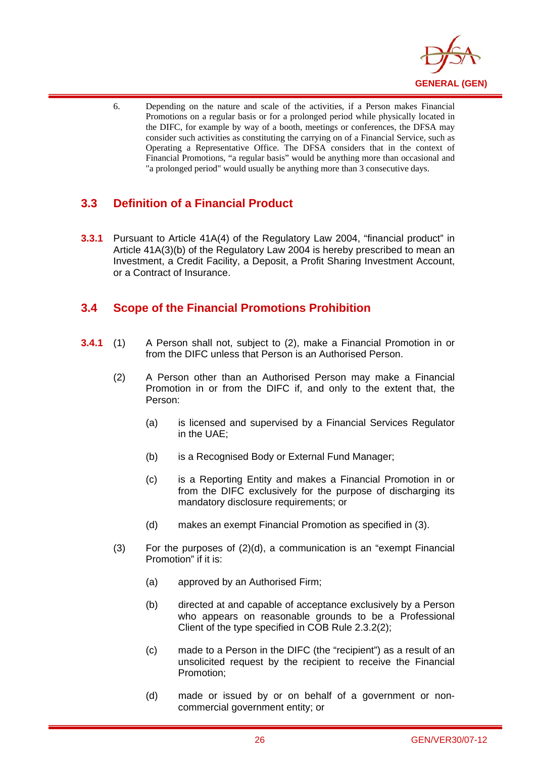6. Depending on the nature and scale of the activities, if a Person makes Financial Promotions on a regular basis or for a prolonged period while physically located in the DIFC, for example by way of a booth, meetings or conferences, the DFSA may consider such activities as constituting the carrying on of a Financial Service, such as Operating a Representative Office. The DFSA considers that in the context of Financial Promotions, "a regular basis" would be anything more than occasional and "a prolonged period" would usually be anything more than 3 consecutive days.

## 3.3 Definition of a Financial Product

**3.3.1** Pursuant to Article 41A(4) of the Regulatory Law 2004, "financial product" in Article 41A(3)(b) of the Regulatory Law 2004 is hereby prescribed to mean an Investment, a Credit Facility, a Deposit, a Profit Sharing Investment Account, or a Contract of Insurance.

## 3.4 Scope of the Financial Promotions Prohibition

**3.4.1** (1) A Person shall not, subject to (2), make a Financial Promotion in or from the DIFC unless that Person is an Authorised Person.

(2) A Person other than an Authorised Person may make a Financial Promotion in or from the DIFC if, and only to the extent that, the Person:

(a) is licensed and supervised by a Financial Services Regulator in the UAE;

(b) is a Recognised Body or External Fund Manager;

(c) is a Reporting Entity and makes a Financial Promotion in or from the DIFC exclusively for the purpose of discharging its mandatory disclosure requirements; or

(d) makes an exempt Financial Promotion as specified in (3).

(3) For the purposes of (2)(d), a communication is an "exempt Financial Promotion" if it is:

(a) approved by an Authorised Firm;

(b) directed at and capable of acceptance exclusively by a Person who appears on reasonable grounds to be a Professional Client of the type specified in COB Rule 2.3.2(2);

(c) made to a Person in the DIFC (the "recipient") as a result of an unsolicited request by the recipient to receive the Financial Promotion;

(d) made or issued by or on behalf of a government or non-commercial government entity; or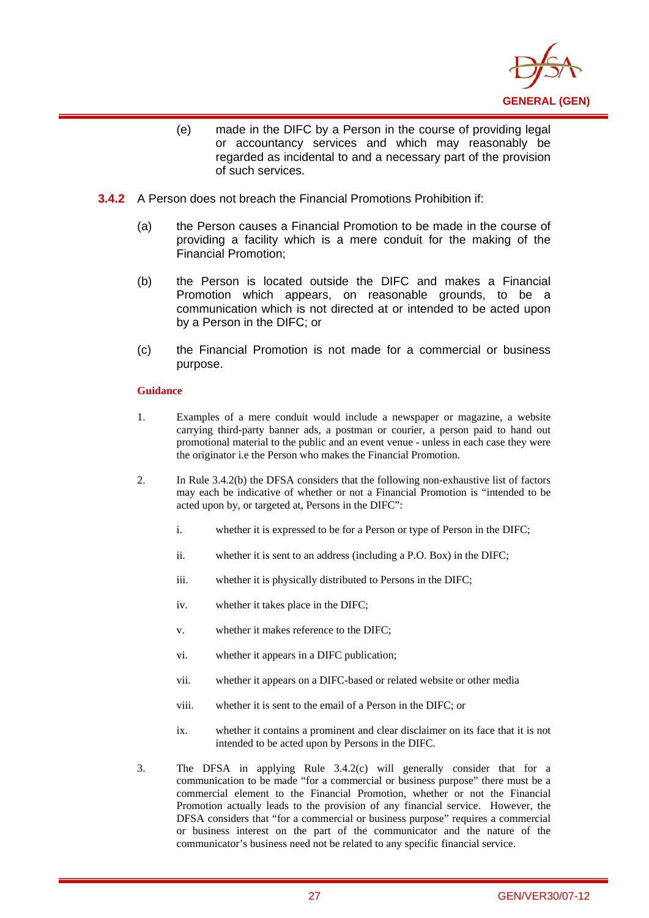(e) made in the DIFC by a Person in the course of providing legal or accountancy services and which may reasonably be regarded as incidental to and a necessary part of the provision of such services.

**3.4.2** A Person does not breach the Financial Promotions Prohibition if:

(a) the Person causes a Financial Promotion to be made in the course of providing a facility which is a mere conduit for the making of the Financial Promotion;

(b) the Person is located outside the DIFC and makes a Financial Promotion which appears, on reasonable grounds, to be a communication which is not directed at or intended to be acted upon by a Person in the DIFC; or

(c) the Financial Promotion is not made for a commercial or business purpose.

**Guidance**

1. Examples of a mere conduit would include a newspaper or magazine, a website carrying third-party banner ads, a postman or courier, a person paid to hand out promotional material to the public and an event venue - unless in each case they were the originator i.e the Person who makes the Financial Promotion.

2. In Rule 3.4.2(b) the DFSA considers that the following non-exhaustive list of factors may each be indicative of whether or not a Financial Promotion is "intended to be acted upon by, or targeted at, Persons in the DIFC":

   i. whether it is expressed to be for a Person or type of Person in the DIFC;

   ii. whether it is sent to an address (including a P.O. Box) in the DIFC;

   iii. whether it is physically distributed to Persons in the DIFC;

   iv. whether it takes place in the DIFC;

   v. whether it makes reference to the DIFC;

   vi. whether it appears in a DIFC publication;

   vii. whether it appears on a DIFC-based or related website or other media

   viii. whether it is sent to the email of a Person in the DIFC; or

   ix. whether it contains a prominent and clear disclaimer on its face that it is not intended to be acted upon by Persons in the DIFC.

3. The DFSA in applying Rule 3.4.2(c) will generally consider that for a communication to be made "for a commercial or business purpose" there must be a commercial element to the Financial Promotion, whether or not the Financial Promotion actually leads to the provision of any financial service. However, the DFSA considers that "for a commercial or business purpose" requires a commercial or business interest on the part of the communicator and the nature of the communicator's business need not be related to any specific financial service.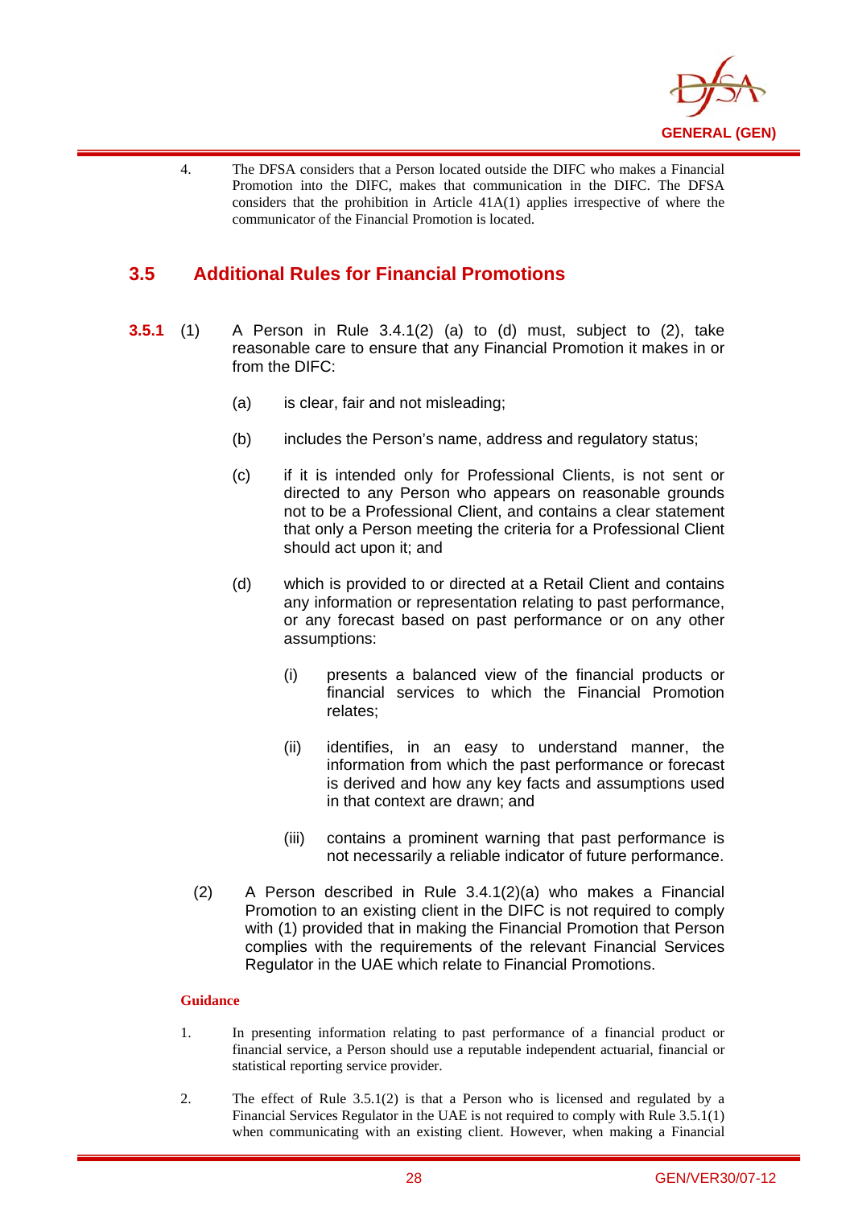4. The DFSA considers that a Person located outside the DIFC who makes a Financial Promotion into the DIFC, makes that communication in the DIFC. The DFSA considers that the prohibition in Article 41A(1) applies irrespective of where the communicator of the Financial Promotion is located.

## 3.5 Additional Rules for Financial Promotions

**3.5.1** (1) A Person in Rule 3.4.1(2) (a) to (d) must, subject to (2), take reasonable care to ensure that any Financial Promotion it makes in or from the DIFC:

(a) is clear, fair and not misleading;

(b) includes the Person's name, address and regulatory status;

(c) if it is intended only for Professional Clients, is not sent or directed to any Person who appears on reasonable grounds not to be a Professional Client, and contains a clear statement that only a Person meeting the criteria for a Professional Client should act upon it; and

(d) which is provided to or directed at a Retail Client and contains any information or representation relating to past performance, or any forecast based on past performance or on any other assumptions:

(i) presents a balanced view of the financial products or financial services to which the Financial Promotion relates;

(ii) identifies, in an easy to understand manner, the information from which the past performance or forecast is derived and how any key facts and assumptions used in that context are drawn; and

(iii) contains a prominent warning that past performance is not necessarily a reliable indicator of future performance.

(2) A Person described in Rule 3.4.1(2)(a) who makes a Financial Promotion to an existing client in the DIFC is not required to comply with (1) provided that in making the Financial Promotion that Person complies with the requirements of the relevant Financial Services Regulator in the UAE which relate to Financial Promotions.

**Guidance**

1. In presenting information relating to past performance of a financial product or financial service, a Person should use a reputable independent actuarial, financial or statistical reporting service provider.

2. The effect of Rule 3.5.1(2) is that a Person who is licensed and regulated by a Financial Services Regulator in the UAE is not required to comply with Rule 3.5.1(1) when communicating with an existing client. However, when making a Financial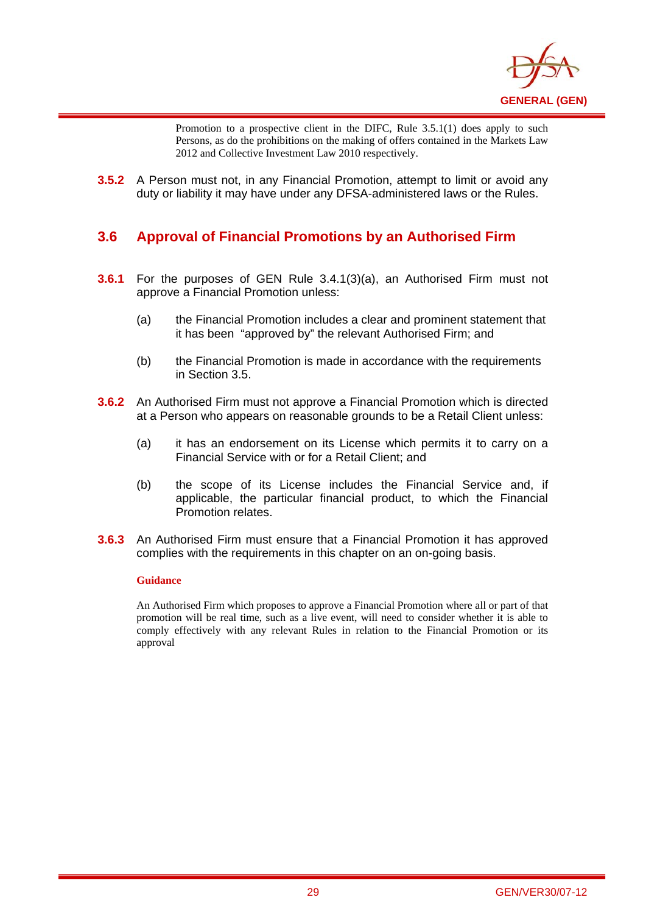Promotion to a prospective client in the DIFC, Rule 3.5.1(1) does apply to such Persons, as do the prohibitions on the making of offers contained in the Markets Law 2012 and Collective Investment Law 2010 respectively.

**3.5.2** A Person must not, in any Financial Promotion, attempt to limit or avoid any duty or liability it may have under any DFSA-administered laws or the Rules.

## 3.6 Approval of Financial Promotions by an Authorised Firm

**3.6.1** For the purposes of GEN Rule 3.4.1(3)(a), an Authorised Firm must not approve a Financial Promotion unless:

(a) the Financial Promotion includes a clear and prominent statement that it has been "approved by" the relevant Authorised Firm; and

(b) the Financial Promotion is made in accordance with the requirements in Section 3.5.

**3.6.2** An Authorised Firm must not approve a Financial Promotion which is directed at a Person who appears on reasonable grounds to be a Retail Client unless:

(a) it has an endorsement on its License which permits it to carry on a Financial Service with or for a Retail Client; and

(b) the scope of its License includes the Financial Service and, if applicable, the particular financial product, to which the Financial Promotion relates.

**3.6.3** An Authorised Firm must ensure that a Financial Promotion it has approved complies with the requirements in this chapter on an on-going basis.

**Guidance**

An Authorised Firm which proposes to approve a Financial Promotion where all or part of that promotion will be real time, such as a live event, will need to consider whether it is able to comply effectively with any relevant Rules in relation to the Financial Promotion or its approval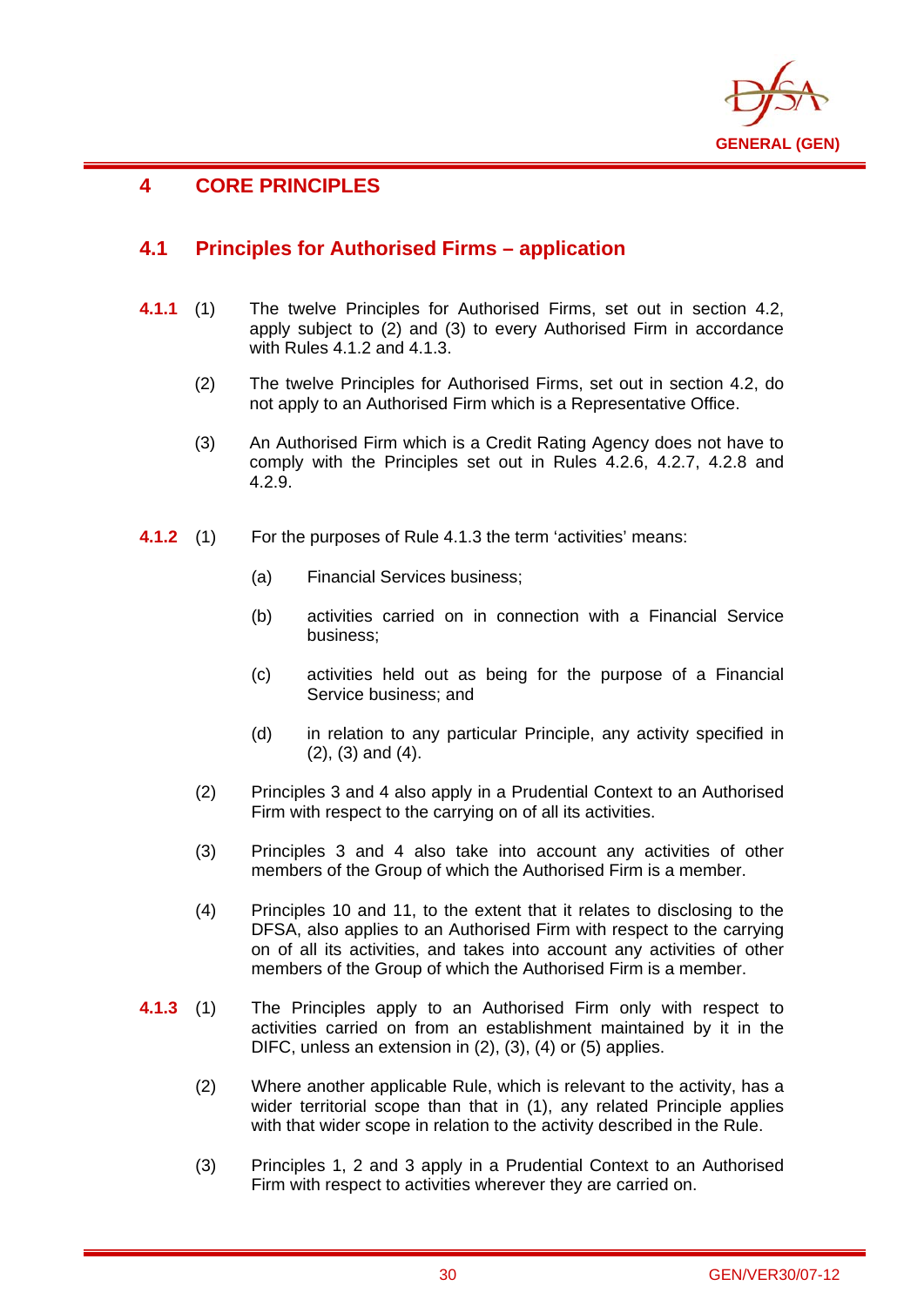# 4 CORE PRINCIPLES

## 4.1 Principles for Authorised Firms – application

**4.1.1** (1) The twelve Principles for Authorised Firms, set out in section 4.2, apply subject to (2) and (3) to every Authorised Firm in accordance with Rules 4.1.2 and 4.1.3.

(2) The twelve Principles for Authorised Firms, set out in section 4.2, do not apply to an Authorised Firm which is a Representative Office.

(3) An Authorised Firm which is a Credit Rating Agency does not have to comply with the Principles set out in Rules 4.2.6, 4.2.7, 4.2.8 and 4.2.9.

**4.1.2** (1) For the purposes of Rule 4.1.3 the term 'activities' means:

(a) Financial Services business;

(b) activities carried on in connection with a Financial Service business;

(c) activities held out as being for the purpose of a Financial Service business; and

(d) in relation to any particular Principle, any activity specified in (2), (3) and (4).

(2) Principles 3 and 4 also apply in a Prudential Context to an Authorised Firm with respect to the carrying on of all its activities.

(3) Principles 3 and 4 also take into account any activities of other members of the Group of which the Authorised Firm is a member.

(4) Principles 10 and 11, to the extent that it relates to disclosing to the DFSA, also applies to an Authorised Firm with respect to the carrying on of all its activities, and takes into account any activities of other members of the Group of which the Authorised Firm is a member.

**4.1.3** (1) The Principles apply to an Authorised Firm only with respect to activities carried on from an establishment maintained by it in the DIFC, unless an extension in (2), (3), (4) or (5) applies.

(2) Where another applicable Rule, which is relevant to the activity, has a wider territorial scope than that in (1), any related Principle applies with that wider scope in relation to the activity described in the Rule.

(3) Principles 1, 2 and 3 apply in a Prudential Context to an Authorised Firm with respect to activities wherever they are carried on.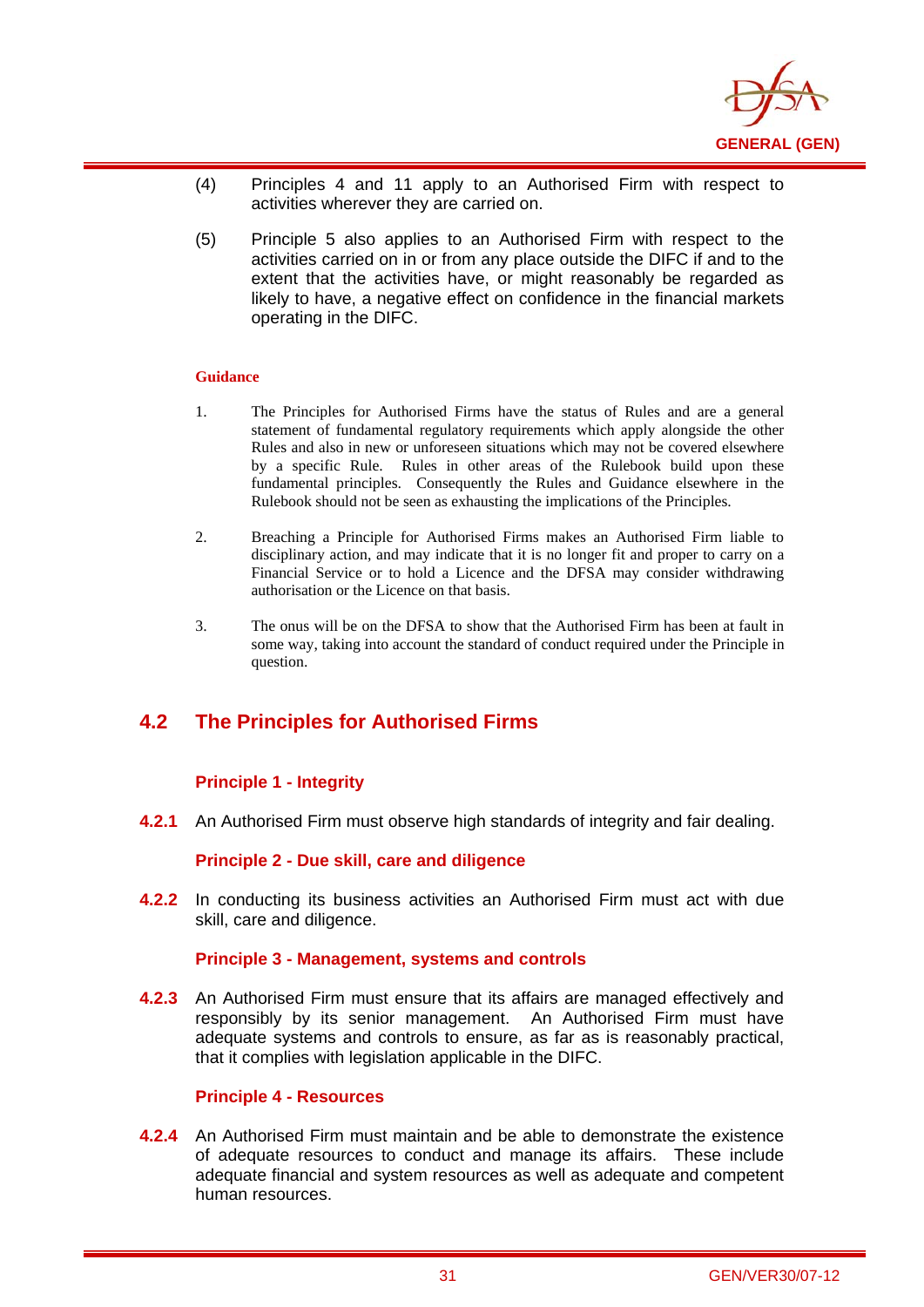(4) Principles 4 and 11 apply to an Authorised Firm with respect to activities wherever they are carried on.

(5) Principle 5 also applies to an Authorised Firm with respect to the activities carried on in or from any place outside the DIFC if and to the extent that the activities have, or might reasonably be regarded as likely to have, a negative effect on confidence in the financial markets operating in the DIFC.

**Guidance**

1. The Principles for Authorised Firms have the status of Rules and are a general statement of fundamental regulatory requirements which apply alongside the other Rules and also in new or unforeseen situations which may not be covered elsewhere by a specific Rule. Rules in other areas of the Rulebook build upon these fundamental principles. Consequently the Rules and Guidance elsewhere in the Rulebook should not be seen as exhausting the implications of the Principles.

2. Breaching a Principle for Authorised Firms makes an Authorised Firm liable to disciplinary action, and may indicate that it is no longer fit and proper to carry on a Financial Service or to hold a Licence and the DFSA may consider withdrawing authorisation or the Licence on that basis.

3. The onus will be on the DFSA to show that the Authorised Firm has been at fault in some way, taking into account the standard of conduct required under the Principle in question.

## 4.2 The Principles for Authorised Firms

### Principle 1 - Integrity

**4.2.1** An Authorised Firm must observe high standards of integrity and fair dealing.

### Principle 2 - Due skill, care and diligence

**4.2.2** In conducting its business activities an Authorised Firm must act with due skill, care and diligence.

### Principle 3 - Management, systems and controls

**4.2.3** An Authorised Firm must ensure that its affairs are managed effectively and responsibly by its senior management. An Authorised Firm must have adequate systems and controls to ensure, as far as is reasonably practical, that it complies with legislation applicable in the DIFC.

### Principle 4 - Resources

**4.2.4** An Authorised Firm must maintain and be able to demonstrate the existence of adequate resources to conduct and manage its affairs. These include adequate financial and system resources as well as adequate and competent human resources.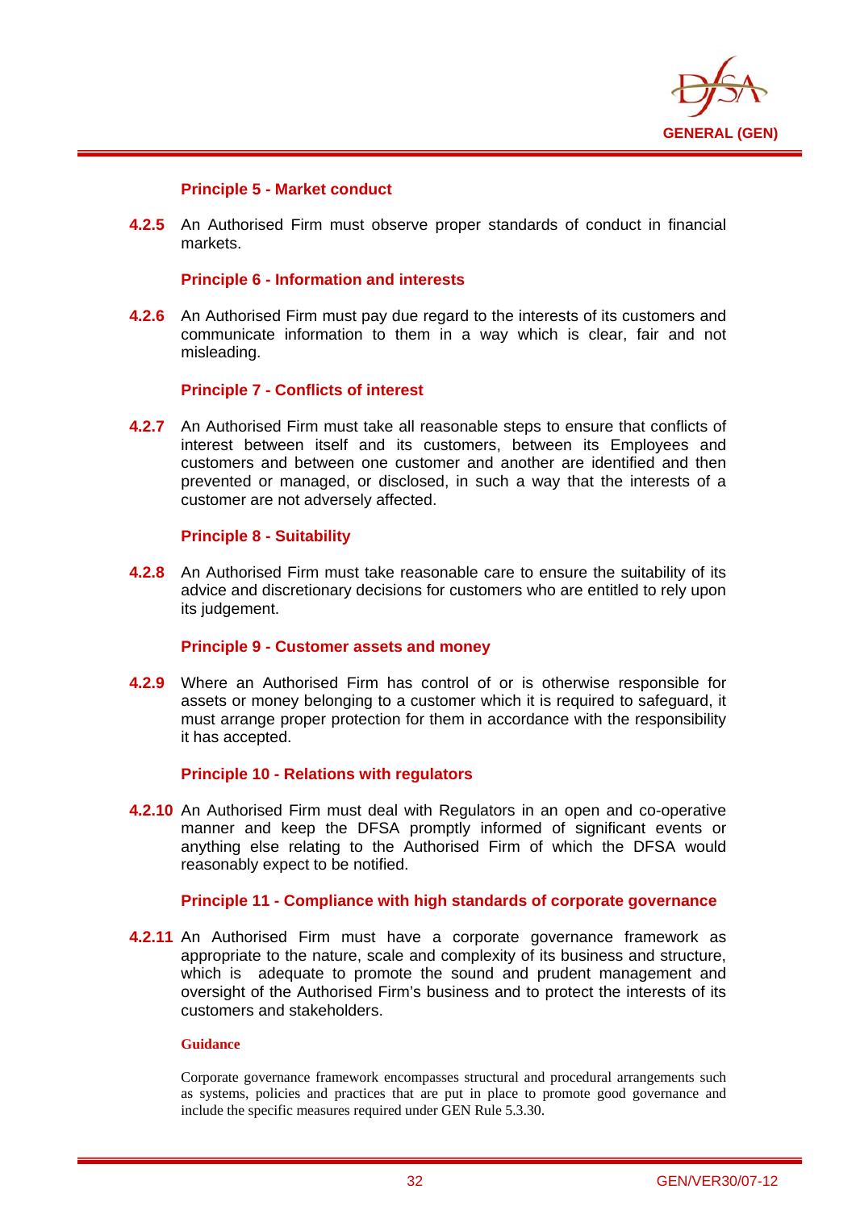#### Principle 5 - Market conduct

**4.2.5** An Authorised Firm must observe proper standards of conduct in financial markets.

#### Principle 6 - Information and interests

**4.2.6** An Authorised Firm must pay due regard to the interests of its customers and communicate information to them in a way which is clear, fair and not misleading.

#### Principle 7 - Conflicts of interest

**4.2.7** An Authorised Firm must take all reasonable steps to ensure that conflicts of interest between itself and its customers, between its Employees and customers and between one customer and another are identified and then prevented or managed, or disclosed, in such a way that the interests of a customer are not adversely affected.

#### Principle 8 - Suitability

**4.2.8** An Authorised Firm must take reasonable care to ensure the suitability of its advice and discretionary decisions for customers who are entitled to rely upon its judgement.

#### Principle 9 - Customer assets and money

**4.2.9** Where an Authorised Firm has control of or is otherwise responsible for assets or money belonging to a customer which it is required to safeguard, it must arrange proper protection for them in accordance with the responsibility it has accepted.

#### Principle 10 - Relations with regulators

**4.2.10** An Authorised Firm must deal with Regulators in an open and co-operative manner and keep the DFSA promptly informed of significant events or anything else relating to the Authorised Firm of which the DFSA would reasonably expect to be notified.

#### Principle 11 - Compliance with high standards of corporate governance

**4.2.11** An Authorised Firm must have a corporate governance framework as appropriate to the nature, scale and complexity of its business and structure, which is adequate to promote the sound and prudent management and oversight of the Authorised Firm's business and to protect the interests of its customers and stakeholders.

**Guidance**

Corporate governance framework encompasses structural and procedural arrangements such as systems, policies and practices that are put in place to promote good governance and include the specific measures required under GEN Rule 5.3.30.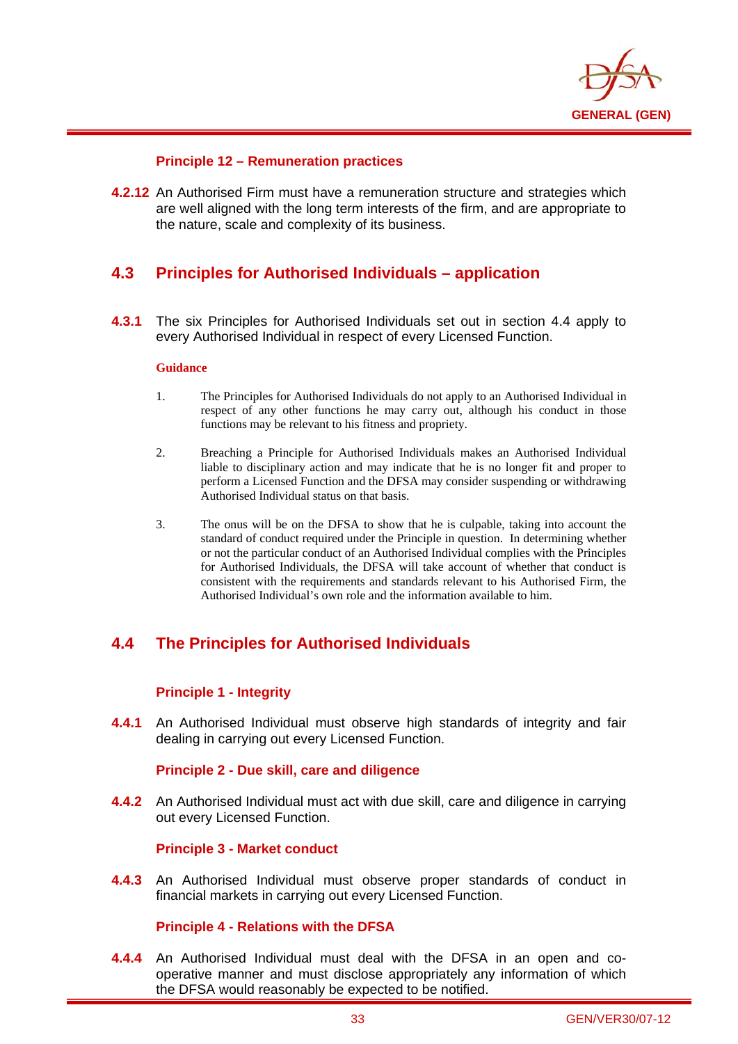### Principle 12 – Remuneration practices

**4.2.12** An Authorised Firm must have a remuneration structure and strategies which are well aligned with the long term interests of the firm, and are appropriate to the nature, scale and complexity of its business.

## 4.3 Principles for Authorised Individuals – application

**4.3.1** The six Principles for Authorised Individuals set out in section 4.4 apply to every Authorised Individual in respect of every Licensed Function.

**Guidance**

1. The Principles for Authorised Individuals do not apply to an Authorised Individual in respect of any other functions he may carry out, although his conduct in those functions may be relevant to his fitness and propriety.

2. Breaching a Principle for Authorised Individuals makes an Authorised Individual liable to disciplinary action and may indicate that he is no longer fit and proper to perform a Licensed Function and the DFSA may consider suspending or withdrawing Authorised Individual status on that basis.

3. The onus will be on the DFSA to show that he is culpable, taking into account the standard of conduct required under the Principle in question. In determining whether or not the particular conduct of an Authorised Individual complies with the Principles for Authorised Individuals, the DFSA will take account of whether that conduct is consistent with the requirements and standards relevant to his Authorised Firm, the Authorised Individual's own role and the information available to him.

## 4.4 The Principles for Authorised Individuals

### Principle 1 - Integrity

**4.4.1** An Authorised Individual must observe high standards of integrity and fair dealing in carrying out every Licensed Function.

### Principle 2 - Due skill, care and diligence

**4.4.2** An Authorised Individual must act with due skill, care and diligence in carrying out every Licensed Function.

### Principle 3 - Market conduct

**4.4.3** An Authorised Individual must observe proper standards of conduct in financial markets in carrying out every Licensed Function.

### Principle 4 - Relations with the DFSA

**4.4.4** An Authorised Individual must deal with the DFSA in an open and co-operative manner and must disclose appropriately any information of which the DFSA would reasonably be expected to be notified.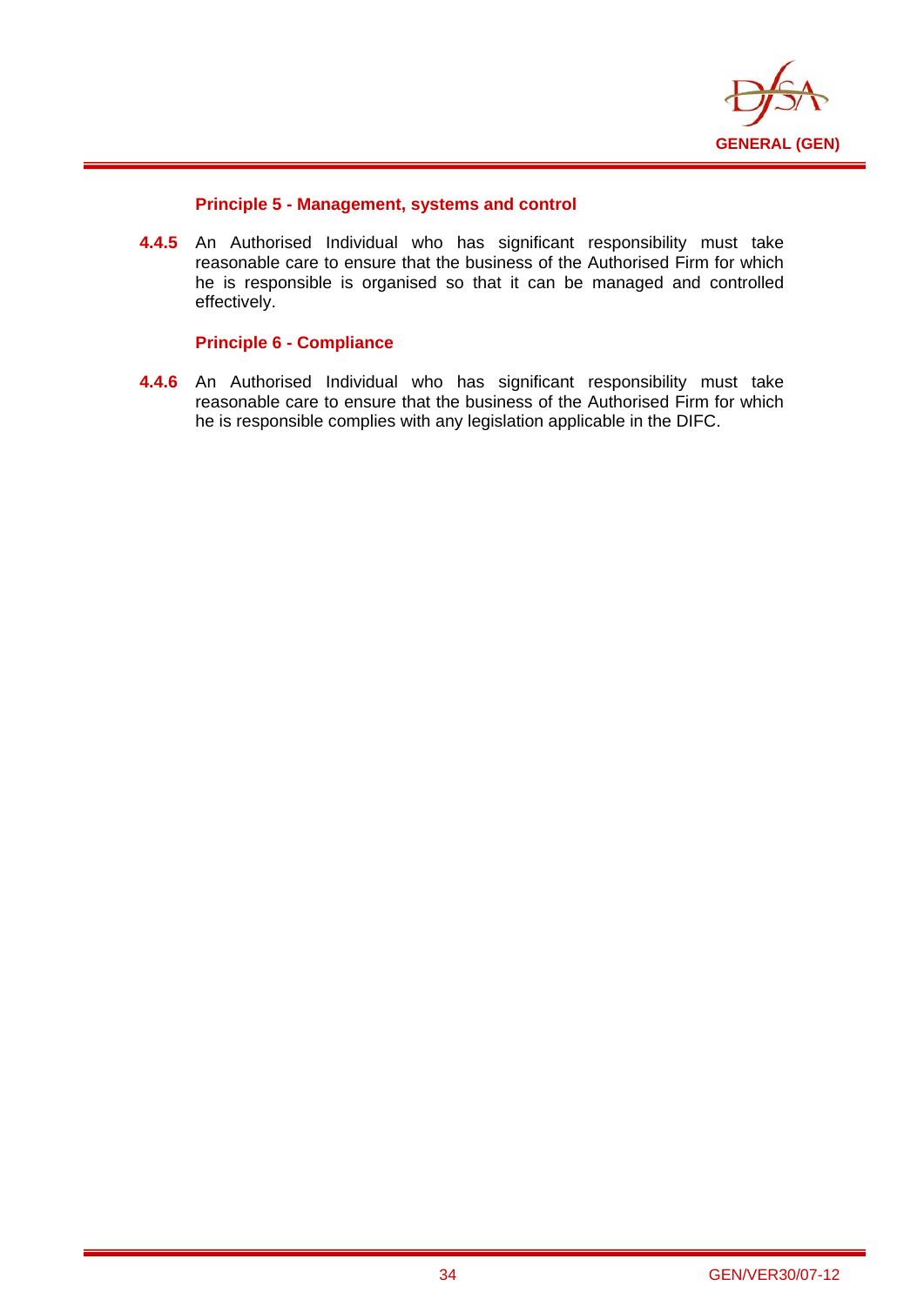### Principle 5 - Management, systems and control

**4.4.5** An Authorised Individual who has significant responsibility must take reasonable care to ensure that the business of the Authorised Firm for which he is responsible is organised so that it can be managed and controlled effectively.

### Principle 6 - Compliance

**4.4.6** An Authorised Individual who has significant responsibility must take reasonable care to ensure that the business of the Authorised Firm for which he is responsible complies with any legislation applicable in the DIFC.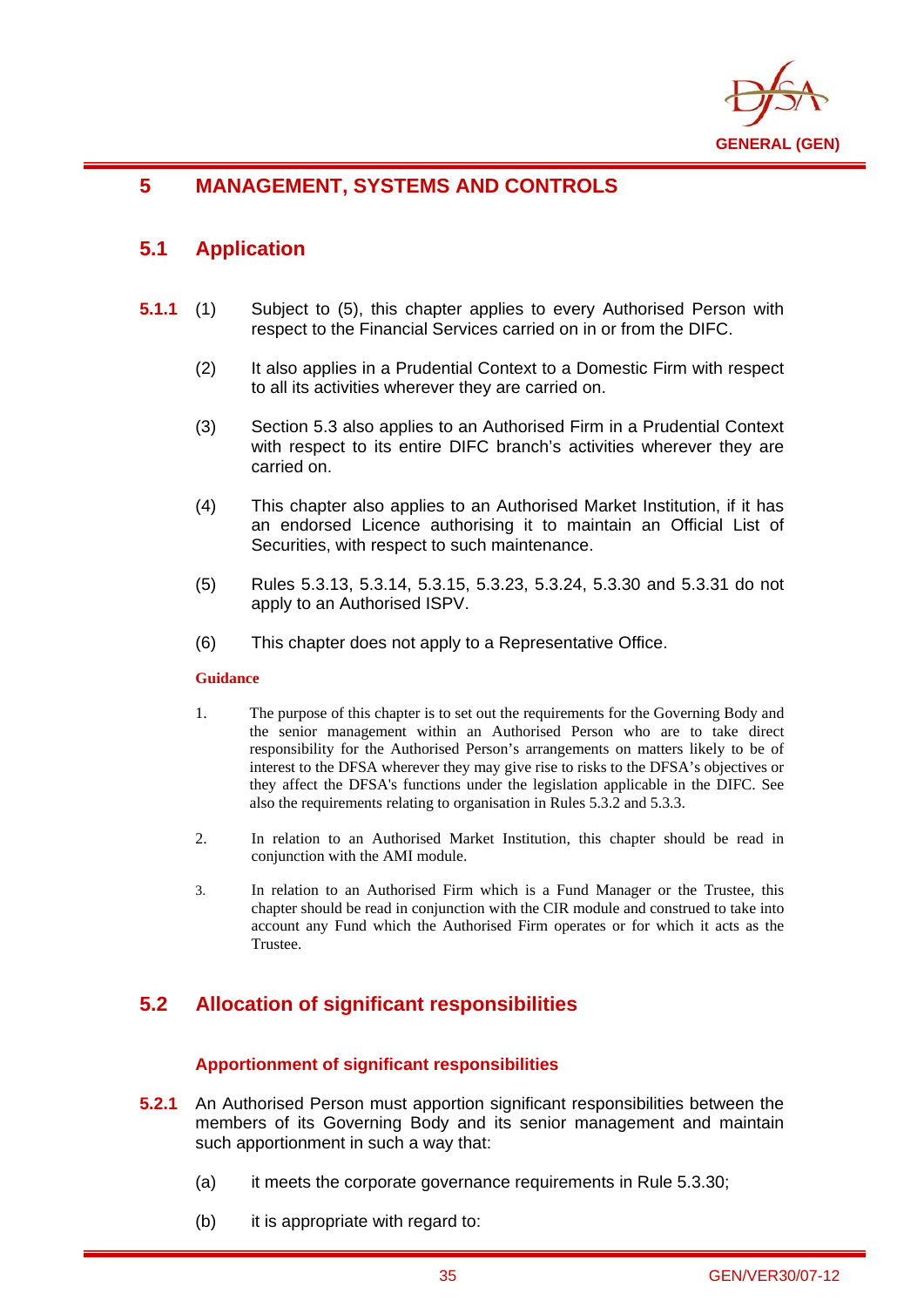# 5 MANAGEMENT, SYSTEMS AND CONTROLS

## 5.1 Application

**5.1.1** (1) Subject to (5), this chapter applies to every Authorised Person with respect to the Financial Services carried on in or from the DIFC.

(2) It also applies in a Prudential Context to a Domestic Firm with respect to all its activities wherever they are carried on.

(3) Section 5.3 also applies to an Authorised Firm in a Prudential Context with respect to its entire DIFC branch's activities wherever they are carried on.

(4) This chapter also applies to an Authorised Market Institution, if it has an endorsed Licence authorising it to maintain an Official List of Securities, with respect to such maintenance.

(5) Rules 5.3.13, 5.3.14, 5.3.15, 5.3.23, 5.3.24, 5.3.30 and 5.3.31 do not apply to an Authorised ISPV.

(6) This chapter does not apply to a Representative Office.

**Guidance**

1. The purpose of this chapter is to set out the requirements for the Governing Body and the senior management within an Authorised Person who are to take direct responsibility for the Authorised Person's arrangements on matters likely to be of interest to the DFSA wherever they may give rise to risks to the DFSA's objectives or they affect the DFSA's functions under the legislation applicable in the DIFC. See also the requirements relating to organisation in Rules 5.3.2 and 5.3.3.

2. In relation to an Authorised Market Institution, this chapter should be read in conjunction with the AMI module.

3. In relation to an Authorised Firm which is a Fund Manager or the Trustee, this chapter should be read in conjunction with the CIR module and construed to take into account any Fund which the Authorised Firm operates or for which it acts as the Trustee.

## 5.2 Allocation of significant responsibilities

### Apportionment of significant responsibilities

**5.2.1** An Authorised Person must apportion significant responsibilities between the members of its Governing Body and its senior management and maintain such apportionment in such a way that:

(a) it meets the corporate governance requirements in Rule 5.3.30;

(b) it is appropriate with regard to: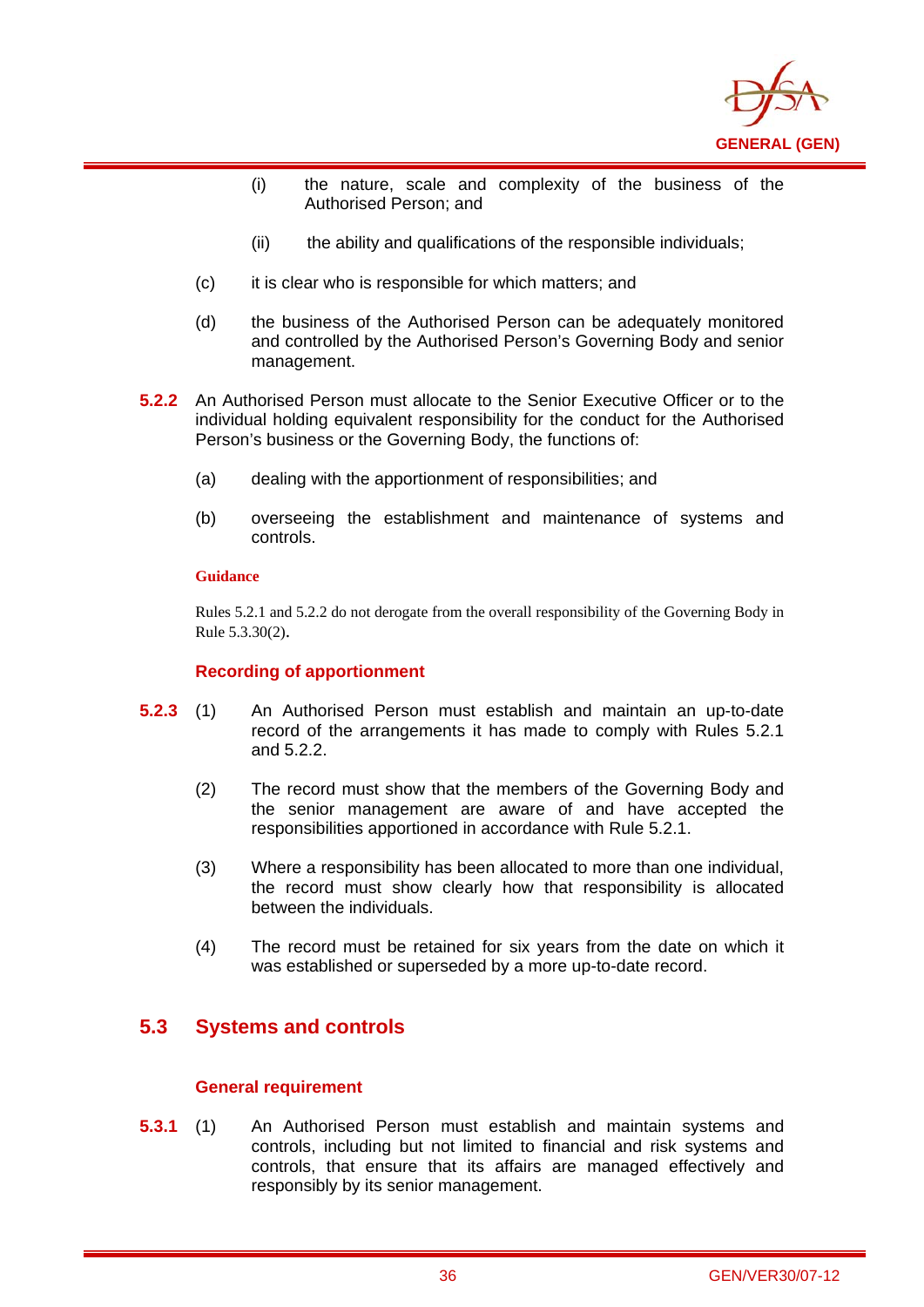(i) the nature, scale and complexity of the business of the Authorised Person; and

(ii) the ability and qualifications of the responsible individuals;

(c) it is clear who is responsible for which matters; and

(d) the business of the Authorised Person can be adequately monitored and controlled by the Authorised Person's Governing Body and senior management.

**5.2.2** An Authorised Person must allocate to the Senior Executive Officer or to the individual holding equivalent responsibility for the conduct for the Authorised Person's business or the Governing Body, the functions of:

(a) dealing with the apportionment of responsibilities; and

(b) overseeing the establishment and maintenance of systems and controls.

**Guidance**

Rules 5.2.1 and 5.2.2 do not derogate from the overall responsibility of the Governing Body in Rule 5.3.30(2).

#### Recording of apportionment

**5.2.3** (1) An Authorised Person must establish and maintain an up-to-date record of the arrangements it has made to comply with Rules 5.2.1 and 5.2.2.

(2) The record must show that the members of the Governing Body and the senior management are aware of and have accepted the responsibilities apportioned in accordance with Rule 5.2.1.

(3) Where a responsibility has been allocated to more than one individual, the record must show clearly how that responsibility is allocated between the individuals.

(4) The record must be retained for six years from the date on which it was established or superseded by a more up-to-date record.

## 5.3 Systems and controls

#### General requirement

**5.3.1** (1) An Authorised Person must establish and maintain systems and controls, including but not limited to financial and risk systems and controls, that ensure that its affairs are managed effectively and responsibly by its senior management.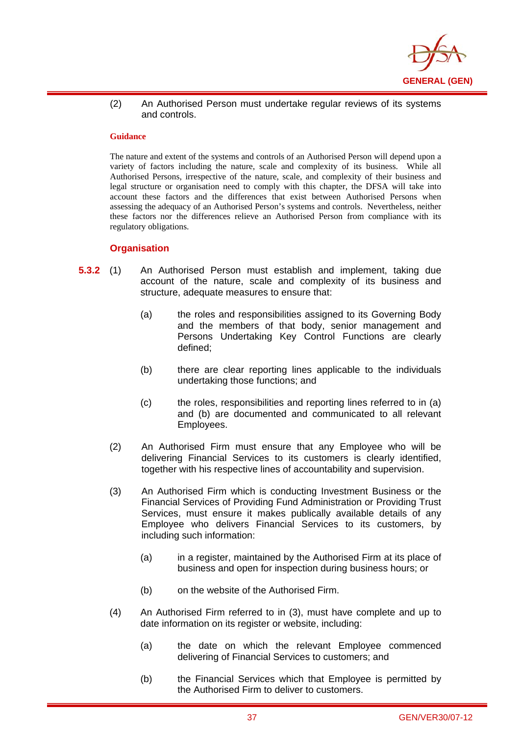(2) An Authorised Person must undertake regular reviews of its systems and controls.

**Guidance**

The nature and extent of the systems and controls of an Authorised Person will depend upon a variety of factors including the nature, scale and complexity of its business. While all Authorised Persons, irrespective of the nature, scale, and complexity of their business and legal structure or organisation need to comply with this chapter, the DFSA will take into account these factors and the differences that exist between Authorised Persons when assessing the adequacy of an Authorised Person's systems and controls. Nevertheless, neither these factors nor the differences relieve an Authorised Person from compliance with its regulatory obligations.

### Organisation

**5.3.2** (1) An Authorised Person must establish and implement, taking due account of the nature, scale and complexity of its business and structure, adequate measures to ensure that:

(a) the roles and responsibilities assigned to its Governing Body and the members of that body, senior management and Persons Undertaking Key Control Functions are clearly defined;

(b) there are clear reporting lines applicable to the individuals undertaking those functions; and

(c) the roles, responsibilities and reporting lines referred to in (a) and (b) are documented and communicated to all relevant Employees.

(2) An Authorised Firm must ensure that any Employee who will be delivering Financial Services to its customers is clearly identified, together with his respective lines of accountability and supervision.

(3) An Authorised Firm which is conducting Investment Business or the Financial Services of Providing Fund Administration or Providing Trust Services, must ensure it makes publically available details of any Employee who delivers Financial Services to its customers, by including such information:

(a) in a register, maintained by the Authorised Firm at its place of business and open for inspection during business hours; or

(b) on the website of the Authorised Firm.

(4) An Authorised Firm referred to in (3), must have complete and up to date information on its register or website, including:

(a) the date on which the relevant Employee commenced delivering of Financial Services to customers; and

(b) the Financial Services which that Employee is permitted by the Authorised Firm to deliver to customers.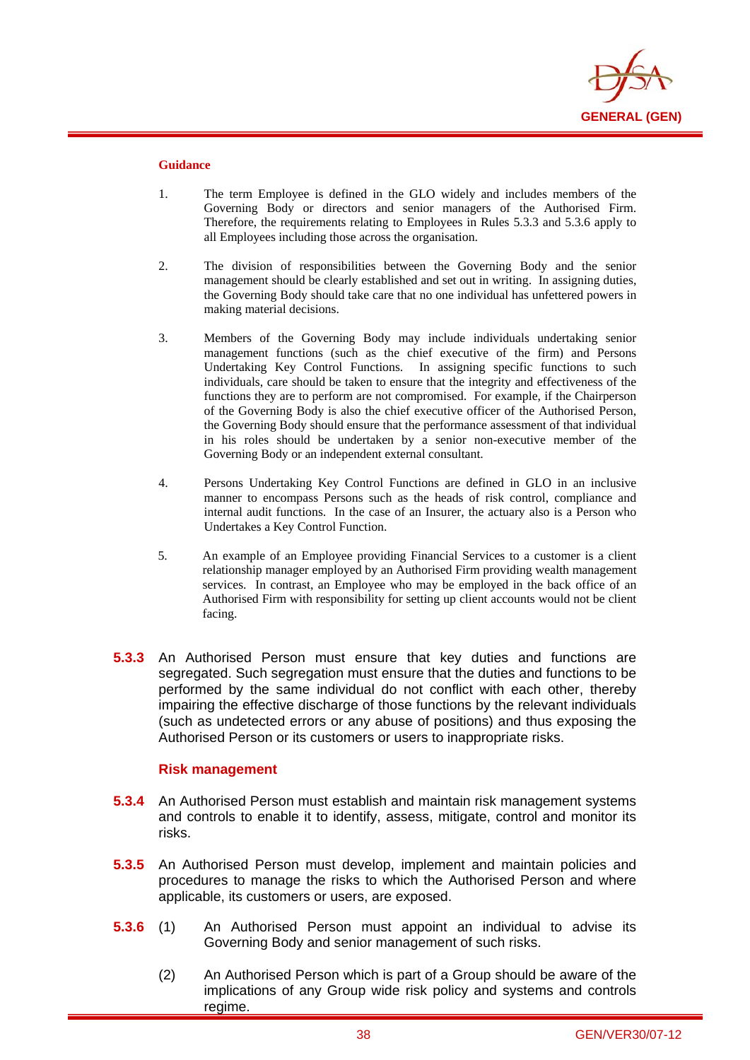#### Guidance

1. The term Employee is defined in the GLO widely and includes members of the Governing Body or directors and senior managers of the Authorised Firm. Therefore, the requirements relating to Employees in Rules 5.3.3 and 5.3.6 apply to all Employees including those across the organisation.

2. The division of responsibilities between the Governing Body and the senior management should be clearly established and set out in writing. In assigning duties, the Governing Body should take care that no one individual has unfettered powers in making material decisions.

3. Members of the Governing Body may include individuals undertaking senior management functions (such as the chief executive of the firm) and Persons Undertaking Key Control Functions. In assigning specific functions to such individuals, care should be taken to ensure that the integrity and effectiveness of the functions they are to perform are not compromised. For example, if the Chairperson of the Governing Body is also the chief executive officer of the Authorised Person, the Governing Body should ensure that the performance assessment of that individual in his roles should be undertaken by a senior non-executive member of the Governing Body or an independent external consultant.

4. Persons Undertaking Key Control Functions are defined in GLO in an inclusive manner to encompass Persons such as the heads of risk control, compliance and internal audit functions. In the case of an Insurer, the actuary also is a Person who Undertakes a Key Control Function.

5. An example of an Employee providing Financial Services to a customer is a client relationship manager employed by an Authorised Firm providing wealth management services. In contrast, an Employee who may be employed in the back office of an Authorised Firm with responsibility for setting up client accounts would not be client facing.

**5.3.3** An Authorised Person must ensure that key duties and functions are segregated. Such segregation must ensure that the duties and functions to be performed by the same individual do not conflict with each other, thereby impairing the effective discharge of those functions by the relevant individuals (such as undetected errors or any abuse of positions) and thus exposing the Authorised Person or its customers or users to inappropriate risks.

### Risk management

**5.3.4** An Authorised Person must establish and maintain risk management systems and controls to enable it to identify, assess, mitigate, control and monitor its risks.

**5.3.5** An Authorised Person must develop, implement and maintain policies and procedures to manage the risks to which the Authorised Person and where applicable, its customers or users, are exposed.

**5.3.6** (1) An Authorised Person must appoint an individual to advise its Governing Body and senior management of such risks.

(2) An Authorised Person which is part of a Group should be aware of the implications of any Group wide risk policy and systems and controls regime.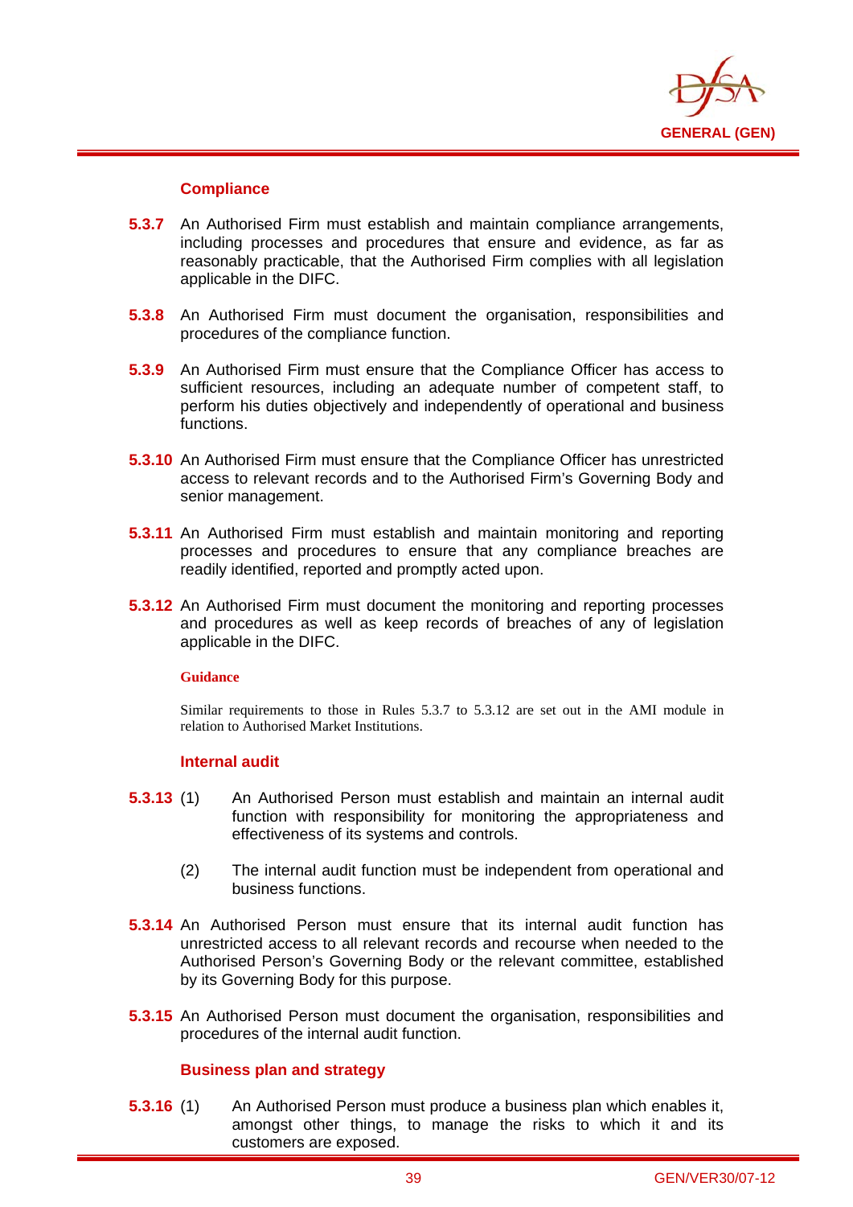### Compliance

**5.3.7** An Authorised Firm must establish and maintain compliance arrangements, including processes and procedures that ensure and evidence, as far as reasonably practicable, that the Authorised Firm complies with all legislation applicable in the DIFC.

**5.3.8** An Authorised Firm must document the organisation, responsibilities and procedures of the compliance function.

**5.3.9** An Authorised Firm must ensure that the Compliance Officer has access to sufficient resources, including an adequate number of competent staff, to perform his duties objectively and independently of operational and business functions.

**5.3.10** An Authorised Firm must ensure that the Compliance Officer has unrestricted access to relevant records and to the Authorised Firm's Governing Body and senior management.

**5.3.11** An Authorised Firm must establish and maintain monitoring and reporting processes and procedures to ensure that any compliance breaches are readily identified, reported and promptly acted upon.

**5.3.12** An Authorised Firm must document the monitoring and reporting processes and procedures as well as keep records of breaches of any of legislation applicable in the DIFC.

**Guidance**

Similar requirements to those in Rules 5.3.7 to 5.3.12 are set out in the AMI module in relation to Authorised Market Institutions.

### Internal audit

**5.3.13** (1) An Authorised Person must establish and maintain an internal audit function with responsibility for monitoring the appropriateness and effectiveness of its systems and controls.

(2) The internal audit function must be independent from operational and business functions.

**5.3.14** An Authorised Person must ensure that its internal audit function has unrestricted access to all relevant records and recourse when needed to the Authorised Person's Governing Body or the relevant committee, established by its Governing Body for this purpose.

**5.3.15** An Authorised Person must document the organisation, responsibilities and procedures of the internal audit function.

### Business plan and strategy

**5.3.16** (1) An Authorised Person must produce a business plan which enables it, amongst other things, to manage the risks to which it and its customers are exposed.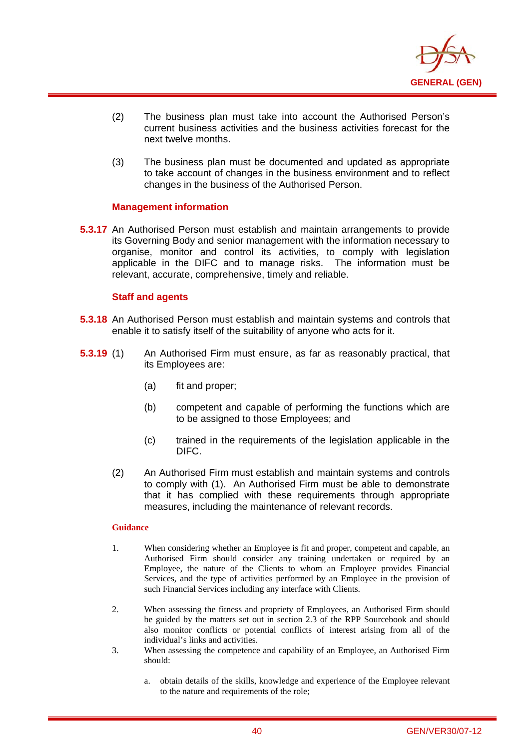(2) The business plan must take into account the Authorised Person's current business activities and the business activities forecast for the next twelve months.

(3) The business plan must be documented and updated as appropriate to take account of changes in the business environment and to reflect changes in the business of the Authorised Person.

### Management information

**5.3.17** An Authorised Person must establish and maintain arrangements to provide its Governing Body and senior management with the information necessary to organise, monitor and control its activities, to comply with legislation applicable in the DIFC and to manage risks. The information must be relevant, accurate, comprehensive, timely and reliable.

### Staff and agents

**5.3.18** An Authorised Person must establish and maintain systems and controls that enable it to satisfy itself of the suitability of anyone who acts for it.

**5.3.19** (1) An Authorised Firm must ensure, as far as reasonably practical, that its Employees are:

(a) fit and proper;

(b) competent and capable of performing the functions which are to be assigned to those Employees; and

(c) trained in the requirements of the legislation applicable in the DIFC.

(2) An Authorised Firm must establish and maintain systems and controls to comply with (1). An Authorised Firm must be able to demonstrate that it has complied with these requirements through appropriate measures, including the maintenance of relevant records.

#### Guidance

1. When considering whether an Employee is fit and proper, competent and capable, an Authorised Firm should consider any training undertaken or required by an Employee, the nature of the Clients to whom an Employee provides Financial Services, and the type of activities performed by an Employee in the provision of such Financial Services including any interface with Clients.

2. When assessing the fitness and propriety of Employees, an Authorised Firm should be guided by the matters set out in section 2.3 of the RPP Sourcebook and should also monitor conflicts or potential conflicts of interest arising from all of the individual's links and activities.

3. When assessing the competence and capability of an Employee, an Authorised Firm should:

   a. obtain details of the skills, knowledge and experience of the Employee relevant to the nature and requirements of the role;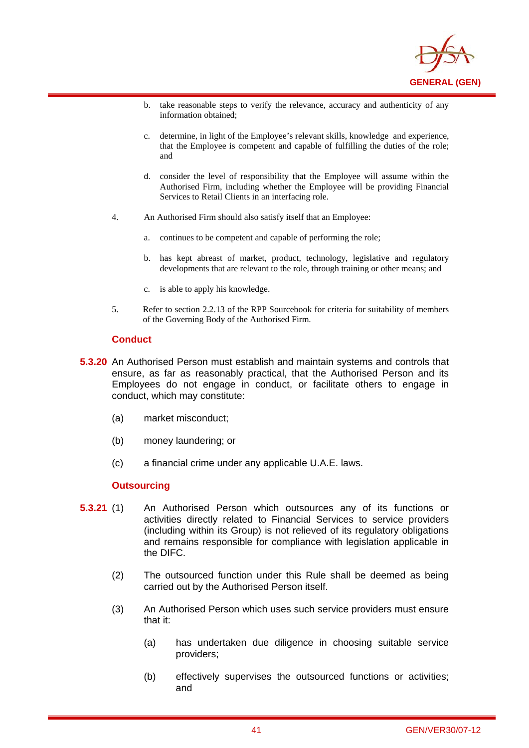b. take reasonable steps to verify the relevance, accuracy and authenticity of any information obtained;

c. determine, in light of the Employee's relevant skills, knowledge and experience, that the Employee is competent and capable of fulfilling the duties of the role; and

d. consider the level of responsibility that the Employee will assume within the Authorised Firm, including whether the Employee will be providing Financial Services to Retail Clients in an interfacing role.

4. An Authorised Firm should also satisfy itself that an Employee:

a. continues to be competent and capable of performing the role;

b. has kept abreast of market, product, technology, legislative and regulatory developments that are relevant to the role, through training or other means; and

c. is able to apply his knowledge.

5. Refer to section 2.2.13 of the RPP Sourcebook for criteria for suitability of members of the Governing Body of the Authorised Firm.

### Conduct

**5.3.20** An Authorised Person must establish and maintain systems and controls that ensure, as far as reasonably practical, that the Authorised Person and its Employees do not engage in conduct, or facilitate others to engage in conduct, which may constitute:

(a) market misconduct;

(b) money laundering; or

(c) a financial crime under any applicable U.A.E. laws.

### Outsourcing

**5.3.21** (1) An Authorised Person which outsources any of its functions or activities directly related to Financial Services to service providers (including within its Group) is not relieved of its regulatory obligations and remains responsible for compliance with legislation applicable in the DIFC.

(2) The outsourced function under this Rule shall be deemed as being carried out by the Authorised Person itself.

(3) An Authorised Person which uses such service providers must ensure that it:

(a) has undertaken due diligence in choosing suitable service providers;

(b) effectively supervises the outsourced functions or activities; and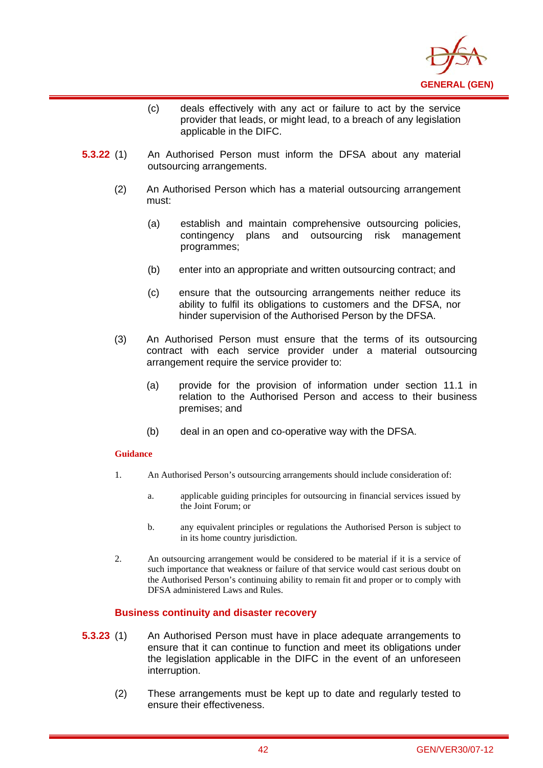(c) deals effectively with any act or failure to act by the service provider that leads, or might lead, to a breach of any legislation applicable in the DIFC.

**5.3.22** (1) An Authorised Person must inform the DFSA about any material outsourcing arrangements.

(2) An Authorised Person which has a material outsourcing arrangement must:

(a) establish and maintain comprehensive outsourcing policies, contingency plans and outsourcing risk management programmes;

(b) enter into an appropriate and written outsourcing contract; and

(c) ensure that the outsourcing arrangements neither reduce its ability to fulfil its obligations to customers and the DFSA, nor hinder supervision of the Authorised Person by the DFSA.

(3) An Authorised Person must ensure that the terms of its outsourcing contract with each service provider under a material outsourcing arrangement require the service provider to:

(a) provide for the provision of information under section 11.1 in relation to the Authorised Person and access to their business premises; and

(b) deal in an open and co-operative way with the DFSA.

**Guidance**

1. An Authorised Person's outsourcing arrangements should include consideration of:

   a. applicable guiding principles for outsourcing in financial services issued by the Joint Forum; or

   b. any equivalent principles or regulations the Authorised Person is subject to in its home country jurisdiction.

2. An outsourcing arrangement would be considered to be material if it is a service of such importance that weakness or failure of that service would cast serious doubt on the Authorised Person's continuing ability to remain fit and proper or to comply with DFSA administered Laws and Rules.

### Business continuity and disaster recovery

**5.3.23** (1) An Authorised Person must have in place adequate arrangements to ensure that it can continue to function and meet its obligations under the legislation applicable in the DIFC in the event of an unforeseen interruption.

(2) These arrangements must be kept up to date and regularly tested to ensure their effectiveness.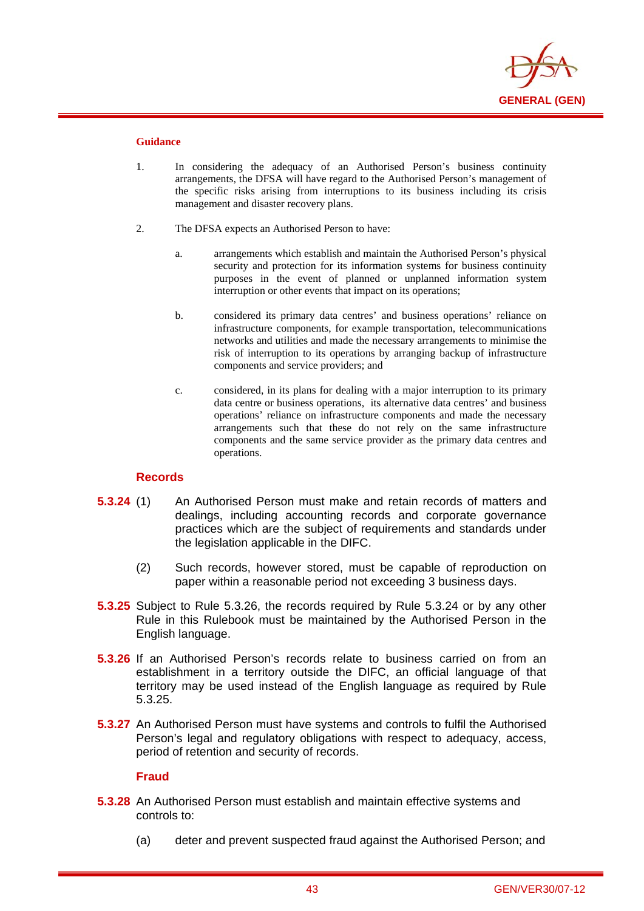#### Guidance

1. In considering the adequacy of an Authorised Person's business continuity arrangements, the DFSA will have regard to the Authorised Person's management of the specific risks arising from interruptions to its business including its crisis management and disaster recovery plans.

2. The DFSA expects an Authorised Person to have:

   a. arrangements which establish and maintain the Authorised Person's physical security and protection for its information systems for business continuity purposes in the event of planned or unplanned information system interruption or other events that impact on its operations;

   b. considered its primary data centres' and business operations' reliance on infrastructure components, for example transportation, telecommunications networks and utilities and made the necessary arrangements to minimise the risk of interruption to its operations by arranging backup of infrastructure components and service providers; and

   c. considered, in its plans for dealing with a major interruption to its primary data centre or business operations, its alternative data centres' and business operations' reliance on infrastructure components and made the necessary arrangements such that these do not rely on the same infrastructure components and the same service provider as the primary data centres and operations.

### Records

**5.3.24** (1) An Authorised Person must make and retain records of matters and dealings, including accounting records and corporate governance practices which are the subject of requirements and standards under the legislation applicable in the DIFC.

(2) Such records, however stored, must be capable of reproduction on paper within a reasonable period not exceeding 3 business days.

**5.3.25** Subject to Rule 5.3.26, the records required by Rule 5.3.24 or by any other Rule in this Rulebook must be maintained by the Authorised Person in the English language.

**5.3.26** If an Authorised Person's records relate to business carried on from an establishment in a territory outside the DIFC, an official language of that territory may be used instead of the English language as required by Rule 5.3.25.

**5.3.27** An Authorised Person must have systems and controls to fulfil the Authorised Person's legal and regulatory obligations with respect to adequacy, access, period of retention and security of records.

### Fraud

**5.3.28** An Authorised Person must establish and maintain effective systems and controls to:

(a) deter and prevent suspected fraud against the Authorised Person; and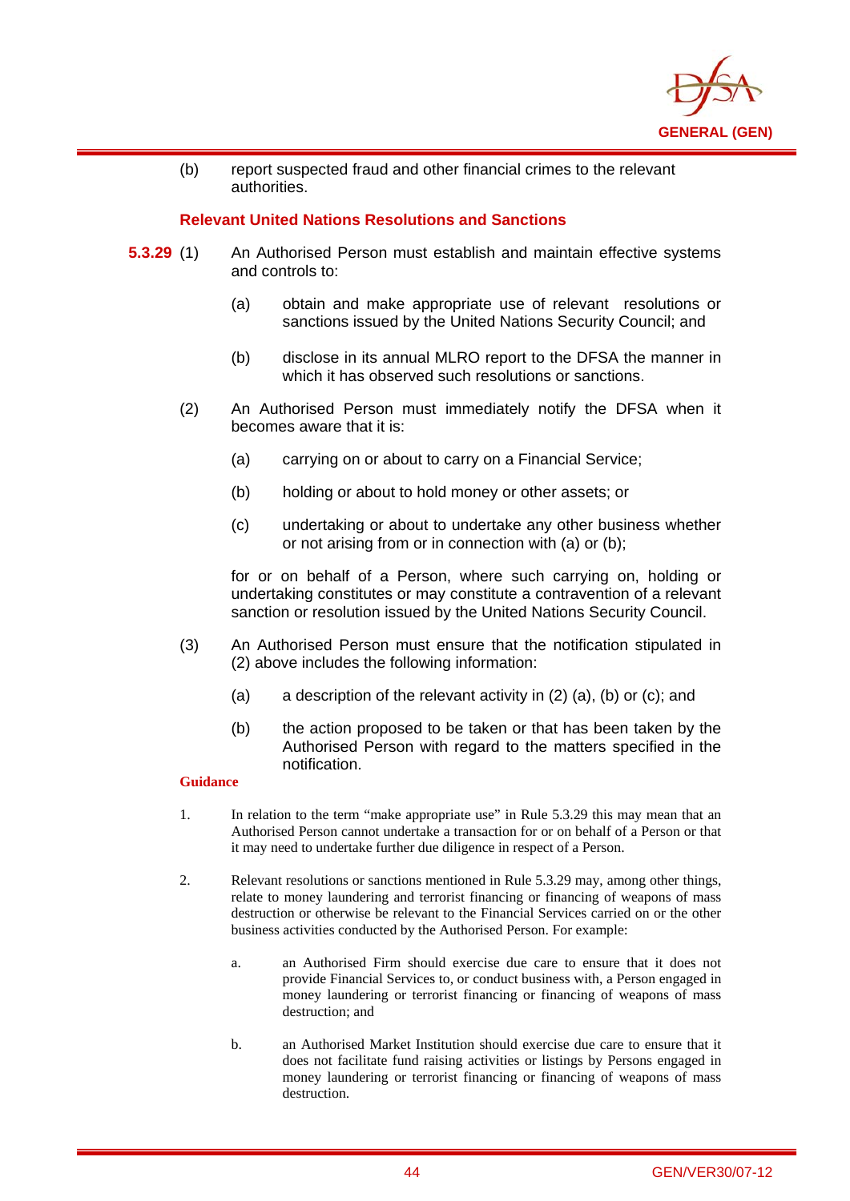(b) report suspected fraud and other financial crimes to the relevant authorities.

### Relevant United Nations Resolutions and Sanctions

**5.3.29** (1) An Authorised Person must establish and maintain effective systems and controls to:

(a) obtain and make appropriate use of relevant resolutions or sanctions issued by the United Nations Security Council; and

(b) disclose in its annual MLRO report to the DFSA the manner in which it has observed such resolutions or sanctions.

(2) An Authorised Person must immediately notify the DFSA when it becomes aware that it is:

(a) carrying on or about to carry on a Financial Service;

(b) holding or about to hold money or other assets; or

(c) undertaking or about to undertake any other business whether or not arising from or in connection with (a) or (b);

for or on behalf of a Person, where such carrying on, holding or undertaking constitutes or may constitute a contravention of a relevant sanction or resolution issued by the United Nations Security Council.

(3) An Authorised Person must ensure that the notification stipulated in (2) above includes the following information:

(a) a description of the relevant activity in (2) (a), (b) or (c); and

(b) the action proposed to be taken or that has been taken by the Authorised Person with regard to the matters specified in the notification.

**Guidance**

1. In relation to the term "make appropriate use" in Rule 5.3.29 this may mean that an Authorised Person cannot undertake a transaction for or on behalf of a Person or that it may need to undertake further due diligence in respect of a Person.

2. Relevant resolutions or sanctions mentioned in Rule 5.3.29 may, among other things, relate to money laundering and terrorist financing or financing of weapons of mass destruction or otherwise be relevant to the Financial Services carried on or the other business activities conducted by the Authorised Person. For example:

   a. an Authorised Firm should exercise due care to ensure that it does not provide Financial Services to, or conduct business with, a Person engaged in money laundering or terrorist financing or financing of weapons of mass destruction; and

   b. an Authorised Market Institution should exercise due care to ensure that it does not facilitate fund raising activities or listings by Persons engaged in money laundering or terrorist financing or financing of weapons of mass destruction.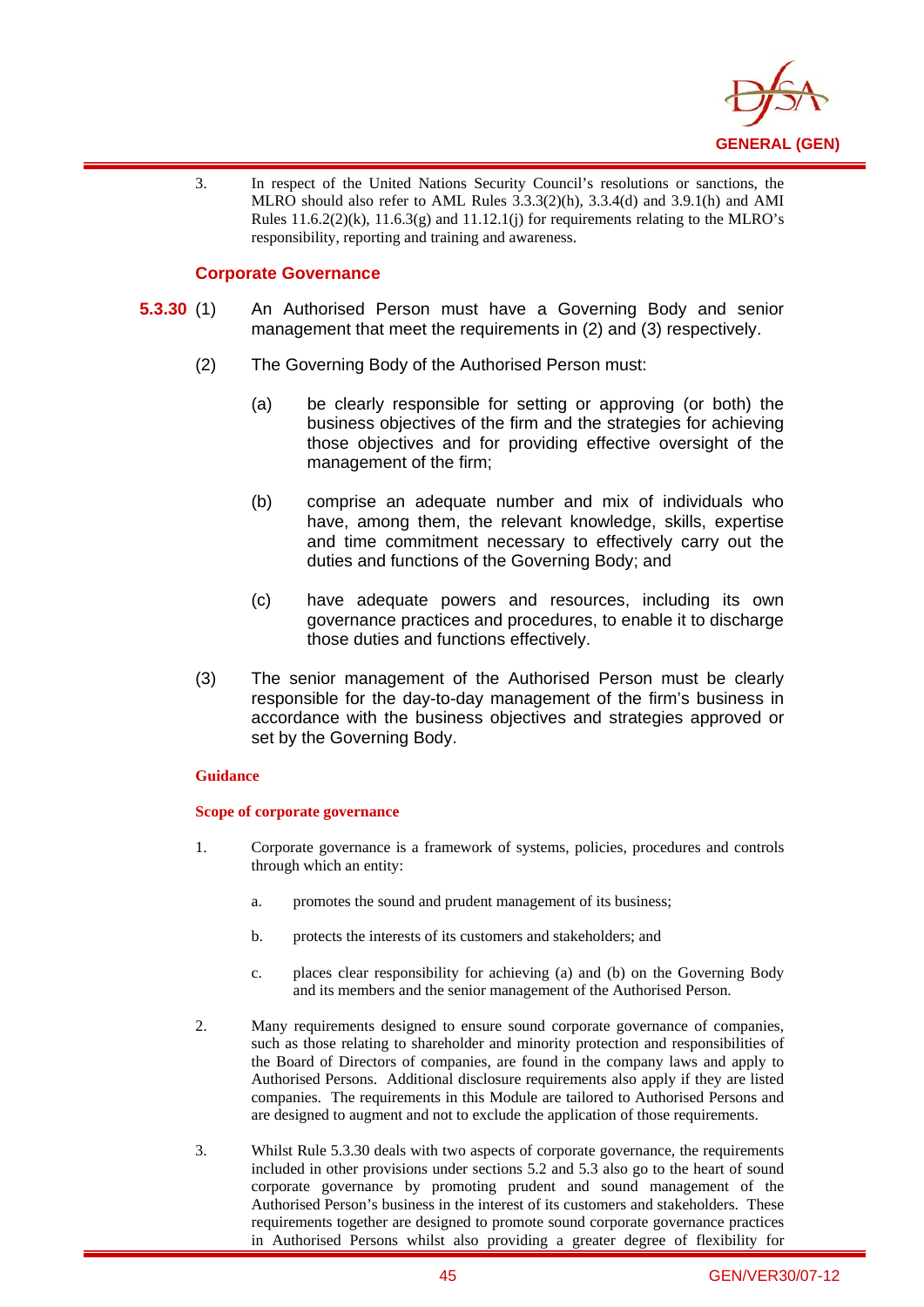3. In respect of the United Nations Security Council's resolutions or sanctions, the MLRO should also refer to AML Rules 3.3.3(2)(h), 3.3.4(d) and 3.9.1(h) and AMI Rules 11.6.2(2)(k), 11.6.3(g) and 11.12.1(j) for requirements relating to the MLRO's responsibility, reporting and training and awareness.

### Corporate Governance

**5.3.30** (1) An Authorised Person must have a Governing Body and senior management that meet the requirements in (2) and (3) respectively.

(2) The Governing Body of the Authorised Person must:

(a) be clearly responsible for setting or approving (or both) the business objectives of the firm and the strategies for achieving those objectives and for providing effective oversight of the management of the firm;

(b) comprise an adequate number and mix of individuals who have, among them, the relevant knowledge, skills, expertise and time commitment necessary to effectively carry out the duties and functions of the Governing Body; and

(c) have adequate powers and resources, including its own governance practices and procedures, to enable it to discharge those duties and functions effectively.

(3) The senior management of the Authorised Person must be clearly responsible for the day-to-day management of the firm's business in accordance with the business objectives and strategies approved or set by the Governing Body.

**Guidance**

**Scope of corporate governance**

1. Corporate governance is a framework of systems, policies, procedures and controls through which an entity:

   a. promotes the sound and prudent management of its business;

   b. protects the interests of its customers and stakeholders; and

   c. places clear responsibility for achieving (a) and (b) on the Governing Body and its members and the senior management of the Authorised Person.

2. Many requirements designed to ensure sound corporate governance of companies, such as those relating to shareholder and minority protection and responsibilities of the Board of Directors of companies, are found in the company laws and apply to Authorised Persons. Additional disclosure requirements also apply if they are listed companies. The requirements in this Module are tailored to Authorised Persons and are designed to augment and not to exclude the application of those requirements.

3. Whilst Rule 5.3.30 deals with two aspects of corporate governance, the requirements included in other provisions under sections 5.2 and 5.3 also go to the heart of sound corporate governance by promoting prudent and sound management of the Authorised Person's business in the interest of its customers and stakeholders. These requirements together are designed to promote sound corporate governance practices in Authorised Persons whilst also providing a greater degree of flexibility for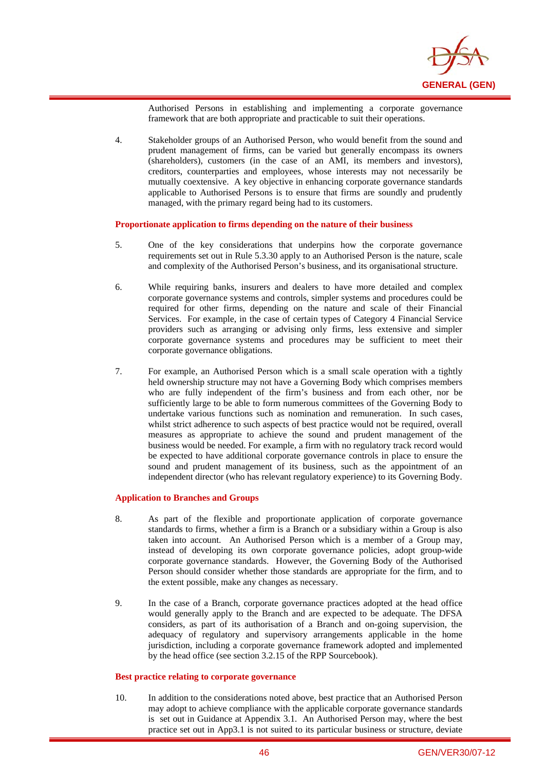Authorised Persons in establishing and implementing a corporate governance framework that are both appropriate and practicable to suit their operations.

4. Stakeholder groups of an Authorised Person, who would benefit from the sound and prudent management of firms, can be varied but generally encompass its owners (shareholders), customers (in the case of an AMI, its members and investors), creditors, counterparties and employees, whose interests may not necessarily be mutually coextensive. A key objective in enhancing corporate governance standards applicable to Authorised Persons is to ensure that firms are soundly and prudently managed, with the primary regard being had to its customers.

**Proportionate application to firms depending on the nature of their business**

5. One of the key considerations that underpins how the corporate governance requirements set out in Rule 5.3.30 apply to an Authorised Person is the nature, scale and complexity of the Authorised Person's business, and its organisational structure.

6. While requiring banks, insurers and dealers to have more detailed and complex corporate governance systems and controls, simpler systems and procedures could be required for other firms, depending on the nature and scale of their Financial Services. For example, in the case of certain types of Category 4 Financial Service providers such as arranging or advising only firms, less extensive and simpler corporate governance systems and procedures may be sufficient to meet their corporate governance obligations.

7. For example, an Authorised Person which is a small scale operation with a tightly held ownership structure may not have a Governing Body which comprises members who are fully independent of the firm's business and from each other, nor be sufficiently large to be able to form numerous committees of the Governing Body to undertake various functions such as nomination and remuneration. In such cases, whilst strict adherence to such aspects of best practice would not be required, overall measures as appropriate to achieve the sound and prudent management of the business would be needed. For example, a firm with no regulatory track record would be expected to have additional corporate governance controls in place to ensure the sound and prudent management of its business, such as the appointment of an independent director (who has relevant regulatory experience) to its Governing Body.

**Application to Branches and Groups**

8. As part of the flexible and proportionate application of corporate governance standards to firms, whether a firm is a Branch or a subsidiary within a Group is also taken into account. An Authorised Person which is a member of a Group may, instead of developing its own corporate governance policies, adopt group-wide corporate governance standards. However, the Governing Body of the Authorised Person should consider whether those standards are appropriate for the firm, and to the extent possible, make any changes as necessary.

9. In the case of a Branch, corporate governance practices adopted at the head office would generally apply to the Branch and are expected to be adequate. The DFSA considers, as part of its authorisation of a Branch and on-going supervision, the adequacy of regulatory and supervisory arrangements applicable in the home jurisdiction, including a corporate governance framework adopted and implemented by the head office (see section 3.2.15 of the RPP Sourcebook).

**Best practice relating to corporate governance**

10. In addition to the considerations noted above, best practice that an Authorised Person may adopt to achieve compliance with the applicable corporate governance standards is set out in Guidance at Appendix 3.1. An Authorised Person may, where the best practice set out in App3.1 is not suited to its particular business or structure, deviate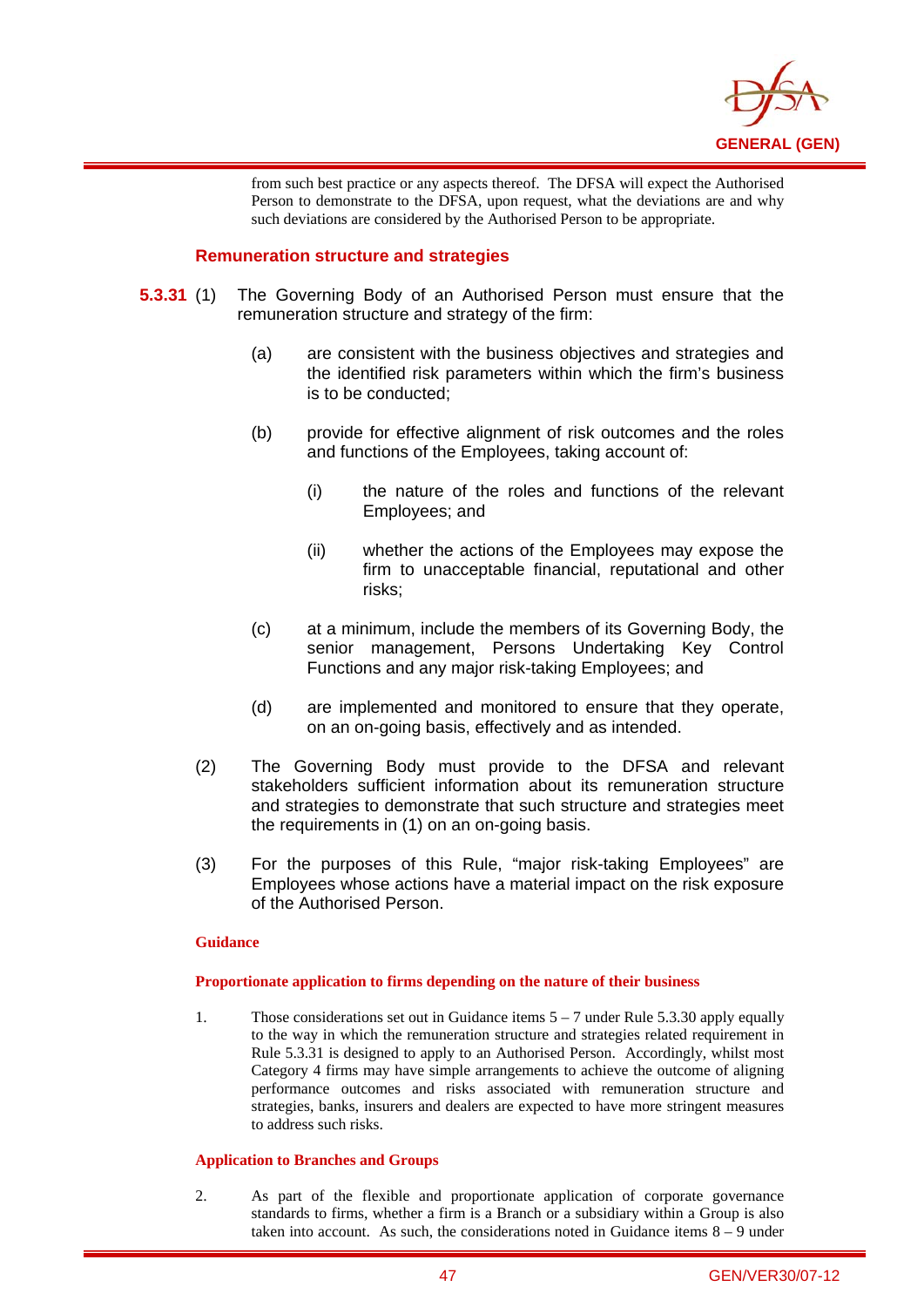from such best practice or any aspects thereof. The DFSA will expect the Authorised Person to demonstrate to the DFSA, upon request, what the deviations are and why such deviations are considered by the Authorised Person to be appropriate.

### Remuneration structure and strategies

**5.3.31** (1) The Governing Body of an Authorised Person must ensure that the remuneration structure and strategy of the firm:

(a) are consistent with the business objectives and strategies and the identified risk parameters within which the firm's business is to be conducted;

(b) provide for effective alignment of risk outcomes and the roles and functions of the Employees, taking account of:

(i) the nature of the roles and functions of the relevant Employees; and

(ii) whether the actions of the Employees may expose the firm to unacceptable financial, reputational and other risks;

(c) at a minimum, include the members of its Governing Body, the senior management, Persons Undertaking Key Control Functions and any major risk-taking Employees; and

(d) are implemented and monitored to ensure that they operate, on an on-going basis, effectively and as intended.

(2) The Governing Body must provide to the DFSA and relevant stakeholders sufficient information about its remuneration structure and strategies to demonstrate that such structure and strategies meet the requirements in (1) on an on-going basis.

(3) For the purposes of this Rule, "major risk-taking Employees" are Employees whose actions have a material impact on the risk exposure of the Authorised Person.

#### Guidance

**Proportionate application to firms depending on the nature of their business**

1. Those considerations set out in Guidance items 5 – 7 under Rule 5.3.30 apply equally to the way in which the remuneration structure and strategies related requirement in Rule 5.3.31 is designed to apply to an Authorised Person. Accordingly, whilst most Category 4 firms may have simple arrangements to achieve the outcome of aligning performance outcomes and risks associated with remuneration structure and strategies, banks, insurers and dealers are expected to have more stringent measures to address such risks.

**Application to Branches and Groups**

2. As part of the flexible and proportionate application of corporate governance standards to firms, whether a firm is a Branch or a subsidiary within a Group is also taken into account. As such, the considerations noted in Guidance items 8 – 9 under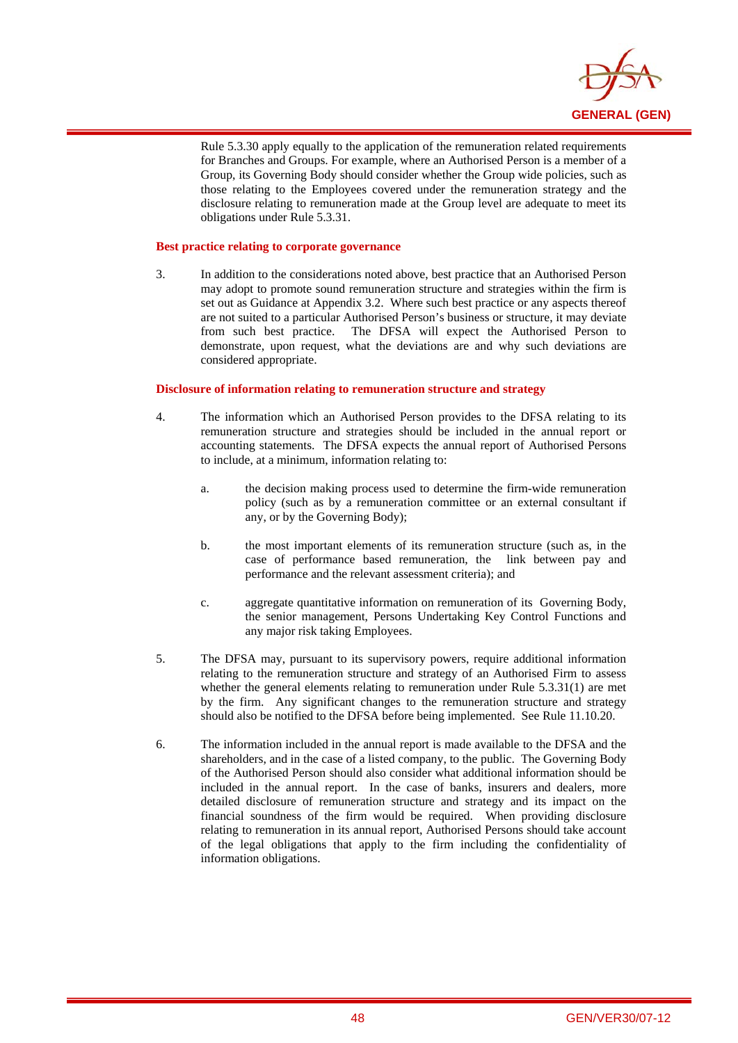Rule 5.3.30 apply equally to the application of the remuneration related requirements for Branches and Groups. For example, where an Authorised Person is a member of a Group, its Governing Body should consider whether the Group wide policies, such as those relating to the Employees covered under the remuneration strategy and the disclosure relating to remuneration made at the Group level are adequate to meet its obligations under Rule 5.3.31.

**Best practice relating to corporate governance**

3. In addition to the considerations noted above, best practice that an Authorised Person may adopt to promote sound remuneration structure and strategies within the firm is set out as Guidance at Appendix 3.2. Where such best practice or any aspects thereof are not suited to a particular Authorised Person's business or structure, it may deviate from such best practice. The DFSA will expect the Authorised Person to demonstrate, upon request, what the deviations are and why such deviations are considered appropriate.

**Disclosure of information relating to remuneration structure and strategy**

4. The information which an Authorised Person provides to the DFSA relating to its remuneration structure and strategies should be included in the annual report or accounting statements. The DFSA expects the annual report of Authorised Persons to include, at a minimum, information relating to:

   a. the decision making process used to determine the firm-wide remuneration policy (such as by a remuneration committee or an external consultant if any, or by the Governing Body);

   b. the most important elements of its remuneration structure (such as, in the case of performance based remuneration, the link between pay and performance and the relevant assessment criteria); and

   c. aggregate quantitative information on remuneration of its Governing Body, the senior management, Persons Undertaking Key Control Functions and any major risk taking Employees.

5. The DFSA may, pursuant to its supervisory powers, require additional information relating to the remuneration structure and strategy of an Authorised Firm to assess whether the general elements relating to remuneration under Rule 5.3.31(1) are met by the firm. Any significant changes to the remuneration structure and strategy should also be notified to the DFSA before being implemented. See Rule 11.10.20.

6. The information included in the annual report is made available to the DFSA and the shareholders, and in the case of a listed company, to the public. The Governing Body of the Authorised Person should also consider what additional information should be included in the annual report. In the case of banks, insurers and dealers, more detailed disclosure of remuneration structure and strategy and its impact on the financial soundness of the firm would be required. When providing disclosure relating to remuneration in its annual report, Authorised Persons should take account of the legal obligations that apply to the firm including the confidentiality of information obligations.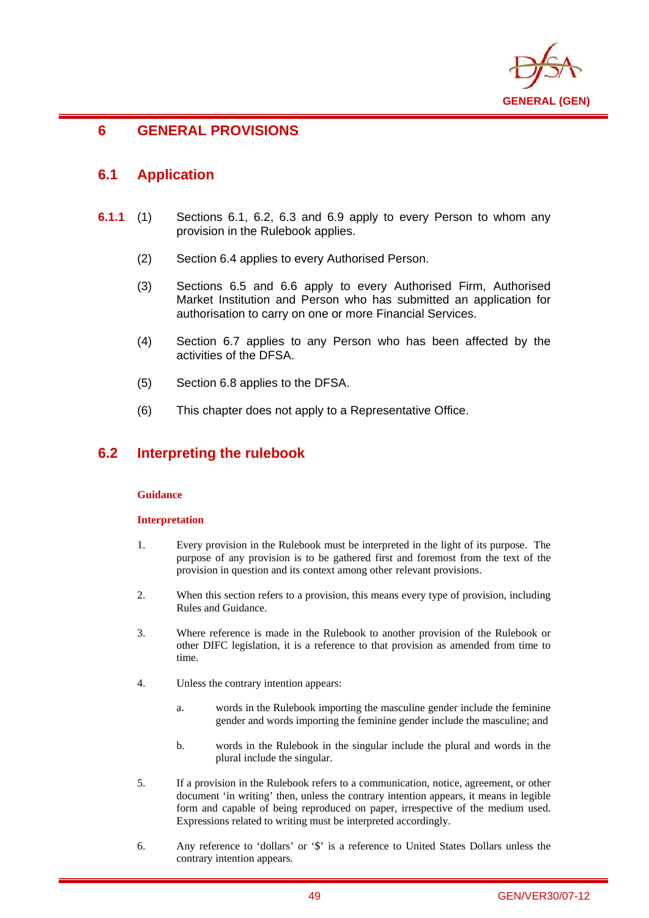# 6 GENERAL PROVISIONS

## 6.1 Application

**6.1.1** (1) Sections 6.1, 6.2, 6.3 and 6.9 apply to every Person to whom any provision in the Rulebook applies.

(2) Section 6.4 applies to every Authorised Person.

(3) Sections 6.5 and 6.6 apply to every Authorised Firm, Authorised Market Institution and Person who has submitted an application for authorisation to carry on one or more Financial Services.

(4) Section 6.7 applies to any Person who has been affected by the activities of the DFSA.

(5) Section 6.8 applies to the DFSA.

(6) This chapter does not apply to a Representative Office.

## 6.2 Interpreting the rulebook

**Guidance**

**Interpretation**

1. Every provision in the Rulebook must be interpreted in the light of its purpose. The purpose of any provision is to be gathered first and foremost from the text of the provision in question and its context among other relevant provisions.

2. When this section refers to a provision, this means every type of provision, including Rules and Guidance.

3. Where reference is made in the Rulebook to another provision of the Rulebook or other DIFC legislation, it is a reference to that provision as amended from time to time.

4. Unless the contrary intention appears:

   a. words in the Rulebook importing the masculine gender include the feminine gender and words importing the feminine gender include the masculine; and

   b. words in the Rulebook in the singular include the plural and words in the plural include the singular.

5. If a provision in the Rulebook refers to a communication, notice, agreement, or other document 'in writing' then, unless the contrary intention appears, it means in legible form and capable of being reproduced on paper, irrespective of the medium used. Expressions related to writing must be interpreted accordingly.

6. Any reference to 'dollars' or '$' is a reference to United States Dollars unless the contrary intention appears.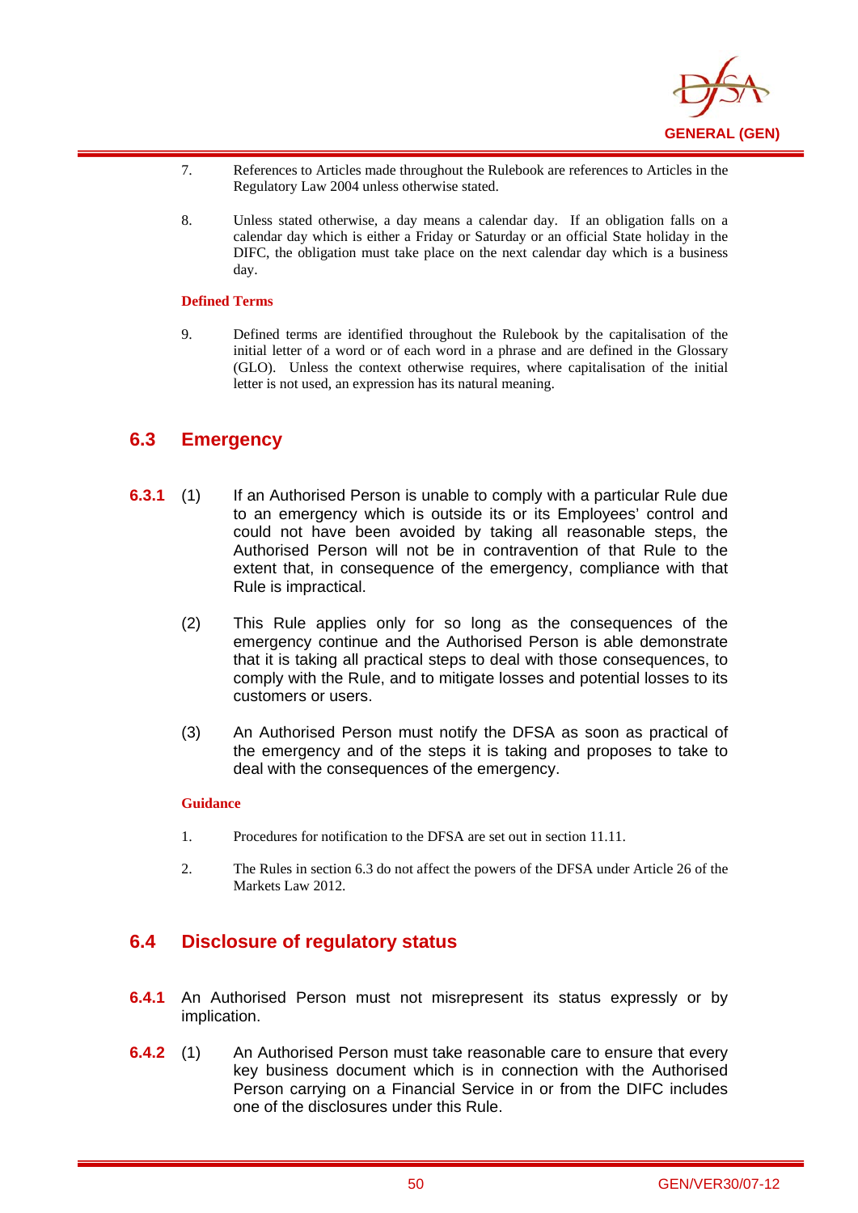7. References to Articles made throughout the Rulebook are references to Articles in the Regulatory Law 2004 unless otherwise stated.

8. Unless stated otherwise, a day means a calendar day. If an obligation falls on a calendar day which is either a Friday or Saturday or an official State holiday in the DIFC, the obligation must take place on the next calendar day which is a business day.

**Defined Terms**

9. Defined terms are identified throughout the Rulebook by the capitalisation of the initial letter of a word or of each word in a phrase and are defined in the Glossary (GLO). Unless the context otherwise requires, where capitalisation of the initial letter is not used, an expression has its natural meaning.

## 6.3 Emergency

**6.3.1** (1) If an Authorised Person is unable to comply with a particular Rule due to an emergency which is outside its or its Employees' control and could not have been avoided by taking all reasonable steps, the Authorised Person will not be in contravention of that Rule to the extent that, in consequence of the emergency, compliance with that Rule is impractical.

(2) This Rule applies only for so long as the consequences of the emergency continue and the Authorised Person is able demonstrate that it is taking all practical steps to deal with those consequences, to comply with the Rule, and to mitigate losses and potential losses to its customers or users.

(3) An Authorised Person must notify the DFSA as soon as practical of the emergency and of the steps it is taking and proposes to take to deal with the consequences of the emergency.

**Guidance**

1. Procedures for notification to the DFSA are set out in section 11.11.

2. The Rules in section 6.3 do not affect the powers of the DFSA under Article 26 of the Markets Law 2012.

## 6.4 Disclosure of regulatory status

**6.4.1** An Authorised Person must not misrepresent its status expressly or by implication.

**6.4.2** (1) An Authorised Person must take reasonable care to ensure that every key business document which is in connection with the Authorised Person carrying on a Financial Service in or from the DIFC includes one of the disclosures under this Rule.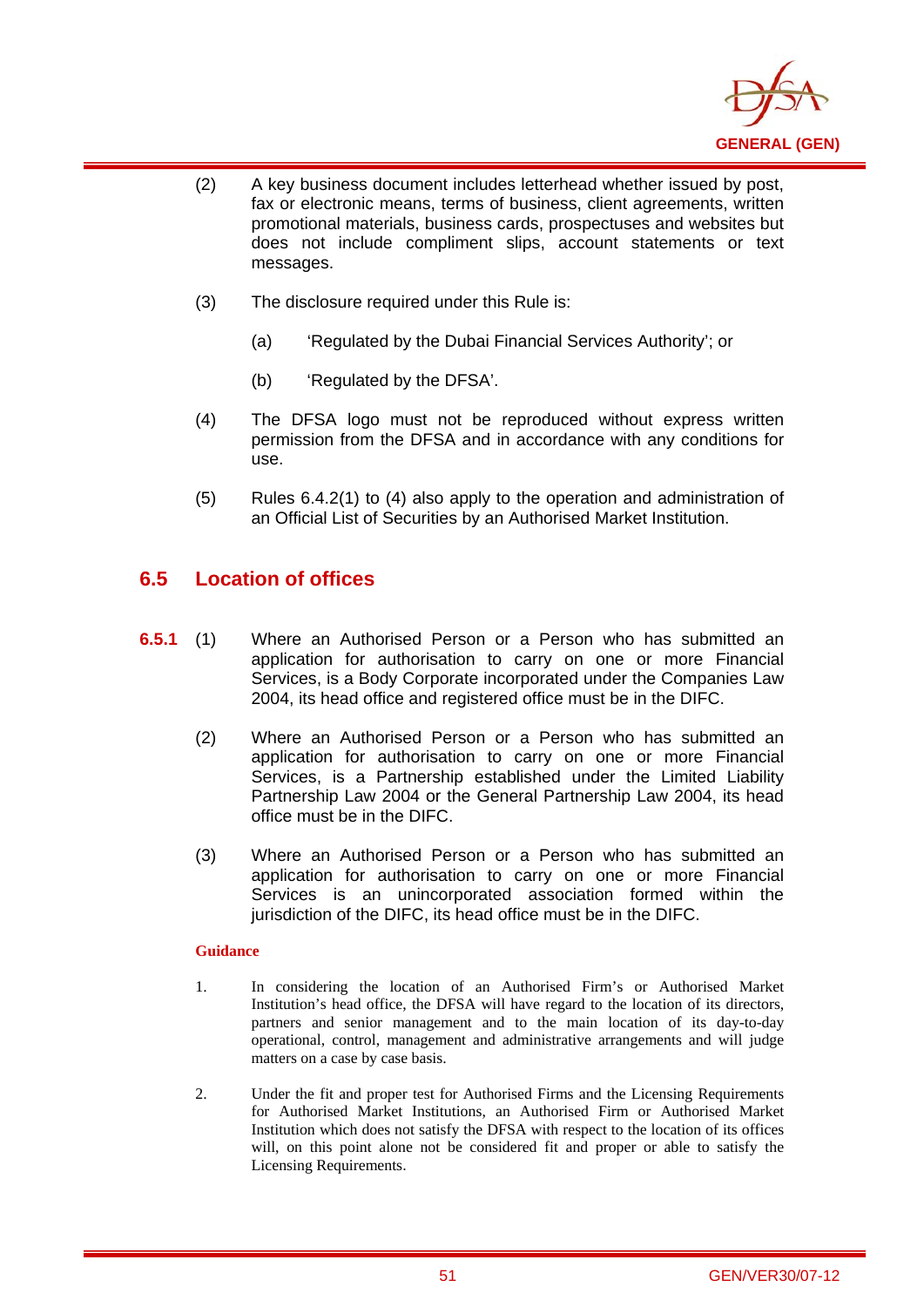(2) A key business document includes letterhead whether issued by post, fax or electronic means, terms of business, client agreements, written promotional materials, business cards, prospectuses and websites but does not include compliment slips, account statements or text messages.

(3) The disclosure required under this Rule is:

(a) 'Regulated by the Dubai Financial Services Authority'; or

(b) 'Regulated by the DFSA'.

(4) The DFSA logo must not be reproduced without express written permission from the DFSA and in accordance with any conditions for use.

(5) Rules 6.4.2(1) to (4) also apply to the operation and administration of an Official List of Securities by an Authorised Market Institution.

## 6.5 Location of offices

**6.5.1** (1) Where an Authorised Person or a Person who has submitted an application for authorisation to carry on one or more Financial Services, is a Body Corporate incorporated under the Companies Law 2004, its head office and registered office must be in the DIFC.

(2) Where an Authorised Person or a Person who has submitted an application for authorisation to carry on one or more Financial Services, is a Partnership established under the Limited Liability Partnership Law 2004 or the General Partnership Law 2004, its head office must be in the DIFC.

(3) Where an Authorised Person or a Person who has submitted an application for authorisation to carry on one or more Financial Services is an unincorporated association formed within the jurisdiction of the DIFC, its head office must be in the DIFC.

**Guidance**

1. In considering the location of an Authorised Firm's or Authorised Market Institution's head office, the DFSA will have regard to the location of its directors, partners and senior management and to the main location of its day-to-day operational, control, management and administrative arrangements and will judge matters on a case by case basis.

2. Under the fit and proper test for Authorised Firms and the Licensing Requirements for Authorised Market Institutions, an Authorised Firm or Authorised Market Institution which does not satisfy the DFSA with respect to the location of its offices will, on this point alone not be considered fit and proper or able to satisfy the Licensing Requirements.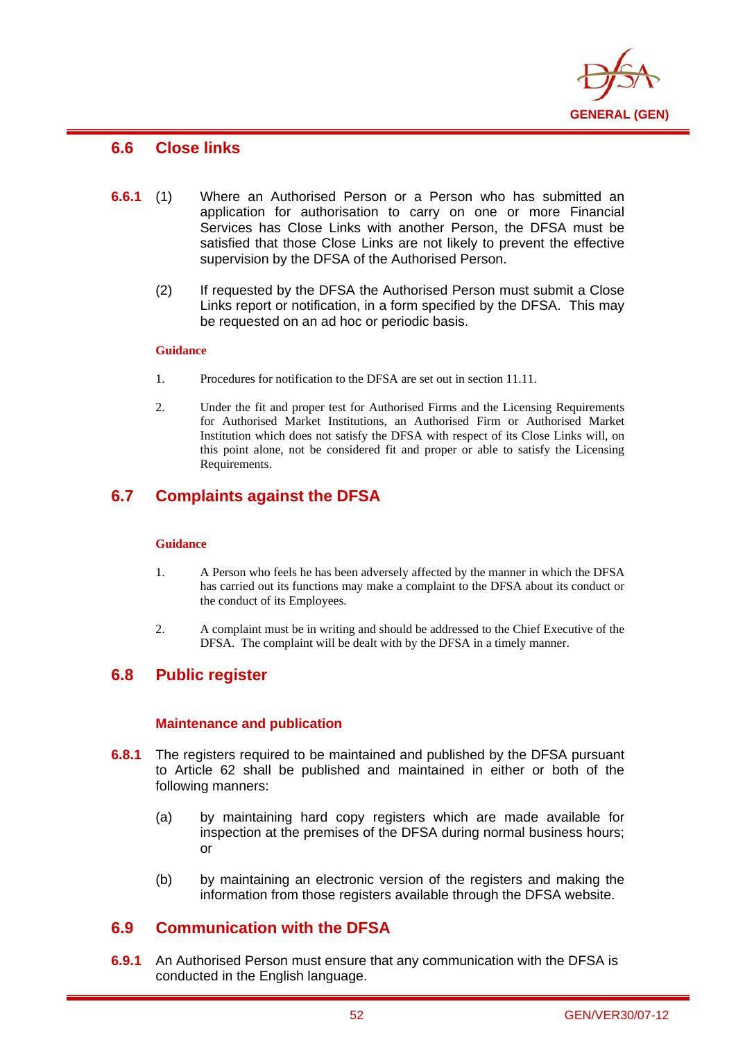## 6.6 Close links

**6.6.1** (1) Where an Authorised Person or a Person who has submitted an application for authorisation to carry on one or more Financial Services has Close Links with another Person, the DFSA must be satisfied that those Close Links are not likely to prevent the effective supervision by the DFSA of the Authorised Person.

(2) If requested by the DFSA the Authorised Person must submit a Close Links report or notification, in a form specified by the DFSA. This may be requested on an ad hoc or periodic basis.

**Guidance**

1. Procedures for notification to the DFSA are set out in section 11.11.

2. Under the fit and proper test for Authorised Firms and the Licensing Requirements for Authorised Market Institutions, an Authorised Firm or Authorised Market Institution which does not satisfy the DFSA with respect of its Close Links will, on this point alone, not be considered fit and proper or able to satisfy the Licensing Requirements.

## 6.7 Complaints against the DFSA

**Guidance**

1. A Person who feels he has been adversely affected by the manner in which the DFSA has carried out its functions may make a complaint to the DFSA about its conduct or the conduct of its Employees.

2. A complaint must be in writing and should be addressed to the Chief Executive of the DFSA. The complaint will be dealt with by the DFSA in a timely manner.

## 6.8 Public register

### Maintenance and publication

**6.8.1** The registers required to be maintained and published by the DFSA pursuant to Article 62 shall be published and maintained in either or both of the following manners:

(a) by maintaining hard copy registers which are made available for inspection at the premises of the DFSA during normal business hours; or

(b) by maintaining an electronic version of the registers and making the information from those registers available through the DFSA website.

## 6.9 Communication with the DFSA

**6.9.1** An Authorised Person must ensure that any communication with the DFSA is conducted in the English language.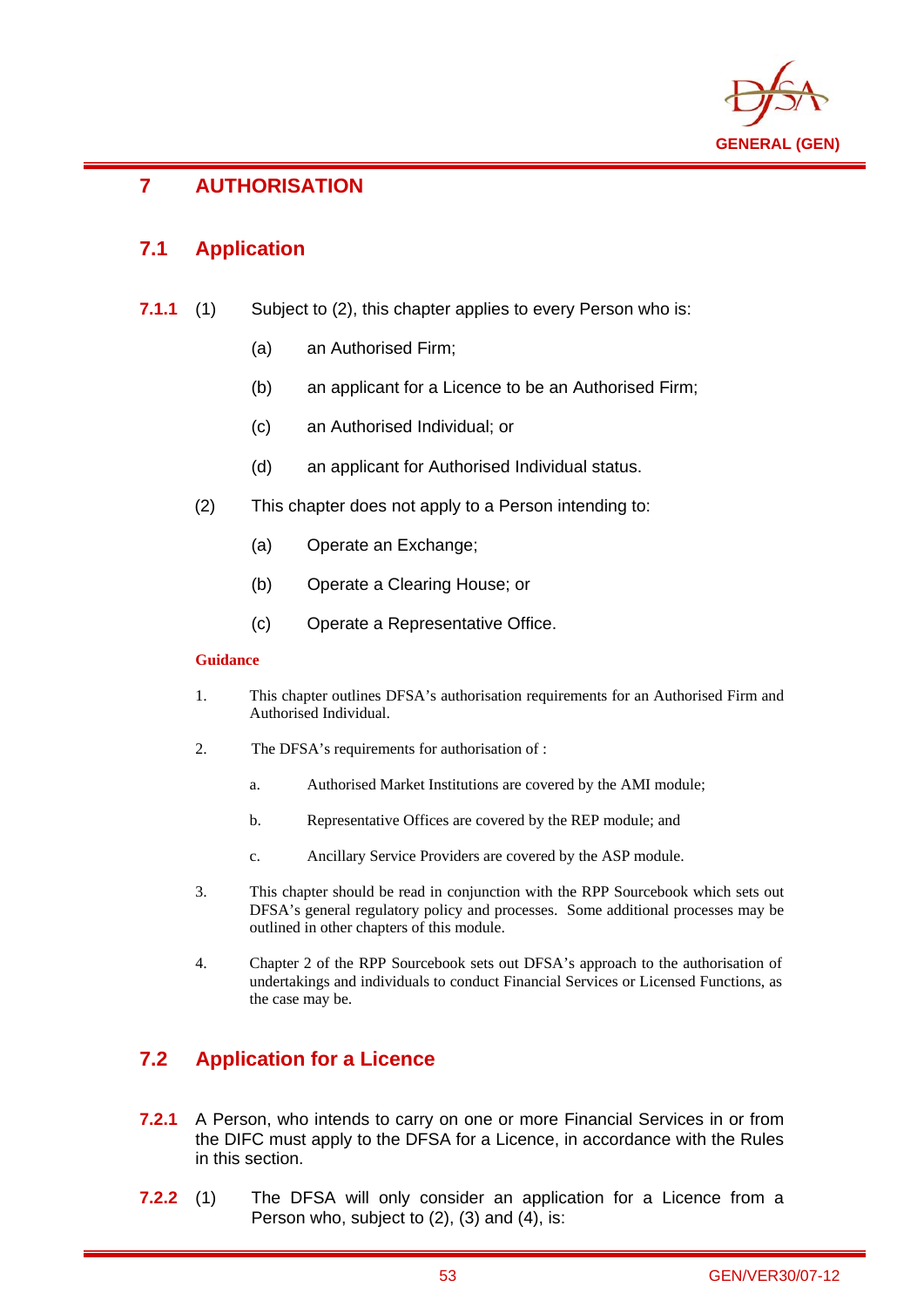# 7 AUTHORISATION

## 7.1 Application

**7.1.1** (1) Subject to (2), this chapter applies to every Person who is:

(a) an Authorised Firm;

(b) an applicant for a Licence to be an Authorised Firm;

(c) an Authorised Individual; or

(d) an applicant for Authorised Individual status.

(2) This chapter does not apply to a Person intending to:

(a) Operate an Exchange;

(b) Operate a Clearing House; or

(c) Operate a Representative Office.

**Guidance**

1. This chapter outlines DFSA's authorisation requirements for an Authorised Firm and Authorised Individual.

2. The DFSA's requirements for authorisation of :

   a. Authorised Market Institutions are covered by the AMI module;

   b. Representative Offices are covered by the REP module; and

   c. Ancillary Service Providers are covered by the ASP module.

3. This chapter should be read in conjunction with the RPP Sourcebook which sets out DFSA's general regulatory policy and processes. Some additional processes may be outlined in other chapters of this module.

4. Chapter 2 of the RPP Sourcebook sets out DFSA's approach to the authorisation of undertakings and individuals to conduct Financial Services or Licensed Functions, as the case may be.

## 7.2 Application for a Licence

**7.2.1** A Person, who intends to carry on one or more Financial Services in or from the DIFC must apply to the DFSA for a Licence, in accordance with the Rules in this section.

**7.2.2** (1) The DFSA will only consider an application for a Licence from a Person who, subject to (2), (3) and (4), is: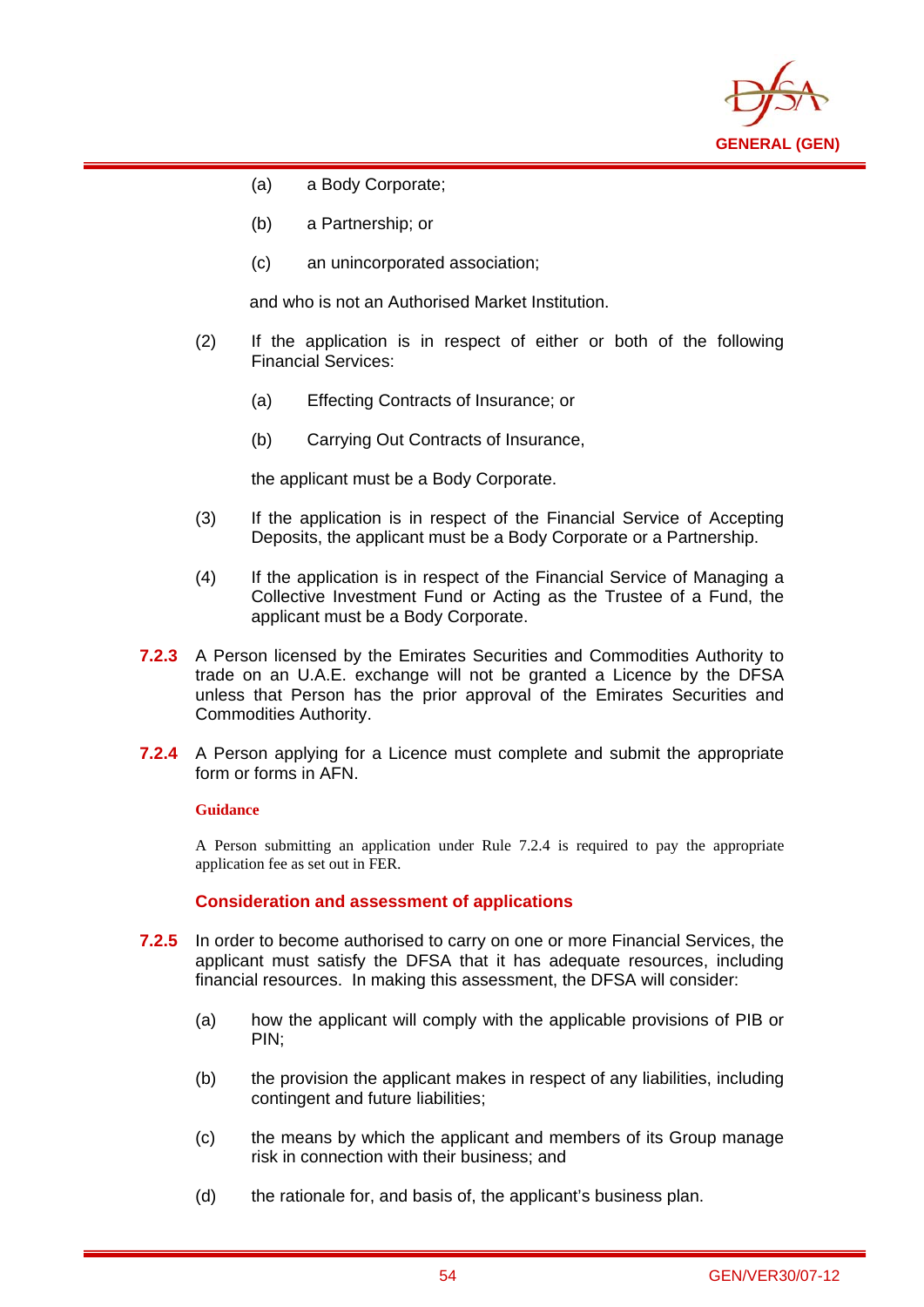(a) a Body Corporate;

(b) a Partnership; or

(c) an unincorporated association;

and who is not an Authorised Market Institution.

(2) If the application is in respect of either or both of the following Financial Services:

(a) Effecting Contracts of Insurance; or

(b) Carrying Out Contracts of Insurance,

the applicant must be a Body Corporate.

(3) If the application is in respect of the Financial Service of Accepting Deposits, the applicant must be a Body Corporate or a Partnership.

(4) If the application is in respect of the Financial Service of Managing a Collective Investment Fund or Acting as the Trustee of a Fund, the applicant must be a Body Corporate.

**7.2.3** A Person licensed by the Emirates Securities and Commodities Authority to trade on an U.A.E. exchange will not be granted a Licence by the DFSA unless that Person has the prior approval of the Emirates Securities and Commodities Authority.

**7.2.4** A Person applying for a Licence must complete and submit the appropriate form or forms in AFN.

**Guidance**

A Person submitting an application under Rule 7.2.4 is required to pay the appropriate application fee as set out in FER.

### Consideration and assessment of applications

**7.2.5** In order to become authorised to carry on one or more Financial Services, the applicant must satisfy the DFSA that it has adequate resources, including financial resources. In making this assessment, the DFSA will consider:

(a) how the applicant will comply with the applicable provisions of PIB or PIN;

(b) the provision the applicant makes in respect of any liabilities, including contingent and future liabilities;

(c) the means by which the applicant and members of its Group manage risk in connection with their business; and

(d) the rationale for, and basis of, the applicant's business plan.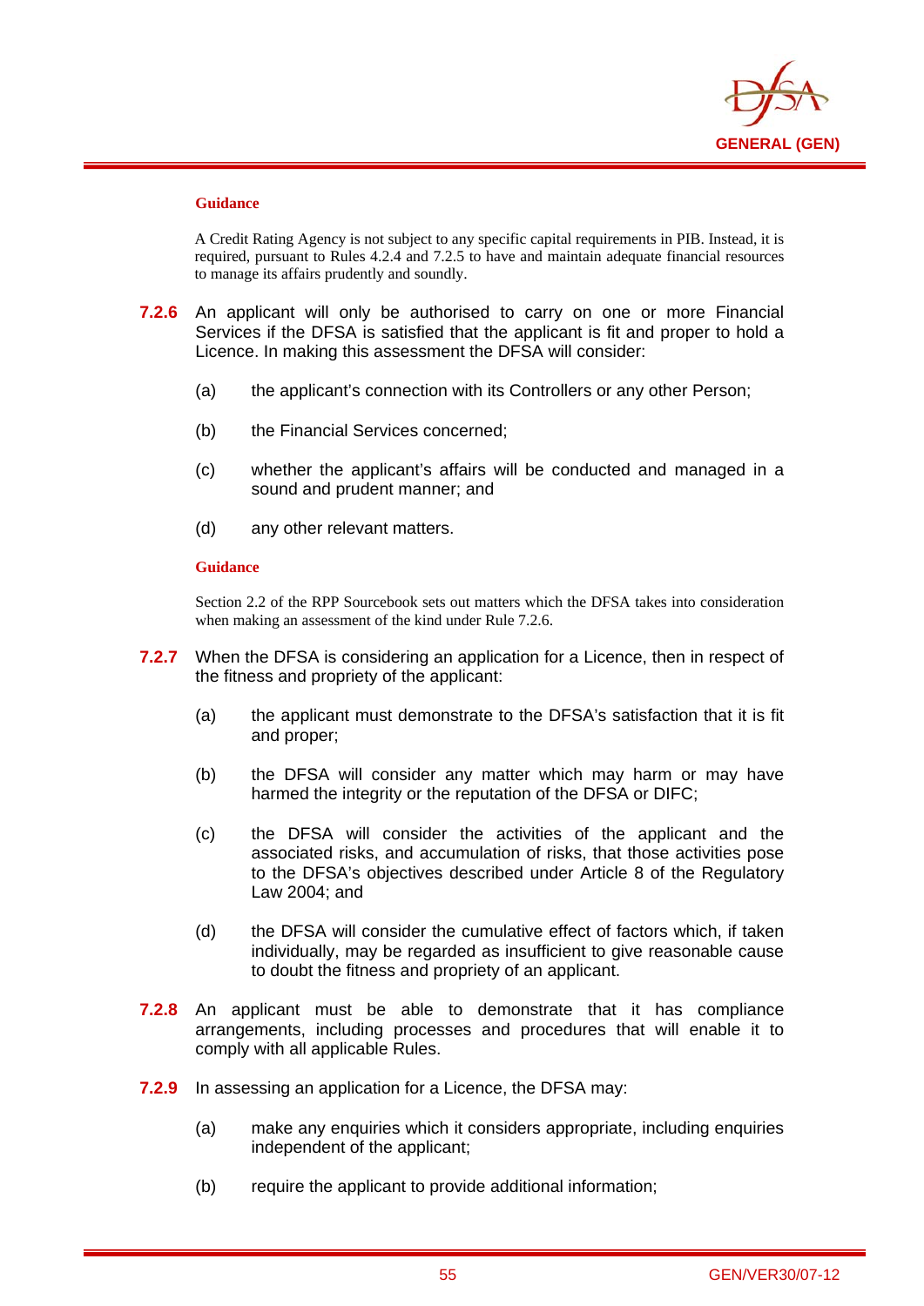**Guidance**

A Credit Rating Agency is not subject to any specific capital requirements in PIB. Instead, it is required, pursuant to Rules 4.2.4 and 7.2.5 to have and maintain adequate financial resources to manage its affairs prudently and soundly.

**7.2.6** An applicant will only be authorised to carry on one or more Financial Services if the DFSA is satisfied that the applicant is fit and proper to hold a Licence. In making this assessment the DFSA will consider:

(a) the applicant's connection with its Controllers or any other Person;

(b) the Financial Services concerned;

(c) whether the applicant's affairs will be conducted and managed in a sound and prudent manner; and

(d) any other relevant matters.

**Guidance**

Section 2.2 of the RPP Sourcebook sets out matters which the DFSA takes into consideration when making an assessment of the kind under Rule 7.2.6.

**7.2.7** When the DFSA is considering an application for a Licence, then in respect of the fitness and propriety of the applicant:

(a) the applicant must demonstrate to the DFSA's satisfaction that it is fit and proper;

(b) the DFSA will consider any matter which may harm or may have harmed the integrity or the reputation of the DFSA or DIFC;

(c) the DFSA will consider the activities of the applicant and the associated risks, and accumulation of risks, that those activities pose to the DFSA's objectives described under Article 8 of the Regulatory Law 2004; and

(d) the DFSA will consider the cumulative effect of factors which, if taken individually, may be regarded as insufficient to give reasonable cause to doubt the fitness and propriety of an applicant.

**7.2.8** An applicant must be able to demonstrate that it has compliance arrangements, including processes and procedures that will enable it to comply with all applicable Rules.

**7.2.9** In assessing an application for a Licence, the DFSA may:

(a) make any enquiries which it considers appropriate, including enquiries independent of the applicant;

(b) require the applicant to provide additional information;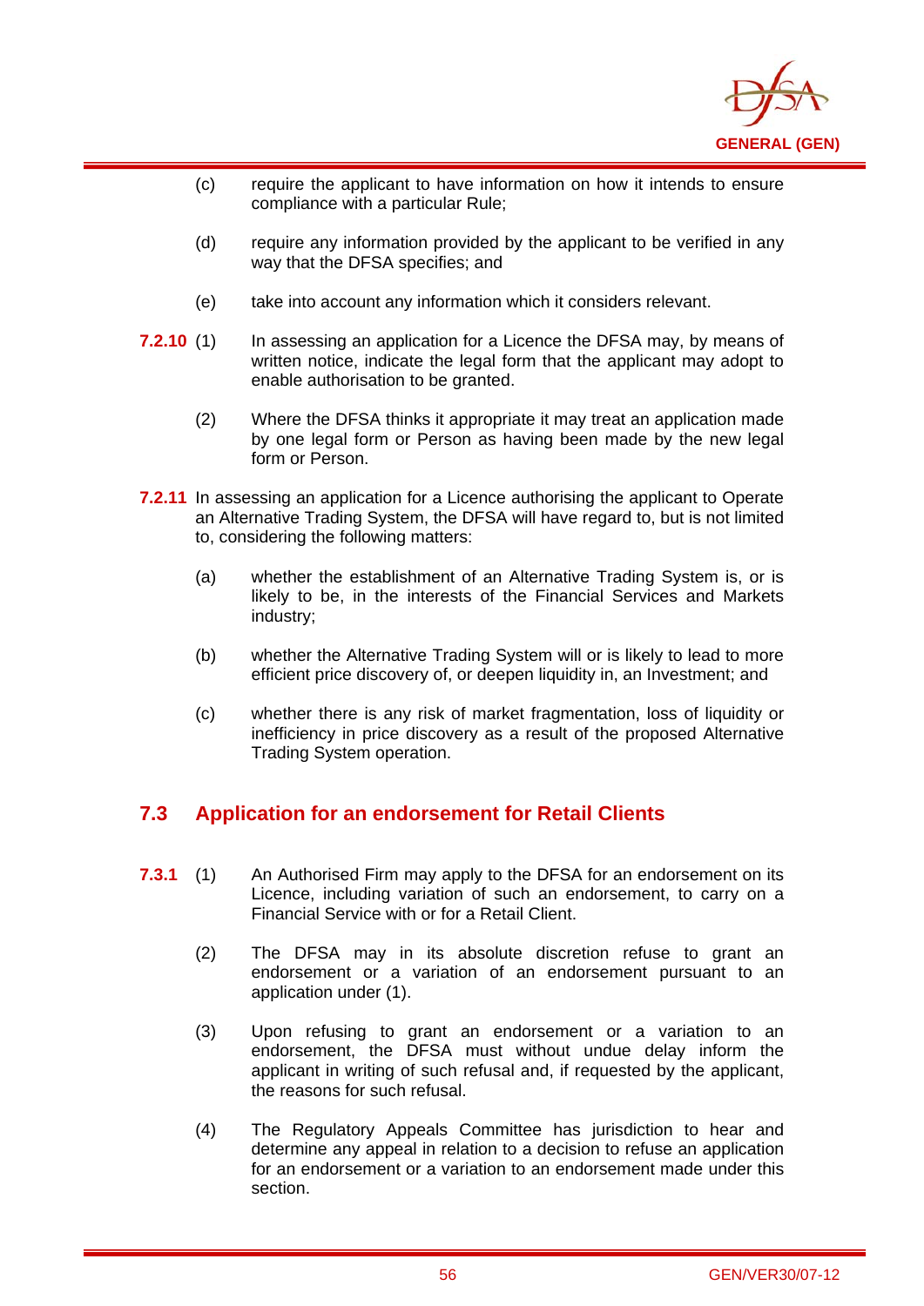(c) require the applicant to have information on how it intends to ensure compliance with a particular Rule;

(d) require any information provided by the applicant to be verified in any way that the DFSA specifies; and

(e) take into account any information which it considers relevant.

**7.2.10** (1) In assessing an application for a Licence the DFSA may, by means of written notice, indicate the legal form that the applicant may adopt to enable authorisation to be granted.

(2) Where the DFSA thinks it appropriate it may treat an application made by one legal form or Person as having been made by the new legal form or Person.

**7.2.11** In assessing an application for a Licence authorising the applicant to Operate an Alternative Trading System, the DFSA will have regard to, but is not limited to, considering the following matters:

(a) whether the establishment of an Alternative Trading System is, or is likely to be, in the interests of the Financial Services and Markets industry;

(b) whether the Alternative Trading System will or is likely to lead to more efficient price discovery of, or deepen liquidity in, an Investment; and

(c) whether there is any risk of market fragmentation, loss of liquidity or inefficiency in price discovery as a result of the proposed Alternative Trading System operation.

## 7.3 Application for an endorsement for Retail Clients

**7.3.1** (1) An Authorised Firm may apply to the DFSA for an endorsement on its Licence, including variation of such an endorsement, to carry on a Financial Service with or for a Retail Client.

(2) The DFSA may in its absolute discretion refuse to grant an endorsement or a variation of an endorsement pursuant to an application under (1).

(3) Upon refusing to grant an endorsement or a variation to an endorsement, the DFSA must without undue delay inform the applicant in writing of such refusal and, if requested by the applicant, the reasons for such refusal.

(4) The Regulatory Appeals Committee has jurisdiction to hear and determine any appeal in relation to a decision to refuse an application for an endorsement or a variation to an endorsement made under this section.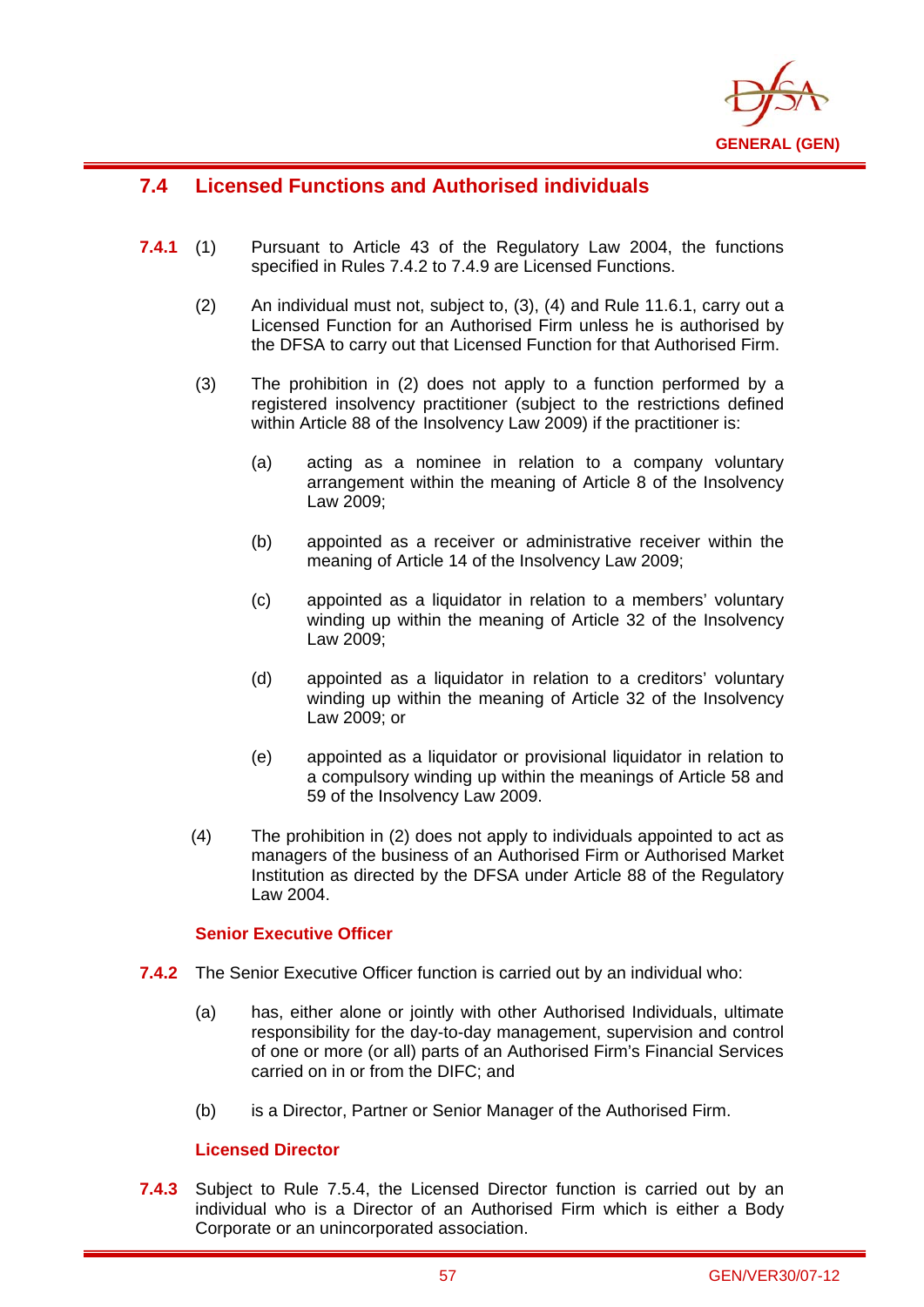## 7.4 Licensed Functions and Authorised individuals

**7.4.1** (1) Pursuant to Article 43 of the Regulatory Law 2004, the functions specified in Rules 7.4.2 to 7.4.9 are Licensed Functions.

(2) An individual must not, subject to, (3), (4) and Rule 11.6.1, carry out a Licensed Function for an Authorised Firm unless he is authorised by the DFSA to carry out that Licensed Function for that Authorised Firm.

(3) The prohibition in (2) does not apply to a function performed by a registered insolvency practitioner (subject to the restrictions defined within Article 88 of the Insolvency Law 2009) if the practitioner is:

(a) acting as a nominee in relation to a company voluntary arrangement within the meaning of Article 8 of the Insolvency Law 2009;

(b) appointed as a receiver or administrative receiver within the meaning of Article 14 of the Insolvency Law 2009;

(c) appointed as a liquidator in relation to a members' voluntary winding up within the meaning of Article 32 of the Insolvency Law 2009;

(d) appointed as a liquidator in relation to a creditors' voluntary winding up within the meaning of Article 32 of the Insolvency Law 2009; or

(e) appointed as a liquidator or provisional liquidator in relation to a compulsory winding up within the meanings of Article 58 and 59 of the Insolvency Law 2009.

(4) The prohibition in (2) does not apply to individuals appointed to act as managers of the business of an Authorised Firm or Authorised Market Institution as directed by the DFSA under Article 88 of the Regulatory Law 2004.

### Senior Executive Officer

**7.4.2** The Senior Executive Officer function is carried out by an individual who:

(a) has, either alone or jointly with other Authorised Individuals, ultimate responsibility for the day-to-day management, supervision and control of one or more (or all) parts of an Authorised Firm's Financial Services carried on in or from the DIFC; and

(b) is a Director, Partner or Senior Manager of the Authorised Firm.

### Licensed Director

**7.4.3** Subject to Rule 7.5.4, the Licensed Director function is carried out by an individual who is a Director of an Authorised Firm which is either a Body Corporate or an unincorporated association.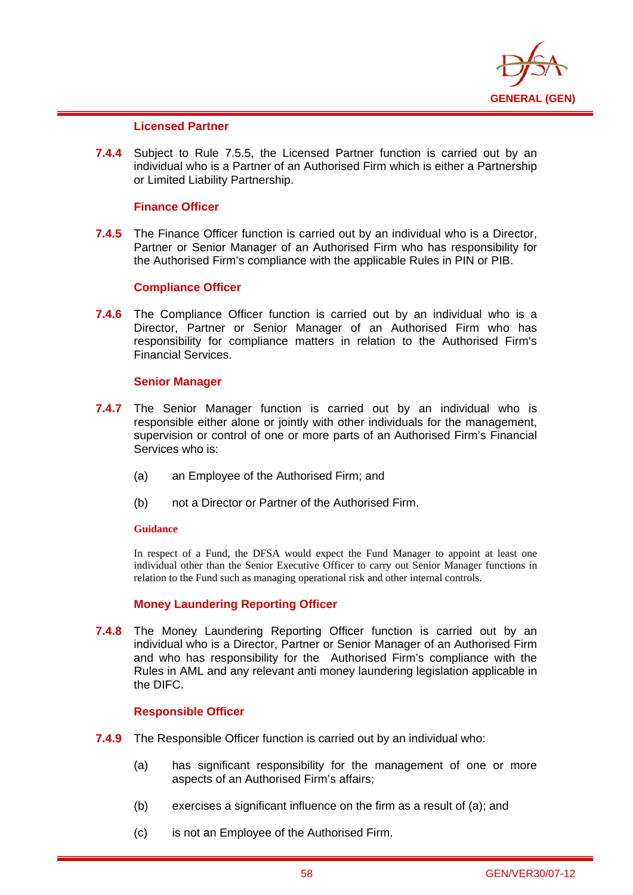### Licensed Partner

**7.4.4** Subject to Rule 7.5.5, the Licensed Partner function is carried out by an individual who is a Partner of an Authorised Firm which is either a Partnership or Limited Liability Partnership.

### Finance Officer

**7.4.5** The Finance Officer function is carried out by an individual who is a Director, Partner or Senior Manager of an Authorised Firm who has responsibility for the Authorised Firm's compliance with the applicable Rules in PIN or PIB.

### Compliance Officer

**7.4.6** The Compliance Officer function is carried out by an individual who is a Director, Partner or Senior Manager of an Authorised Firm who has responsibility for compliance matters in relation to the Authorised Firm's Financial Services.

### Senior Manager

**7.4.7** The Senior Manager function is carried out by an individual who is responsible either alone or jointly with other individuals for the management, supervision or control of one or more parts of an Authorised Firm's Financial Services who is:

(a) an Employee of the Authorised Firm; and

(b) not a Director or Partner of the Authorised Firm.

**Guidance**

In respect of a Fund, the DFSA would expect the Fund Manager to appoint at least one individual other than the Senior Executive Officer to carry out Senior Manager functions in relation to the Fund such as managing operational risk and other internal controls.

### Money Laundering Reporting Officer

**7.4.8** The Money Laundering Reporting Officer function is carried out by an individual who is a Director, Partner or Senior Manager of an Authorised Firm and who has responsibility for the Authorised Firm's compliance with the Rules in AML and any relevant anti money laundering legislation applicable in the DIFC.

### Responsible Officer

**7.4.9** The Responsible Officer function is carried out by an individual who:

(a) has significant responsibility for the management of one or more aspects of an Authorised Firm's affairs;

(b) exercises a significant influence on the firm as a result of (a); and

(c) is not an Employee of the Authorised Firm.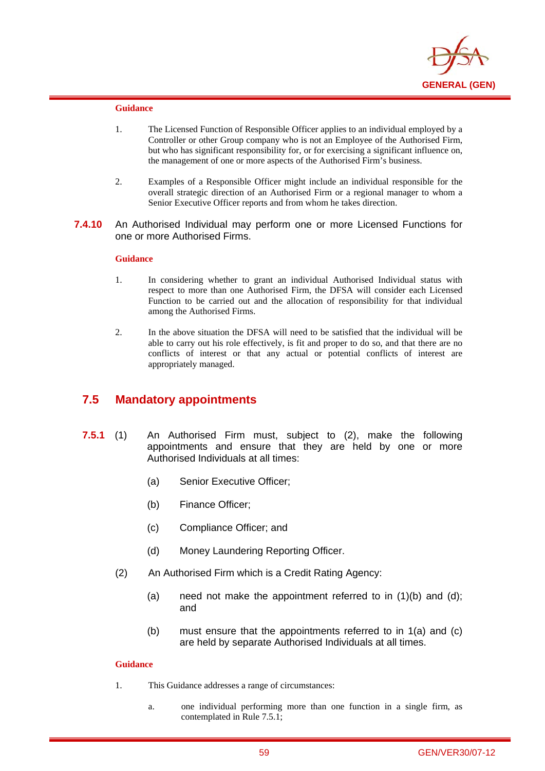**Guidance**

1. The Licensed Function of Responsible Officer applies to an individual employed by a Controller or other Group company who is not an Employee of the Authorised Firm, but who has significant responsibility for, or for exercising a significant influence on, the management of one or more aspects of the Authorised Firm's business.

2. Examples of a Responsible Officer might include an individual responsible for the overall strategic direction of an Authorised Firm or a regional manager to whom a Senior Executive Officer reports and from whom he takes direction.

**7.4.10** An Authorised Individual may perform one or more Licensed Functions for one or more Authorised Firms.

**Guidance**

1. In considering whether to grant an individual Authorised Individual status with respect to more than one Authorised Firm, the DFSA will consider each Licensed Function to be carried out and the allocation of responsibility for that individual among the Authorised Firms.

2. In the above situation the DFSA will need to be satisfied that the individual will be able to carry out his role effectively, is fit and proper to do so, and that there are no conflicts of interest or that any actual or potential conflicts of interest are appropriately managed.

## 7.5 Mandatory appointments

**7.5.1** (1) An Authorised Firm must, subject to (2), make the following appointments and ensure that they are held by one or more Authorised Individuals at all times:

(a) Senior Executive Officer;

(b) Finance Officer;

(c) Compliance Officer; and

(d) Money Laundering Reporting Officer.

(2) An Authorised Firm which is a Credit Rating Agency:

(a) need not make the appointment referred to in (1)(b) and (d); and

(b) must ensure that the appointments referred to in 1(a) and (c) are held by separate Authorised Individuals at all times.

**Guidance**

1. This Guidance addresses a range of circumstances:

a. one individual performing more than one function in a single firm, as contemplated in Rule 7.5.1;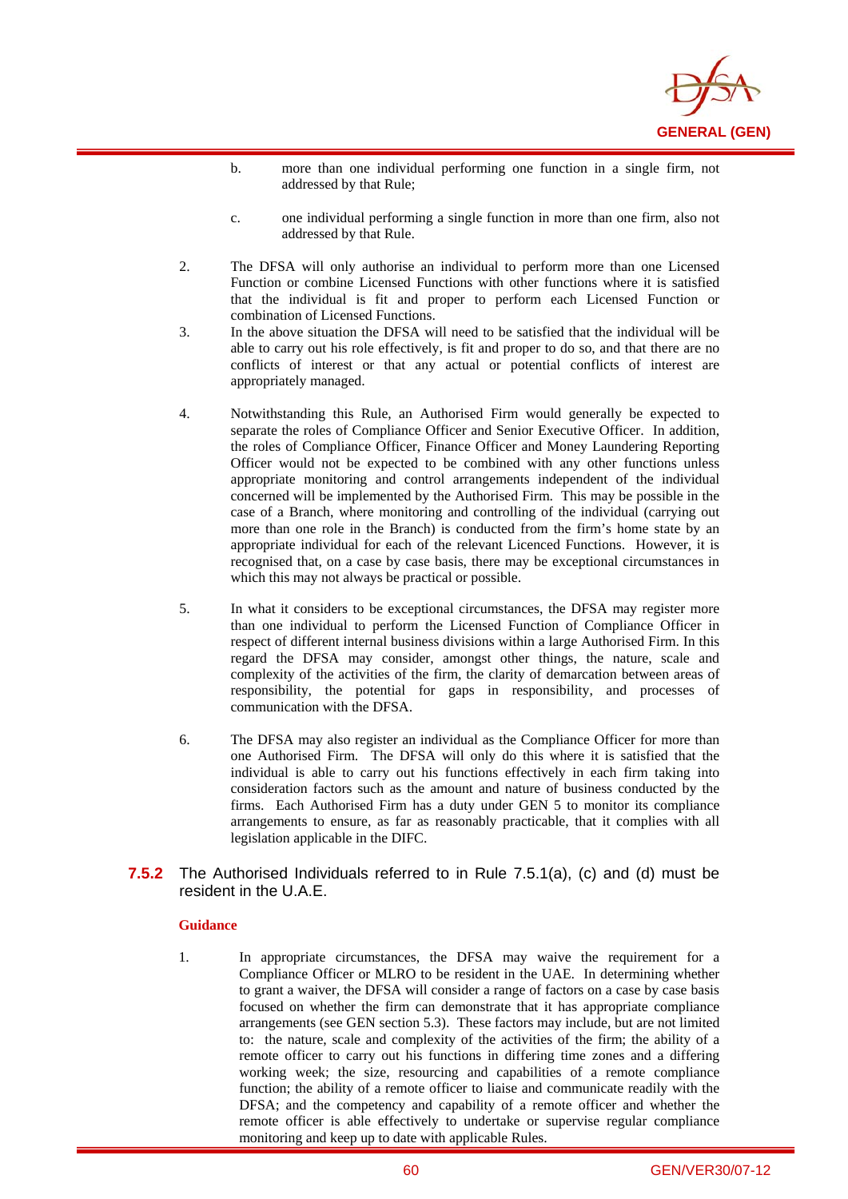b. more than one individual performing one function in a single firm, not addressed by that Rule;

c. one individual performing a single function in more than one firm, also not addressed by that Rule.

2. The DFSA will only authorise an individual to perform more than one Licensed Function or combine Licensed Functions with other functions where it is satisfied that the individual is fit and proper to perform each Licensed Function or combination of Licensed Functions.

3. In the above situation the DFSA will need to be satisfied that the individual will be able to carry out his role effectively, is fit and proper to do so, and that there are no conflicts of interest or that any actual or potential conflicts of interest are appropriately managed.

4. Notwithstanding this Rule, an Authorised Firm would generally be expected to separate the roles of Compliance Officer and Senior Executive Officer. In addition, the roles of Compliance Officer, Finance Officer and Money Laundering Reporting Officer would not be expected to be combined with any other functions unless appropriate monitoring and control arrangements independent of the individual concerned will be implemented by the Authorised Firm. This may be possible in the case of a Branch, where monitoring and controlling of the individual (carrying out more than one role in the Branch) is conducted from the firm's home state by an appropriate individual for each of the relevant Licenced Functions. However, it is recognised that, on a case by case basis, there may be exceptional circumstances in which this may not always be practical or possible.

5. In what it considers to be exceptional circumstances, the DFSA may register more than one individual to perform the Licensed Function of Compliance Officer in respect of different internal business divisions within a large Authorised Firm. In this regard the DFSA may consider, amongst other things, the nature, scale and complexity of the activities of the firm, the clarity of demarcation between areas of responsibility, the potential for gaps in responsibility, and processes of communication with the DFSA.

6. The DFSA may also register an individual as the Compliance Officer for more than one Authorised Firm. The DFSA will only do this where it is satisfied that the individual is able to carry out his functions effectively in each firm taking into consideration factors such as the amount and nature of business conducted by the firms. Each Authorised Firm has a duty under GEN 5 to monitor its compliance arrangements to ensure, as far as reasonably practicable, that it complies with all legislation applicable in the DIFC.

**7.5.2** The Authorised Individuals referred to in Rule 7.5.1(a), (c) and (d) must be resident in the U.A.E.

**Guidance**

1. In appropriate circumstances, the DFSA may waive the requirement for a Compliance Officer or MLRO to be resident in the UAE. In determining whether to grant a waiver, the DFSA will consider a range of factors on a case by case basis focused on whether the firm can demonstrate that it has appropriate compliance arrangements (see GEN section 5.3). These factors may include, but are not limited to: the nature, scale and complexity of the activities of the firm; the ability of a remote officer to carry out his functions in differing time zones and a differing working week; the size, resourcing and capabilities of a remote compliance function; the ability of a remote officer to liaise and communicate readily with the DFSA; and the competency and capability of a remote officer and whether the remote officer is able effectively to undertake or supervise regular compliance monitoring and keep up to date with applicable Rules.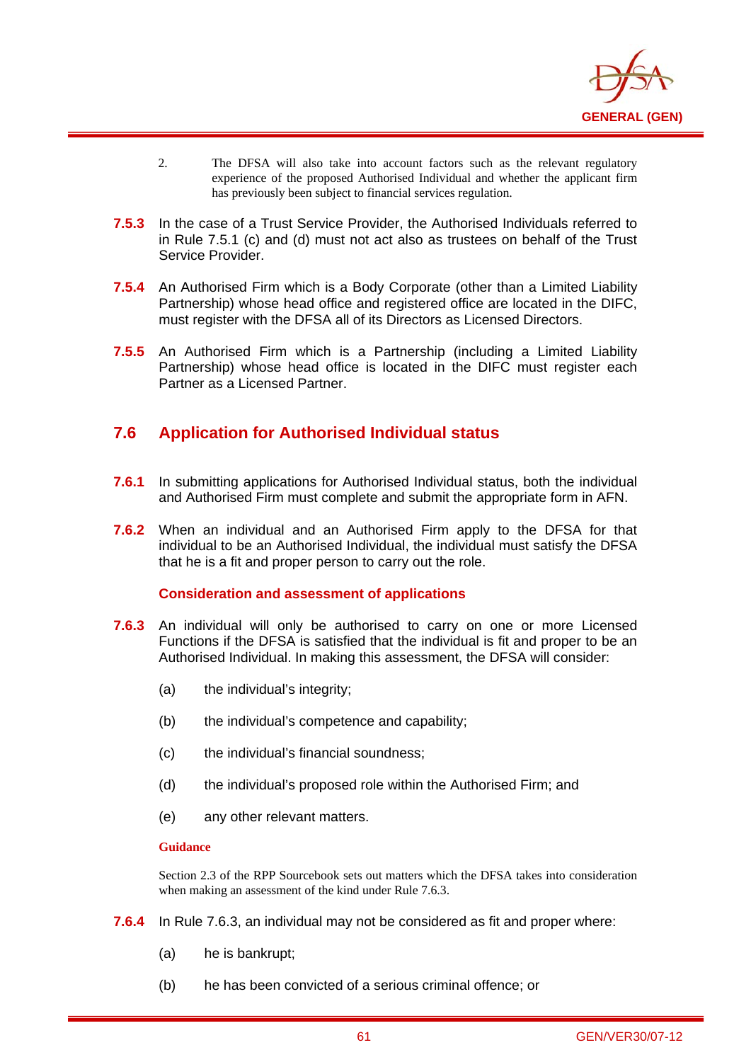2. The DFSA will also take into account factors such as the relevant regulatory experience of the proposed Authorised Individual and whether the applicant firm has previously been subject to financial services regulation.

**7.5.3** In the case of a Trust Service Provider, the Authorised Individuals referred to in Rule 7.5.1 (c) and (d) must not act also as trustees on behalf of the Trust Service Provider.

**7.5.4** An Authorised Firm which is a Body Corporate (other than a Limited Liability Partnership) whose head office and registered office are located in the DIFC, must register with the DFSA all of its Directors as Licensed Directors.

**7.5.5** An Authorised Firm which is a Partnership (including a Limited Liability Partnership) whose head office is located in the DIFC must register each Partner as a Licensed Partner.

## 7.6 Application for Authorised Individual status

**7.6.1** In submitting applications for Authorised Individual status, both the individual and Authorised Firm must complete and submit the appropriate form in AFN.

**7.6.2** When an individual and an Authorised Firm apply to the DFSA for that individual to be an Authorised Individual, the individual must satisfy the DFSA that he is a fit and proper person to carry out the role.

### Consideration and assessment of applications

**7.6.3** An individual will only be authorised to carry on one or more Licensed Functions if the DFSA is satisfied that the individual is fit and proper to be an Authorised Individual. In making this assessment, the DFSA will consider:

(a) the individual's integrity;

(b) the individual's competence and capability;

(c) the individual's financial soundness;

(d) the individual's proposed role within the Authorised Firm; and

(e) any other relevant matters.

**Guidance**

Section 2.3 of the RPP Sourcebook sets out matters which the DFSA takes into consideration when making an assessment of the kind under Rule 7.6.3.

**7.6.4** In Rule 7.6.3, an individual may not be considered as fit and proper where:

(a) he is bankrupt;

(b) he has been convicted of a serious criminal offence; or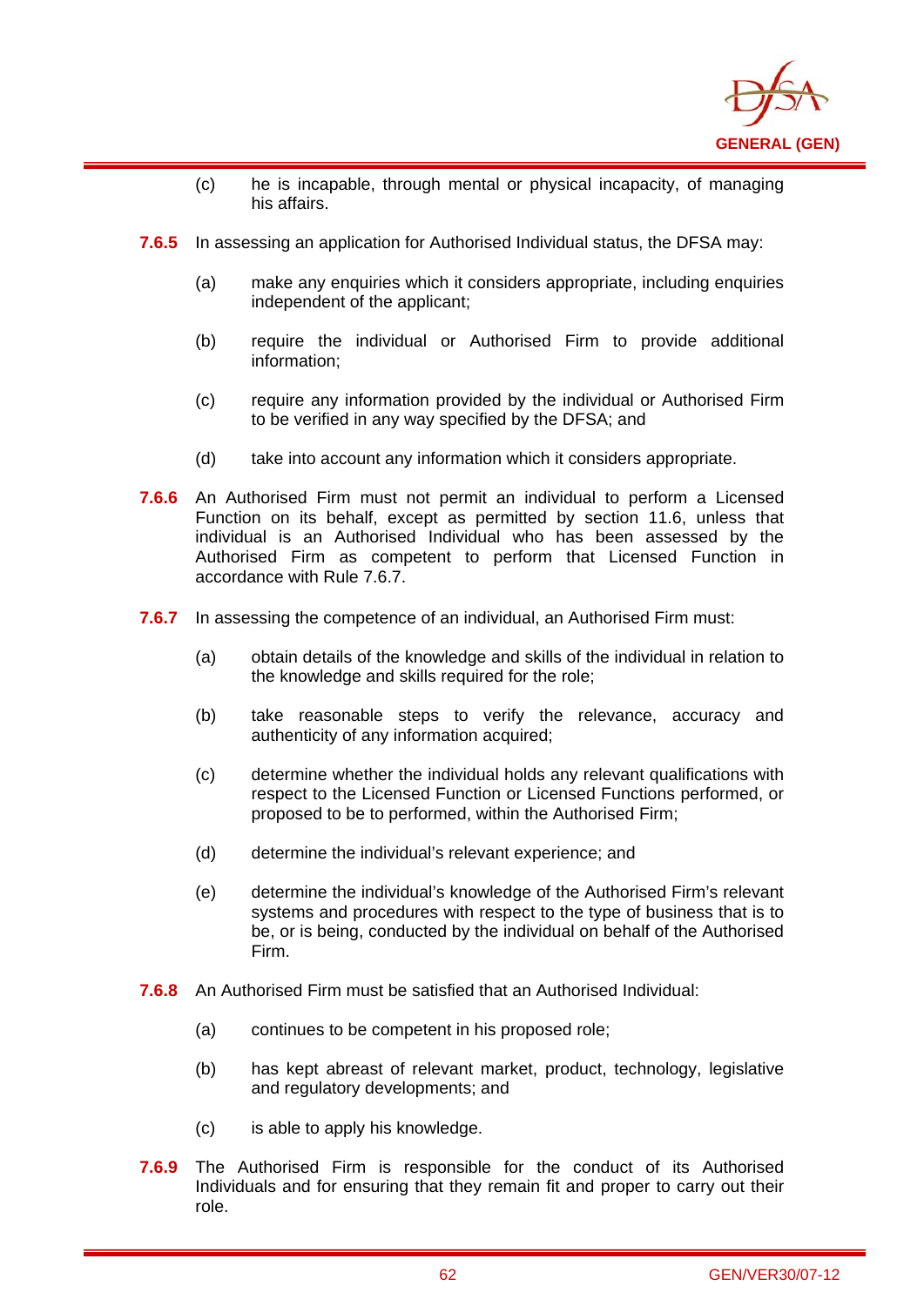(c) he is incapable, through mental or physical incapacity, of managing his affairs.

**7.6.5** In assessing an application for Authorised Individual status, the DFSA may:

(a) make any enquiries which it considers appropriate, including enquiries independent of the applicant;

(b) require the individual or Authorised Firm to provide additional information;

(c) require any information provided by the individual or Authorised Firm to be verified in any way specified by the DFSA; and

(d) take into account any information which it considers appropriate.

**7.6.6** An Authorised Firm must not permit an individual to perform a Licensed Function on its behalf, except as permitted by section 11.6, unless that individual is an Authorised Individual who has been assessed by the Authorised Firm as competent to perform that Licensed Function in accordance with Rule 7.6.7.

**7.6.7** In assessing the competence of an individual, an Authorised Firm must:

(a) obtain details of the knowledge and skills of the individual in relation to the knowledge and skills required for the role;

(b) take reasonable steps to verify the relevance, accuracy and authenticity of any information acquired;

(c) determine whether the individual holds any relevant qualifications with respect to the Licensed Function or Licensed Functions performed, or proposed to be to performed, within the Authorised Firm;

(d) determine the individual's relevant experience; and

(e) determine the individual's knowledge of the Authorised Firm's relevant systems and procedures with respect to the type of business that is to be, or is being, conducted by the individual on behalf of the Authorised Firm.

**7.6.8** An Authorised Firm must be satisfied that an Authorised Individual:

(a) continues to be competent in his proposed role;

(b) has kept abreast of relevant market, product, technology, legislative and regulatory developments; and

(c) is able to apply his knowledge.

**7.6.9** The Authorised Firm is responsible for the conduct of its Authorised Individuals and for ensuring that they remain fit and proper to carry out their role.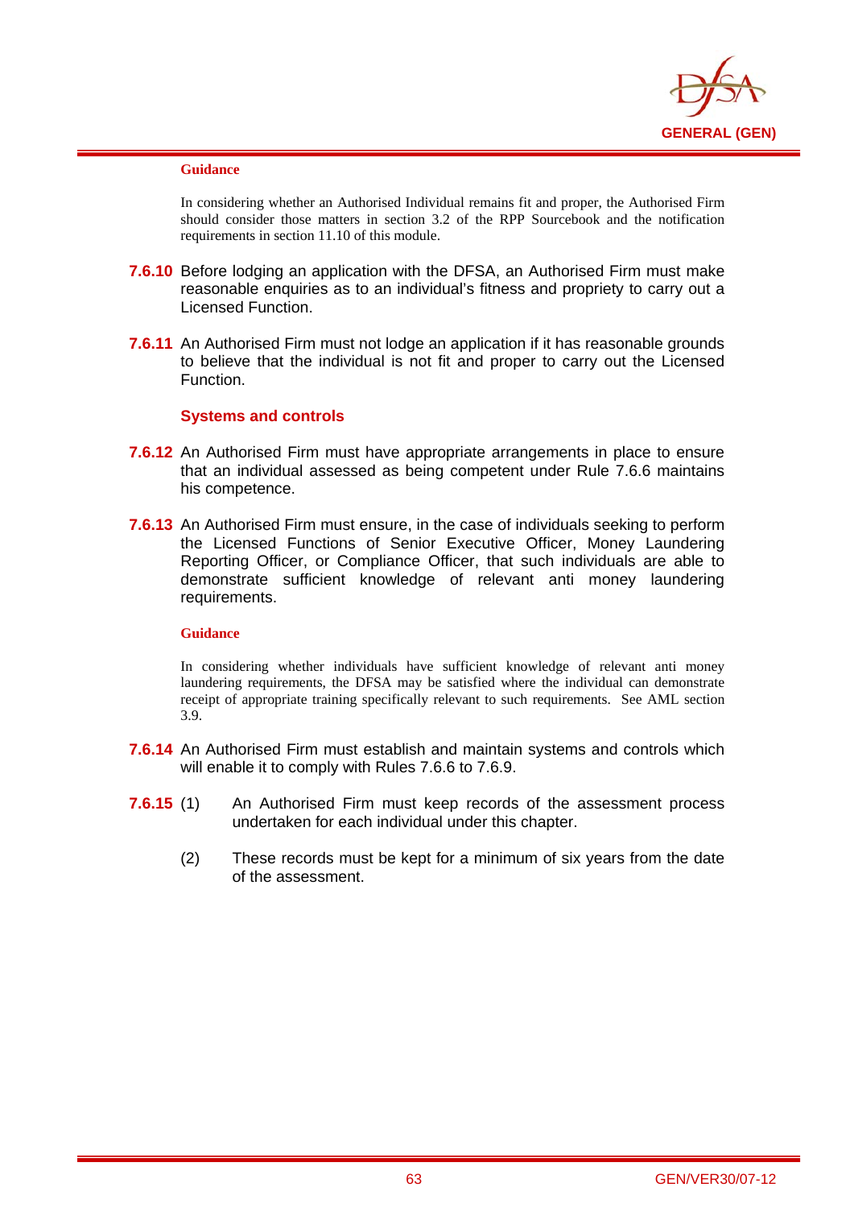**Guidance**

In considering whether an Authorised Individual remains fit and proper, the Authorised Firm should consider those matters in section 3.2 of the RPP Sourcebook and the notification requirements in section 11.10 of this module.

**7.6.10** Before lodging an application with the DFSA, an Authorised Firm must make reasonable enquiries as to an individual's fitness and propriety to carry out a Licensed Function.

**7.6.11** An Authorised Firm must not lodge an application if it has reasonable grounds to believe that the individual is not fit and proper to carry out the Licensed Function.

### Systems and controls

**7.6.12** An Authorised Firm must have appropriate arrangements in place to ensure that an individual assessed as being competent under Rule 7.6.6 maintains his competence.

**7.6.13** An Authorised Firm must ensure, in the case of individuals seeking to perform the Licensed Functions of Senior Executive Officer, Money Laundering Reporting Officer, or Compliance Officer, that such individuals are able to demonstrate sufficient knowledge of relevant anti money laundering requirements.

**Guidance**

In considering whether individuals have sufficient knowledge of relevant anti money laundering requirements, the DFSA may be satisfied where the individual can demonstrate receipt of appropriate training specifically relevant to such requirements. See AML section 3.9.

**7.6.14** An Authorised Firm must establish and maintain systems and controls which will enable it to comply with Rules 7.6.6 to 7.6.9.

**7.6.15** (1) An Authorised Firm must keep records of the assessment process undertaken for each individual under this chapter.

(2) These records must be kept for a minimum of six years from the date of the assessment.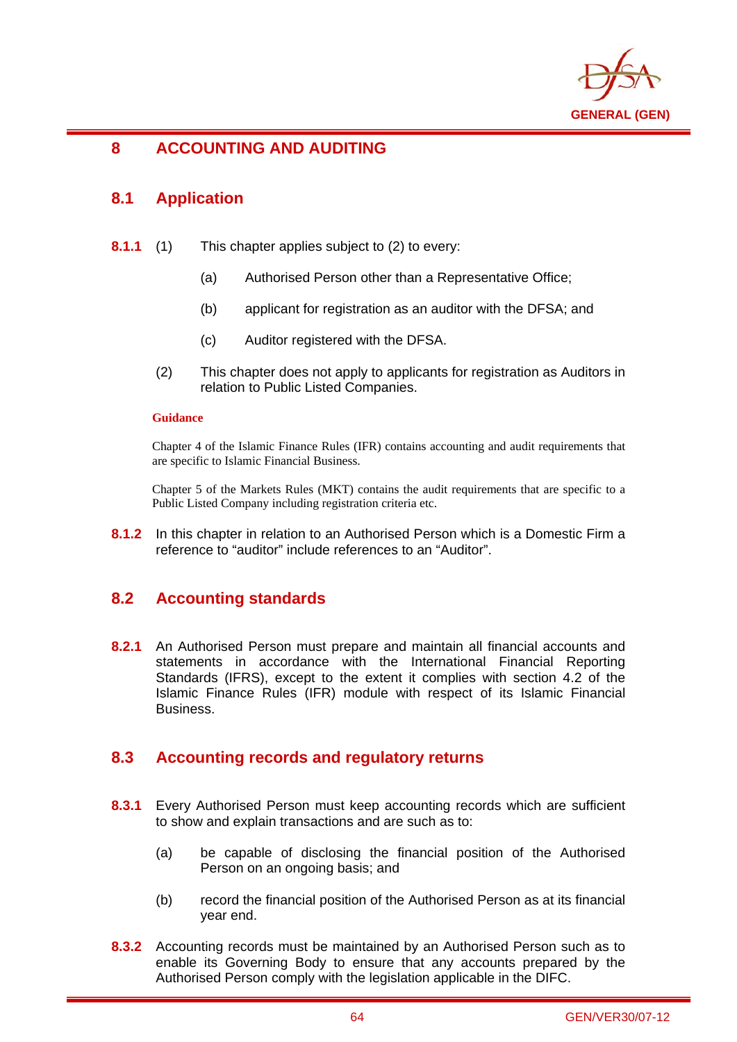# 8 ACCOUNTING AND AUDITING

## 8.1 Application

**8.1.1** (1) This chapter applies subject to (2) to every:

(a) Authorised Person other than a Representative Office;

(b) applicant for registration as an auditor with the DFSA; and

(c) Auditor registered with the DFSA.

(2) This chapter does not apply to applicants for registration as Auditors in relation to Public Listed Companies.

**Guidance**

Chapter 4 of the Islamic Finance Rules (IFR) contains accounting and audit requirements that are specific to Islamic Financial Business.

Chapter 5 of the Markets Rules (MKT) contains the audit requirements that are specific to a Public Listed Company including registration criteria etc.

**8.1.2** In this chapter in relation to an Authorised Person which is a Domestic Firm a reference to "auditor" include references to an "Auditor".

## 8.2 Accounting standards

**8.2.1** An Authorised Person must prepare and maintain all financial accounts and statements in accordance with the International Financial Reporting Standards (IFRS), except to the extent it complies with section 4.2 of the Islamic Finance Rules (IFR) module with respect of its Islamic Financial Business.

## 8.3 Accounting records and regulatory returns

**8.3.1** Every Authorised Person must keep accounting records which are sufficient to show and explain transactions and are such as to:

(a) be capable of disclosing the financial position of the Authorised Person on an ongoing basis; and

(b) record the financial position of the Authorised Person as at its financial year end.

**8.3.2** Accounting records must be maintained by an Authorised Person such as to enable its Governing Body to ensure that any accounts prepared by the Authorised Person comply with the legislation applicable in the DIFC.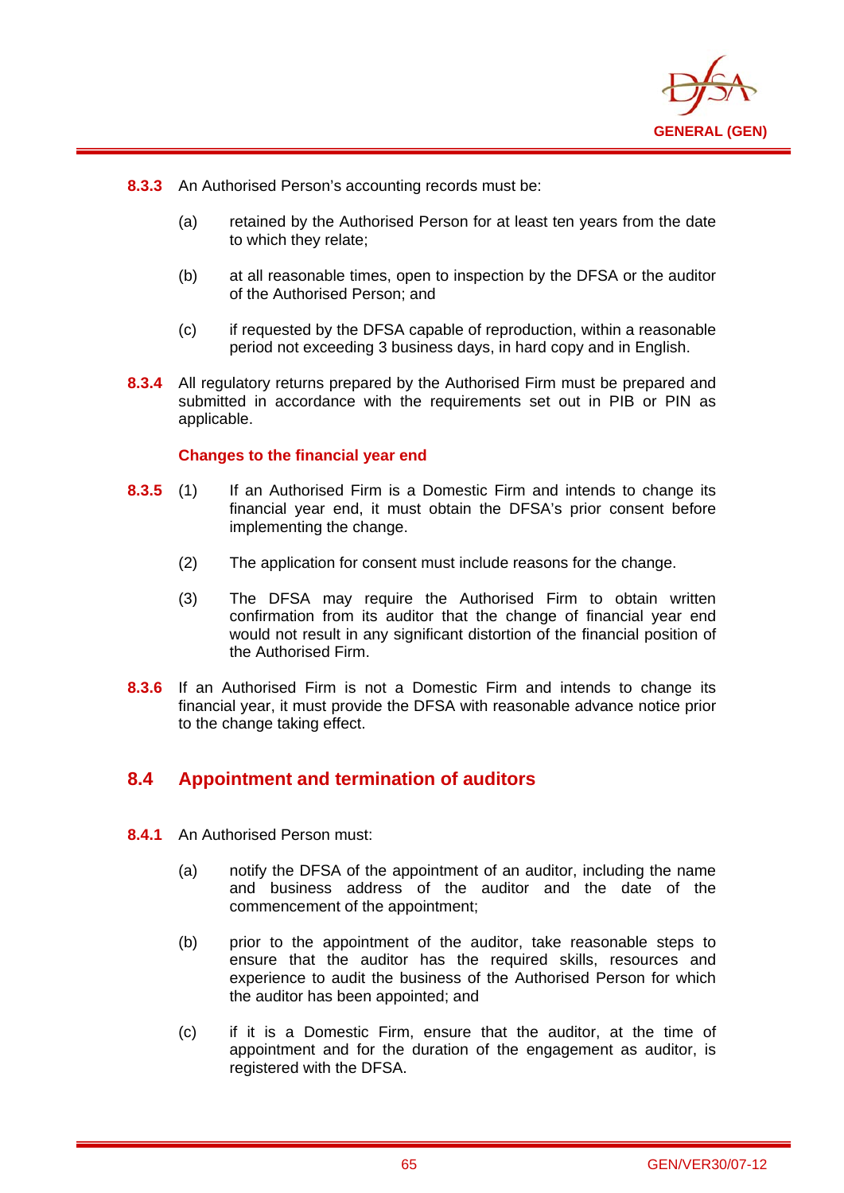**8.3.3** An Authorised Person's accounting records must be:

(a) retained by the Authorised Person for at least ten years from the date to which they relate;

(b) at all reasonable times, open to inspection by the DFSA or the auditor of the Authorised Person; and

(c) if requested by the DFSA capable of reproduction, within a reasonable period not exceeding 3 business days, in hard copy and in English.

**8.3.4** All regulatory returns prepared by the Authorised Firm must be prepared and submitted in accordance with the requirements set out in PIB or PIN as applicable.

**Changes to the financial year end**

**8.3.5** (1) If an Authorised Firm is a Domestic Firm and intends to change its financial year end, it must obtain the DFSA's prior consent before implementing the change.

(2) The application for consent must include reasons for the change.

(3) The DFSA may require the Authorised Firm to obtain written confirmation from its auditor that the change of financial year end would not result in any significant distortion of the financial position of the Authorised Firm.

**8.3.6** If an Authorised Firm is not a Domestic Firm and intends to change its financial year, it must provide the DFSA with reasonable advance notice prior to the change taking effect.

## 8.4 Appointment and termination of auditors

**8.4.1** An Authorised Person must:

(a) notify the DFSA of the appointment of an auditor, including the name and business address of the auditor and the date of the commencement of the appointment;

(b) prior to the appointment of the auditor, take reasonable steps to ensure that the auditor has the required skills, resources and experience to audit the business of the Authorised Person for which the auditor has been appointed; and

(c) if it is a Domestic Firm, ensure that the auditor, at the time of appointment and for the duration of the engagement as auditor, is registered with the DFSA.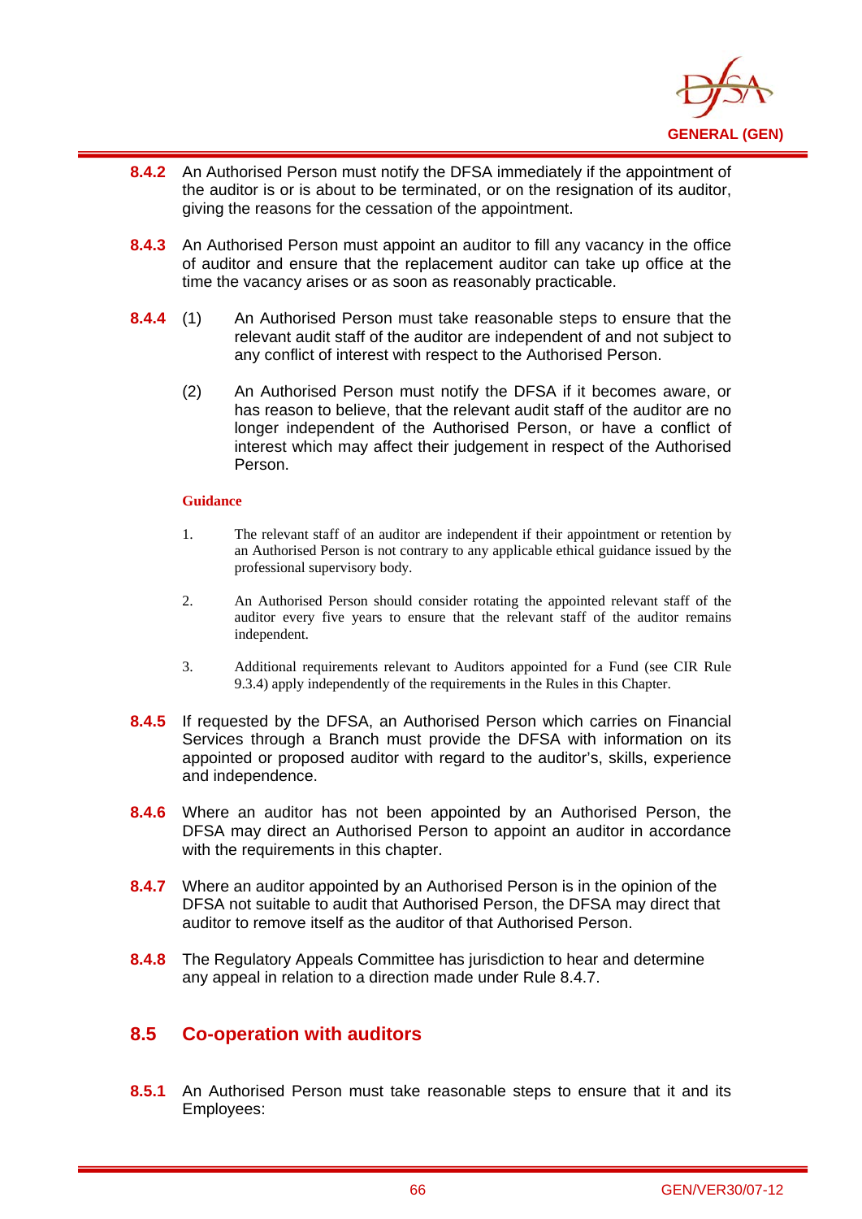**8.4.2** An Authorised Person must notify the DFSA immediately if the appointment of the auditor is or is about to be terminated, or on the resignation of its auditor, giving the reasons for the cessation of the appointment.

**8.4.3** An Authorised Person must appoint an auditor to fill any vacancy in the office of auditor and ensure that the replacement auditor can take up office at the time the vacancy arises or as soon as reasonably practicable.

**8.4.4** (1) An Authorised Person must take reasonable steps to ensure that the relevant audit staff of the auditor are independent of and not subject to any conflict of interest with respect to the Authorised Person.

(2) An Authorised Person must notify the DFSA if it becomes aware, or has reason to believe, that the relevant audit staff of the auditor are no longer independent of the Authorised Person, or have a conflict of interest which may affect their judgement in respect of the Authorised Person.

**Guidance**

1. The relevant staff of an auditor are independent if their appointment or retention by an Authorised Person is not contrary to any applicable ethical guidance issued by the professional supervisory body.

2. An Authorised Person should consider rotating the appointed relevant staff of the auditor every five years to ensure that the relevant staff of the auditor remains independent.

3. Additional requirements relevant to Auditors appointed for a Fund (see CIR Rule 9.3.4) apply independently of the requirements in the Rules in this Chapter.

**8.4.5** If requested by the DFSA, an Authorised Person which carries on Financial Services through a Branch must provide the DFSA with information on its appointed or proposed auditor with regard to the auditor's, skills, experience and independence.

**8.4.6** Where an auditor has not been appointed by an Authorised Person, the DFSA may direct an Authorised Person to appoint an auditor in accordance with the requirements in this chapter.

**8.4.7** Where an auditor appointed by an Authorised Person is in the opinion of the DFSA not suitable to audit that Authorised Person, the DFSA may direct that auditor to remove itself as the auditor of that Authorised Person.

**8.4.8** The Regulatory Appeals Committee has jurisdiction to hear and determine any appeal in relation to a direction made under Rule 8.4.7.

## 8.5 Co-operation with auditors

**8.5.1** An Authorised Person must take reasonable steps to ensure that it and its Employees: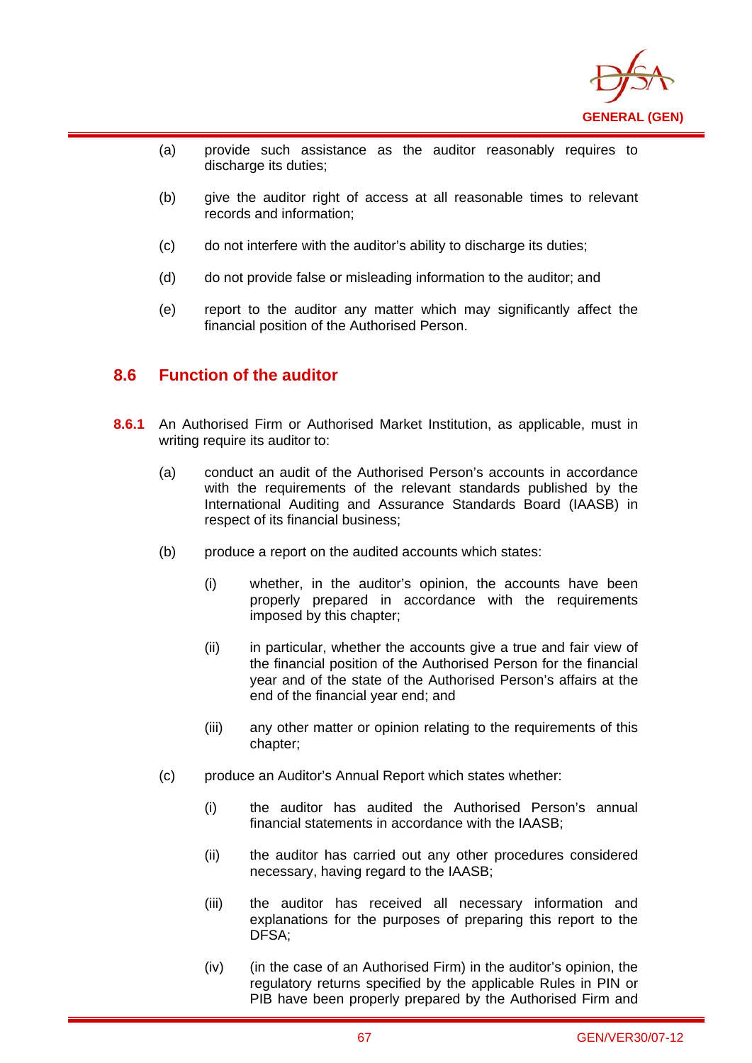(a) provide such assistance as the auditor reasonably requires to discharge its duties;

(b) give the auditor right of access at all reasonable times to relevant records and information;

(c) do not interfere with the auditor's ability to discharge its duties;

(d) do not provide false or misleading information to the auditor; and

(e) report to the auditor any matter which may significantly affect the financial position of the Authorised Person.

## 8.6 Function of the auditor

**8.6.1** An Authorised Firm or Authorised Market Institution, as applicable, must in writing require its auditor to:

(a) conduct an audit of the Authorised Person's accounts in accordance with the requirements of the relevant standards published by the International Auditing and Assurance Standards Board (IAASB) in respect of its financial business;

(b) produce a report on the audited accounts which states:

   (i) whether, in the auditor's opinion, the accounts have been properly prepared in accordance with the requirements imposed by this chapter;

   (ii) in particular, whether the accounts give a true and fair view of the financial position of the Authorised Person for the financial year and of the state of the Authorised Person's affairs at the end of the financial year end; and

   (iii) any other matter or opinion relating to the requirements of this chapter;

(c) produce an Auditor's Annual Report which states whether:

   (i) the auditor has audited the Authorised Person's annual financial statements in accordance with the IAASB;

   (ii) the auditor has carried out any other procedures considered necessary, having regard to the IAASB;

   (iii) the auditor has received all necessary information and explanations for the purposes of preparing this report to the DFSA;

   (iv) (in the case of an Authorised Firm) in the auditor's opinion, the regulatory returns specified by the applicable Rules in PIN or PIB have been properly prepared by the Authorised Firm and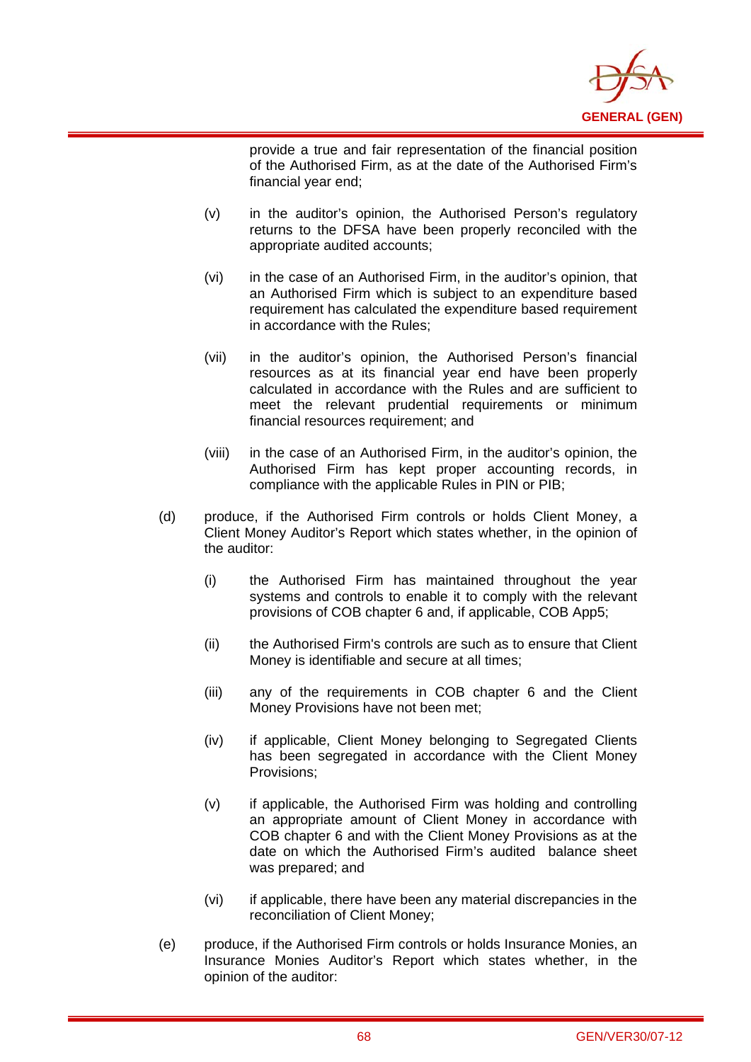provide a true and fair representation of the financial position of the Authorised Firm, as at the date of the Authorised Firm's financial year end;

(v) in the auditor's opinion, the Authorised Person's regulatory returns to the DFSA have been properly reconciled with the appropriate audited accounts;

(vi) in the case of an Authorised Firm, in the auditor's opinion, that an Authorised Firm which is subject to an expenditure based requirement has calculated the expenditure based requirement in accordance with the Rules;

(vii) in the auditor's opinion, the Authorised Person's financial resources as at its financial year end have been properly calculated in accordance with the Rules and are sufficient to meet the relevant prudential requirements or minimum financial resources requirement; and

(viii) in the case of an Authorised Firm, in the auditor's opinion, the Authorised Firm has kept proper accounting records, in compliance with the applicable Rules in PIN or PIB;

(d) produce, if the Authorised Firm controls or holds Client Money, a Client Money Auditor's Report which states whether, in the opinion of the auditor:

(i) the Authorised Firm has maintained throughout the year systems and controls to enable it to comply with the relevant provisions of COB chapter 6 and, if applicable, COB App5;

(ii) the Authorised Firm's controls are such as to ensure that Client Money is identifiable and secure at all times;

(iii) any of the requirements in COB chapter 6 and the Client Money Provisions have not been met;

(iv) if applicable, Client Money belonging to Segregated Clients has been segregated in accordance with the Client Money Provisions;

(v) if applicable, the Authorised Firm was holding and controlling an appropriate amount of Client Money in accordance with COB chapter 6 and with the Client Money Provisions as at the date on which the Authorised Firm's audited balance sheet was prepared; and

(vi) if applicable, there have been any material discrepancies in the reconciliation of Client Money;

(e) produce, if the Authorised Firm controls or holds Insurance Monies, an Insurance Monies Auditor's Report which states whether, in the opinion of the auditor: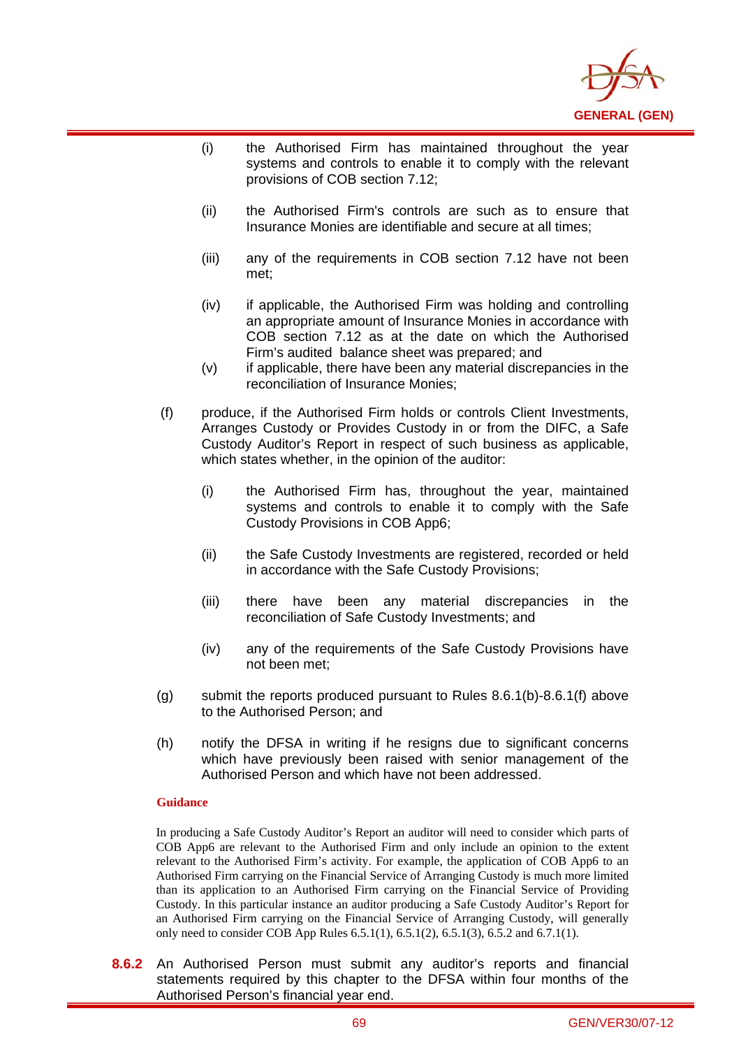(i) the Authorised Firm has maintained throughout the year systems and controls to enable it to comply with the relevant provisions of COB section 7.12;

(ii) the Authorised Firm's controls are such as to ensure that Insurance Monies are identifiable and secure at all times;

(iii) any of the requirements in COB section 7.12 have not been met;

(iv) if applicable, the Authorised Firm was holding and controlling an appropriate amount of Insurance Monies in accordance with COB section 7.12 as at the date on which the Authorised Firm's audited balance sheet was prepared; and

(v) if applicable, there have been any material discrepancies in the reconciliation of Insurance Monies;

(f) produce, if the Authorised Firm holds or controls Client Investments, Arranges Custody or Provides Custody in or from the DIFC, a Safe Custody Auditor's Report in respect of such business as applicable, which states whether, in the opinion of the auditor:

(i) the Authorised Firm has, throughout the year, maintained systems and controls to enable it to comply with the Safe Custody Provisions in COB App6;

(ii) the Safe Custody Investments are registered, recorded or held in accordance with the Safe Custody Provisions;

(iii) there have been any material discrepancies in the reconciliation of Safe Custody Investments; and

(iv) any of the requirements of the Safe Custody Provisions have not been met;

(g) submit the reports produced pursuant to Rules 8.6.1(b)-8.6.1(f) above to the Authorised Person; and

(h) notify the DFSA in writing if he resigns due to significant concerns which have previously been raised with senior management of the Authorised Person and which have not been addressed.

**Guidance**

In producing a Safe Custody Auditor's Report an auditor will need to consider which parts of COB App6 are relevant to the Authorised Firm and only include an opinion to the extent relevant to the Authorised Firm's activity. For example, the application of COB App6 to an Authorised Firm carrying on the Financial Service of Arranging Custody is much more limited than its application to an Authorised Firm carrying on the Financial Service of Providing Custody. In this particular instance an auditor producing a Safe Custody Auditor's Report for an Authorised Firm carrying on the Financial Service of Arranging Custody, will generally only need to consider COB App Rules 6.5.1(1), 6.5.1(2), 6.5.1(3), 6.5.2 and 6.7.1(1).

**8.6.2** An Authorised Person must submit any auditor's reports and financial statements required by this chapter to the DFSA within four months of the Authorised Person's financial year end.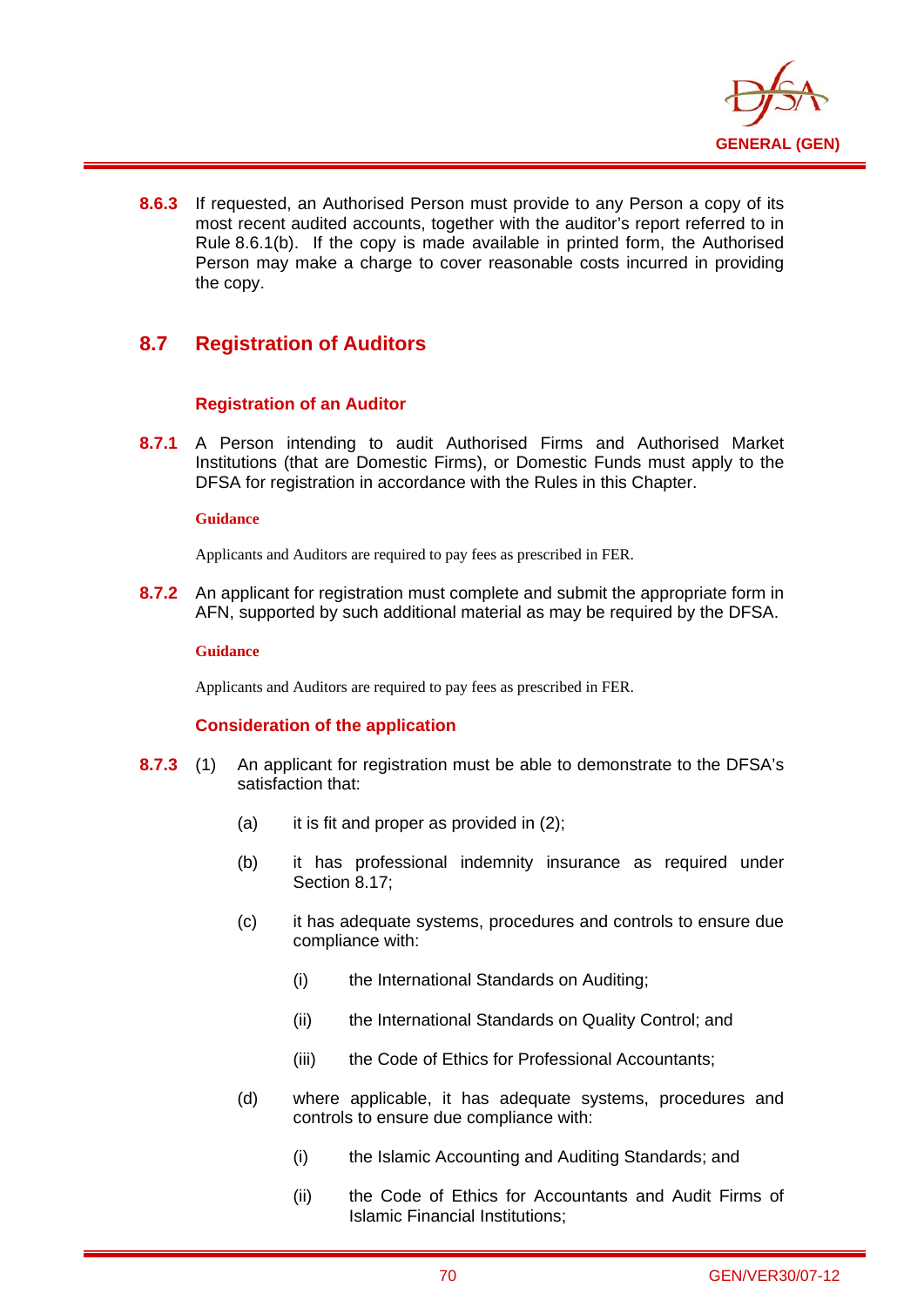**8.6.3** If requested, an Authorised Person must provide to any Person a copy of its most recent audited accounts, together with the auditor's report referred to in Rule 8.6.1(b). If the copy is made available in printed form, the Authorised Person may make a charge to cover reasonable costs incurred in providing the copy.

## 8.7 Registration of Auditors

### Registration of an Auditor

**8.7.1** A Person intending to audit Authorised Firms and Authorised Market Institutions (that are Domestic Firms), or Domestic Funds must apply to the DFSA for registration in accordance with the Rules in this Chapter.

**Guidance**

Applicants and Auditors are required to pay fees as prescribed in FER.

**8.7.2** An applicant for registration must complete and submit the appropriate form in AFN, supported by such additional material as may be required by the DFSA.

**Guidance**

Applicants and Auditors are required to pay fees as prescribed in FER.

### Consideration of the application

**8.7.3** (1) An applicant for registration must be able to demonstrate to the DFSA's satisfaction that:

(a) it is fit and proper as provided in (2);

(b) it has professional indemnity insurance as required under Section 8.17;

(c) it has adequate systems, procedures and controls to ensure due compliance with:

(i) the International Standards on Auditing;

(ii) the International Standards on Quality Control; and

(iii) the Code of Ethics for Professional Accountants;

(d) where applicable, it has adequate systems, procedures and controls to ensure due compliance with:

(i) the Islamic Accounting and Auditing Standards; and

(ii) the Code of Ethics for Accountants and Audit Firms of Islamic Financial Institutions;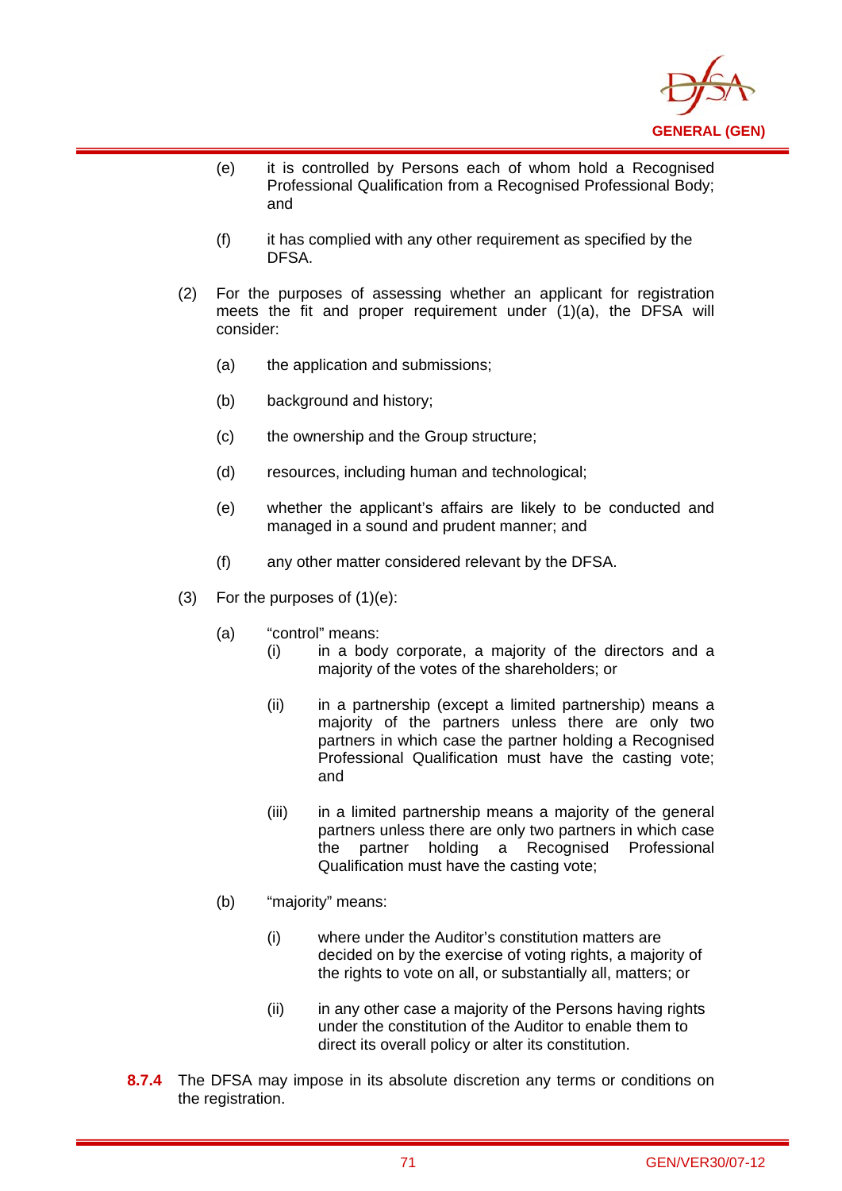(e) it is controlled by Persons each of whom hold a Recognised Professional Qualification from a Recognised Professional Body; and

(f) it has complied with any other requirement as specified by the DFSA.

(2) For the purposes of assessing whether an applicant for registration meets the fit and proper requirement under (1)(a), the DFSA will consider:

(a) the application and submissions;

(b) background and history;

(c) the ownership and the Group structure;

(d) resources, including human and technological;

(e) whether the applicant's affairs are likely to be conducted and managed in a sound and prudent manner; and

(f) any other matter considered relevant by the DFSA.

(3) For the purposes of (1)(e):

(a) "control" means:

(i) in a body corporate, a majority of the directors and a majority of the votes of the shareholders; or

(ii) in a partnership (except a limited partnership) means a majority of the partners unless there are only two partners in which case the partner holding a Recognised Professional Qualification must have the casting vote; and

(iii) in a limited partnership means a majority of the general partners unless there are only two partners in which case the partner holding a Recognised Professional Qualification must have the casting vote;

(b) "majority" means:

(i) where under the Auditor's constitution matters are decided on by the exercise of voting rights, a majority of the rights to vote on all, or substantially all, matters; or

(ii) in any other case a majority of the Persons having rights under the constitution of the Auditor to enable them to direct its overall policy or alter its constitution.

**8.7.4** The DFSA may impose in its absolute discretion any terms or conditions on the registration.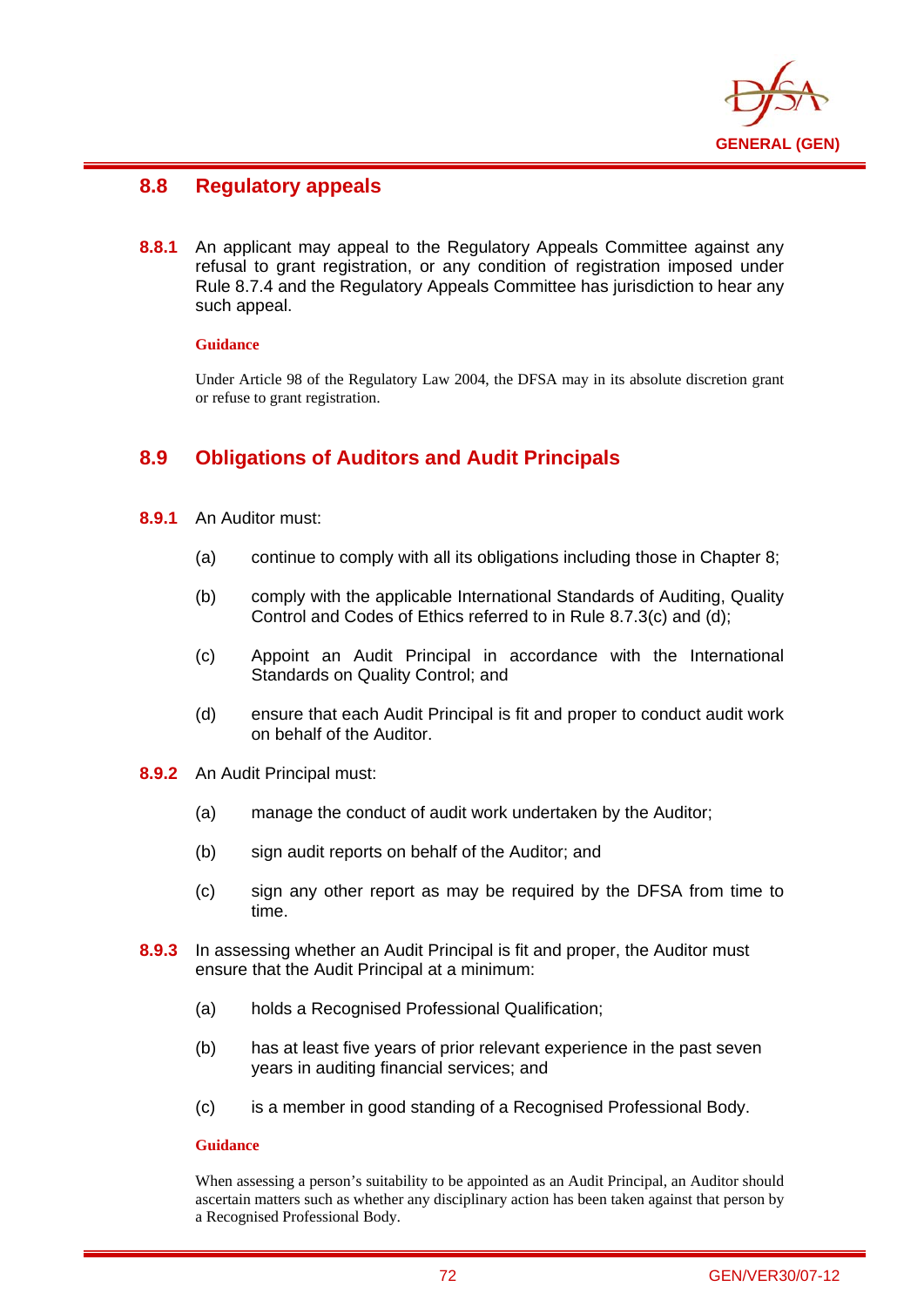## 8.8 Regulatory appeals

**8.8.1** An applicant may appeal to the Regulatory Appeals Committee against any refusal to grant registration, or any condition of registration imposed under Rule 8.7.4 and the Regulatory Appeals Committee has jurisdiction to hear any such appeal.

**Guidance**

Under Article 98 of the Regulatory Law 2004, the DFSA may in its absolute discretion grant or refuse to grant registration.

## 8.9 Obligations of Auditors and Audit Principals

**8.9.1** An Auditor must:

(a) continue to comply with all its obligations including those in Chapter 8;

(b) comply with the applicable International Standards of Auditing, Quality Control and Codes of Ethics referred to in Rule 8.7.3(c) and (d);

(c) Appoint an Audit Principal in accordance with the International Standards on Quality Control; and

(d) ensure that each Audit Principal is fit and proper to conduct audit work on behalf of the Auditor.

**8.9.2** An Audit Principal must:

(a) manage the conduct of audit work undertaken by the Auditor;

(b) sign audit reports on behalf of the Auditor; and

(c) sign any other report as may be required by the DFSA from time to time.

**8.9.3** In assessing whether an Audit Principal is fit and proper, the Auditor must ensure that the Audit Principal at a minimum:

(a) holds a Recognised Professional Qualification;

(b) has at least five years of prior relevant experience in the past seven years in auditing financial services; and

(c) is a member in good standing of a Recognised Professional Body.

**Guidance**

When assessing a person's suitability to be appointed as an Audit Principal, an Auditor should ascertain matters such as whether any disciplinary action has been taken against that person by a Recognised Professional Body.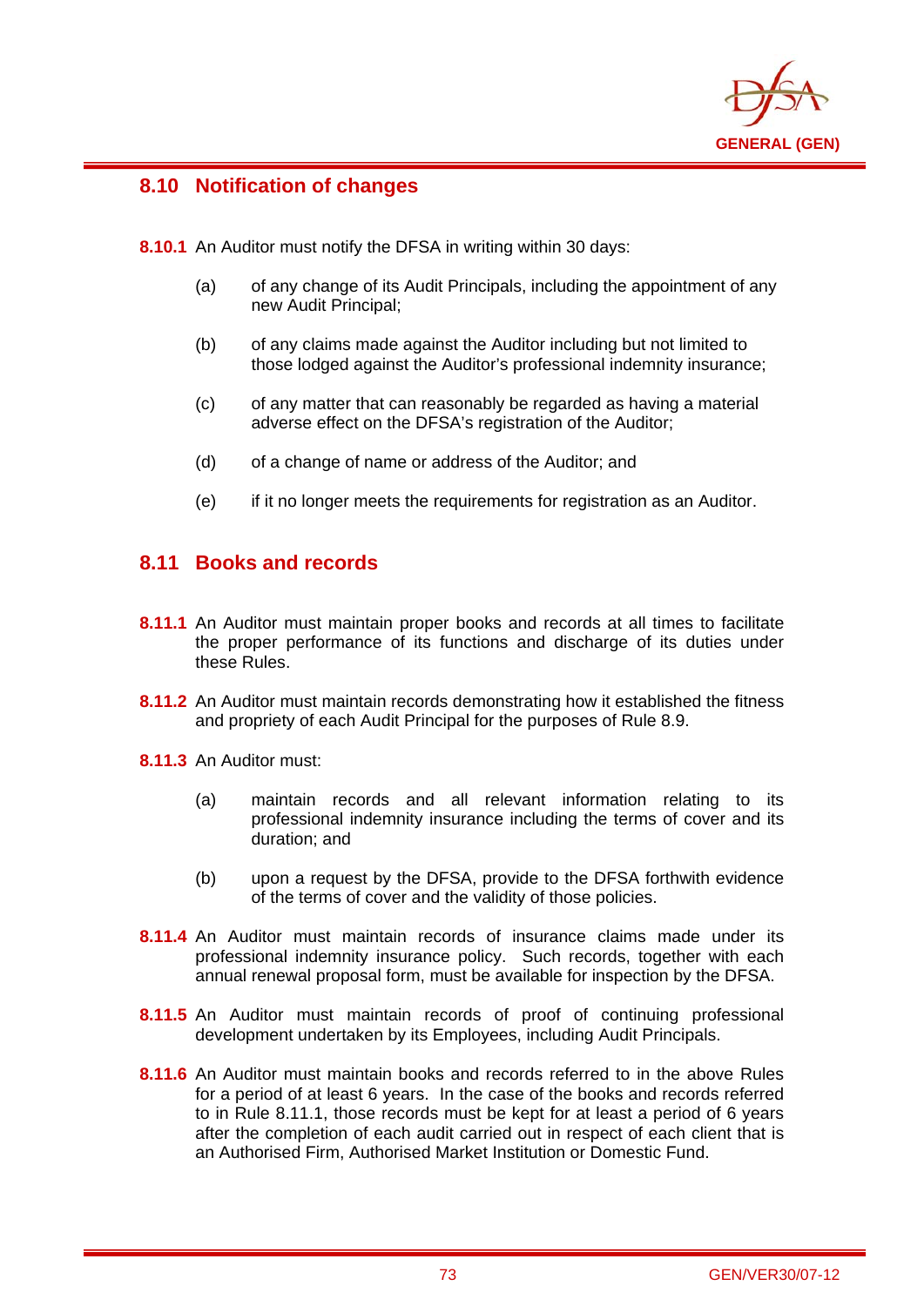## 8.10 Notification of changes

**8.10.1** An Auditor must notify the DFSA in writing within 30 days:

(a) of any change of its Audit Principals, including the appointment of any new Audit Principal;

(b) of any claims made against the Auditor including but not limited to those lodged against the Auditor's professional indemnity insurance;

(c) of any matter that can reasonably be regarded as having a material adverse effect on the DFSA's registration of the Auditor;

(d) of a change of name or address of the Auditor; and

(e) if it no longer meets the requirements for registration as an Auditor.

## 8.11 Books and records

**8.11.1** An Auditor must maintain proper books and records at all times to facilitate the proper performance of its functions and discharge of its duties under these Rules.

**8.11.2** An Auditor must maintain records demonstrating how it established the fitness and propriety of each Audit Principal for the purposes of Rule 8.9.

**8.11.3** An Auditor must:

(a) maintain records and all relevant information relating to its professional indemnity insurance including the terms of cover and its duration; and

(b) upon a request by the DFSA, provide to the DFSA forthwith evidence of the terms of cover and the validity of those policies.

**8.11.4** An Auditor must maintain records of insurance claims made under its professional indemnity insurance policy. Such records, together with each annual renewal proposal form, must be available for inspection by the DFSA.

**8.11.5** An Auditor must maintain records of proof of continuing professional development undertaken by its Employees, including Audit Principals.

**8.11.6** An Auditor must maintain books and records referred to in the above Rules for a period of at least 6 years. In the case of the books and records referred to in Rule 8.11.1, those records must be kept for at least a period of 6 years after the completion of each audit carried out in respect of each client that is an Authorised Firm, Authorised Market Institution or Domestic Fund.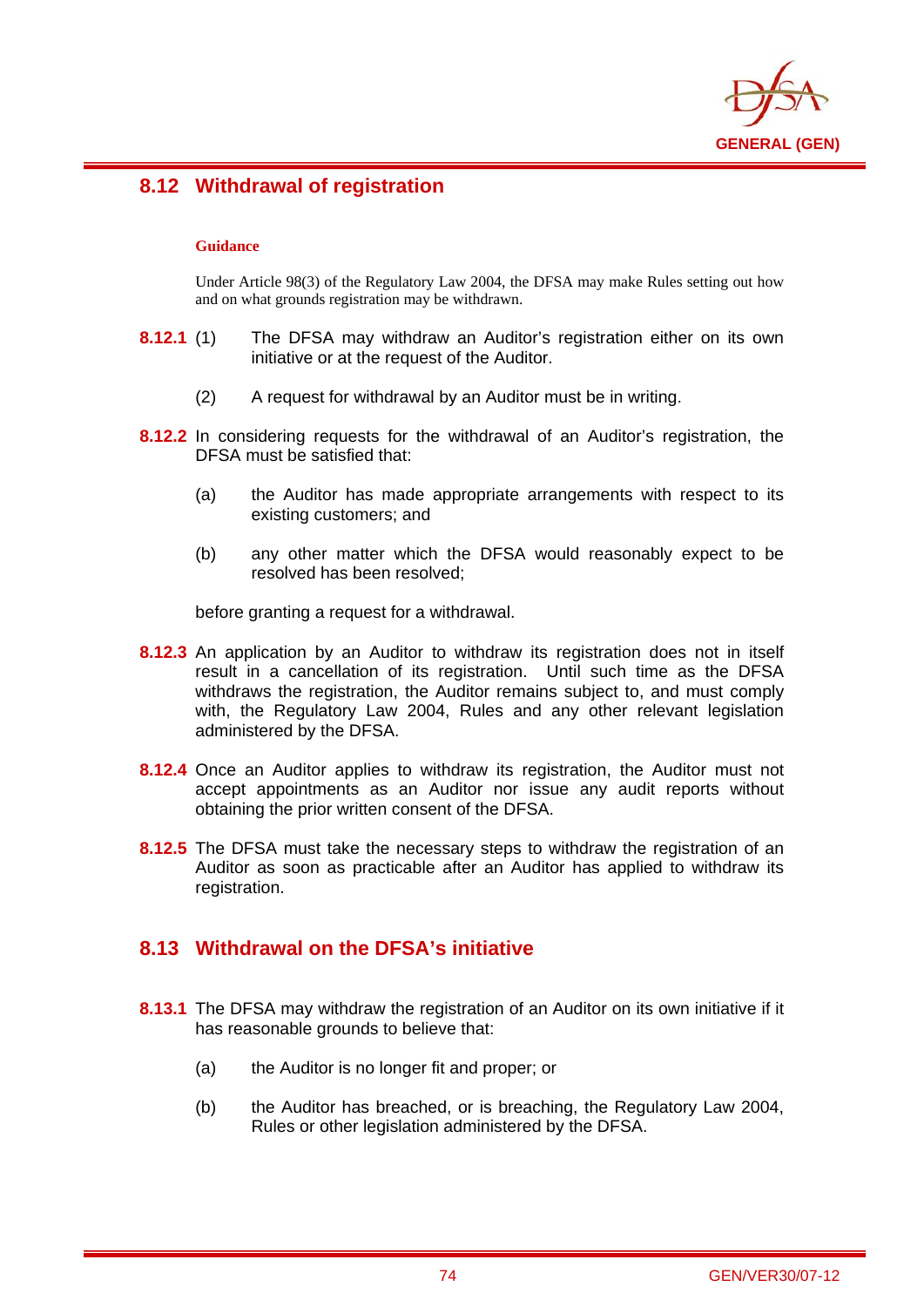## 8.12 Withdrawal of registration

**Guidance**

Under Article 98(3) of the Regulatory Law 2004, the DFSA may make Rules setting out how and on what grounds registration may be withdrawn.

**8.12.1** (1) The DFSA may withdraw an Auditor's registration either on its own initiative or at the request of the Auditor.

(2) A request for withdrawal by an Auditor must be in writing.

**8.12.2** In considering requests for the withdrawal of an Auditor's registration, the DFSA must be satisfied that:

(a) the Auditor has made appropriate arrangements with respect to its existing customers; and

(b) any other matter which the DFSA would reasonably expect to be resolved has been resolved;

before granting a request for a withdrawal.

**8.12.3** An application by an Auditor to withdraw its registration does not in itself result in a cancellation of its registration. Until such time as the DFSA withdraws the registration, the Auditor remains subject to, and must comply with, the Regulatory Law 2004, Rules and any other relevant legislation administered by the DFSA.

**8.12.4** Once an Auditor applies to withdraw its registration, the Auditor must not accept appointments as an Auditor nor issue any audit reports without obtaining the prior written consent of the DFSA.

**8.12.5** The DFSA must take the necessary steps to withdraw the registration of an Auditor as soon as practicable after an Auditor has applied to withdraw its registration.

## 8.13 Withdrawal on the DFSA's initiative

**8.13.1** The DFSA may withdraw the registration of an Auditor on its own initiative if it has reasonable grounds to believe that:

(a) the Auditor is no longer fit and proper; or

(b) the Auditor has breached, or is breaching, the Regulatory Law 2004, Rules or other legislation administered by the DFSA.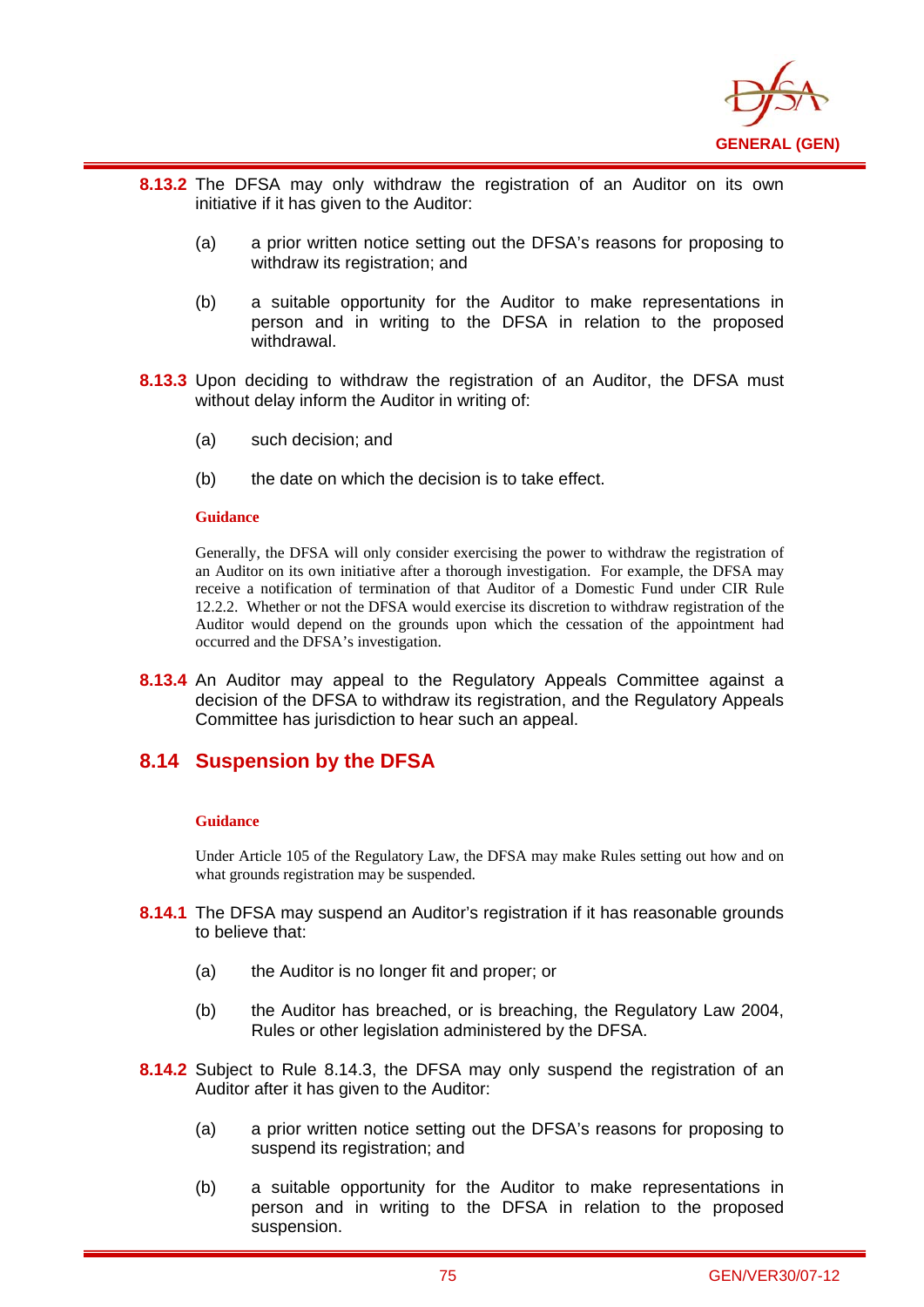**8.13.2** The DFSA may only withdraw the registration of an Auditor on its own initiative if it has given to the Auditor:

(a) a prior written notice setting out the DFSA's reasons for proposing to withdraw its registration; and

(b) a suitable opportunity for the Auditor to make representations in person and in writing to the DFSA in relation to the proposed withdrawal.

**8.13.3** Upon deciding to withdraw the registration of an Auditor, the DFSA must without delay inform the Auditor in writing of:

(a) such decision; and

(b) the date on which the decision is to take effect.

**Guidance**

Generally, the DFSA will only consider exercising the power to withdraw the registration of an Auditor on its own initiative after a thorough investigation. For example, the DFSA may receive a notification of termination of that Auditor of a Domestic Fund under CIR Rule 12.2.2. Whether or not the DFSA would exercise its discretion to withdraw registration of the Auditor would depend on the grounds upon which the cessation of the appointment had occurred and the DFSA's investigation.

**8.13.4** An Auditor may appeal to the Regulatory Appeals Committee against a decision of the DFSA to withdraw its registration, and the Regulatory Appeals Committee has jurisdiction to hear such an appeal.

## 8.14 Suspension by the DFSA

**Guidance**

Under Article 105 of the Regulatory Law, the DFSA may make Rules setting out how and on what grounds registration may be suspended.

**8.14.1** The DFSA may suspend an Auditor's registration if it has reasonable grounds to believe that:

(a) the Auditor is no longer fit and proper; or

(b) the Auditor has breached, or is breaching, the Regulatory Law 2004, Rules or other legislation administered by the DFSA.

**8.14.2** Subject to Rule 8.14.3, the DFSA may only suspend the registration of an Auditor after it has given to the Auditor:

(a) a prior written notice setting out the DFSA's reasons for proposing to suspend its registration; and

(b) a suitable opportunity for the Auditor to make representations in person and in writing to the DFSA in relation to the proposed suspension.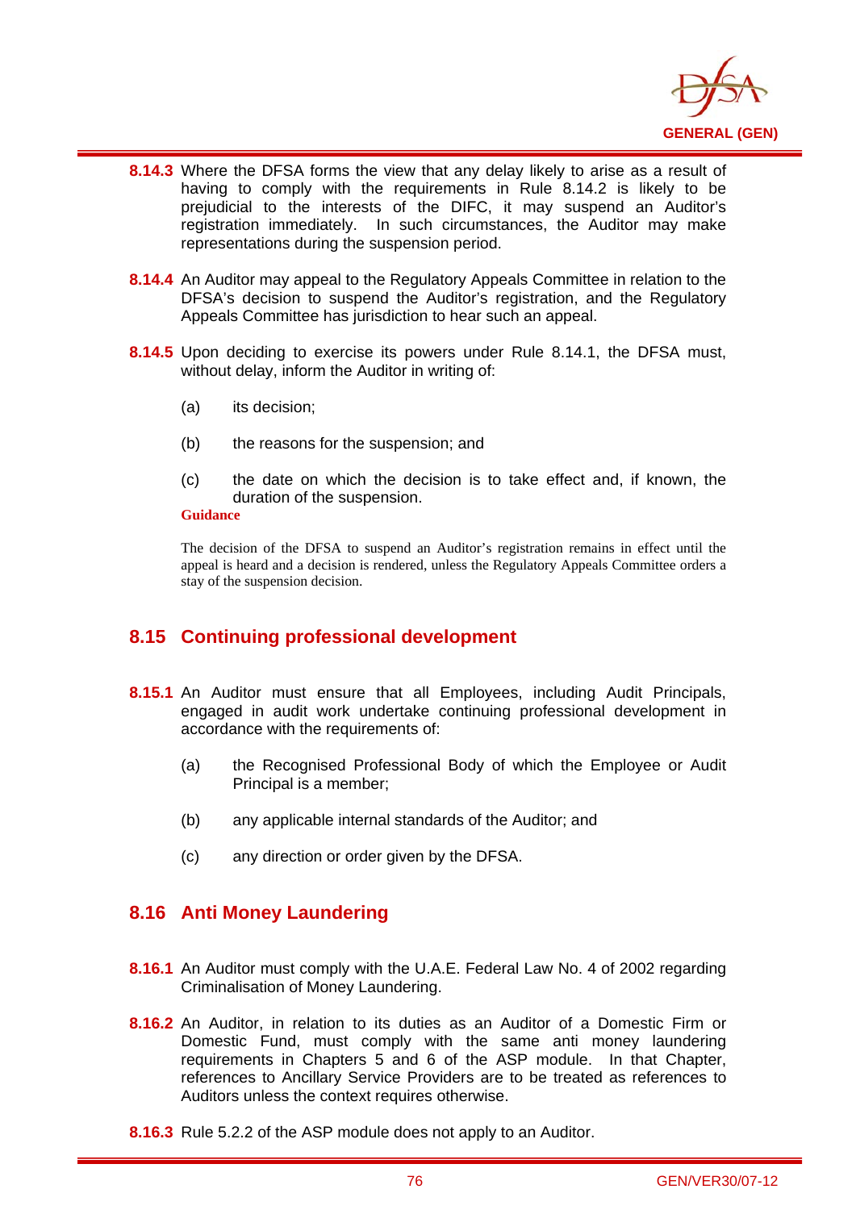**8.14.3** Where the DFSA forms the view that any delay likely to arise as a result of having to comply with the requirements in Rule 8.14.2 is likely to be prejudicial to the interests of the DIFC, it may suspend an Auditor's registration immediately. In such circumstances, the Auditor may make representations during the suspension period.

**8.14.4** An Auditor may appeal to the Regulatory Appeals Committee in relation to the DFSA's decision to suspend the Auditor's registration, and the Regulatory Appeals Committee has jurisdiction to hear such an appeal.

**8.14.5** Upon deciding to exercise its powers under Rule 8.14.1, the DFSA must, without delay, inform the Auditor in writing of:

(a) its decision;

(b) the reasons for the suspension; and

(c) the date on which the decision is to take effect and, if known, the duration of the suspension.

**Guidance**

The decision of the DFSA to suspend an Auditor's registration remains in effect until the appeal is heard and a decision is rendered, unless the Regulatory Appeals Committee orders a stay of the suspension decision.

## 8.15 Continuing professional development

**8.15.1** An Auditor must ensure that all Employees, including Audit Principals, engaged in audit work undertake continuing professional development in accordance with the requirements of:

(a) the Recognised Professional Body of which the Employee or Audit Principal is a member;

(b) any applicable internal standards of the Auditor; and

(c) any direction or order given by the DFSA.

## 8.16 Anti Money Laundering

**8.16.1** An Auditor must comply with the U.A.E. Federal Law No. 4 of 2002 regarding Criminalisation of Money Laundering.

**8.16.2** An Auditor, in relation to its duties as an Auditor of a Domestic Firm or Domestic Fund, must comply with the same anti money laundering requirements in Chapters 5 and 6 of the ASP module. In that Chapter, references to Ancillary Service Providers are to be treated as references to Auditors unless the context requires otherwise.

**8.16.3** Rule 5.2.2 of the ASP module does not apply to an Auditor.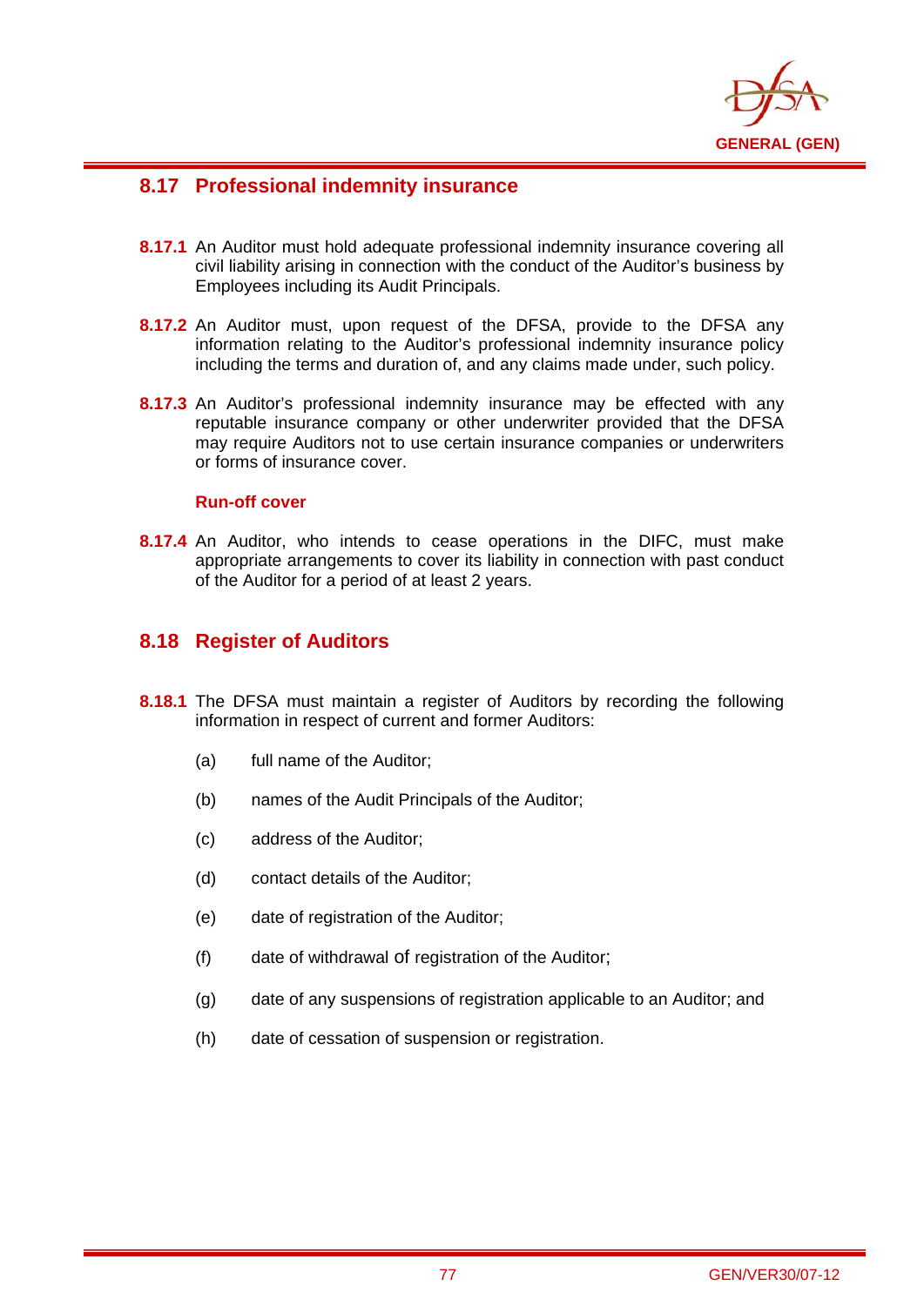## 8.17 Professional indemnity insurance

**8.17.1** An Auditor must hold adequate professional indemnity insurance covering all civil liability arising in connection with the conduct of the Auditor's business by Employees including its Audit Principals.

**8.17.2** An Auditor must, upon request of the DFSA, provide to the DFSA any information relating to the Auditor's professional indemnity insurance policy including the terms and duration of, and any claims made under, such policy.

**8.17.3** An Auditor's professional indemnity insurance may be effected with any reputable insurance company or other underwriter provided that the DFSA may require Auditors not to use certain insurance companies or underwriters or forms of insurance cover.

**Run-off cover**

**8.17.4** An Auditor, who intends to cease operations in the DIFC, must make appropriate arrangements to cover its liability in connection with past conduct of the Auditor for a period of at least 2 years.

## 8.18 Register of Auditors

**8.18.1** The DFSA must maintain a register of Auditors by recording the following information in respect of current and former Auditors:

(a) full name of the Auditor;

(b) names of the Audit Principals of the Auditor;

(c) address of the Auditor;

(d) contact details of the Auditor;

(e) date of registration of the Auditor;

(f) date of withdrawal of registration of the Auditor;

(g) date of any suspensions of registration applicable to an Auditor; and

(h) date of cessation of suspension or registration.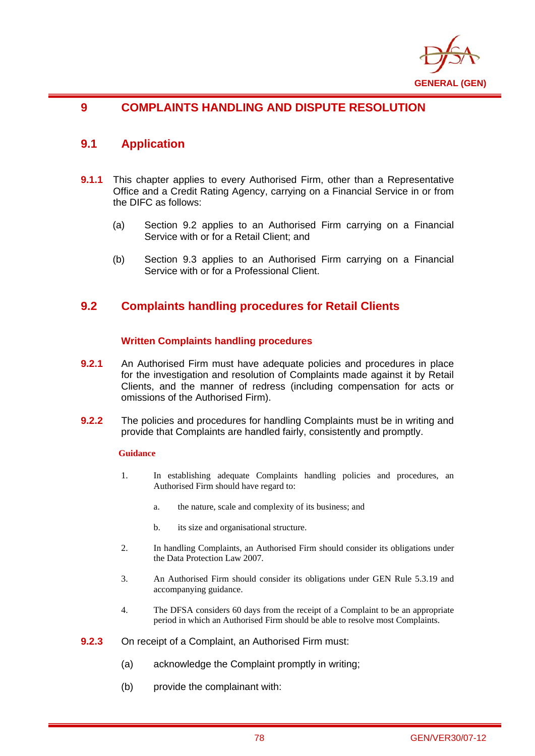# 9 COMPLAINTS HANDLING AND DISPUTE RESOLUTION

## 9.1 Application

**9.1.1** This chapter applies to every Authorised Firm, other than a Representative Office and a Credit Rating Agency, carrying on a Financial Service in or from the DIFC as follows:

(a) Section 9.2 applies to an Authorised Firm carrying on a Financial Service with or for a Retail Client; and

(b) Section 9.3 applies to an Authorised Firm carrying on a Financial Service with or for a Professional Client.

## 9.2 Complaints handling procedures for Retail Clients

### Written Complaints handling procedures

**9.2.1** An Authorised Firm must have adequate policies and procedures in place for the investigation and resolution of Complaints made against it by Retail Clients, and the manner of redress (including compensation for acts or omissions of the Authorised Firm).

**9.2.2** The policies and procedures for handling Complaints must be in writing and provide that Complaints are handled fairly, consistently and promptly.

**Guidance**

1. In establishing adequate Complaints handling policies and procedures, an Authorised Firm should have regard to:

   a. the nature, scale and complexity of its business; and

   b. its size and organisational structure.

2. In handling Complaints, an Authorised Firm should consider its obligations under the Data Protection Law 2007.

3. An Authorised Firm should consider its obligations under GEN Rule 5.3.19 and accompanying guidance.

4. The DFSA considers 60 days from the receipt of a Complaint to be an appropriate period in which an Authorised Firm should be able to resolve most Complaints.

**9.2.3** On receipt of a Complaint, an Authorised Firm must:

(a) acknowledge the Complaint promptly in writing;

(b) provide the complainant with: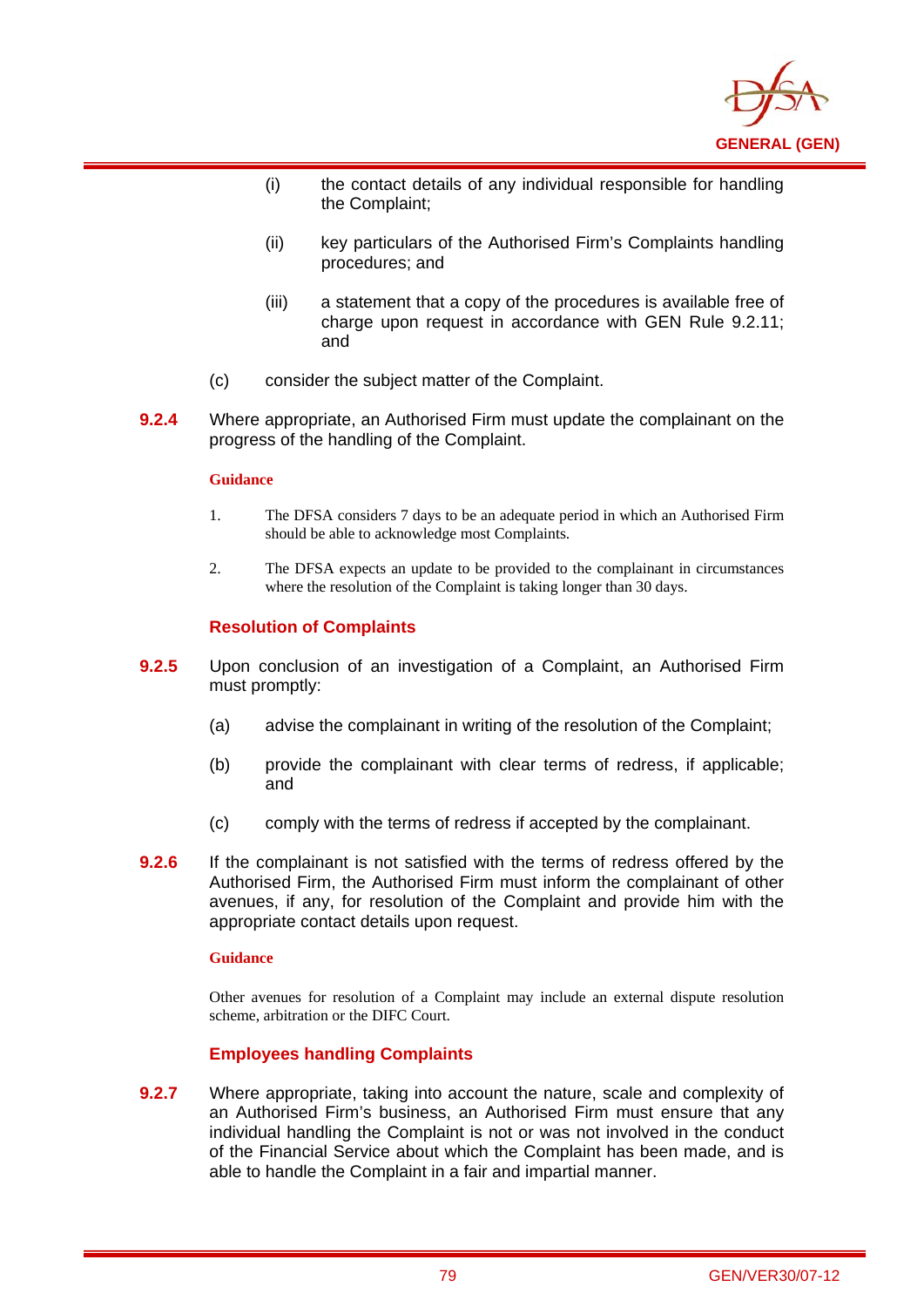(i) the contact details of any individual responsible for handling the Complaint;

(ii) key particulars of the Authorised Firm's Complaints handling procedures; and

(iii) a statement that a copy of the procedures is available free of charge upon request in accordance with GEN Rule 9.2.11; and

(c) consider the subject matter of the Complaint.

**9.2.4** Where appropriate, an Authorised Firm must update the complainant on the progress of the handling of the Complaint.

**Guidance**

1. The DFSA considers 7 days to be an adequate period in which an Authorised Firm should be able to acknowledge most Complaints.

2. The DFSA expects an update to be provided to the complainant in circumstances where the resolution of the Complaint is taking longer than 30 days.

### Resolution of Complaints

**9.2.5** Upon conclusion of an investigation of a Complaint, an Authorised Firm must promptly:

(a) advise the complainant in writing of the resolution of the Complaint;

(b) provide the complainant with clear terms of redress, if applicable; and

(c) comply with the terms of redress if accepted by the complainant.

**9.2.6** If the complainant is not satisfied with the terms of redress offered by the Authorised Firm, the Authorised Firm must inform the complainant of other avenues, if any, for resolution of the Complaint and provide him with the appropriate contact details upon request.

**Guidance**

Other avenues for resolution of a Complaint may include an external dispute resolution scheme, arbitration or the DIFC Court.

### Employees handling Complaints

**9.2.7** Where appropriate, taking into account the nature, scale and complexity of an Authorised Firm's business, an Authorised Firm must ensure that any individual handling the Complaint is not or was not involved in the conduct of the Financial Service about which the Complaint has been made, and is able to handle the Complaint in a fair and impartial manner.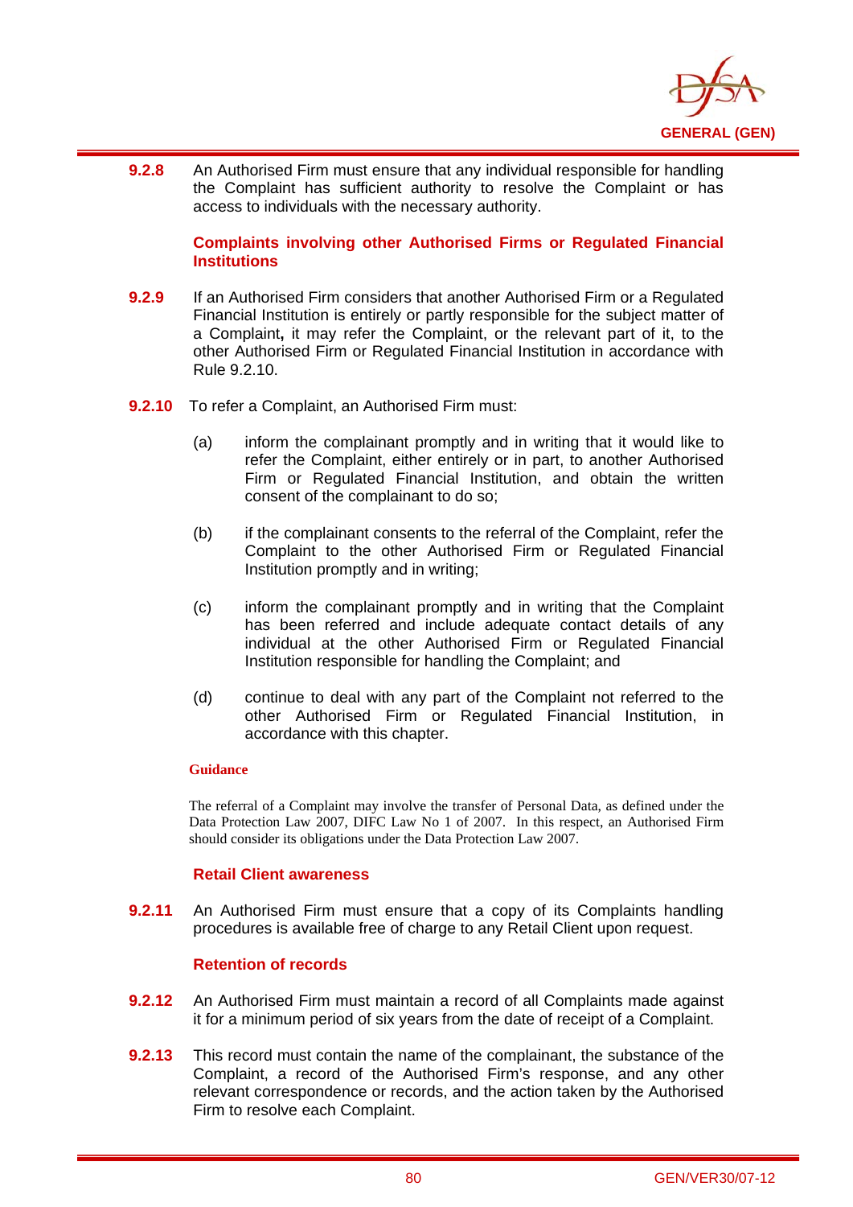**9.2.8** An Authorised Firm must ensure that any individual responsible for handling the Complaint has sufficient authority to resolve the Complaint or has access to individuals with the necessary authority.

### Complaints involving other Authorised Firms or Regulated Financial Institutions

**9.2.9** If an Authorised Firm considers that another Authorised Firm or a Regulated Financial Institution is entirely or partly responsible for the subject matter of a Complaint**,** it may refer the Complaint, or the relevant part of it, to the other Authorised Firm or Regulated Financial Institution in accordance with Rule 9.2.10.

**9.2.10** To refer a Complaint, an Authorised Firm must:

(a) inform the complainant promptly and in writing that it would like to refer the Complaint, either entirely or in part, to another Authorised Firm or Regulated Financial Institution, and obtain the written consent of the complainant to do so;

(b) if the complainant consents to the referral of the Complaint, refer the Complaint to the other Authorised Firm or Regulated Financial Institution promptly and in writing;

(c) inform the complainant promptly and in writing that the Complaint has been referred and include adequate contact details of any individual at the other Authorised Firm or Regulated Financial Institution responsible for handling the Complaint; and

(d) continue to deal with any part of the Complaint not referred to the other Authorised Firm or Regulated Financial Institution, in accordance with this chapter.

**Guidance**

The referral of a Complaint may involve the transfer of Personal Data, as defined under the Data Protection Law 2007, DIFC Law No 1 of 2007. In this respect, an Authorised Firm should consider its obligations under the Data Protection Law 2007.

### Retail Client awareness

**9.2.11** An Authorised Firm must ensure that a copy of its Complaints handling procedures is available free of charge to any Retail Client upon request.

### Retention of records

**9.2.12** An Authorised Firm must maintain a record of all Complaints made against it for a minimum period of six years from the date of receipt of a Complaint.

**9.2.13** This record must contain the name of the complainant, the substance of the Complaint, a record of the Authorised Firm's response, and any other relevant correspondence or records, and the action taken by the Authorised Firm to resolve each Complaint.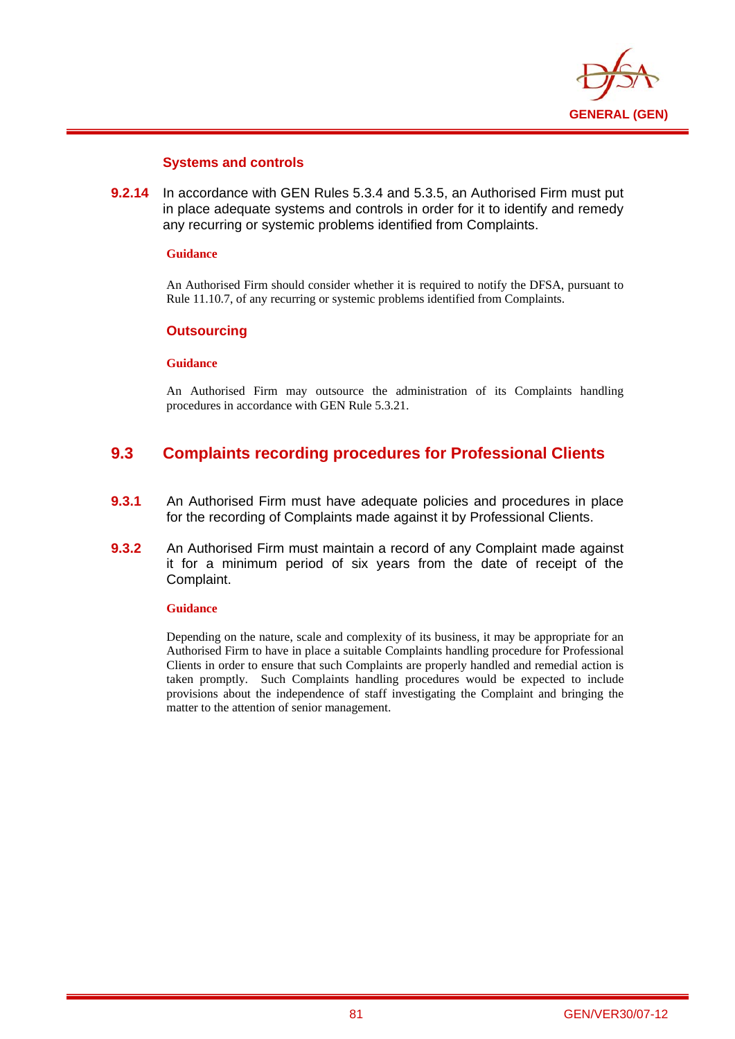#### Systems and controls

**9.2.14** In accordance with GEN Rules 5.3.4 and 5.3.5, an Authorised Firm must put in place adequate systems and controls in order for it to identify and remedy any recurring or systemic problems identified from Complaints.

**Guidance**

An Authorised Firm should consider whether it is required to notify the DFSA, pursuant to Rule 11.10.7, of any recurring or systemic problems identified from Complaints.

#### Outsourcing

**Guidance**

An Authorised Firm may outsource the administration of its Complaints handling procedures in accordance with GEN Rule 5.3.21.

## 9.3 Complaints recording procedures for Professional Clients

**9.3.1** An Authorised Firm must have adequate policies and procedures in place for the recording of Complaints made against it by Professional Clients.

**9.3.2** An Authorised Firm must maintain a record of any Complaint made against it for a minimum period of six years from the date of receipt of the Complaint.

**Guidance**

Depending on the nature, scale and complexity of its business, it may be appropriate for an Authorised Firm to have in place a suitable Complaints handling procedure for Professional Clients in order to ensure that such Complaints are properly handled and remedial action is taken promptly. Such Complaints handling procedures would be expected to include provisions about the independence of staff investigating the Complaint and bringing the matter to the attention of senior management.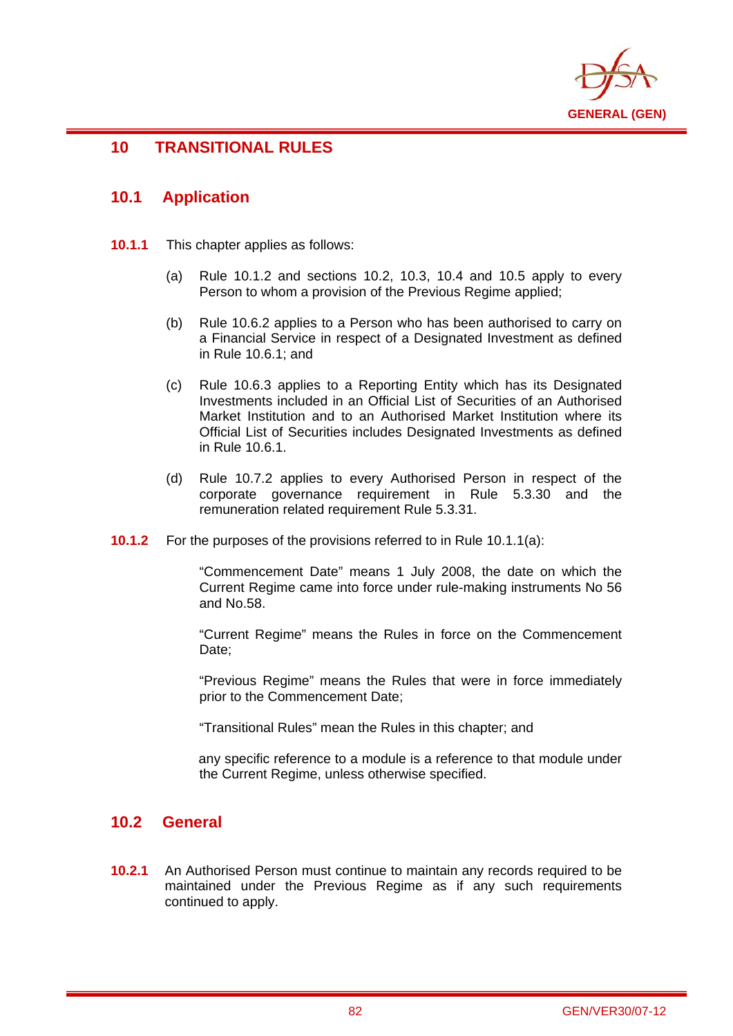# 10 TRANSITIONAL RULES

## 10.1 Application

**10.1.1** This chapter applies as follows:

(a) Rule 10.1.2 and sections 10.2, 10.3, 10.4 and 10.5 apply to every Person to whom a provision of the Previous Regime applied;

(b) Rule 10.6.2 applies to a Person who has been authorised to carry on a Financial Service in respect of a Designated Investment as defined in Rule 10.6.1; and

(c) Rule 10.6.3 applies to a Reporting Entity which has its Designated Investments included in an Official List of Securities of an Authorised Market Institution and to an Authorised Market Institution where its Official List of Securities includes Designated Investments as defined in Rule 10.6.1.

(d) Rule 10.7.2 applies to every Authorised Person in respect of the corporate governance requirement in Rule 5.3.30 and the remuneration related requirement Rule 5.3.31.

**10.1.2** For the purposes of the provisions referred to in Rule 10.1.1(a):

"Commencement Date" means 1 July 2008, the date on which the Current Regime came into force under rule-making instruments No 56 and No.58.

"Current Regime" means the Rules in force on the Commencement Date;

"Previous Regime" means the Rules that were in force immediately prior to the Commencement Date;

"Transitional Rules" mean the Rules in this chapter; and

any specific reference to a module is a reference to that module under the Current Regime, unless otherwise specified.

## 10.2 General

**10.2.1** An Authorised Person must continue to maintain any records required to be maintained under the Previous Regime as if any such requirements continued to apply.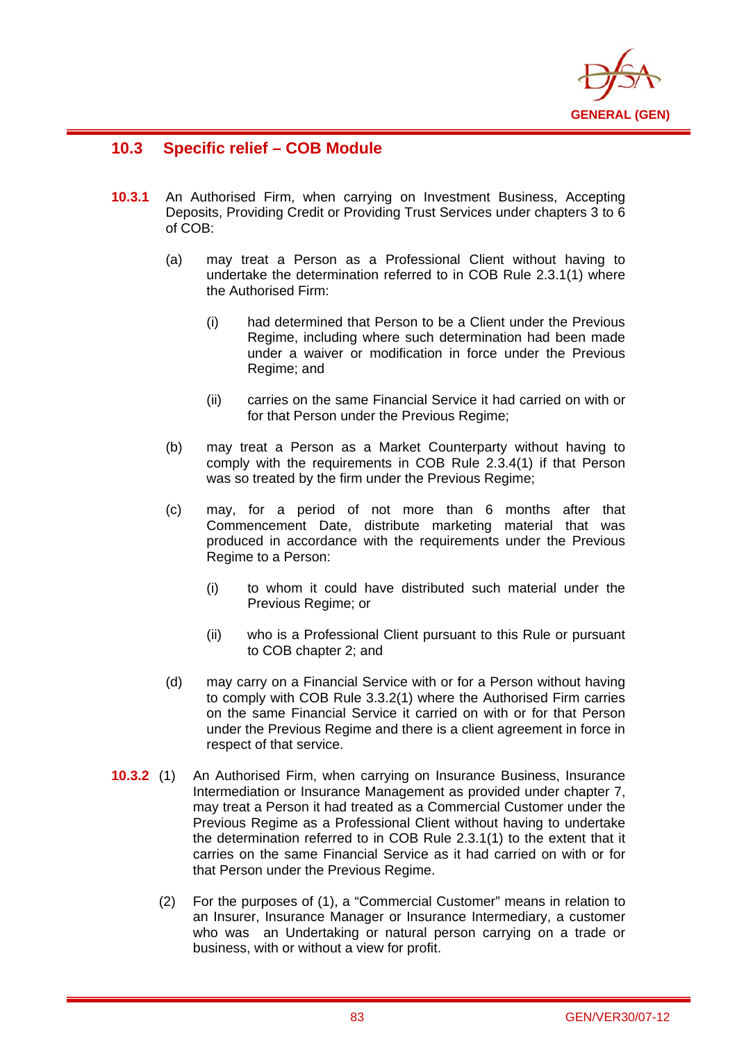## 10.3 Specific relief – COB Module

**10.3.1** An Authorised Firm, when carrying on Investment Business, Accepting Deposits, Providing Credit or Providing Trust Services under chapters 3 to 6 of COB:

(a) may treat a Person as a Professional Client without having to undertake the determination referred to in COB Rule 2.3.1(1) where the Authorised Firm:

  (i) had determined that Person to be a Client under the Previous Regime, including where such determination had been made under a waiver or modification in force under the Previous Regime; and

  (ii) carries on the same Financial Service it had carried on with or for that Person under the Previous Regime;

(b) may treat a Person as a Market Counterparty without having to comply with the requirements in COB Rule 2.3.4(1) if that Person was so treated by the firm under the Previous Regime;

(c) may, for a period of not more than 6 months after that Commencement Date, distribute marketing material that was produced in accordance with the requirements under the Previous Regime to a Person:

  (i) to whom it could have distributed such material under the Previous Regime; or

  (ii) who is a Professional Client pursuant to this Rule or pursuant to COB chapter 2; and

(d) may carry on a Financial Service with or for a Person without having to comply with COB Rule 3.3.2(1) where the Authorised Firm carries on the same Financial Service it carried on with or for that Person under the Previous Regime and there is a client agreement in force in respect of that service.

**10.3.2** (1) An Authorised Firm, when carrying on Insurance Business, Insurance Intermediation or Insurance Management as provided under chapter 7, may treat a Person it had treated as a Commercial Customer under the Previous Regime as a Professional Client without having to undertake the determination referred to in COB Rule 2.3.1(1) to the extent that it carries on the same Financial Service as it had carried on with or for that Person under the Previous Regime.

(2) For the purposes of (1), a "Commercial Customer" means in relation to an Insurer, Insurance Manager or Insurance Intermediary, a customer who was an Undertaking or natural person carrying on a trade or business, with or without a view for profit.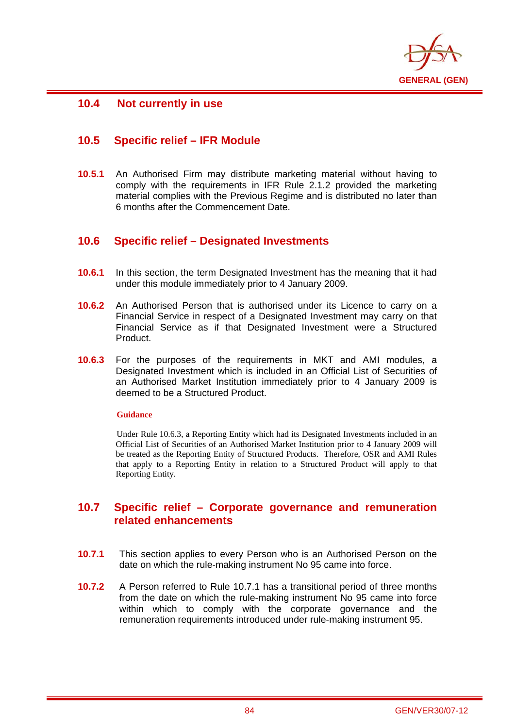## 10.4 Not currently in use

## 10.5 Specific relief – IFR Module

**10.5.1** An Authorised Firm may distribute marketing material without having to comply with the requirements in IFR Rule 2.1.2 provided the marketing material complies with the Previous Regime and is distributed no later than 6 months after the Commencement Date.

## 10.6 Specific relief – Designated Investments

**10.6.1** In this section, the term Designated Investment has the meaning that it had under this module immediately prior to 4 January 2009.

**10.6.2** An Authorised Person that is authorised under its Licence to carry on a Financial Service in respect of a Designated Investment may carry on that Financial Service as if that Designated Investment were a Structured Product.

**10.6.3** For the purposes of the requirements in MKT and AMI modules, a Designated Investment which is included in an Official List of Securities of an Authorised Market Institution immediately prior to 4 January 2009 is deemed to be a Structured Product.

**Guidance**

Under Rule 10.6.3, a Reporting Entity which had its Designated Investments included in an Official List of Securities of an Authorised Market Institution prior to 4 January 2009 will be treated as the Reporting Entity of Structured Products. Therefore, OSR and AMI Rules that apply to a Reporting Entity in relation to a Structured Product will apply to that Reporting Entity.

## 10.7 Specific relief – Corporate governance and remuneration related enhancements

**10.7.1** This section applies to every Person who is an Authorised Person on the date on which the rule-making instrument No 95 came into force.

**10.7.2** A Person referred to Rule 10.7.1 has a transitional period of three months from the date on which the rule-making instrument No 95 came into force within which to comply with the corporate governance and the remuneration requirements introduced under rule-making instrument 95.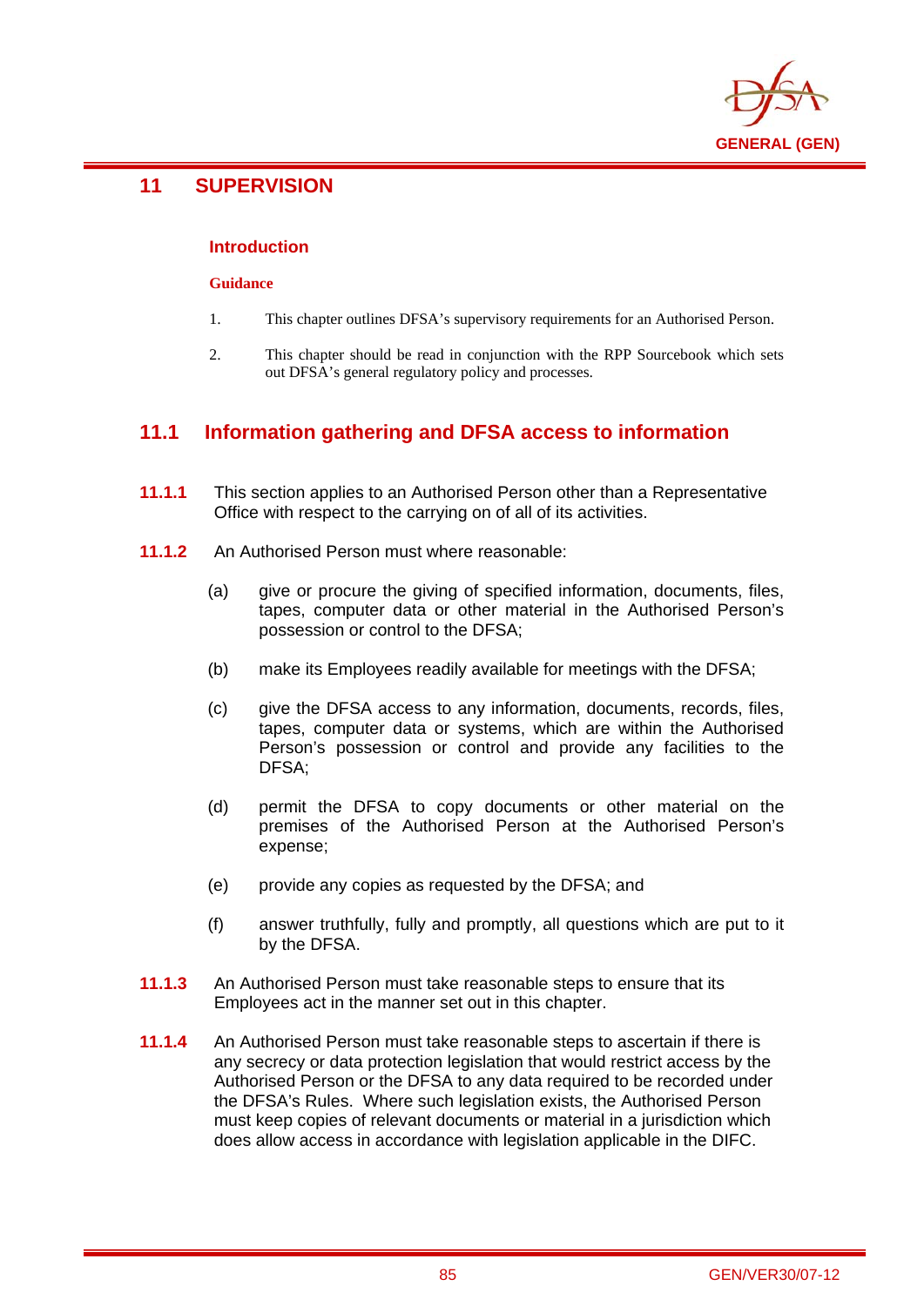# 11 SUPERVISION

### Introduction

**Guidance**

1. This chapter outlines DFSA's supervisory requirements for an Authorised Person.

2. This chapter should be read in conjunction with the RPP Sourcebook which sets out DFSA's general regulatory policy and processes.

## 11.1 Information gathering and DFSA access to information

**11.1.1** This section applies to an Authorised Person other than a Representative Office with respect to the carrying on of all of its activities.

**11.1.2** An Authorised Person must where reasonable:

(a) give or procure the giving of specified information, documents, files, tapes, computer data or other material in the Authorised Person's possession or control to the DFSA;

(b) make its Employees readily available for meetings with the DFSA;

(c) give the DFSA access to any information, documents, records, files, tapes, computer data or systems, which are within the Authorised Person's possession or control and provide any facilities to the DFSA;

(d) permit the DFSA to copy documents or other material on the premises of the Authorised Person at the Authorised Person's expense;

(e) provide any copies as requested by the DFSA; and

(f) answer truthfully, fully and promptly, all questions which are put to it by the DFSA.

**11.1.3** An Authorised Person must take reasonable steps to ensure that its Employees act in the manner set out in this chapter.

**11.1.4** An Authorised Person must take reasonable steps to ascertain if there is any secrecy or data protection legislation that would restrict access by the Authorised Person or the DFSA to any data required to be recorded under the DFSA's Rules. Where such legislation exists, the Authorised Person must keep copies of relevant documents or material in a jurisdiction which does allow access in accordance with legislation applicable in the DIFC.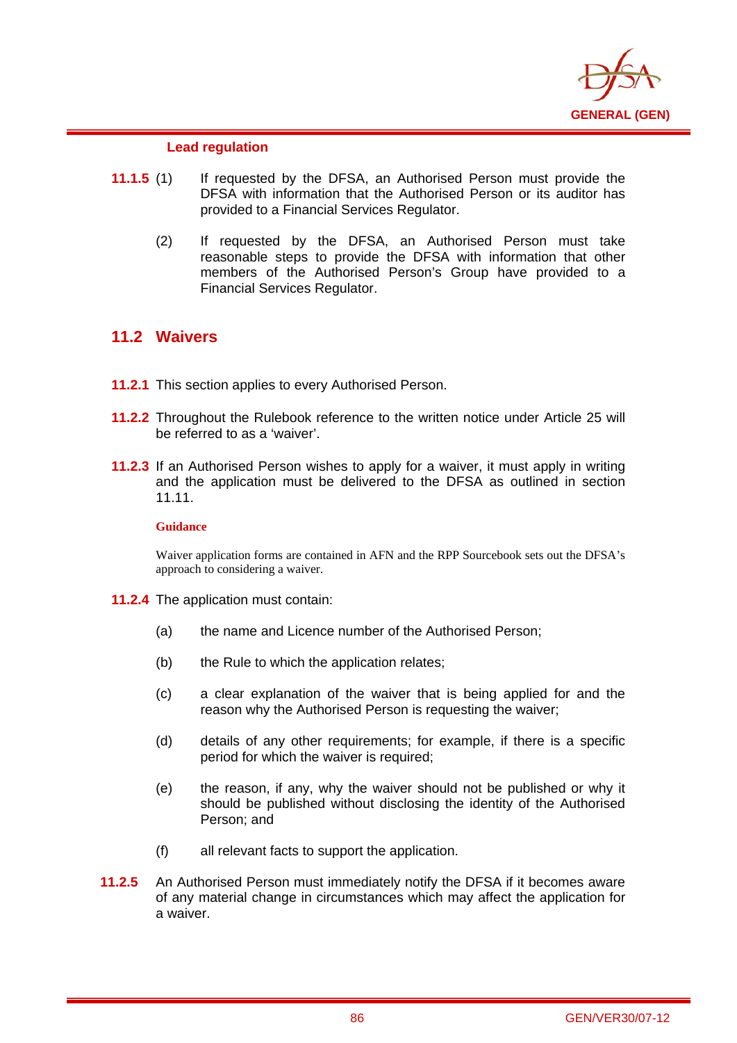### Lead regulation

**11.1.5** (1) If requested by the DFSA, an Authorised Person must provide the DFSA with information that the Authorised Person or its auditor has provided to a Financial Services Regulator.

(2) If requested by the DFSA, an Authorised Person must take reasonable steps to provide the DFSA with information that other members of the Authorised Person's Group have provided to a Financial Services Regulator.

## 11.2 Waivers

**11.2.1** This section applies to every Authorised Person.

**11.2.2** Throughout the Rulebook reference to the written notice under Article 25 will be referred to as a 'waiver'.

**11.2.3** If an Authorised Person wishes to apply for a waiver, it must apply in writing and the application must be delivered to the DFSA as outlined in section 11.11.

**Guidance**

Waiver application forms are contained in AFN and the RPP Sourcebook sets out the DFSA's approach to considering a waiver.

**11.2.4** The application must contain:

(a) the name and Licence number of the Authorised Person;

(b) the Rule to which the application relates;

(c) a clear explanation of the waiver that is being applied for and the reason why the Authorised Person is requesting the waiver;

(d) details of any other requirements; for example, if there is a specific period for which the waiver is required;

(e) the reason, if any, why the waiver should not be published or why it should be published without disclosing the identity of the Authorised Person; and

(f) all relevant facts to support the application.

**11.2.5** An Authorised Person must immediately notify the DFSA if it becomes aware of any material change in circumstances which may affect the application for a waiver.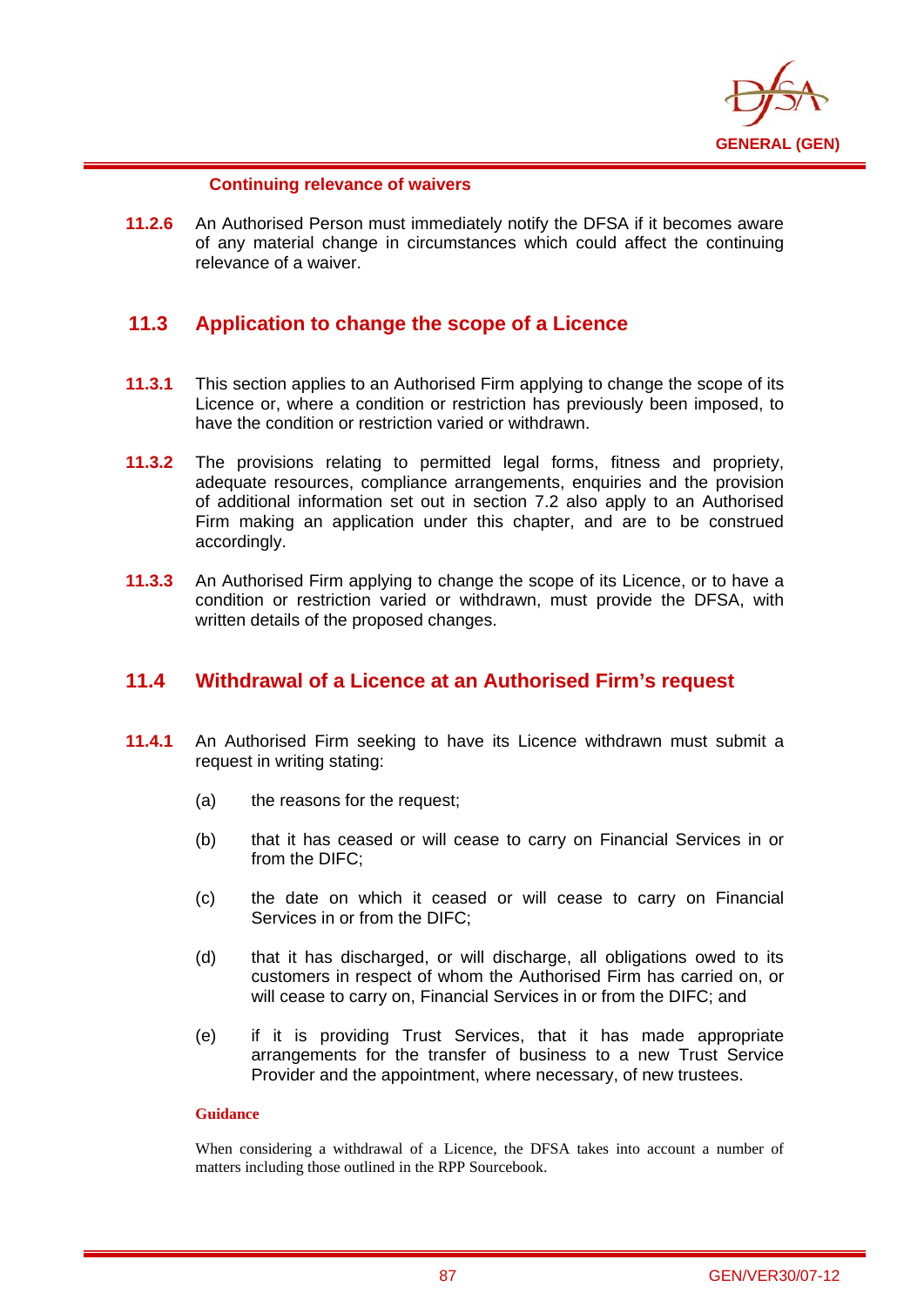#### Continuing relevance of waivers

**11.2.6** An Authorised Person must immediately notify the DFSA if it becomes aware of any material change in circumstances which could affect the continuing relevance of a waiver.

## 11.3 Application to change the scope of a Licence

**11.3.1** This section applies to an Authorised Firm applying to change the scope of its Licence or, where a condition or restriction has previously been imposed, to have the condition or restriction varied or withdrawn.

**11.3.2** The provisions relating to permitted legal forms, fitness and propriety, adequate resources, compliance arrangements, enquiries and the provision of additional information set out in section 7.2 also apply to an Authorised Firm making an application under this chapter, and are to be construed accordingly.

**11.3.3** An Authorised Firm applying to change the scope of its Licence, or to have a condition or restriction varied or withdrawn, must provide the DFSA, with written details of the proposed changes.

## 11.4 Withdrawal of a Licence at an Authorised Firm's request

**11.4.1** An Authorised Firm seeking to have its Licence withdrawn must submit a request in writing stating:

(a) the reasons for the request;

(b) that it has ceased or will cease to carry on Financial Services in or from the DIFC;

(c) the date on which it ceased or will cease to carry on Financial Services in or from the DIFC;

(d) that it has discharged, or will discharge, all obligations owed to its customers in respect of whom the Authorised Firm has carried on, or will cease to carry on, Financial Services in or from the DIFC; and

(e) if it is providing Trust Services, that it has made appropriate arrangements for the transfer of business to a new Trust Service Provider and the appointment, where necessary, of new trustees.

**Guidance**

When considering a withdrawal of a Licence, the DFSA takes into account a number of matters including those outlined in the RPP Sourcebook.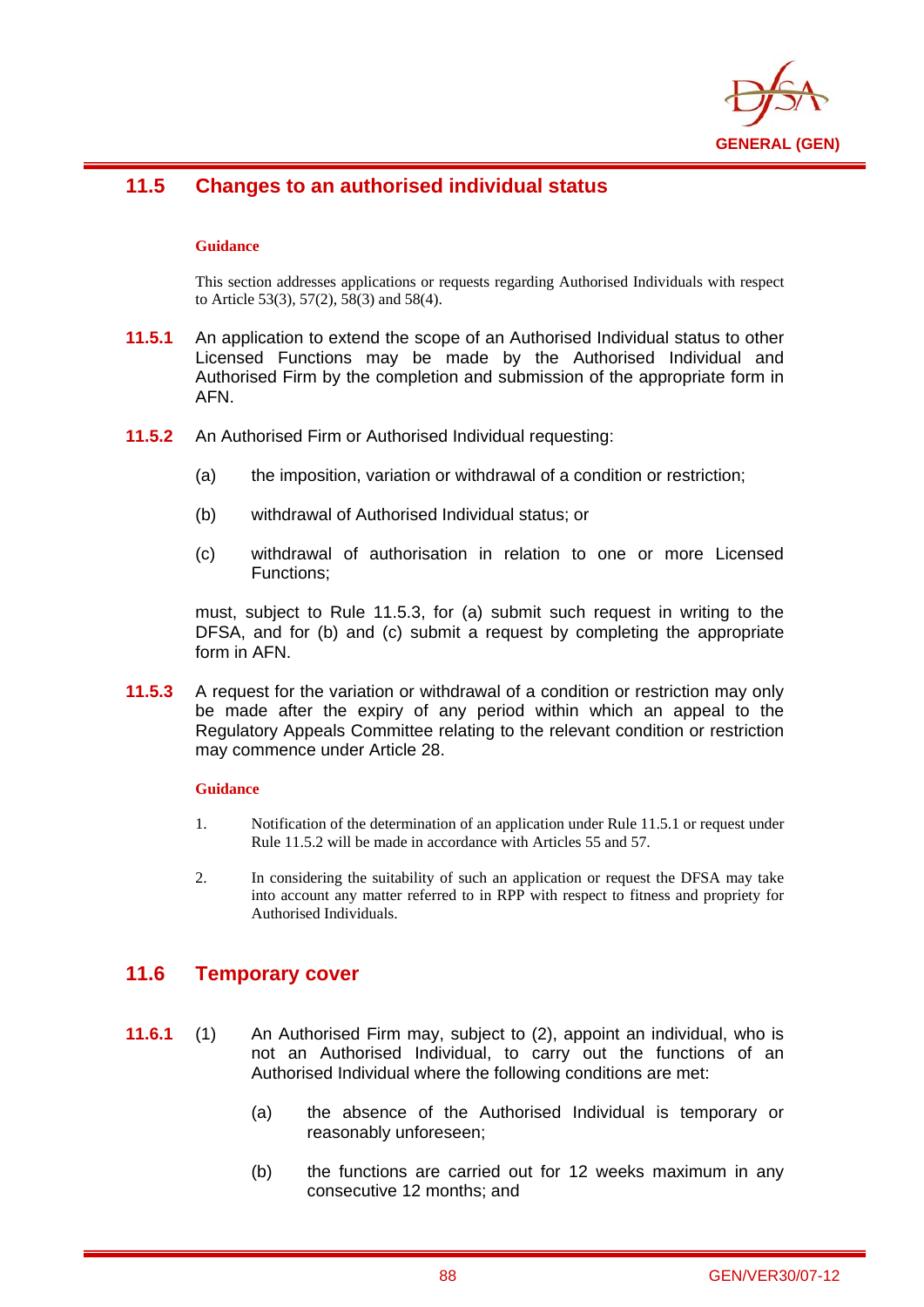## 11.5 Changes to an authorised individual status

**Guidance**

This section addresses applications or requests regarding Authorised Individuals with respect to Article 53(3), 57(2), 58(3) and 58(4).

**11.5.1** An application to extend the scope of an Authorised Individual status to other Licensed Functions may be made by the Authorised Individual and Authorised Firm by the completion and submission of the appropriate form in AFN.

**11.5.2** An Authorised Firm or Authorised Individual requesting:

(a) the imposition, variation or withdrawal of a condition or restriction;

(b) withdrawal of Authorised Individual status; or

(c) withdrawal of authorisation in relation to one or more Licensed Functions;

must, subject to Rule 11.5.3, for (a) submit such request in writing to the DFSA, and for (b) and (c) submit a request by completing the appropriate form in AFN.

**11.5.3** A request for the variation or withdrawal of a condition or restriction may only be made after the expiry of any period within which an appeal to the Regulatory Appeals Committee relating to the relevant condition or restriction may commence under Article 28.

**Guidance**

1. Notification of the determination of an application under Rule 11.5.1 or request under Rule 11.5.2 will be made in accordance with Articles 55 and 57.

2. In considering the suitability of such an application or request the DFSA may take into account any matter referred to in RPP with respect to fitness and propriety for Authorised Individuals.

## 11.6 Temporary cover

**11.6.1** (1) An Authorised Firm may, subject to (2), appoint an individual, who is not an Authorised Individual, to carry out the functions of an Authorised Individual where the following conditions are met:

(a) the absence of the Authorised Individual is temporary or reasonably unforeseen;

(b) the functions are carried out for 12 weeks maximum in any consecutive 12 months; and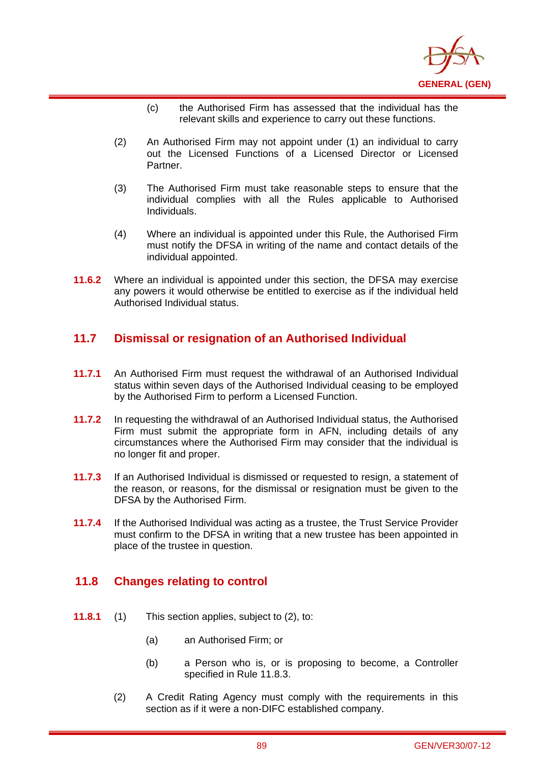(c) the Authorised Firm has assessed that the individual has the relevant skills and experience to carry out these functions.

(2) An Authorised Firm may not appoint under (1) an individual to carry out the Licensed Functions of a Licensed Director or Licensed Partner.

(3) The Authorised Firm must take reasonable steps to ensure that the individual complies with all the Rules applicable to Authorised Individuals.

(4) Where an individual is appointed under this Rule, the Authorised Firm must notify the DFSA in writing of the name and contact details of the individual appointed.

**11.6.2** Where an individual is appointed under this section, the DFSA may exercise any powers it would otherwise be entitled to exercise as if the individual held Authorised Individual status.

## 11.7 Dismissal or resignation of an Authorised Individual

**11.7.1** An Authorised Firm must request the withdrawal of an Authorised Individual status within seven days of the Authorised Individual ceasing to be employed by the Authorised Firm to perform a Licensed Function.

**11.7.2** In requesting the withdrawal of an Authorised Individual status, the Authorised Firm must submit the appropriate form in AFN, including details of any circumstances where the Authorised Firm may consider that the individual is no longer fit and proper.

**11.7.3** If an Authorised Individual is dismissed or requested to resign, a statement of the reason, or reasons, for the dismissal or resignation must be given to the DFSA by the Authorised Firm.

**11.7.4** If the Authorised Individual was acting as a trustee, the Trust Service Provider must confirm to the DFSA in writing that a new trustee has been appointed in place of the trustee in question.

## 11.8 Changes relating to control

**11.8.1** (1) This section applies, subject to (2), to:

(a) an Authorised Firm; or

(b) a Person who is, or is proposing to become, a Controller specified in Rule 11.8.3.

(2) A Credit Rating Agency must comply with the requirements in this section as if it were a non-DIFC established company.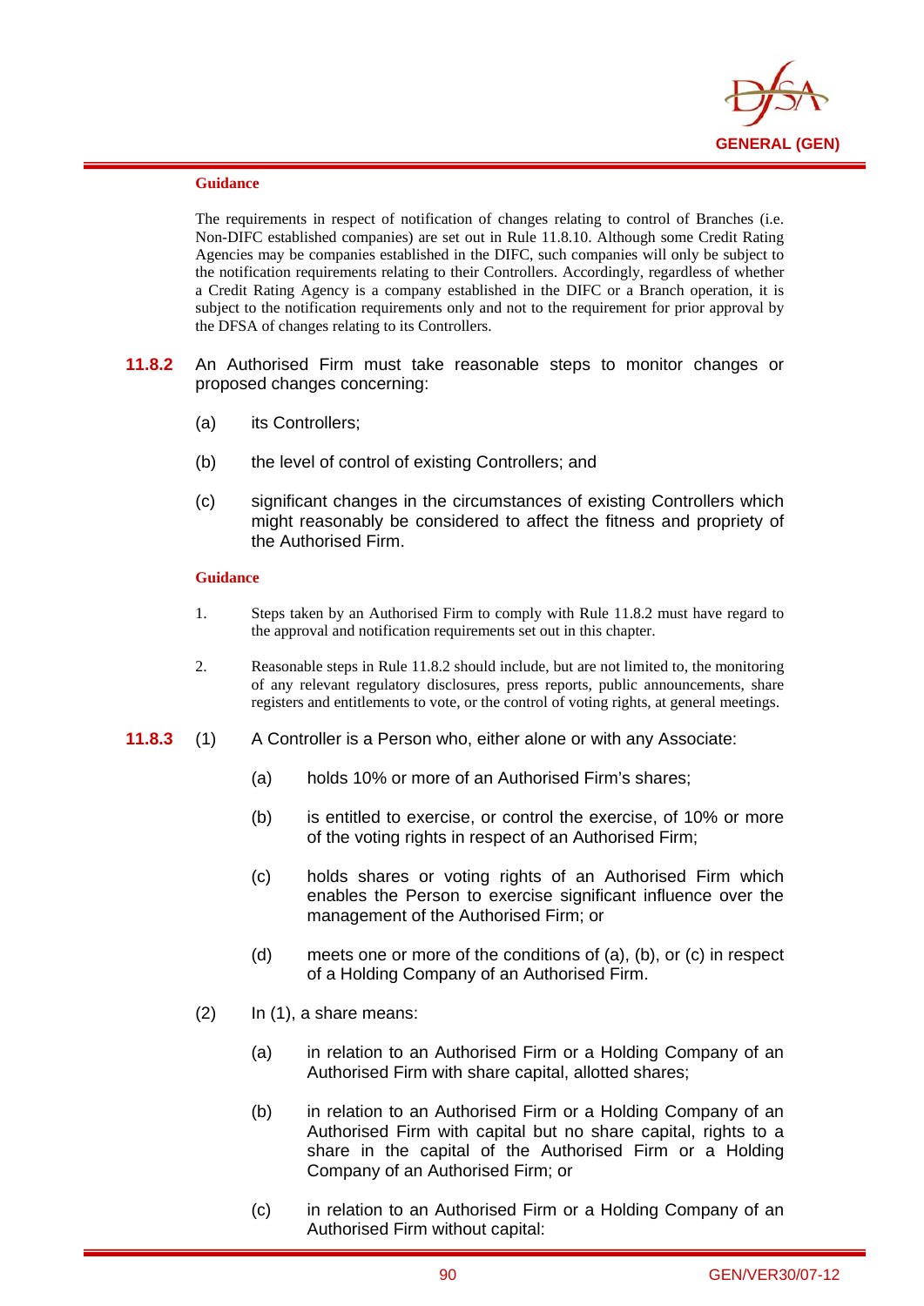**Guidance**

The requirements in respect of notification of changes relating to control of Branches (i.e. Non-DIFC established companies) are set out in Rule 11.8.10. Although some Credit Rating Agencies may be companies established in the DIFC, such companies will only be subject to the notification requirements relating to their Controllers. Accordingly, regardless of whether a Credit Rating Agency is a company established in the DIFC or a Branch operation, it is subject to the notification requirements only and not to the requirement for prior approval by the DFSA of changes relating to its Controllers.

**11.8.2** An Authorised Firm must take reasonable steps to monitor changes or proposed changes concerning:

(a) its Controllers;

(b) the level of control of existing Controllers; and

(c) significant changes in the circumstances of existing Controllers which might reasonably be considered to affect the fitness and propriety of the Authorised Firm.

**Guidance**

1. Steps taken by an Authorised Firm to comply with Rule 11.8.2 must have regard to the approval and notification requirements set out in this chapter.

2. Reasonable steps in Rule 11.8.2 should include, but are not limited to, the monitoring of any relevant regulatory disclosures, press reports, public announcements, share registers and entitlements to vote, or the control of voting rights, at general meetings.

**11.8.3** (1) A Controller is a Person who, either alone or with any Associate:

(a) holds 10% or more of an Authorised Firm's shares;

(b) is entitled to exercise, or control the exercise, of 10% or more of the voting rights in respect of an Authorised Firm;

(c) holds shares or voting rights of an Authorised Firm which enables the Person to exercise significant influence over the management of the Authorised Firm; or

(d) meets one or more of the conditions of (a), (b), or (c) in respect of a Holding Company of an Authorised Firm.

(2) In (1), a share means:

(a) in relation to an Authorised Firm or a Holding Company of an Authorised Firm with share capital, allotted shares;

(b) in relation to an Authorised Firm or a Holding Company of an Authorised Firm with capital but no share capital, rights to a share in the capital of the Authorised Firm or a Holding Company of an Authorised Firm; or

(c) in relation to an Authorised Firm or a Holding Company of an Authorised Firm without capital: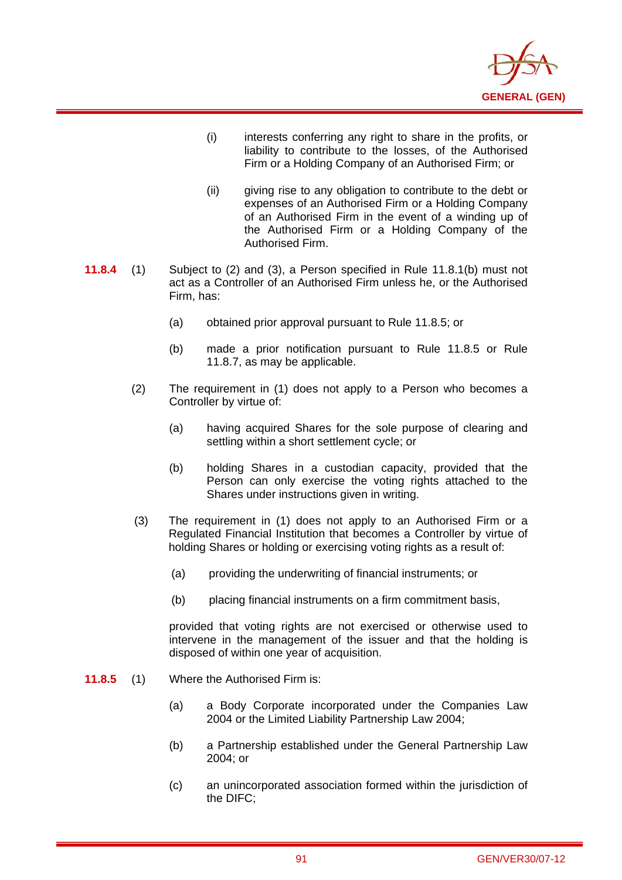(i) interests conferring any right to share in the profits, or liability to contribute to the losses, of the Authorised Firm or a Holding Company of an Authorised Firm; or

(ii) giving rise to any obligation to contribute to the debt or expenses of an Authorised Firm or a Holding Company of an Authorised Firm in the event of a winding up of the Authorised Firm or a Holding Company of the Authorised Firm.

**11.8.4** (1) Subject to (2) and (3), a Person specified in Rule 11.8.1(b) must not act as a Controller of an Authorised Firm unless he, or the Authorised Firm, has:

(a) obtained prior approval pursuant to Rule 11.8.5; or

(b) made a prior notification pursuant to Rule 11.8.5 or Rule 11.8.7, as may be applicable.

(2) The requirement in (1) does not apply to a Person who becomes a Controller by virtue of:

(a) having acquired Shares for the sole purpose of clearing and settling within a short settlement cycle; or

(b) holding Shares in a custodian capacity, provided that the Person can only exercise the voting rights attached to the Shares under instructions given in writing.

(3) The requirement in (1) does not apply to an Authorised Firm or a Regulated Financial Institution that becomes a Controller by virtue of holding Shares or holding or exercising voting rights as a result of:

(a) providing the underwriting of financial instruments; or

(b) placing financial instruments on a firm commitment basis,

provided that voting rights are not exercised or otherwise used to intervene in the management of the issuer and that the holding is disposed of within one year of acquisition.

**11.8.5** (1) Where the Authorised Firm is:

(a) a Body Corporate incorporated under the Companies Law 2004 or the Limited Liability Partnership Law 2004;

(b) a Partnership established under the General Partnership Law 2004; or

(c) an unincorporated association formed within the jurisdiction of the DIFC;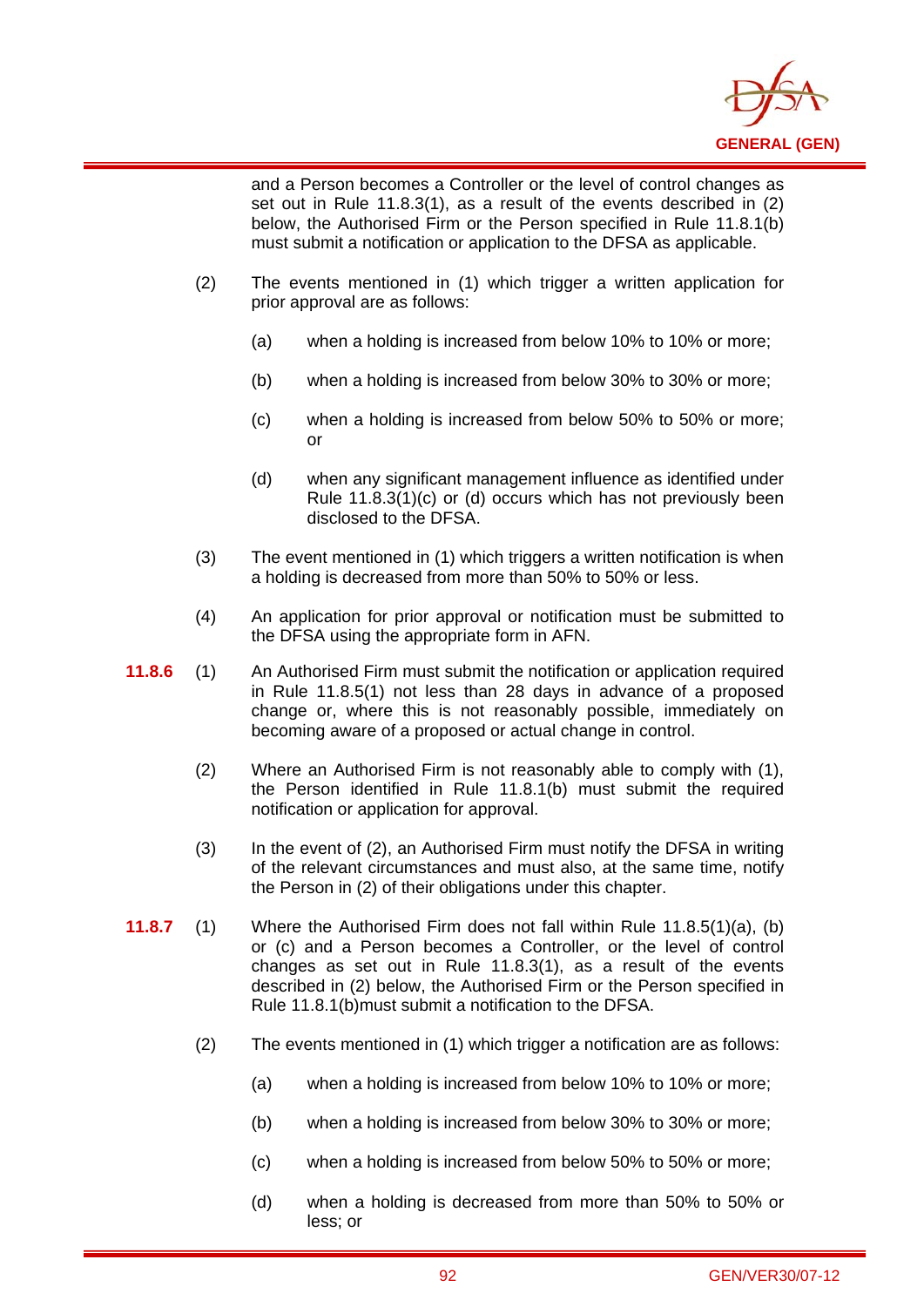and a Person becomes a Controller or the level of control changes as set out in Rule 11.8.3(1), as a result of the events described in (2) below, the Authorised Firm or the Person specified in Rule 11.8.1(b) must submit a notification or application to the DFSA as applicable.

(2) The events mentioned in (1) which trigger a written application for prior approval are as follows:

(a) when a holding is increased from below 10% to 10% or more;

(b) when a holding is increased from below 30% to 30% or more;

(c) when a holding is increased from below 50% to 50% or more; or

(d) when any significant management influence as identified under Rule 11.8.3(1)(c) or (d) occurs which has not previously been disclosed to the DFSA.

(3) The event mentioned in (1) which triggers a written notification is when a holding is decreased from more than 50% to 50% or less.

(4) An application for prior approval or notification must be submitted to the DFSA using the appropriate form in AFN.

**11.8.6** (1) An Authorised Firm must submit the notification or application required in Rule 11.8.5(1) not less than 28 days in advance of a proposed change or, where this is not reasonably possible, immediately on becoming aware of a proposed or actual change in control.

(2) Where an Authorised Firm is not reasonably able to comply with (1), the Person identified in Rule 11.8.1(b) must submit the required notification or application for approval.

(3) In the event of (2), an Authorised Firm must notify the DFSA in writing of the relevant circumstances and must also, at the same time, notify the Person in (2) of their obligations under this chapter.

**11.8.7** (1) Where the Authorised Firm does not fall within Rule 11.8.5(1)(a), (b) or (c) and a Person becomes a Controller, or the level of control changes as set out in Rule 11.8.3(1), as a result of the events described in (2) below, the Authorised Firm or the Person specified in Rule 11.8.1(b)must submit a notification to the DFSA.

(2) The events mentioned in (1) which trigger a notification are as follows:

(a) when a holding is increased from below 10% to 10% or more;

(b) when a holding is increased from below 30% to 30% or more;

(c) when a holding is increased from below 50% to 50% or more;

(d) when a holding is decreased from more than 50% to 50% or less; or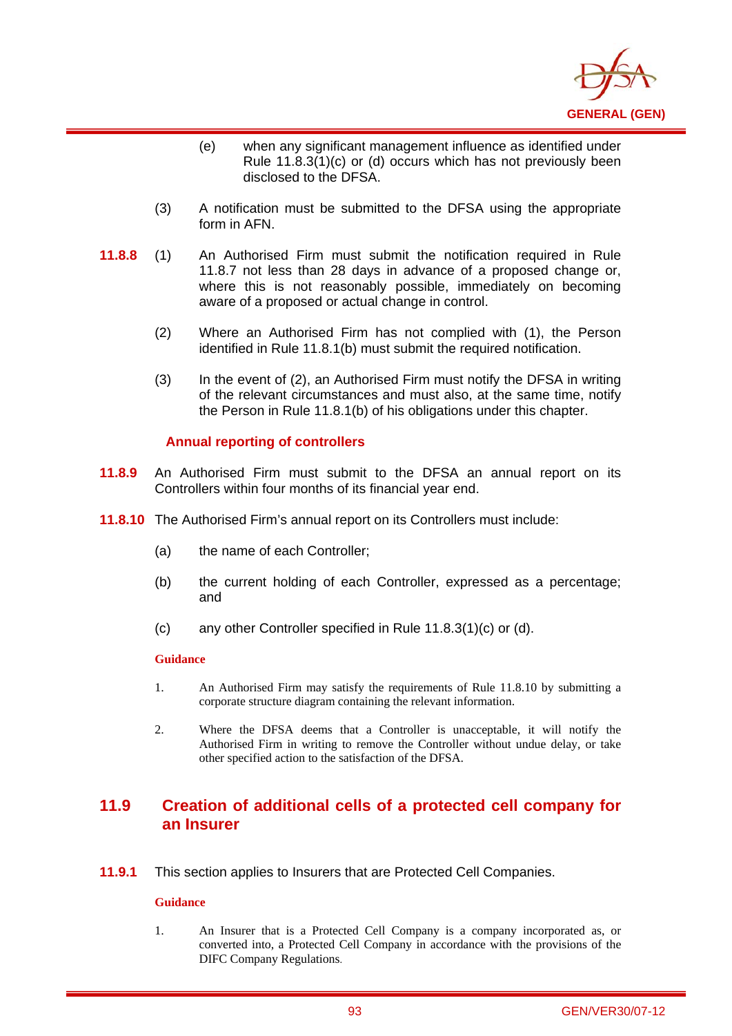(e) when any significant management influence as identified under Rule 11.8.3(1)(c) or (d) occurs which has not previously been disclosed to the DFSA.

(3) A notification must be submitted to the DFSA using the appropriate form in AFN.

**11.8.8** (1) An Authorised Firm must submit the notification required in Rule 11.8.7 not less than 28 days in advance of a proposed change or, where this is not reasonably possible, immediately on becoming aware of a proposed or actual change in control.

(2) Where an Authorised Firm has not complied with (1), the Person identified in Rule 11.8.1(b) must submit the required notification.

(3) In the event of (2), an Authorised Firm must notify the DFSA in writing of the relevant circumstances and must also, at the same time, notify the Person in Rule 11.8.1(b) of his obligations under this chapter.

### Annual reporting of controllers

**11.8.9** An Authorised Firm must submit to the DFSA an annual report on its Controllers within four months of its financial year end.

**11.8.10** The Authorised Firm's annual report on its Controllers must include:

(a) the name of each Controller;

(b) the current holding of each Controller, expressed as a percentage; and

(c) any other Controller specified in Rule 11.8.3(1)(c) or (d).

**Guidance**

1. An Authorised Firm may satisfy the requirements of Rule 11.8.10 by submitting a corporate structure diagram containing the relevant information.

2. Where the DFSA deems that a Controller is unacceptable, it will notify the Authorised Firm in writing to remove the Controller without undue delay, or take other specified action to the satisfaction of the DFSA.

## 11.9 Creation of additional cells of a protected cell company for an Insurer

**11.9.1** This section applies to Insurers that are Protected Cell Companies.

**Guidance**

1. An Insurer that is a Protected Cell Company is a company incorporated as, or converted into, a Protected Cell Company in accordance with the provisions of the DIFC Company Regulations.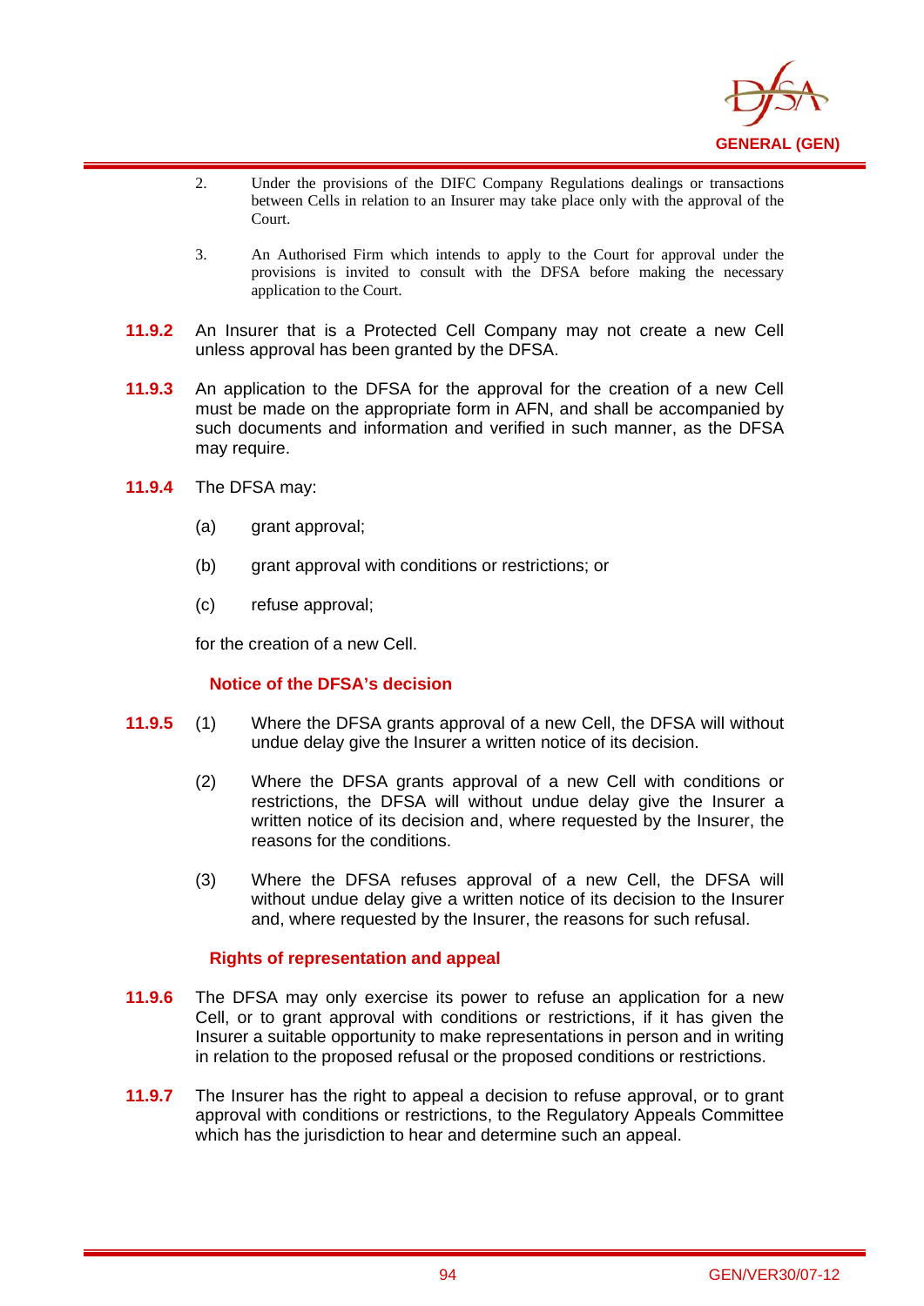2. Under the provisions of the DIFC Company Regulations dealings or transactions between Cells in relation to an Insurer may take place only with the approval of the Court.

3. An Authorised Firm which intends to apply to the Court for approval under the provisions is invited to consult with the DFSA before making the necessary application to the Court.

**11.9.2** An Insurer that is a Protected Cell Company may not create a new Cell unless approval has been granted by the DFSA.

**11.9.3** An application to the DFSA for the approval for the creation of a new Cell must be made on the appropriate form in AFN, and shall be accompanied by such documents and information and verified in such manner, as the DFSA may require.

**11.9.4** The DFSA may:

(a) grant approval;

(b) grant approval with conditions or restrictions; or

(c) refuse approval;

for the creation of a new Cell.

### Notice of the DFSA's decision

**11.9.5** (1) Where the DFSA grants approval of a new Cell, the DFSA will without undue delay give the Insurer a written notice of its decision.

(2) Where the DFSA grants approval of a new Cell with conditions or restrictions, the DFSA will without undue delay give the Insurer a written notice of its decision and, where requested by the Insurer, the reasons for the conditions.

(3) Where the DFSA refuses approval of a new Cell, the DFSA will without undue delay give a written notice of its decision to the Insurer and, where requested by the Insurer, the reasons for such refusal.

### Rights of representation and appeal

**11.9.6** The DFSA may only exercise its power to refuse an application for a new Cell, or to grant approval with conditions or restrictions, if it has given the Insurer a suitable opportunity to make representations in person and in writing in relation to the proposed refusal or the proposed conditions or restrictions.

**11.9.7** The Insurer has the right to appeal a decision to refuse approval, or to grant approval with conditions or restrictions, to the Regulatory Appeals Committee which has the jurisdiction to hear and determine such an appeal.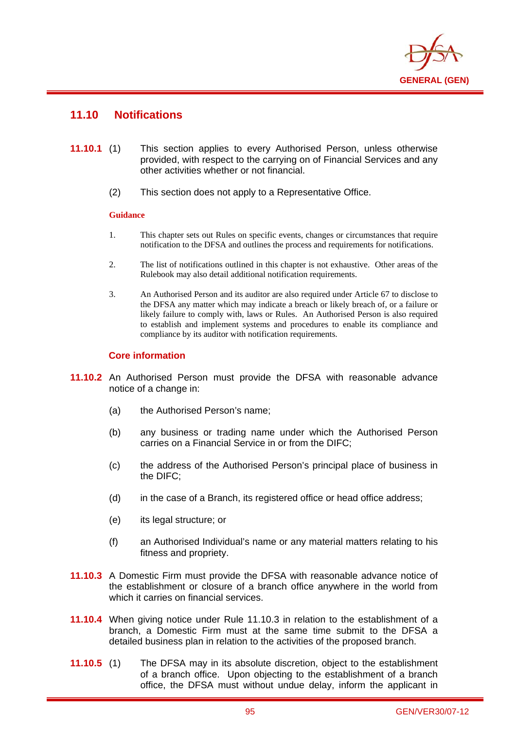## 11.10 Notifications

**11.10.1** (1) This section applies to every Authorised Person, unless otherwise provided, with respect to the carrying on of Financial Services and any other activities whether or not financial.

(2) This section does not apply to a Representative Office.

**Guidance**

1. This chapter sets out Rules on specific events, changes or circumstances that require notification to the DFSA and outlines the process and requirements for notifications.

2. The list of notifications outlined in this chapter is not exhaustive. Other areas of the Rulebook may also detail additional notification requirements.

3. An Authorised Person and its auditor are also required under Article 67 to disclose to the DFSA any matter which may indicate a breach or likely breach of, or a failure or likely failure to comply with, laws or Rules. An Authorised Person is also required to establish and implement systems and procedures to enable its compliance and compliance by its auditor with notification requirements.

### Core information

**11.10.2** An Authorised Person must provide the DFSA with reasonable advance notice of a change in:

(a) the Authorised Person's name;

(b) any business or trading name under which the Authorised Person carries on a Financial Service in or from the DIFC;

(c) the address of the Authorised Person's principal place of business in the DIFC;

(d) in the case of a Branch, its registered office or head office address;

(e) its legal structure; or

(f) an Authorised Individual's name or any material matters relating to his fitness and propriety.

**11.10.3** A Domestic Firm must provide the DFSA with reasonable advance notice of the establishment or closure of a branch office anywhere in the world from which it carries on financial services.

**11.10.4** When giving notice under Rule 11.10.3 in relation to the establishment of a branch, a Domestic Firm must at the same time submit to the DFSA a detailed business plan in relation to the activities of the proposed branch.

**11.10.5** (1) The DFSA may in its absolute discretion, object to the establishment of a branch office. Upon objecting to the establishment of a branch office, the DFSA must without undue delay, inform the applicant in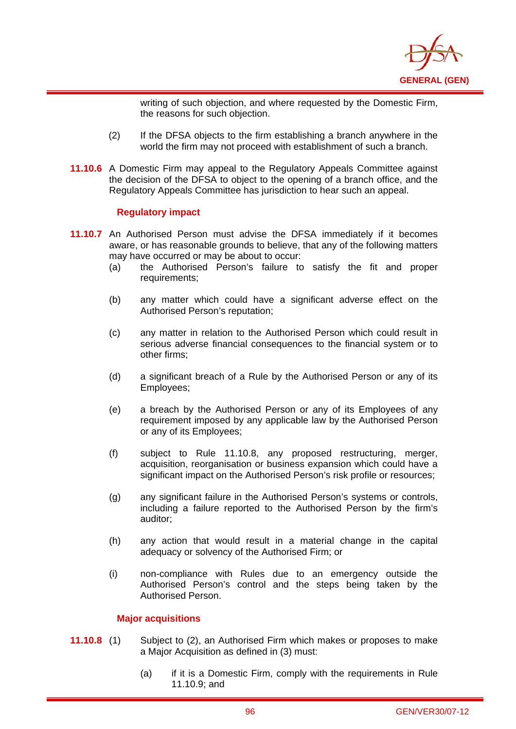writing of such objection, and where requested by the Domestic Firm, the reasons for such objection.

(2) If the DFSA objects to the firm establishing a branch anywhere in the world the firm may not proceed with establishment of such a branch.

**11.10.6** A Domestic Firm may appeal to the Regulatory Appeals Committee against the decision of the DFSA to object to the opening of a branch office, and the Regulatory Appeals Committee has jurisdiction to hear such an appeal.

### Regulatory impact

**11.10.7** An Authorised Person must advise the DFSA immediately if it becomes aware, or has reasonable grounds to believe, that any of the following matters may have occurred or may be about to occur:

(a) the Authorised Person's failure to satisfy the fit and proper requirements;

(b) any matter which could have a significant adverse effect on the Authorised Person's reputation;

(c) any matter in relation to the Authorised Person which could result in serious adverse financial consequences to the financial system or to other firms;

(d) a significant breach of a Rule by the Authorised Person or any of its Employees;

(e) a breach by the Authorised Person or any of its Employees of any requirement imposed by any applicable law by the Authorised Person or any of its Employees;

(f) subject to Rule 11.10.8, any proposed restructuring, merger, acquisition, reorganisation or business expansion which could have a significant impact on the Authorised Person's risk profile or resources;

(g) any significant failure in the Authorised Person's systems or controls, including a failure reported to the Authorised Person by the firm's auditor;

(h) any action that would result in a material change in the capital adequacy or solvency of the Authorised Firm; or

(i) non-compliance with Rules due to an emergency outside the Authorised Person's control and the steps being taken by the Authorised Person.

### Major acquisitions

**11.10.8** (1) Subject to (2), an Authorised Firm which makes or proposes to make a Major Acquisition as defined in (3) must:

(a) if it is a Domestic Firm, comply with the requirements in Rule 11.10.9; and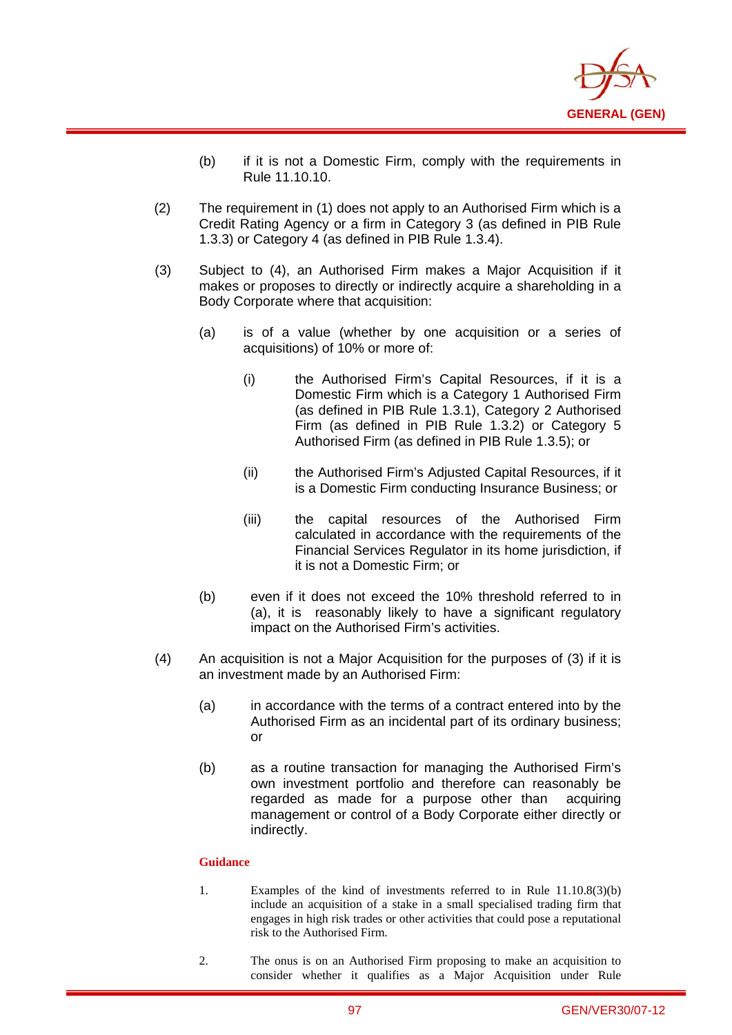(b) if it is not a Domestic Firm, comply with the requirements in Rule 11.10.10.

(2) The requirement in (1) does not apply to an Authorised Firm which is a Credit Rating Agency or a firm in Category 3 (as defined in PIB Rule 1.3.3) or Category 4 (as defined in PIB Rule 1.3.4).

(3) Subject to (4), an Authorised Firm makes a Major Acquisition if it makes or proposes to directly or indirectly acquire a shareholding in a Body Corporate where that acquisition:

(a) is of a value (whether by one acquisition or a series of acquisitions) of 10% or more of:

(i) the Authorised Firm's Capital Resources, if it is a Domestic Firm which is a Category 1 Authorised Firm (as defined in PIB Rule 1.3.1), Category 2 Authorised Firm (as defined in PIB Rule 1.3.2) or Category 5 Authorised Firm (as defined in PIB Rule 1.3.5); or

(ii) the Authorised Firm's Adjusted Capital Resources, if it is a Domestic Firm conducting Insurance Business; or

(iii) the capital resources of the Authorised Firm calculated in accordance with the requirements of the Financial Services Regulator in its home jurisdiction, if it is not a Domestic Firm; or

(b) even if it does not exceed the 10% threshold referred to in (a), it is reasonably likely to have a significant regulatory impact on the Authorised Firm's activities.

(4) An acquisition is not a Major Acquisition for the purposes of (3) if it is an investment made by an Authorised Firm:

(a) in accordance with the terms of a contract entered into by the Authorised Firm as an incidental part of its ordinary business; or

(b) as a routine transaction for managing the Authorised Firm's own investment portfolio and therefore can reasonably be regarded as made for a purpose other than acquiring management or control of a Body Corporate either directly or indirectly.

**Guidance**

1. Examples of the kind of investments referred to in Rule 11.10.8(3)(b) include an acquisition of a stake in a small specialised trading firm that engages in high risk trades or other activities that could pose a reputational risk to the Authorised Firm.

2. The onus is on an Authorised Firm proposing to make an acquisition to consider whether it qualifies as a Major Acquisition under Rule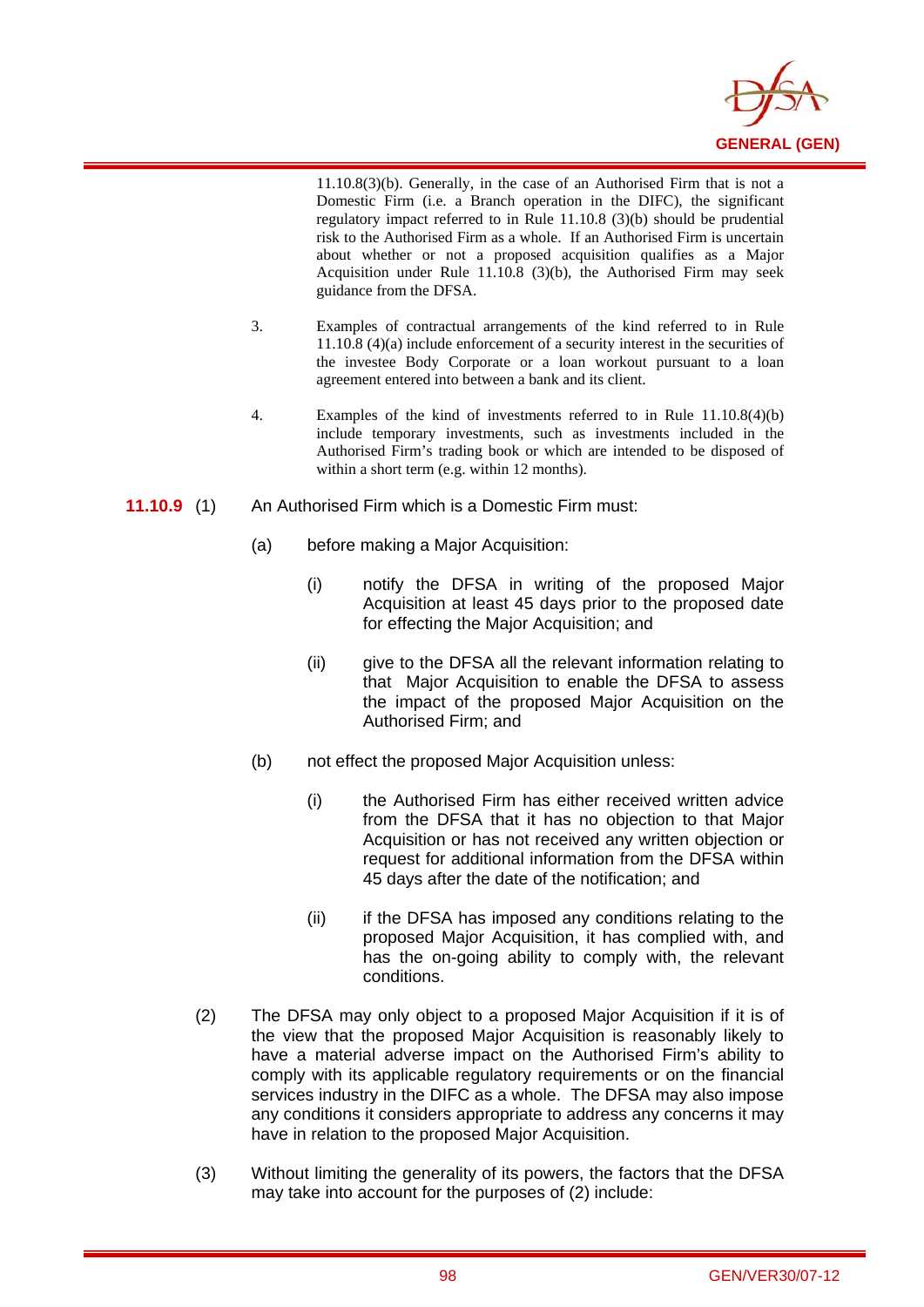11.10.8(3)(b). Generally, in the case of an Authorised Firm that is not a Domestic Firm (i.e. a Branch operation in the DIFC), the significant regulatory impact referred to in Rule 11.10.8 (3)(b) should be prudential risk to the Authorised Firm as a whole. If an Authorised Firm is uncertain about whether or not a proposed acquisition qualifies as a Major Acquisition under Rule 11.10.8 (3)(b), the Authorised Firm may seek guidance from the DFSA.

3. Examples of contractual arrangements of the kind referred to in Rule 11.10.8 (4)(a) include enforcement of a security interest in the securities of the investee Body Corporate or a loan workout pursuant to a loan agreement entered into between a bank and its client.

4. Examples of the kind of investments referred to in Rule 11.10.8(4)(b) include temporary investments, such as investments included in the Authorised Firm's trading book or which are intended to be disposed of within a short term (e.g. within 12 months).

**11.10.9** (1) An Authorised Firm which is a Domestic Firm must:

(a) before making a Major Acquisition:

(i) notify the DFSA in writing of the proposed Major Acquisition at least 45 days prior to the proposed date for effecting the Major Acquisition; and

(ii) give to the DFSA all the relevant information relating to that Major Acquisition to enable the DFSA to assess the impact of the proposed Major Acquisition on the Authorised Firm; and

(b) not effect the proposed Major Acquisition unless:

(i) the Authorised Firm has either received written advice from the DFSA that it has no objection to that Major Acquisition or has not received any written objection or request for additional information from the DFSA within 45 days after the date of the notification; and

(ii) if the DFSA has imposed any conditions relating to the proposed Major Acquisition, it has complied with, and has the on-going ability to comply with, the relevant conditions.

(2) The DFSA may only object to a proposed Major Acquisition if it is of the view that the proposed Major Acquisition is reasonably likely to have a material adverse impact on the Authorised Firm's ability to comply with its applicable regulatory requirements or on the financial services industry in the DIFC as a whole. The DFSA may also impose any conditions it considers appropriate to address any concerns it may have in relation to the proposed Major Acquisition.

(3) Without limiting the generality of its powers, the factors that the DFSA may take into account for the purposes of (2) include: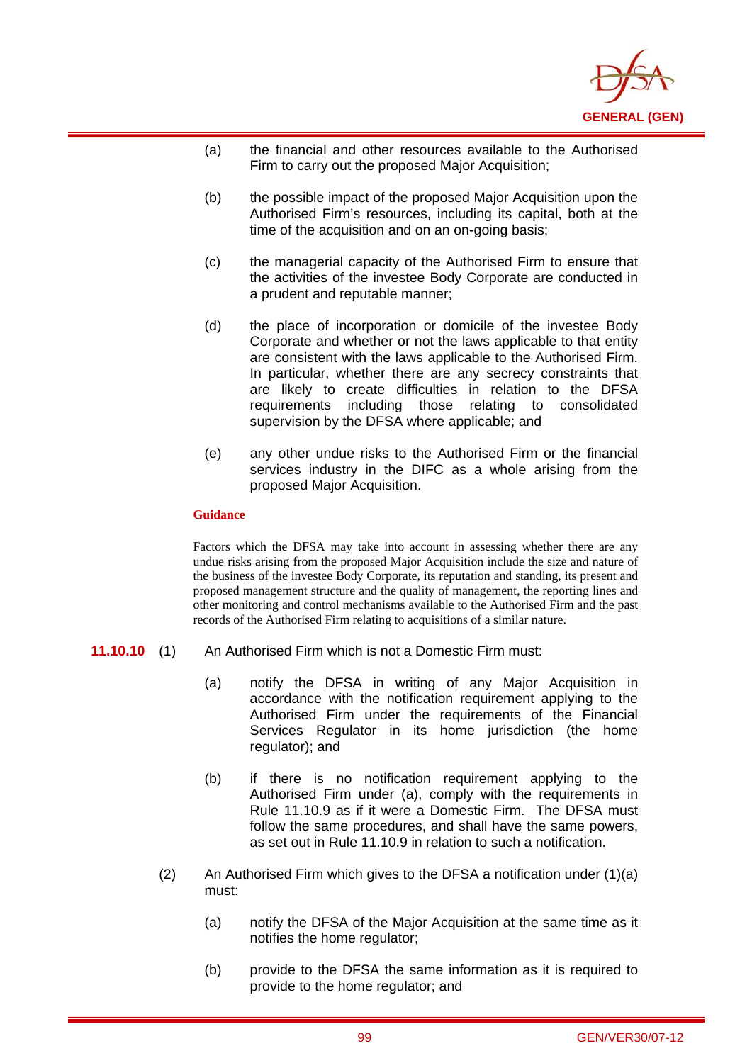(a) the financial and other resources available to the Authorised Firm to carry out the proposed Major Acquisition;

(b) the possible impact of the proposed Major Acquisition upon the Authorised Firm's resources, including its capital, both at the time of the acquisition and on an on-going basis;

(c) the managerial capacity of the Authorised Firm to ensure that the activities of the investee Body Corporate are conducted in a prudent and reputable manner;

(d) the place of incorporation or domicile of the investee Body Corporate and whether or not the laws applicable to that entity are consistent with the laws applicable to the Authorised Firm. In particular, whether there are any secrecy constraints that are likely to create difficulties in relation to the DFSA requirements including those relating to consolidated supervision by the DFSA where applicable; and

(e) any other undue risks to the Authorised Firm or the financial services industry in the DIFC as a whole arising from the proposed Major Acquisition.

**Guidance**

Factors which the DFSA may take into account in assessing whether there are any undue risks arising from the proposed Major Acquisition include the size and nature of the business of the investee Body Corporate, its reputation and standing, its present and proposed management structure and the quality of management, the reporting lines and other monitoring and control mechanisms available to the Authorised Firm and the past records of the Authorised Firm relating to acquisitions of a similar nature.

**11.10.10** (1) An Authorised Firm which is not a Domestic Firm must:

(a) notify the DFSA in writing of any Major Acquisition in accordance with the notification requirement applying to the Authorised Firm under the requirements of the Financial Services Regulator in its home jurisdiction (the home regulator); and

(b) if there is no notification requirement applying to the Authorised Firm under (a), comply with the requirements in Rule 11.10.9 as if it were a Domestic Firm. The DFSA must follow the same procedures, and shall have the same powers, as set out in Rule 11.10.9 in relation to such a notification.

(2) An Authorised Firm which gives to the DFSA a notification under (1)(a) must:

(a) notify the DFSA of the Major Acquisition at the same time as it notifies the home regulator;

(b) provide to the DFSA the same information as it is required to provide to the home regulator; and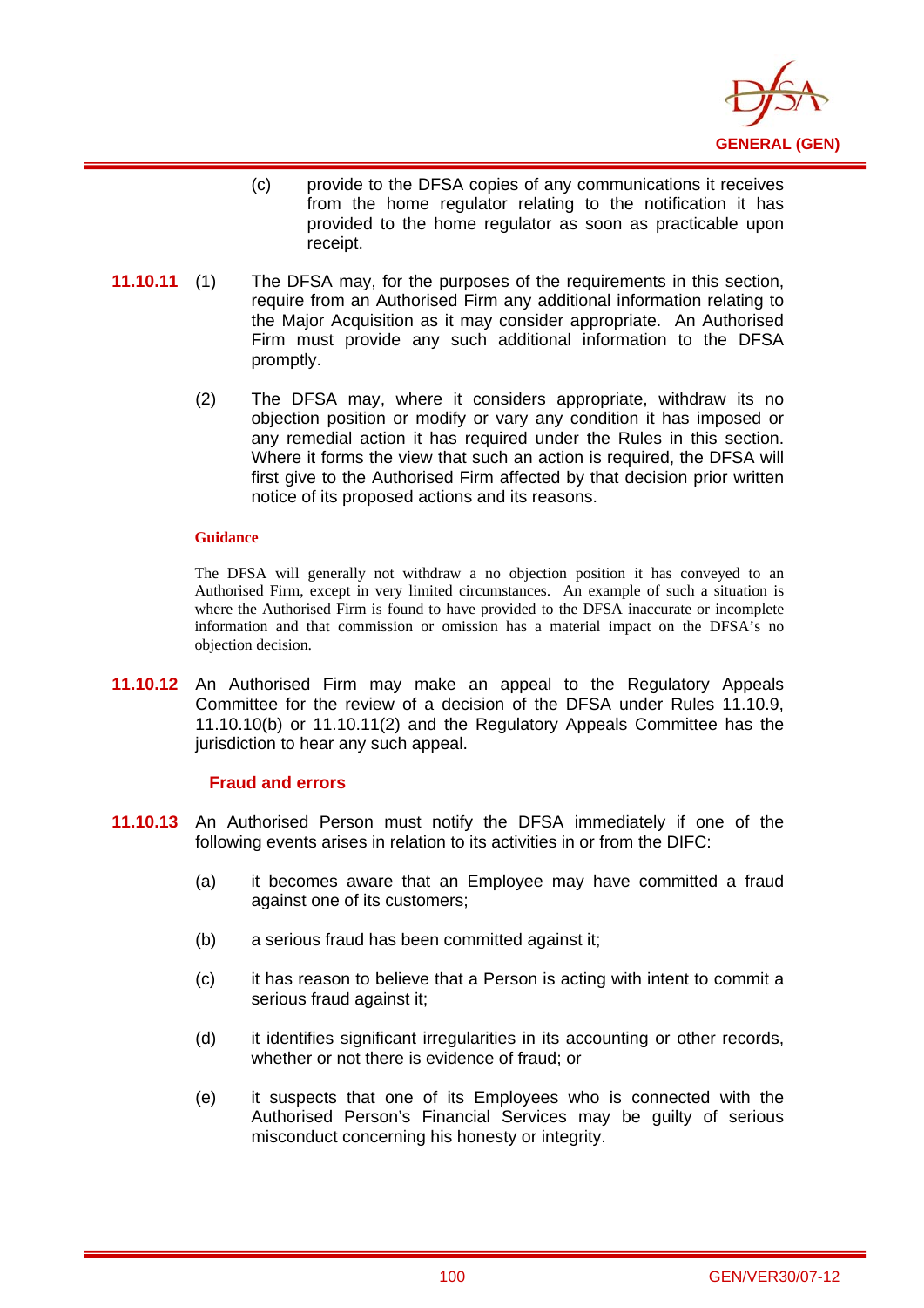(c) provide to the DFSA copies of any communications it receives from the home regulator relating to the notification it has provided to the home regulator as soon as practicable upon receipt.

**11.10.11** (1) The DFSA may, for the purposes of the requirements in this section, require from an Authorised Firm any additional information relating to the Major Acquisition as it may consider appropriate. An Authorised Firm must provide any such additional information to the DFSA promptly.

(2) The DFSA may, where it considers appropriate, withdraw its no objection position or modify or vary any condition it has imposed or any remedial action it has required under the Rules in this section. Where it forms the view that such an action is required, the DFSA will first give to the Authorised Firm affected by that decision prior written notice of its proposed actions and its reasons.

**Guidance**

The DFSA will generally not withdraw a no objection position it has conveyed to an Authorised Firm, except in very limited circumstances. An example of such a situation is where the Authorised Firm is found to have provided to the DFSA inaccurate or incomplete information and that commission or omission has a material impact on the DFSA's no objection decision.

**11.10.12** An Authorised Firm may make an appeal to the Regulatory Appeals Committee for the review of a decision of the DFSA under Rules 11.10.9, 11.10.10(b) or 11.10.11(2) and the Regulatory Appeals Committee has the jurisdiction to hear any such appeal.

### Fraud and errors

**11.10.13** An Authorised Person must notify the DFSA immediately if one of the following events arises in relation to its activities in or from the DIFC:

(a) it becomes aware that an Employee may have committed a fraud against one of its customers;

(b) a serious fraud has been committed against it;

(c) it has reason to believe that a Person is acting with intent to commit a serious fraud against it;

(d) it identifies significant irregularities in its accounting or other records, whether or not there is evidence of fraud; or

(e) it suspects that one of its Employees who is connected with the Authorised Person's Financial Services may be guilty of serious misconduct concerning his honesty or integrity.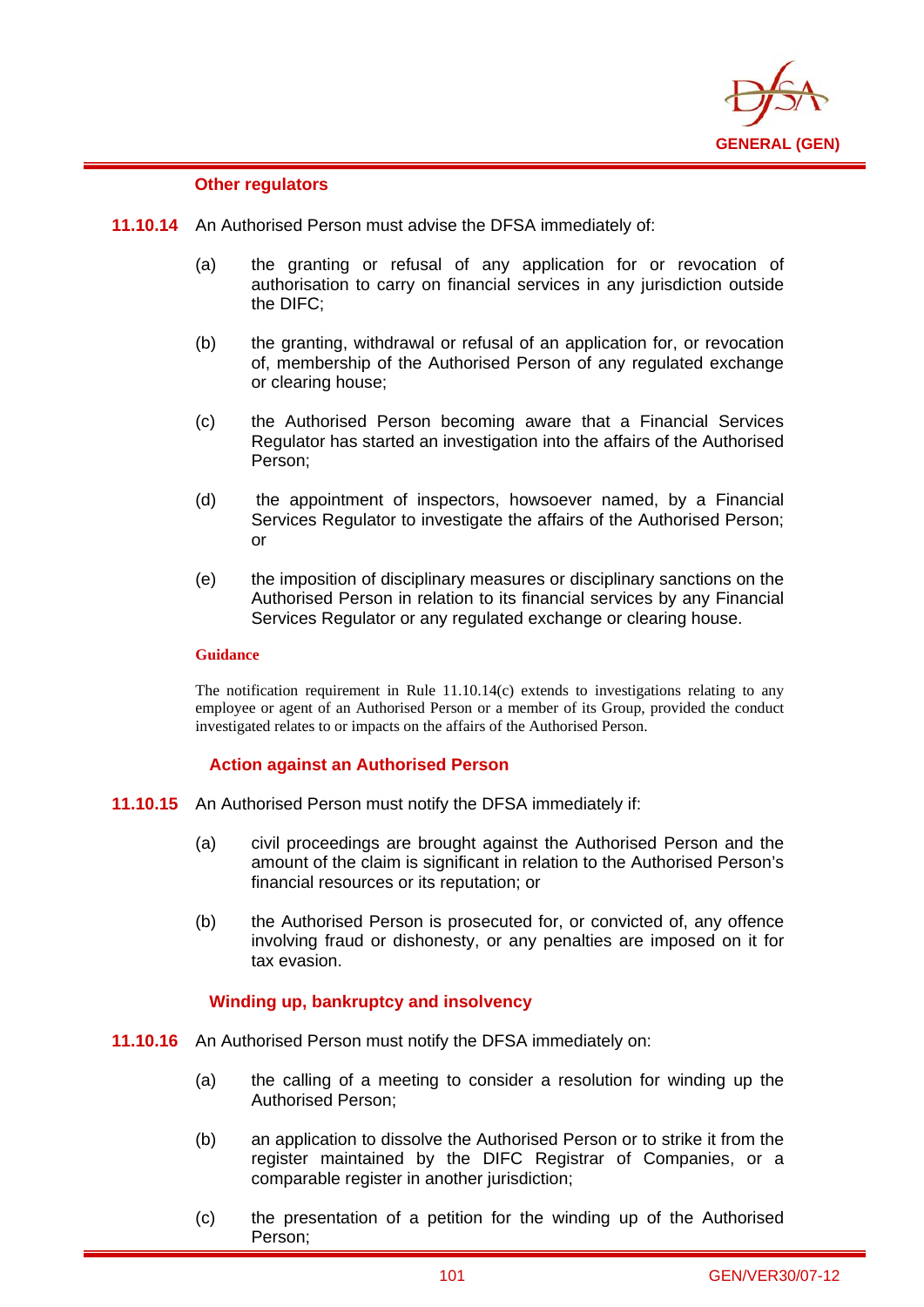#### Other regulators

**11.10.14** An Authorised Person must advise the DFSA immediately of:

(a) the granting or refusal of any application for or revocation of authorisation to carry on financial services in any jurisdiction outside the DIFC;

(b) the granting, withdrawal or refusal of an application for, or revocation of, membership of the Authorised Person of any regulated exchange or clearing house;

(c) the Authorised Person becoming aware that a Financial Services Regulator has started an investigation into the affairs of the Authorised Person;

(d) the appointment of inspectors, howsoever named, by a Financial Services Regulator to investigate the affairs of the Authorised Person; or

(e) the imposition of disciplinary measures or disciplinary sanctions on the Authorised Person in relation to its financial services by any Financial Services Regulator or any regulated exchange or clearing house.

**Guidance**

The notification requirement in Rule 11.10.14(c) extends to investigations relating to any employee or agent of an Authorised Person or a member of its Group, provided the conduct investigated relates to or impacts on the affairs of the Authorised Person.

#### Action against an Authorised Person

**11.10.15** An Authorised Person must notify the DFSA immediately if:

(a) civil proceedings are brought against the Authorised Person and the amount of the claim is significant in relation to the Authorised Person's financial resources or its reputation; or

(b) the Authorised Person is prosecuted for, or convicted of, any offence involving fraud or dishonesty, or any penalties are imposed on it for tax evasion.

#### Winding up, bankruptcy and insolvency

**11.10.16** An Authorised Person must notify the DFSA immediately on:

(a) the calling of a meeting to consider a resolution for winding up the Authorised Person;

(b) an application to dissolve the Authorised Person or to strike it from the register maintained by the DIFC Registrar of Companies, or a comparable register in another jurisdiction;

(c) the presentation of a petition for the winding up of the Authorised Person;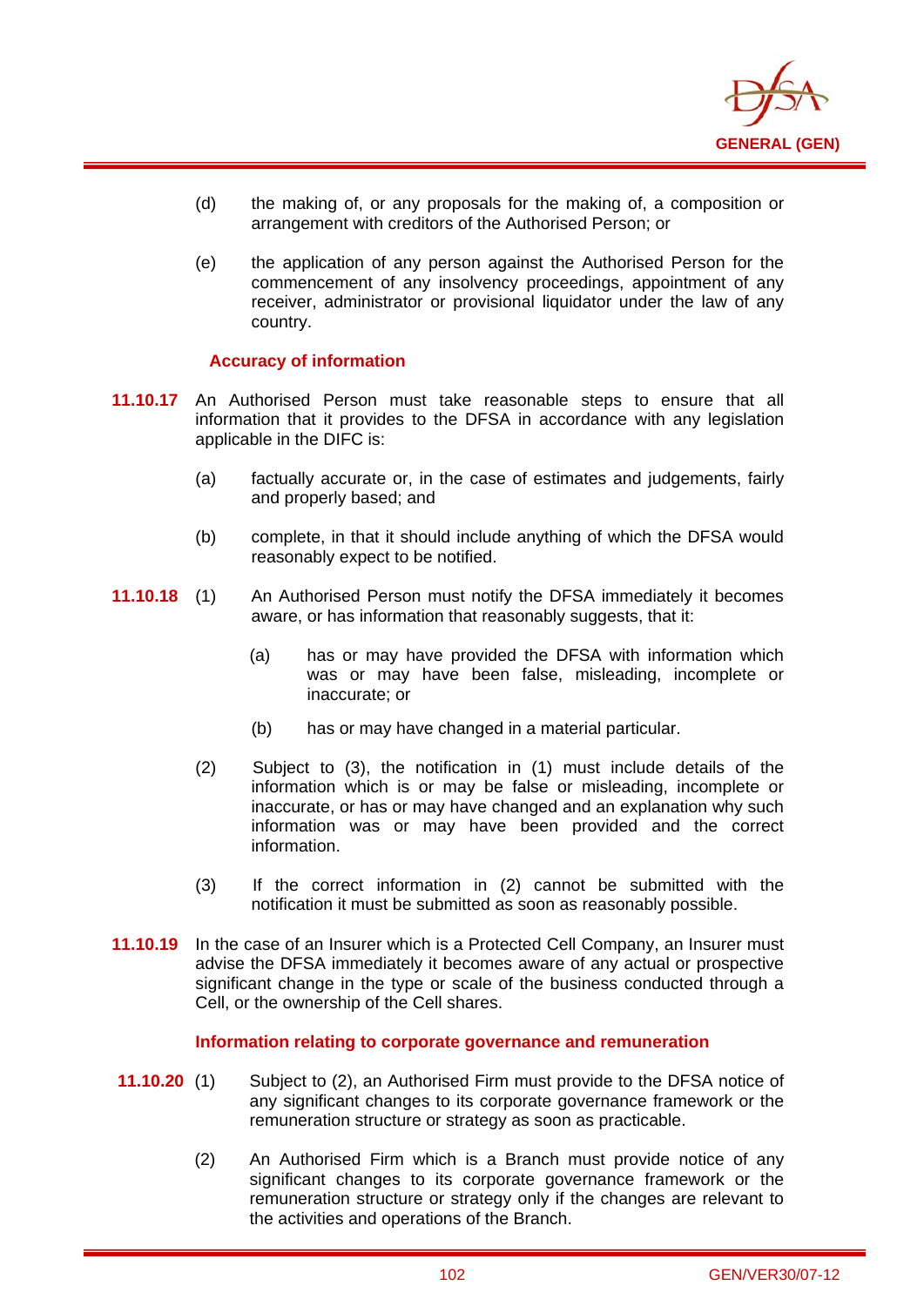(d) the making of, or any proposals for the making of, a composition or arrangement with creditors of the Authorised Person; or

(e) the application of any person against the Authorised Person for the commencement of any insolvency proceedings, appointment of any receiver, administrator or provisional liquidator under the law of any country.

### Accuracy of information

**11.10.17** An Authorised Person must take reasonable steps to ensure that all information that it provides to the DFSA in accordance with any legislation applicable in the DIFC is:

(a) factually accurate or, in the case of estimates and judgements, fairly and properly based; and

(b) complete, in that it should include anything of which the DFSA would reasonably expect to be notified.

**11.10.18** (1) An Authorised Person must notify the DFSA immediately it becomes aware, or has information that reasonably suggests, that it:

(a) has or may have provided the DFSA with information which was or may have been false, misleading, incomplete or inaccurate; or

(b) has or may have changed in a material particular.

(2) Subject to (3), the notification in (1) must include details of the information which is or may be false or misleading, incomplete or inaccurate, or has or may have changed and an explanation why such information was or may have been provided and the correct information.

(3) If the correct information in (2) cannot be submitted with the notification it must be submitted as soon as reasonably possible.

**11.10.19** In the case of an Insurer which is a Protected Cell Company, an Insurer must advise the DFSA immediately it becomes aware of any actual or prospective significant change in the type or scale of the business conducted through a Cell, or the ownership of the Cell shares.

### Information relating to corporate governance and remuneration

**11.10.20** (1) Subject to (2), an Authorised Firm must provide to the DFSA notice of any significant changes to its corporate governance framework or the remuneration structure or strategy as soon as practicable.

(2) An Authorised Firm which is a Branch must provide notice of any significant changes to its corporate governance framework or the remuneration structure or strategy only if the changes are relevant to the activities and operations of the Branch.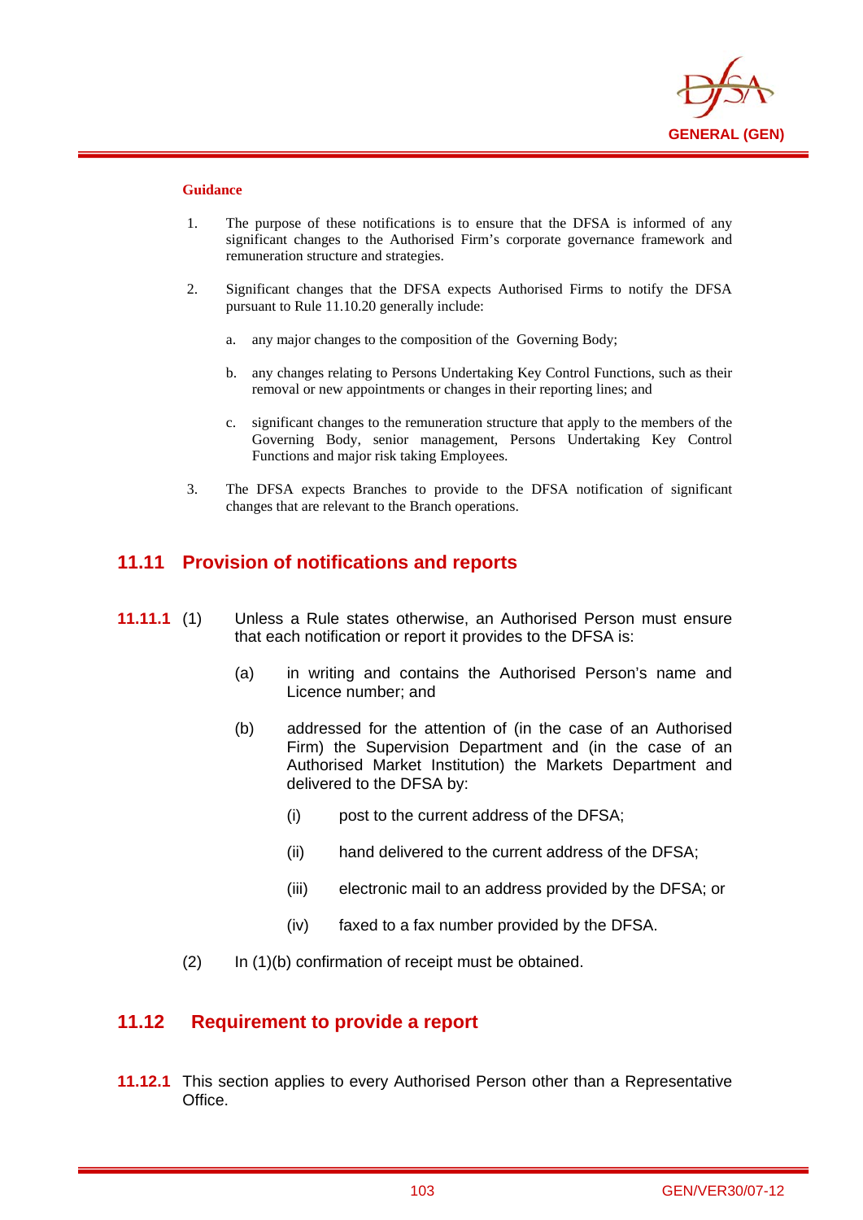**Guidance**

1. The purpose of these notifications is to ensure that the DFSA is informed of any significant changes to the Authorised Firm's corporate governance framework and remuneration structure and strategies.

2. Significant changes that the DFSA expects Authorised Firms to notify the DFSA pursuant to Rule 11.10.20 generally include:

   a. any major changes to the composition of the Governing Body;

   b. any changes relating to Persons Undertaking Key Control Functions, such as their removal or new appointments or changes in their reporting lines; and

   c. significant changes to the remuneration structure that apply to the members of the Governing Body, senior management, Persons Undertaking Key Control Functions and major risk taking Employees.

3. The DFSA expects Branches to provide to the DFSA notification of significant changes that are relevant to the Branch operations.

## 11.11 Provision of notifications and reports

**11.11.1** (1) Unless a Rule states otherwise, an Authorised Person must ensure that each notification or report it provides to the DFSA is:

(a) in writing and contains the Authorised Person's name and Licence number; and

(b) addressed for the attention of (in the case of an Authorised Firm) the Supervision Department and (in the case of an Authorised Market Institution) the Markets Department and delivered to the DFSA by:

(i) post to the current address of the DFSA;

(ii) hand delivered to the current address of the DFSA;

(iii) electronic mail to an address provided by the DFSA; or

(iv) faxed to a fax number provided by the DFSA.

(2) In (1)(b) confirmation of receipt must be obtained.

## 11.12 Requirement to provide a report

**11.12.1** This section applies to every Authorised Person other than a Representative Office.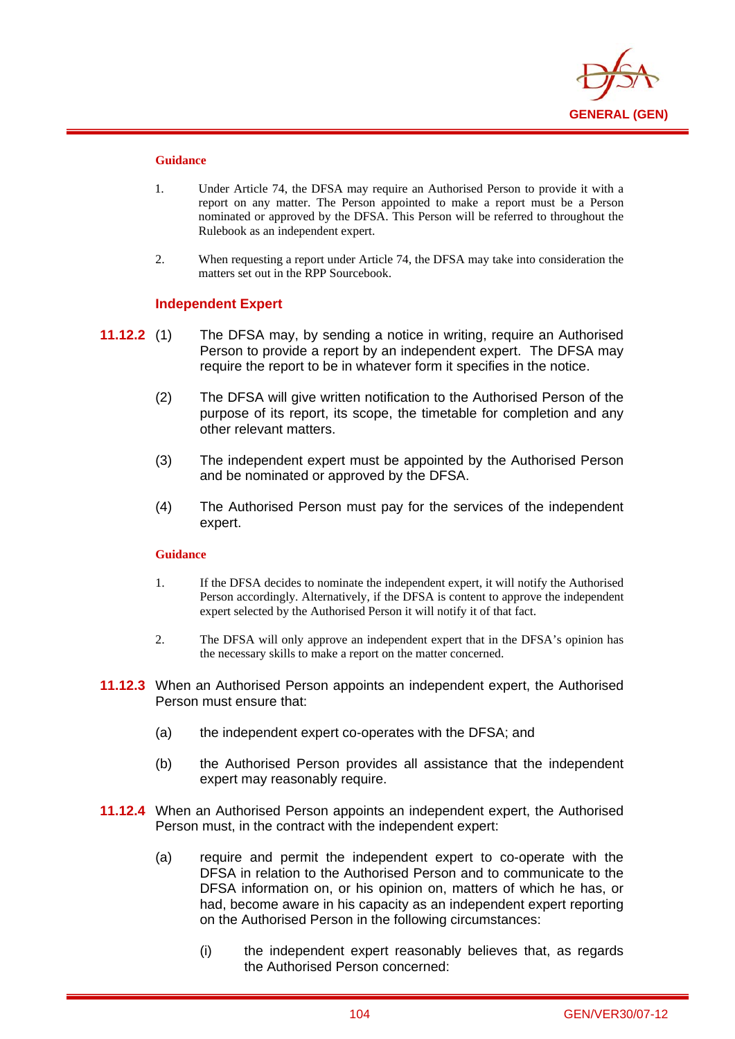**Guidance**

1. Under Article 74, the DFSA may require an Authorised Person to provide it with a report on any matter. The Person appointed to make a report must be a Person nominated or approved by the DFSA. This Person will be referred to throughout the Rulebook as an independent expert.

2. When requesting a report under Article 74, the DFSA may take into consideration the matters set out in the RPP Sourcebook.

### Independent Expert

**11.12.2** (1) The DFSA may, by sending a notice in writing, require an Authorised Person to provide a report by an independent expert. The DFSA may require the report to be in whatever form it specifies in the notice.

(2) The DFSA will give written notification to the Authorised Person of the purpose of its report, its scope, the timetable for completion and any other relevant matters.

(3) The independent expert must be appointed by the Authorised Person and be nominated or approved by the DFSA.

(4) The Authorised Person must pay for the services of the independent expert.

**Guidance**

1. If the DFSA decides to nominate the independent expert, it will notify the Authorised Person accordingly. Alternatively, if the DFSA is content to approve the independent expert selected by the Authorised Person it will notify it of that fact.

2. The DFSA will only approve an independent expert that in the DFSA's opinion has the necessary skills to make a report on the matter concerned.

**11.12.3** When an Authorised Person appoints an independent expert, the Authorised Person must ensure that:

(a) the independent expert co-operates with the DFSA; and

(b) the Authorised Person provides all assistance that the independent expert may reasonably require.

**11.12.4** When an Authorised Person appoints an independent expert, the Authorised Person must, in the contract with the independent expert:

(a) require and permit the independent expert to co-operate with the DFSA in relation to the Authorised Person and to communicate to the DFSA information on, or his opinion on, matters of which he has, or had, become aware in his capacity as an independent expert reporting on the Authorised Person in the following circumstances:

(i) the independent expert reasonably believes that, as regards the Authorised Person concerned: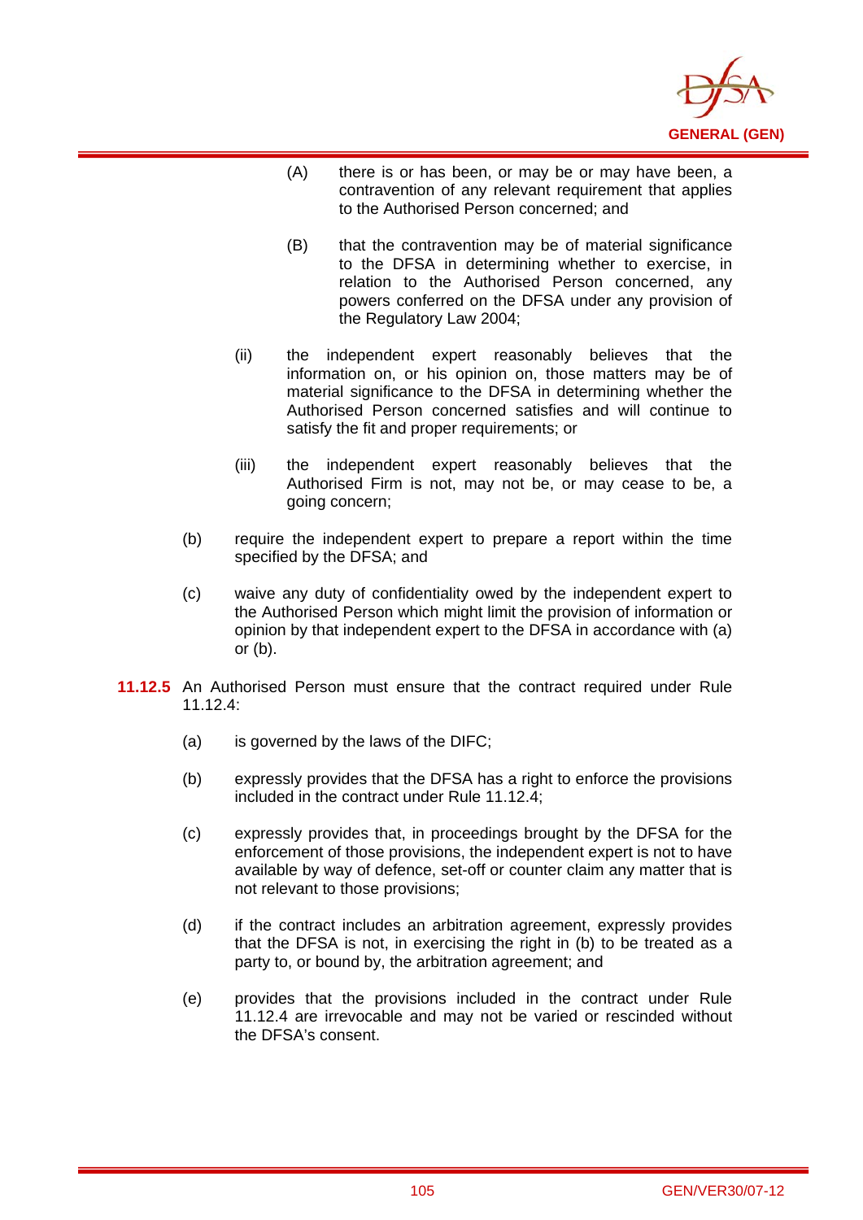(A) there is or has been, or may be or may have been, a contravention of any relevant requirement that applies to the Authorised Person concerned; and

(B) that the contravention may be of material significance to the DFSA in determining whether to exercise, in relation to the Authorised Person concerned, any powers conferred on the DFSA under any provision of the Regulatory Law 2004;

(ii) the independent expert reasonably believes that the information on, or his opinion on, those matters may be of material significance to the DFSA in determining whether the Authorised Person concerned satisfies and will continue to satisfy the fit and proper requirements; or

(iii) the independent expert reasonably believes that the Authorised Firm is not, may not be, or may cease to be, a going concern;

(b) require the independent expert to prepare a report within the time specified by the DFSA; and

(c) waive any duty of confidentiality owed by the independent expert to the Authorised Person which might limit the provision of information or opinion by that independent expert to the DFSA in accordance with (a) or (b).

**11.12.5** An Authorised Person must ensure that the contract required under Rule 11.12.4:

(a) is governed by the laws of the DIFC;

(b) expressly provides that the DFSA has a right to enforce the provisions included in the contract under Rule 11.12.4;

(c) expressly provides that, in proceedings brought by the DFSA for the enforcement of those provisions, the independent expert is not to have available by way of defence, set-off or counter claim any matter that is not relevant to those provisions;

(d) if the contract includes an arbitration agreement, expressly provides that the DFSA is not, in exercising the right in (b) to be treated as a party to, or bound by, the arbitration agreement; and

(e) provides that the provisions included in the contract under Rule 11.12.4 are irrevocable and may not be varied or rescinded without the DFSA's consent.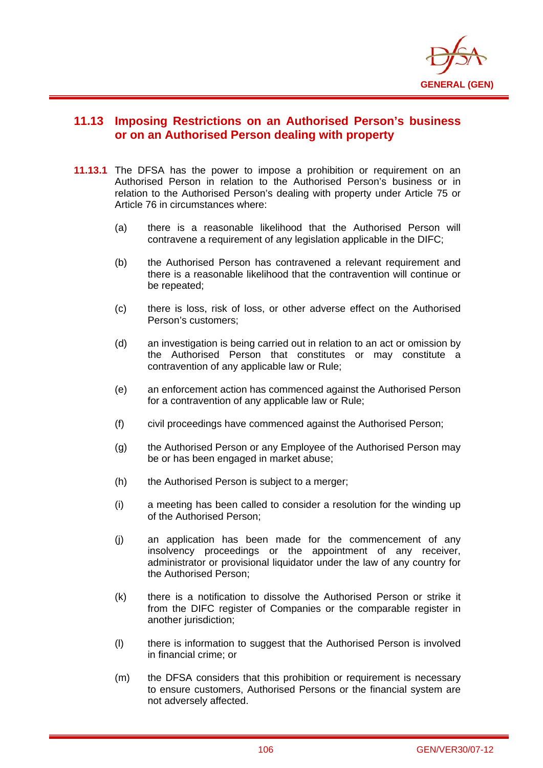## 11.13 Imposing Restrictions on an Authorised Person's business or on an Authorised Person dealing with property

**11.13.1** The DFSA has the power to impose a prohibition or requirement on an Authorised Person in relation to the Authorised Person's business or in relation to the Authorised Person's dealing with property under Article 75 or Article 76 in circumstances where:

(a) there is a reasonable likelihood that the Authorised Person will contravene a requirement of any legislation applicable in the DIFC;

(b) the Authorised Person has contravened a relevant requirement and there is a reasonable likelihood that the contravention will continue or be repeated;

(c) there is loss, risk of loss, or other adverse effect on the Authorised Person's customers;

(d) an investigation is being carried out in relation to an act or omission by the Authorised Person that constitutes or may constitute a contravention of any applicable law or Rule;

(e) an enforcement action has commenced against the Authorised Person for a contravention of any applicable law or Rule;

(f) civil proceedings have commenced against the Authorised Person;

(g) the Authorised Person or any Employee of the Authorised Person may be or has been engaged in market abuse;

(h) the Authorised Person is subject to a merger;

(i) a meeting has been called to consider a resolution for the winding up of the Authorised Person;

(j) an application has been made for the commencement of any insolvency proceedings or the appointment of any receiver, administrator or provisional liquidator under the law of any country for the Authorised Person;

(k) there is a notification to dissolve the Authorised Person or strike it from the DIFC register of Companies or the comparable register in another jurisdiction;

(l) there is information to suggest that the Authorised Person is involved in financial crime; or

(m) the DFSA considers that this prohibition or requirement is necessary to ensure customers, Authorised Persons or the financial system are not adversely affected.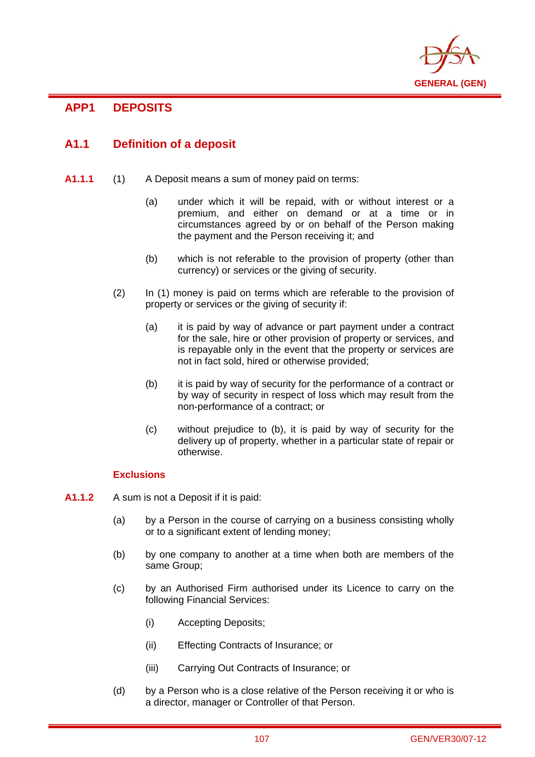# APP1 DEPOSITS

## A1.1 Definition of a deposit

**A1.1.1** (1) A Deposit means a sum of money paid on terms:

(a) under which it will be repaid, with or without interest or a premium, and either on demand or at a time or in circumstances agreed by or on behalf of the Person making the payment and the Person receiving it; and

(b) which is not referable to the provision of property (other than currency) or services or the giving of security.

(2) In (1) money is paid on terms which are referable to the provision of property or services or the giving of security if:

(a) it is paid by way of advance or part payment under a contract for the sale, hire or other provision of property or services, and is repayable only in the event that the property or services are not in fact sold, hired or otherwise provided;

(b) it is paid by way of security for the performance of a contract or by way of security in respect of loss which may result from the non-performance of a contract; or

(c) without prejudice to (b), it is paid by way of security for the delivery up of property, whether in a particular state of repair or otherwise.

### Exclusions

**A1.1.2** A sum is not a Deposit if it is paid:

(a) by a Person in the course of carrying on a business consisting wholly or to a significant extent of lending money;

(b) by one company to another at a time when both are members of the same Group;

(c) by an Authorised Firm authorised under its Licence to carry on the following Financial Services:

(i) Accepting Deposits;

(ii) Effecting Contracts of Insurance; or

(iii) Carrying Out Contracts of Insurance; or

(d) by a Person who is a close relative of the Person receiving it or who is a director, manager or Controller of that Person.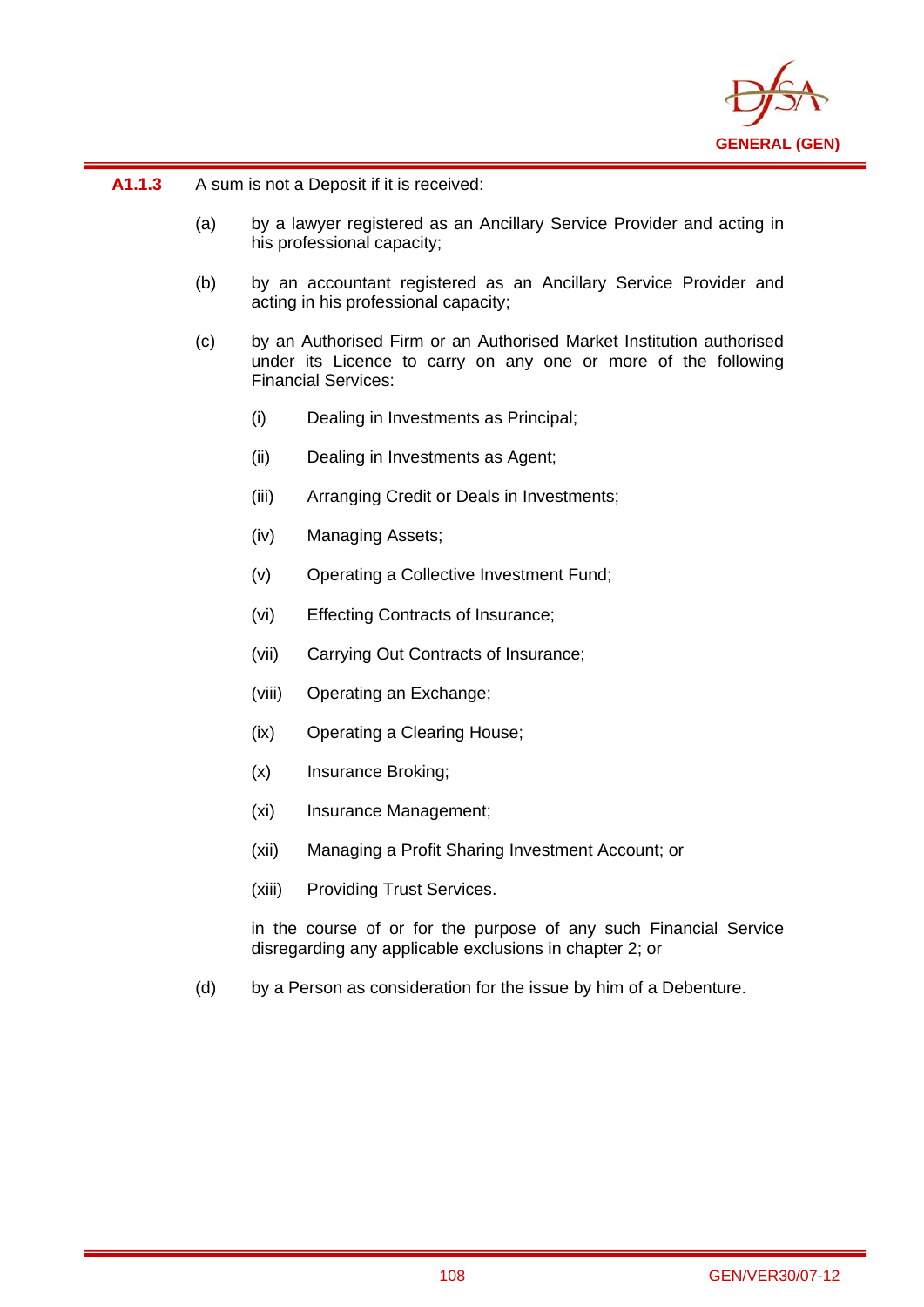**A1.1.3** A sum is not a Deposit if it is received:

(a) by a lawyer registered as an Ancillary Service Provider and acting in his professional capacity;

(b) by an accountant registered as an Ancillary Service Provider and acting in his professional capacity;

(c) by an Authorised Firm or an Authorised Market Institution authorised under its Licence to carry on any one or more of the following Financial Services:

   (i) Dealing in Investments as Principal;

   (ii) Dealing in Investments as Agent;

   (iii) Arranging Credit or Deals in Investments;

   (iv) Managing Assets;

   (v) Operating a Collective Investment Fund;

   (vi) Effecting Contracts of Insurance;

   (vii) Carrying Out Contracts of Insurance;

   (viii) Operating an Exchange;

   (ix) Operating a Clearing House;

   (x) Insurance Broking;

   (xi) Insurance Management;

   (xii) Managing a Profit Sharing Investment Account; or

   (xiii) Providing Trust Services.

   in the course of or for the purpose of any such Financial Service disregarding any applicable exclusions in chapter 2; or

(d) by a Person as consideration for the issue by him of a Debenture.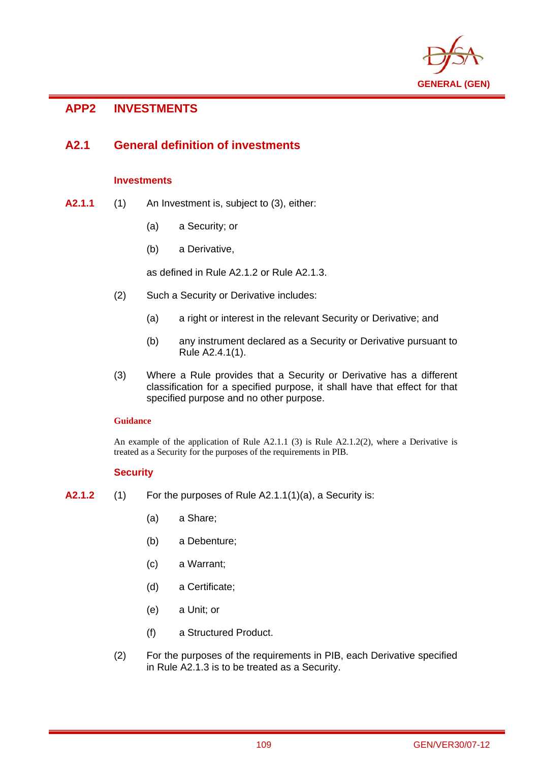# APP2 INVESTMENTS

## A2.1 General definition of investments

### Investments

**A2.1.1** (1) An Investment is, subject to (3), either:

(a) a Security; or

(b) a Derivative,

as defined in Rule A2.1.2 or Rule A2.1.3.

(2) Such a Security or Derivative includes:

(a) a right or interest in the relevant Security or Derivative; and

(b) any instrument declared as a Security or Derivative pursuant to Rule A2.4.1(1).

(3) Where a Rule provides that a Security or Derivative has a different classification for a specified purpose, it shall have that effect for that specified purpose and no other purpose.

#### Guidance

An example of the application of Rule A2.1.1 (3) is Rule A2.1.2(2), where a Derivative is treated as a Security for the purposes of the requirements in PIB.

### Security

**A2.1.2** (1) For the purposes of Rule A2.1.1(1)(a), a Security is:

(a) a Share;

(b) a Debenture;

(c) a Warrant;

(d) a Certificate;

(e) a Unit; or

(f) a Structured Product.

(2) For the purposes of the requirements in PIB, each Derivative specified in Rule A2.1.3 is to be treated as a Security.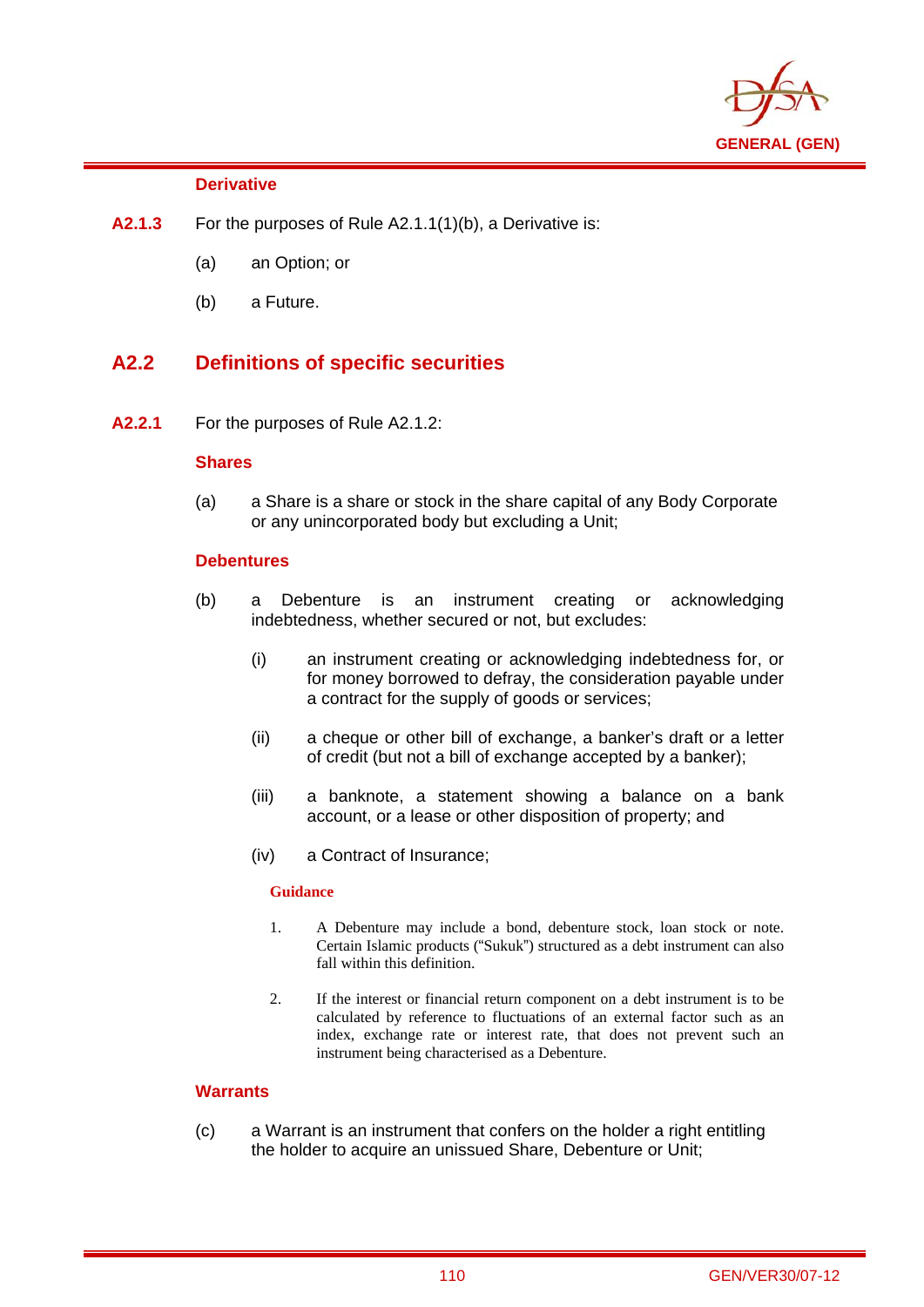**Derivative**

**A2.1.3** For the purposes of Rule A2.1.1(1)(b), a Derivative is:

(a) an Option; or

(b) a Future.

## A2.2 Definitions of specific securities

**A2.2.1** For the purposes of Rule A2.1.2:

**Shares**

(a) a Share is a share or stock in the share capital of any Body Corporate or any unincorporated body but excluding a Unit;

**Debentures**

(b) a Debenture is an instrument creating or acknowledging indebtedness, whether secured or not, but excludes:

(i) an instrument creating or acknowledging indebtedness for, or for money borrowed to defray, the consideration payable under a contract for the supply of goods or services;

(ii) a cheque or other bill of exchange, a banker's draft or a letter of credit (but not a bill of exchange accepted by a banker);

(iii) a banknote, a statement showing a balance on a bank account, or a lease or other disposition of property; and

(iv) a Contract of Insurance;

**Guidance**

1. A Debenture may include a bond, debenture stock, loan stock or note. Certain Islamic products ("Sukuk") structured as a debt instrument can also fall within this definition.

2. If the interest or financial return component on a debt instrument is to be calculated by reference to fluctuations of an external factor such as an index, exchange rate or interest rate, that does not prevent such an instrument being characterised as a Debenture.

**Warrants**

(c) a Warrant is an instrument that confers on the holder a right entitling the holder to acquire an unissued Share, Debenture or Unit;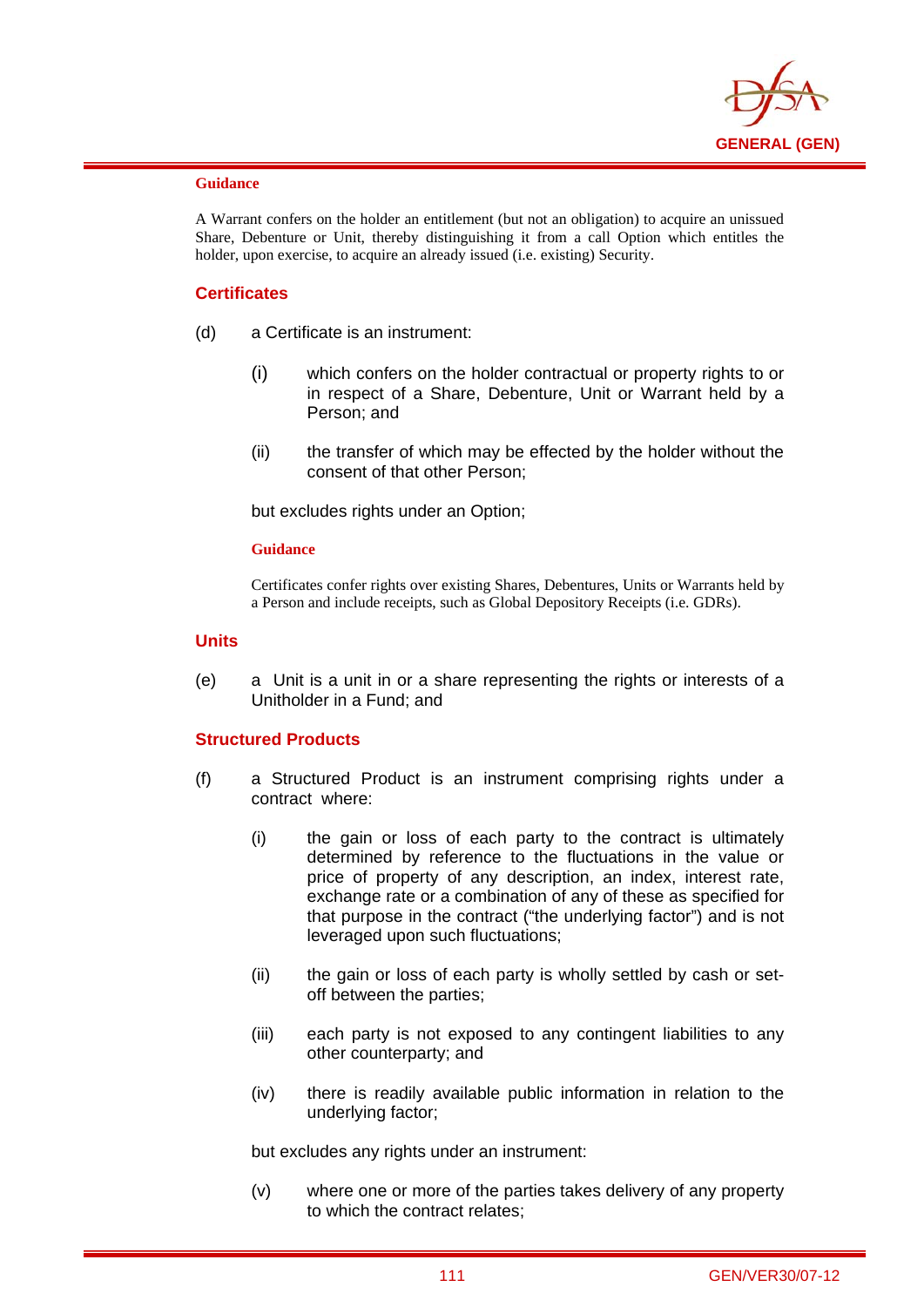#### Guidance

A Warrant confers on the holder an entitlement (but not an obligation) to acquire an unissued Share, Debenture or Unit, thereby distinguishing it from a call Option which entitles the holder, upon exercise, to acquire an already issued (i.e. existing) Security.

### Certificates

(d) a Certificate is an instrument:

- (i) which confers on the holder contractual or property rights to or in respect of a Share, Debenture, Unit or Warrant held by a Person; and
- (ii) the transfer of which may be effected by the holder without the consent of that other Person;

but excludes rights under an Option;

#### Guidance

Certificates confer rights over existing Shares, Debentures, Units or Warrants held by a Person and include receipts, such as Global Depository Receipts (i.e. GDRs).

### Units

(e) a Unit is a unit in or a share representing the rights or interests of a Unitholder in a Fund; and

### Structured Products

(f) a Structured Product is an instrument comprising rights under a contract where:

- (i) the gain or loss of each party to the contract is ultimately determined by reference to the fluctuations in the value or price of property of any description, an index, interest rate, exchange rate or a combination of any of these as specified for that purpose in the contract ("the underlying factor") and is not leveraged upon such fluctuations;
- (ii) the gain or loss of each party is wholly settled by cash or set-off between the parties;
- (iii) each party is not exposed to any contingent liabilities to any other counterparty; and
- (iv) there is readily available public information in relation to the underlying factor;

but excludes any rights under an instrument:

- (v) where one or more of the parties takes delivery of any property to which the contract relates;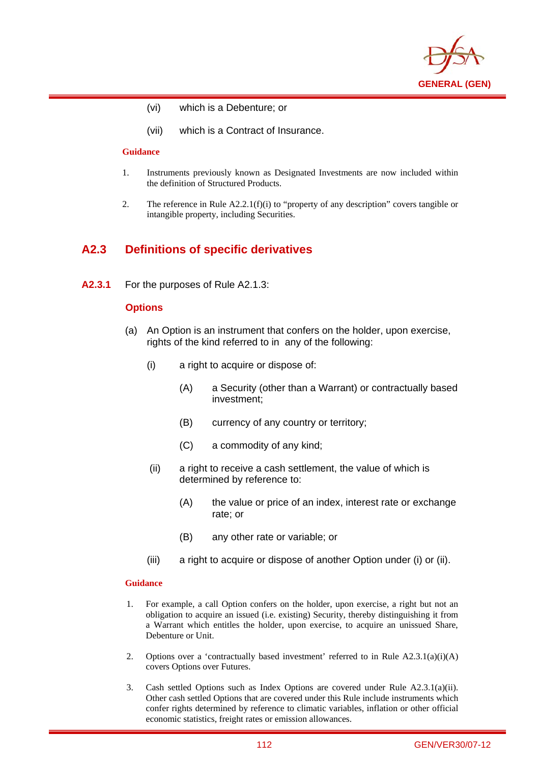(vi) which is a Debenture; or

(vii) which is a Contract of Insurance.

**Guidance**

1. Instruments previously known as Designated Investments are now included within the definition of Structured Products.

2. The reference in Rule A2.2.1(f)(i) to "property of any description" covers tangible or intangible property, including Securities.

## A2.3 Definitions of specific derivatives

**A2.3.1** For the purposes of Rule A2.1.3:

**Options**

(a) An Option is an instrument that confers on the holder, upon exercise, rights of the kind referred to in any of the following:

(i) a right to acquire or dispose of:

(A) a Security (other than a Warrant) or contractually based investment;

(B) currency of any country or territory;

(C) a commodity of any kind;

(ii) a right to receive a cash settlement, the value of which is determined by reference to:

(A) the value or price of an index, interest rate or exchange rate; or

(B) any other rate or variable; or

(iii) a right to acquire or dispose of another Option under (i) or (ii).

**Guidance**

1. For example, a call Option confers on the holder, upon exercise, a right but not an obligation to acquire an issued (i.e. existing) Security, thereby distinguishing it from a Warrant which entitles the holder, upon exercise, to acquire an unissued Share, Debenture or Unit.

2. Options over a 'contractually based investment' referred to in Rule A2.3.1(a)(i)(A) covers Options over Futures.

3. Cash settled Options such as Index Options are covered under Rule A2.3.1(a)(ii). Other cash settled Options that are covered under this Rule include instruments which confer rights determined by reference to climatic variables, inflation or other official economic statistics, freight rates or emission allowances.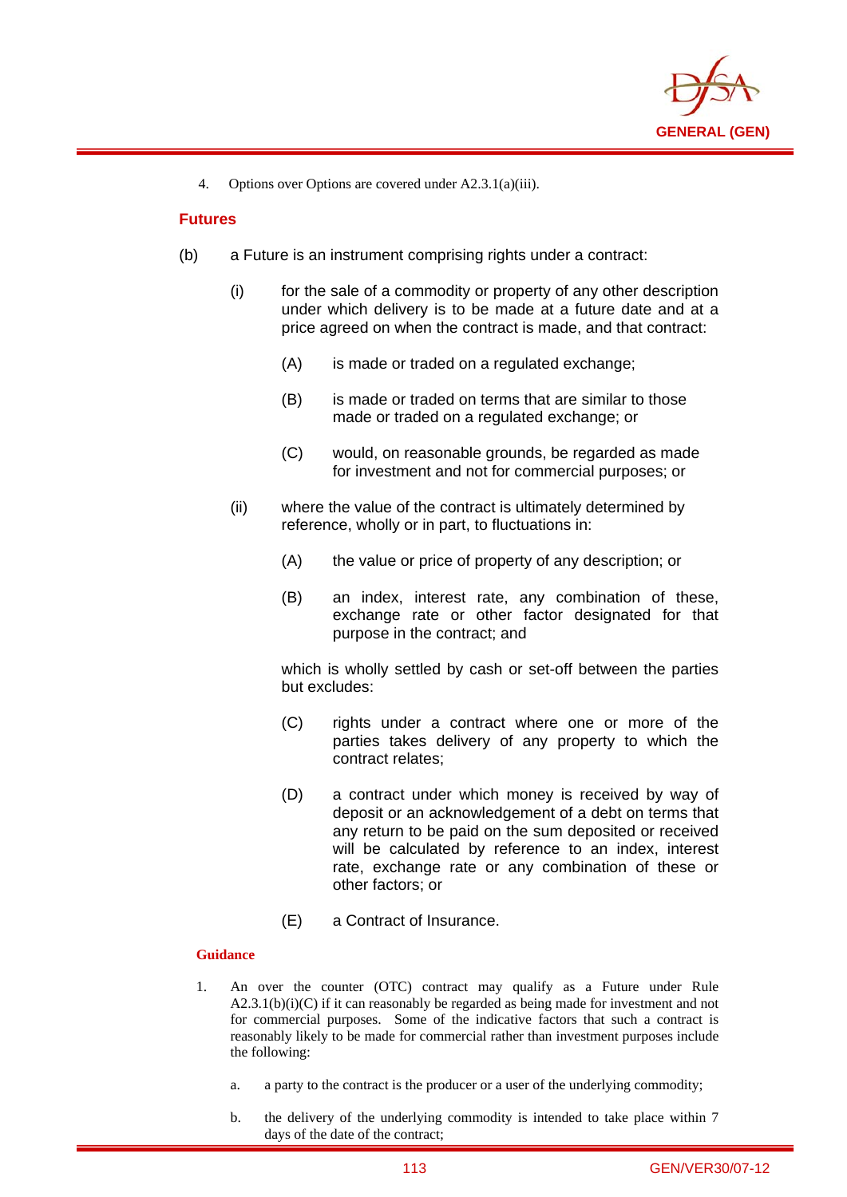4. Options over Options are covered under A2.3.1(a)(iii).

### Futures

(b) a Future is an instrument comprising rights under a contract:

   (i) for the sale of a commodity or property of any other description under which delivery is to be made at a future date and at a price agreed on when the contract is made, and that contract:

      (A) is made or traded on a regulated exchange;

      (B) is made or traded on terms that are similar to those made or traded on a regulated exchange; or

      (C) would, on reasonable grounds, be regarded as made for investment and not for commercial purposes; or

   (ii) where the value of the contract is ultimately determined by reference, wholly or in part, to fluctuations in:

      (A) the value or price of property of any description; or

      (B) an index, interest rate, any combination of these, exchange rate or other factor designated for that purpose in the contract; and

   which is wholly settled by cash or set-off between the parties but excludes:

      (C) rights under a contract where one or more of the parties takes delivery of any property to which the contract relates;

      (D) a contract under which money is received by way of deposit or an acknowledgement of a debt on terms that any return to be paid on the sum deposited or received will be calculated by reference to an index, interest rate, exchange rate or any combination of these or other factors; or

      (E) a Contract of Insurance.

#### Guidance

1. An over the counter (OTC) contract may qualify as a Future under Rule A2.3.1(b)(i)(C) if it can reasonably be regarded as being made for investment and not for commercial purposes. Some of the indicative factors that such a contract is reasonably likely to be made for commercial rather than investment purposes include the following:

   a. a party to the contract is the producer or a user of the underlying commodity;

   b. the delivery of the underlying commodity is intended to take place within 7 days of the date of the contract;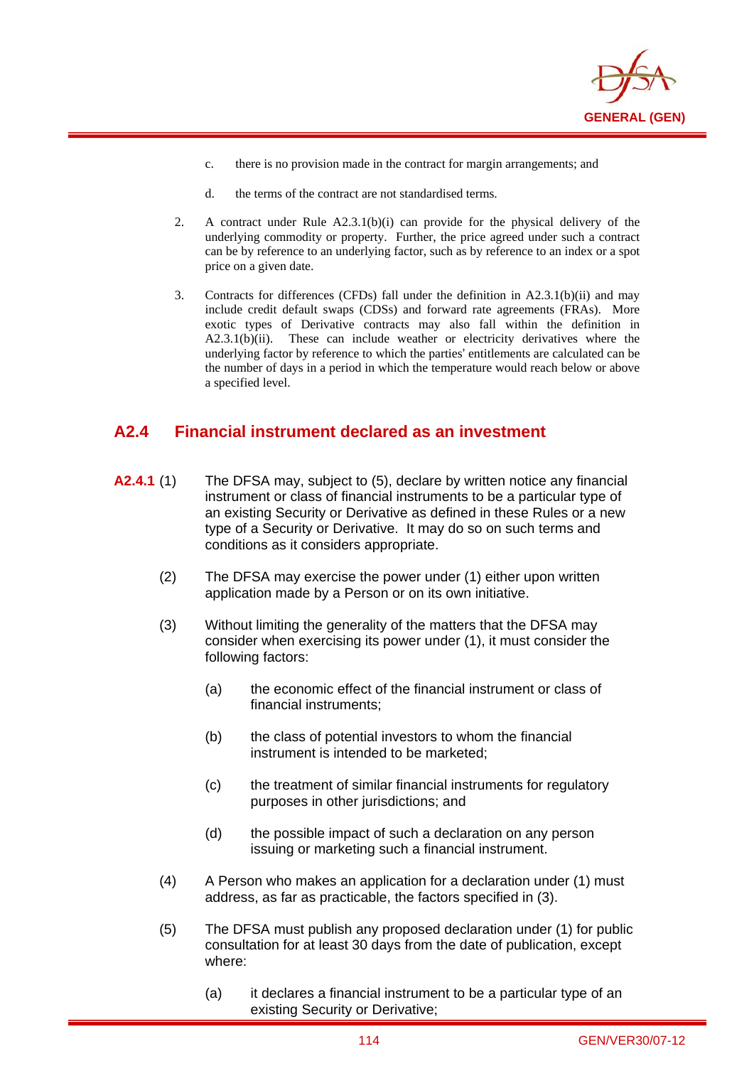c. there is no provision made in the contract for margin arrangements; and

d. the terms of the contract are not standardised terms.

2. A contract under Rule A2.3.1(b)(i) can provide for the physical delivery of the underlying commodity or property. Further, the price agreed under such a contract can be by reference to an underlying factor, such as by reference to an index or a spot price on a given date.

3. Contracts for differences (CFDs) fall under the definition in A2.3.1(b)(ii) and may include credit default swaps (CDSs) and forward rate agreements (FRAs). More exotic types of Derivative contracts may also fall within the definition in A2.3.1(b)(ii). These can include weather or electricity derivatives where the underlying factor by reference to which the parties' entitlements are calculated can be the number of days in a period in which the temperature would reach below or above a specified level.

## A2.4 Financial instrument declared as an investment

**A2.4.1** (1) The DFSA may, subject to (5), declare by written notice any financial instrument or class of financial instruments to be a particular type of an existing Security or Derivative as defined in these Rules or a new type of a Security or Derivative. It may do so on such terms and conditions as it considers appropriate.

(2) The DFSA may exercise the power under (1) either upon written application made by a Person or on its own initiative.

(3) Without limiting the generality of the matters that the DFSA may consider when exercising its power under (1), it must consider the following factors:

(a) the economic effect of the financial instrument or class of financial instruments;

(b) the class of potential investors to whom the financial instrument is intended to be marketed;

(c) the treatment of similar financial instruments for regulatory purposes in other jurisdictions; and

(d) the possible impact of such a declaration on any person issuing or marketing such a financial instrument.

(4) A Person who makes an application for a declaration under (1) must address, as far as practicable, the factors specified in (3).

(5) The DFSA must publish any proposed declaration under (1) for public consultation for at least 30 days from the date of publication, except where:

(a) it declares a financial instrument to be a particular type of an existing Security or Derivative;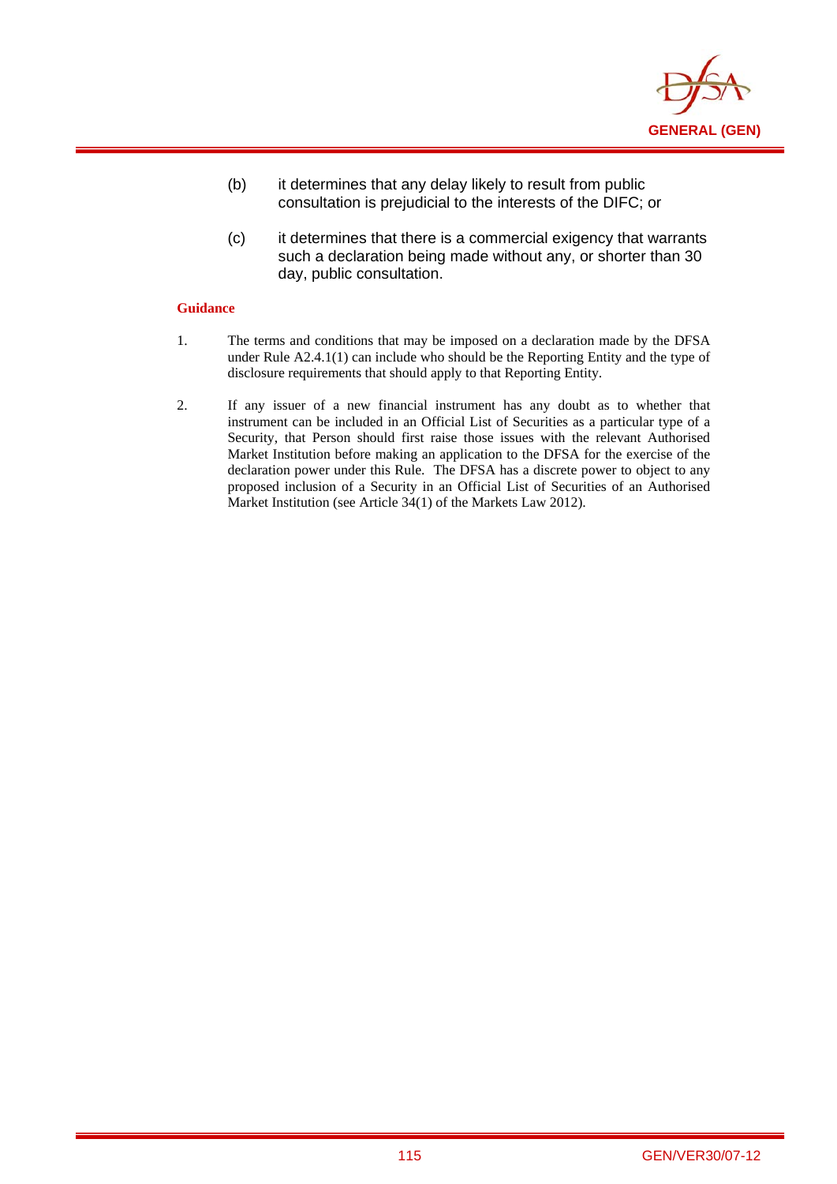(b) it determines that any delay likely to result from public consultation is prejudicial to the interests of the DIFC; or

(c) it determines that there is a commercial exigency that warrants such a declaration being made without any, or shorter than 30 day, public consultation.

**Guidance**

1. The terms and conditions that may be imposed on a declaration made by the DFSA under Rule A2.4.1(1) can include who should be the Reporting Entity and the type of disclosure requirements that should apply to that Reporting Entity.

2. If any issuer of a new financial instrument has any doubt as to whether that instrument can be included in an Official List of Securities as a particular type of a Security, that Person should first raise those issues with the relevant Authorised Market Institution before making an application to the DFSA for the exercise of the declaration power under this Rule. The DFSA has a discrete power to object to any proposed inclusion of a Security in an Official List of Securities of an Authorised Market Institution (see Article 34(1) of the Markets Law 2012).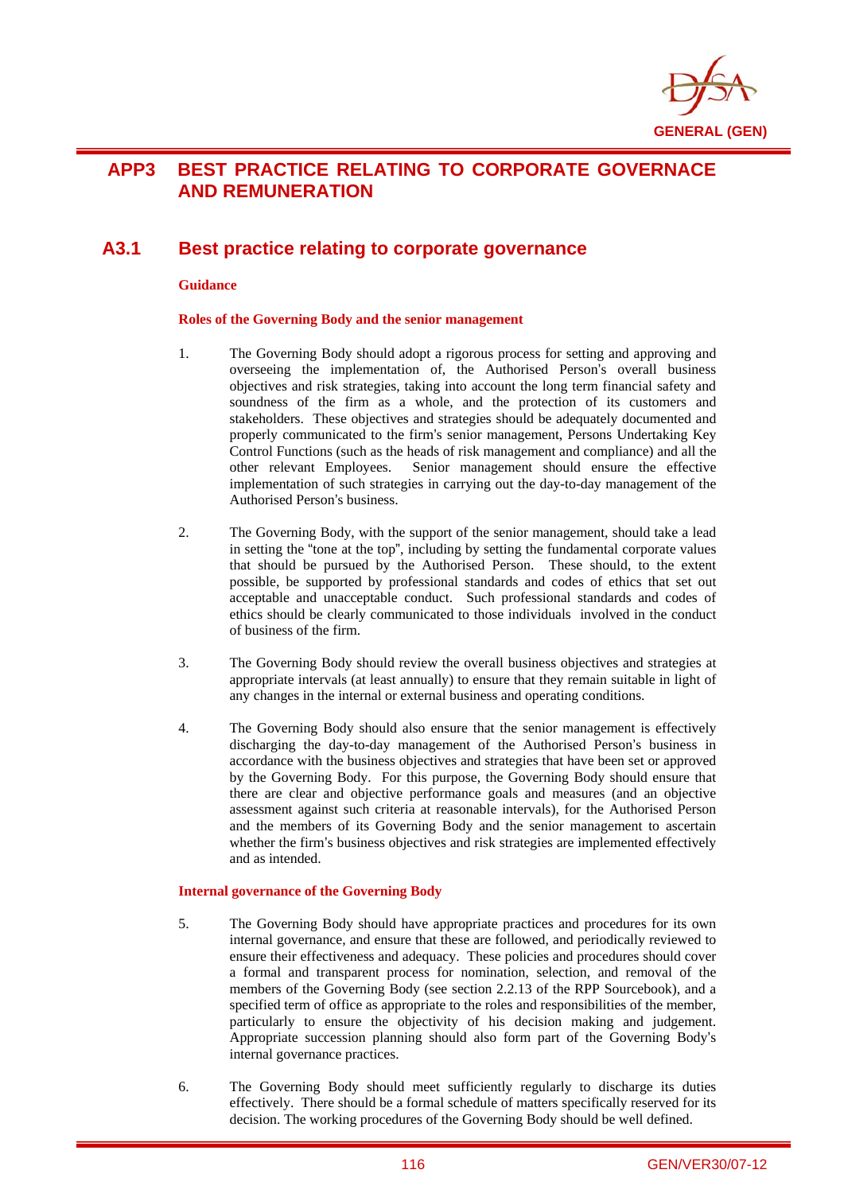# APP3 BEST PRACTICE RELATING TO CORPORATE GOVERNACE AND REMUNERATION

## A3.1 Best practice relating to corporate governance

**Guidance**

**Roles of the Governing Body and the senior management**

1. The Governing Body should adopt a rigorous process for setting and approving and overseeing the implementation of, the Authorised Person's overall business objectives and risk strategies, taking into account the long term financial safety and soundness of the firm as a whole, and the protection of its customers and stakeholders. These objectives and strategies should be adequately documented and properly communicated to the firm's senior management, Persons Undertaking Key Control Functions (such as the heads of risk management and compliance) and all the other relevant Employees. Senior management should ensure the effective implementation of such strategies in carrying out the day-to-day management of the Authorised Person's business.

2. The Governing Body, with the support of the senior management, should take a lead in setting the "tone at the top", including by setting the fundamental corporate values that should be pursued by the Authorised Person. These should, to the extent possible, be supported by professional standards and codes of ethics that set out acceptable and unacceptable conduct. Such professional standards and codes of ethics should be clearly communicated to those individuals involved in the conduct of business of the firm.

3. The Governing Body should review the overall business objectives and strategies at appropriate intervals (at least annually) to ensure that they remain suitable in light of any changes in the internal or external business and operating conditions.

4. The Governing Body should also ensure that the senior management is effectively discharging the day-to-day management of the Authorised Person's business in accordance with the business objectives and strategies that have been set or approved by the Governing Body. For this purpose, the Governing Body should ensure that there are clear and objective performance goals and measures (and an objective assessment against such criteria at reasonable intervals), for the Authorised Person and the members of its Governing Body and the senior management to ascertain whether the firm's business objectives and risk strategies are implemented effectively and as intended.

**Internal governance of the Governing Body**

5. The Governing Body should have appropriate practices and procedures for its own internal governance, and ensure that these are followed, and periodically reviewed to ensure their effectiveness and adequacy. These policies and procedures should cover a formal and transparent process for nomination, selection, and removal of the members of the Governing Body (see section 2.2.13 of the RPP Sourcebook), and a specified term of office as appropriate to the roles and responsibilities of the member, particularly to ensure the objectivity of his decision making and judgement. Appropriate succession planning should also form part of the Governing Body's internal governance practices.

6. The Governing Body should meet sufficiently regularly to discharge its duties effectively. There should be a formal schedule of matters specifically reserved for its decision. The working procedures of the Governing Body should be well defined.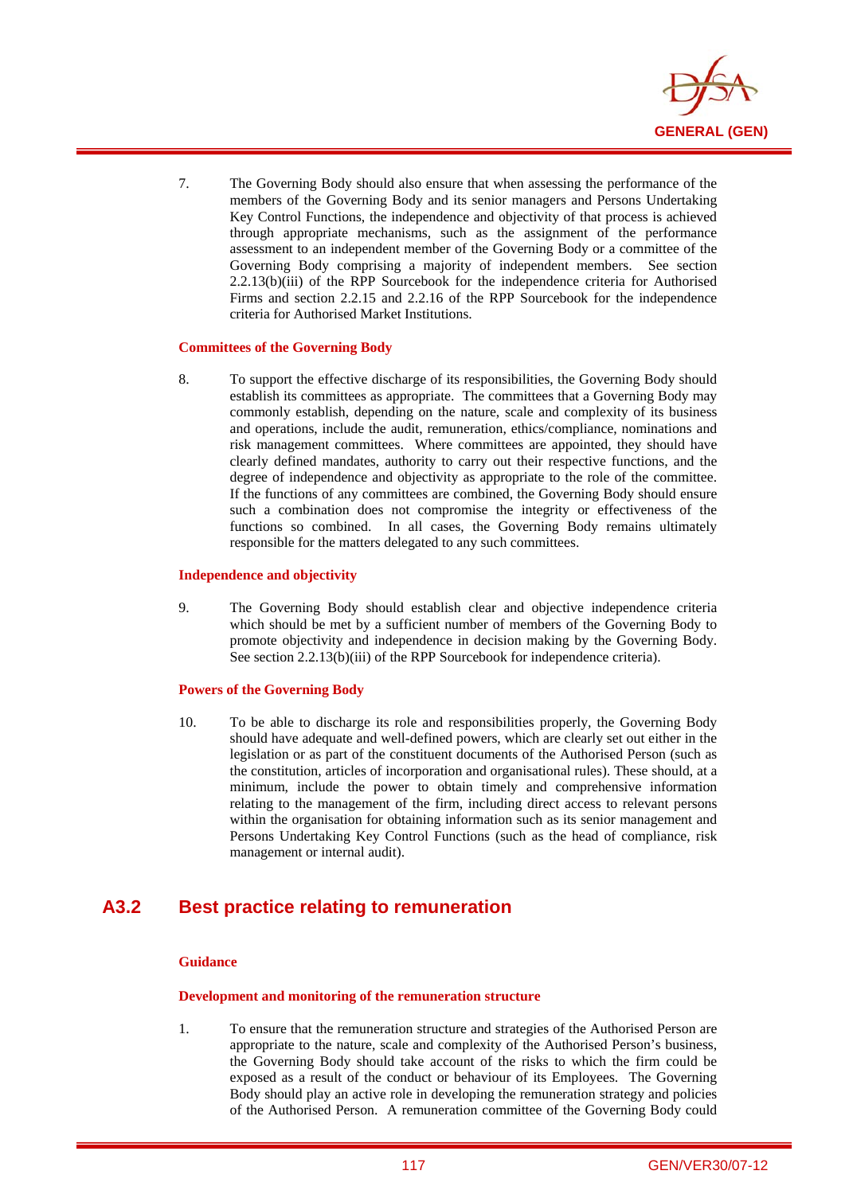7. The Governing Body should also ensure that when assessing the performance of the members of the Governing Body and its senior managers and Persons Undertaking Key Control Functions, the independence and objectivity of that process is achieved through appropriate mechanisms, such as the assignment of the performance assessment to an independent member of the Governing Body or a committee of the Governing Body comprising a majority of independent members. See section 2.2.13(b)(iii) of the RPP Sourcebook for the independence criteria for Authorised Firms and section 2.2.15 and 2.2.16 of the RPP Sourcebook for the independence criteria for Authorised Market Institutions.

**Committees of the Governing Body**

8. To support the effective discharge of its responsibilities, the Governing Body should establish its committees as appropriate. The committees that a Governing Body may commonly establish, depending on the nature, scale and complexity of its business and operations, include the audit, remuneration, ethics/compliance, nominations and risk management committees. Where committees are appointed, they should have clearly defined mandates, authority to carry out their respective functions, and the degree of independence and objectivity as appropriate to the role of the committee. If the functions of any committees are combined, the Governing Body should ensure such a combination does not compromise the integrity or effectiveness of the functions so combined. In all cases, the Governing Body remains ultimately responsible for the matters delegated to any such committees.

**Independence and objectivity**

9. The Governing Body should establish clear and objective independence criteria which should be met by a sufficient number of members of the Governing Body to promote objectivity and independence in decision making by the Governing Body. See section 2.2.13(b)(iii) of the RPP Sourcebook for independence criteria).

**Powers of the Governing Body**

10. To be able to discharge its role and responsibilities properly, the Governing Body should have adequate and well-defined powers, which are clearly set out either in the legislation or as part of the constituent documents of the Authorised Person (such as the constitution, articles of incorporation and organisational rules). These should, at a minimum, include the power to obtain timely and comprehensive information relating to the management of the firm, including direct access to relevant persons within the organisation for obtaining information such as its senior management and Persons Undertaking Key Control Functions (such as the head of compliance, risk management or internal audit).

## A3.2 Best practice relating to remuneration

**Guidance**

**Development and monitoring of the remuneration structure**

1. To ensure that the remuneration structure and strategies of the Authorised Person are appropriate to the nature, scale and complexity of the Authorised Person's business, the Governing Body should take account of the risks to which the firm could be exposed as a result of the conduct or behaviour of its Employees. The Governing Body should play an active role in developing the remuneration strategy and policies of the Authorised Person. A remuneration committee of the Governing Body could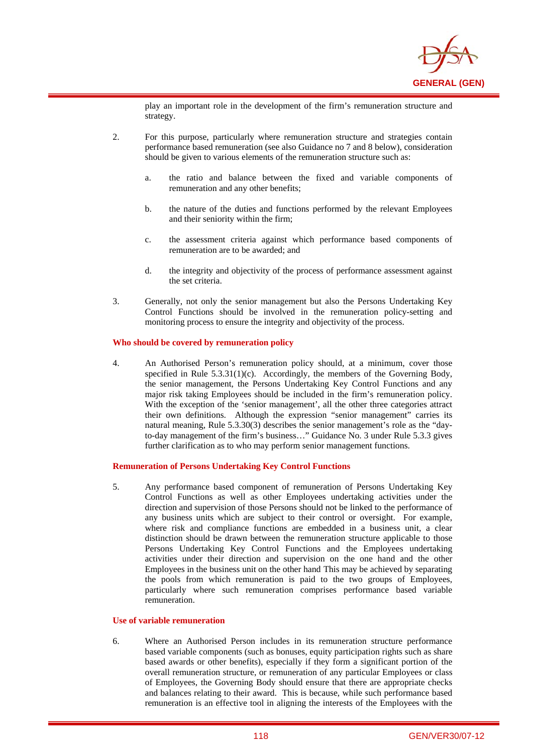play an important role in the development of the firm's remuneration structure and strategy.

2. For this purpose, particularly where remuneration structure and strategies contain performance based remuneration (see also Guidance no 7 and 8 below), consideration should be given to various elements of the remuneration structure such as:

   a. the ratio and balance between the fixed and variable components of remuneration and any other benefits;

   b. the nature of the duties and functions performed by the relevant Employees and their seniority within the firm;

   c. the assessment criteria against which performance based components of remuneration are to be awarded; and

   d. the integrity and objectivity of the process of performance assessment against the set criteria.

3. Generally, not only the senior management but also the Persons Undertaking Key Control Functions should be involved in the remuneration policy-setting and monitoring process to ensure the integrity and objectivity of the process.

**Who should be covered by remuneration policy**

4. An Authorised Person's remuneration policy should, at a minimum, cover those specified in Rule 5.3.31(1)(c). Accordingly, the members of the Governing Body, the senior management, the Persons Undertaking Key Control Functions and any major risk taking Employees should be included in the firm's remuneration policy. With the exception of the 'senior management', all the other three categories attract their own definitions. Although the expression "senior management" carries its natural meaning, Rule 5.3.30(3) describes the senior management's role as the "day-to-day management of the firm's business…" Guidance No. 3 under Rule 5.3.3 gives further clarification as to who may perform senior management functions.

**Remuneration of Persons Undertaking Key Control Functions**

5. Any performance based component of remuneration of Persons Undertaking Key Control Functions as well as other Employees undertaking activities under the direction and supervision of those Persons should not be linked to the performance of any business units which are subject to their control or oversight. For example, where risk and compliance functions are embedded in a business unit, a clear distinction should be drawn between the remuneration structure applicable to those Persons Undertaking Key Control Functions and the Employees undertaking activities under their direction and supervision on the one hand and the other Employees in the business unit on the other hand This may be achieved by separating the pools from which remuneration is paid to the two groups of Employees, particularly where such remuneration comprises performance based variable remuneration.

**Use of variable remuneration**

6. Where an Authorised Person includes in its remuneration structure performance based variable components (such as bonuses, equity participation rights such as share based awards or other benefits), especially if they form a significant portion of the overall remuneration structure, or remuneration of any particular Employees or class of Employees, the Governing Body should ensure that there are appropriate checks and balances relating to their award. This is because, while such performance based remuneration is an effective tool in aligning the interests of the Employees with the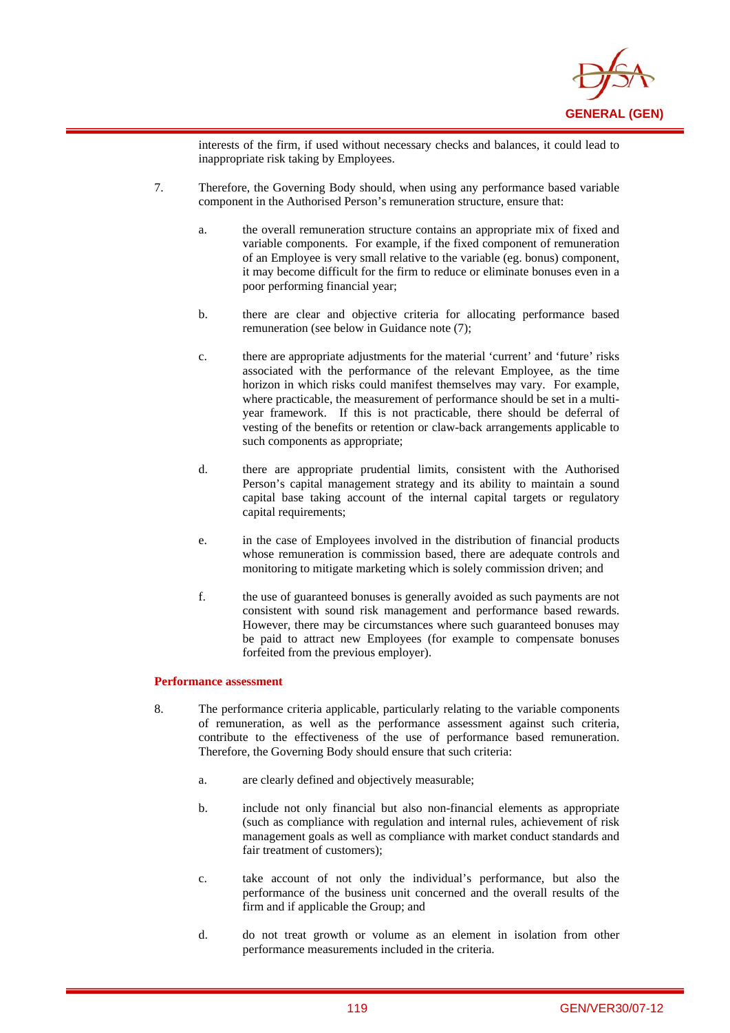interests of the firm, if used without necessary checks and balances, it could lead to inappropriate risk taking by Employees.

7. Therefore, the Governing Body should, when using any performance based variable component in the Authorised Person's remuneration structure, ensure that:

   a. the overall remuneration structure contains an appropriate mix of fixed and variable components. For example, if the fixed component of remuneration of an Employee is very small relative to the variable (eg. bonus) component, it may become difficult for the firm to reduce or eliminate bonuses even in a poor performing financial year;

   b. there are clear and objective criteria for allocating performance based remuneration (see below in Guidance note (7);

   c. there are appropriate adjustments for the material 'current' and 'future' risks associated with the performance of the relevant Employee, as the time horizon in which risks could manifest themselves may vary. For example, where practicable, the measurement of performance should be set in a multi-year framework. If this is not practicable, there should be deferral of vesting of the benefits or retention or claw-back arrangements applicable to such components as appropriate;

   d. there are appropriate prudential limits, consistent with the Authorised Person's capital management strategy and its ability to maintain a sound capital base taking account of the internal capital targets or regulatory capital requirements;

   e. in the case of Employees involved in the distribution of financial products whose remuneration is commission based, there are adequate controls and monitoring to mitigate marketing which is solely commission driven; and

   f. the use of guaranteed bonuses is generally avoided as such payments are not consistent with sound risk management and performance based rewards. However, there may be circumstances where such guaranteed bonuses may be paid to attract new Employees (for example to compensate bonuses forfeited from the previous employer).

**Performance assessment**

8. The performance criteria applicable, particularly relating to the variable components of remuneration, as well as the performance assessment against such criteria, contribute to the effectiveness of the use of performance based remuneration. Therefore, the Governing Body should ensure that such criteria:

   a. are clearly defined and objectively measurable;

   b. include not only financial but also non-financial elements as appropriate (such as compliance with regulation and internal rules, achievement of risk management goals as well as compliance with market conduct standards and fair treatment of customers);

   c. take account of not only the individual's performance, but also the performance of the business unit concerned and the overall results of the firm and if applicable the Group; and

   d. do not treat growth or volume as an element in isolation from other performance measurements included in the criteria.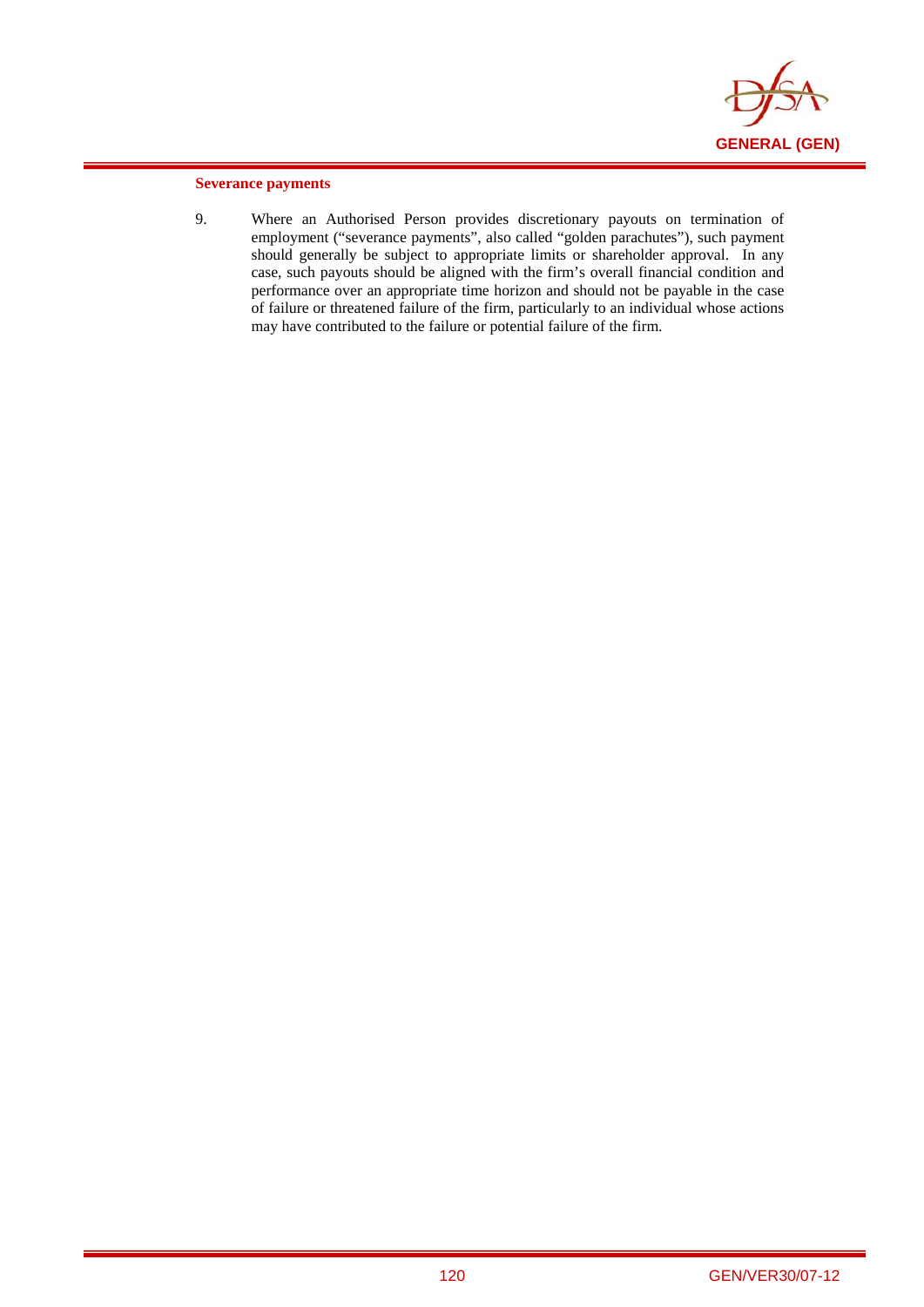**Severance payments**

9. Where an Authorised Person provides discretionary payouts on termination of employment ("severance payments", also called "golden parachutes"), such payment should generally be subject to appropriate limits or shareholder approval. In any case, such payouts should be aligned with the firm's overall financial condition and performance over an appropriate time horizon and should not be payable in the case of failure or threatened failure of the firm, particularly to an individual whose actions may have contributed to the failure or potential failure of the firm.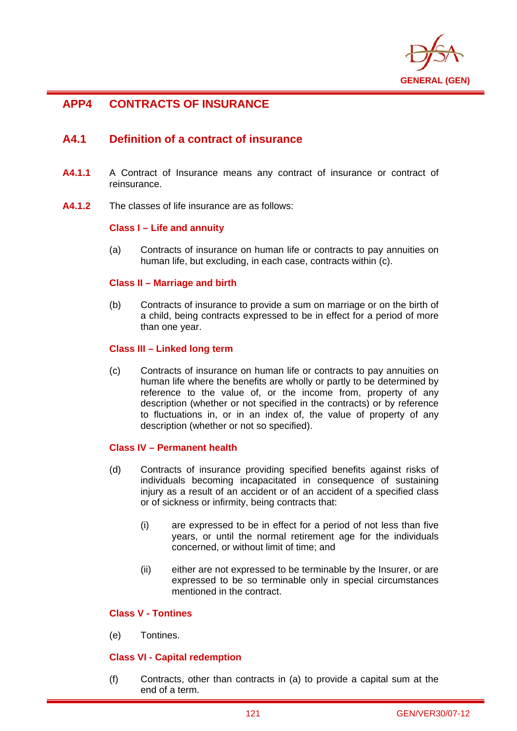## APP4 CONTRACTS OF INSURANCE

### A4.1 Definition of a contract of insurance

**A4.1.1** A Contract of Insurance means any contract of insurance or contract of reinsurance.

**A4.1.2** The classes of life insurance are as follows:

**Class I – Life and annuity**

(a) Contracts of insurance on human life or contracts to pay annuities on human life, but excluding, in each case, contracts within (c).

**Class II – Marriage and birth**

(b) Contracts of insurance to provide a sum on marriage or on the birth of a child, being contracts expressed to be in effect for a period of more than one year.

**Class III – Linked long term**

(c) Contracts of insurance on human life or contracts to pay annuities on human life where the benefits are wholly or partly to be determined by reference to the value of, or the income from, property of any description (whether or not specified in the contracts) or by reference to fluctuations in, or in an index of, the value of property of any description (whether or not so specified).

**Class IV – Permanent health**

(d) Contracts of insurance providing specified benefits against risks of individuals becoming incapacitated in consequence of sustaining injury as a result of an accident or of an accident of a specified class or of sickness or infirmity, being contracts that:

(i) are expressed to be in effect for a period of not less than five years, or until the normal retirement age for the individuals concerned, or without limit of time; and

(ii) either are not expressed to be terminable by the Insurer, or are expressed to be so terminable only in special circumstances mentioned in the contract.

**Class V - Tontines**

(e) Tontines.

**Class VI - Capital redemption**

(f) Contracts, other than contracts in (a) to provide a capital sum at the end of a term.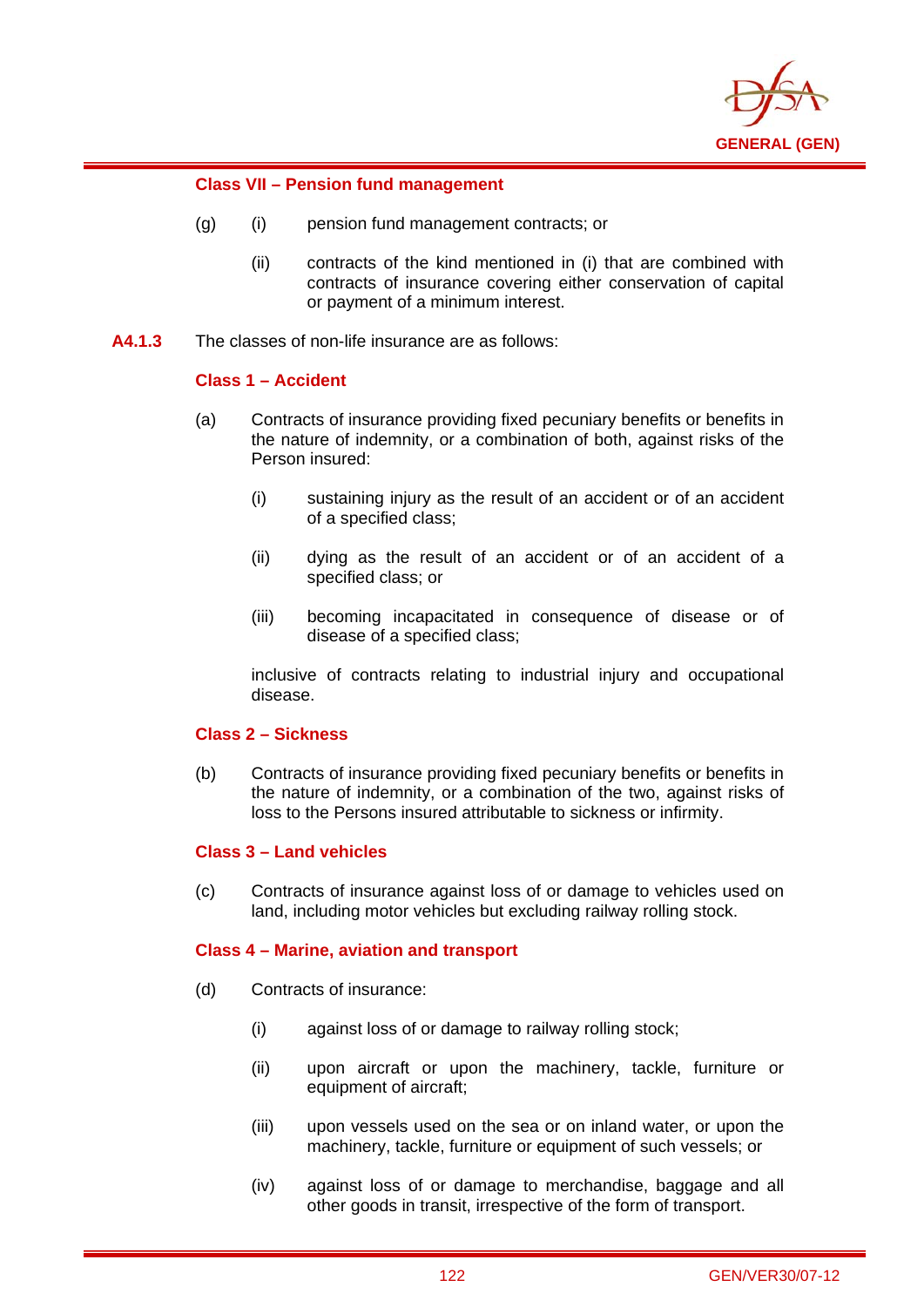**Class VII – Pension fund management**

(g) (i) pension fund management contracts; or

(ii) contracts of the kind mentioned in (i) that are combined with contracts of insurance covering either conservation of capital or payment of a minimum interest.

**A4.1.3** The classes of non-life insurance are as follows:

**Class 1 – Accident**

(a) Contracts of insurance providing fixed pecuniary benefits or benefits in the nature of indemnity, or a combination of both, against risks of the Person insured:

(i) sustaining injury as the result of an accident or of an accident of a specified class;

(ii) dying as the result of an accident or of an accident of a specified class; or

(iii) becoming incapacitated in consequence of disease or of disease of a specified class;

inclusive of contracts relating to industrial injury and occupational disease.

**Class 2 – Sickness**

(b) Contracts of insurance providing fixed pecuniary benefits or benefits in the nature of indemnity, or a combination of the two, against risks of loss to the Persons insured attributable to sickness or infirmity.

**Class 3 – Land vehicles**

(c) Contracts of insurance against loss of or damage to vehicles used on land, including motor vehicles but excluding railway rolling stock.

**Class 4 – Marine, aviation and transport**

(d) Contracts of insurance:

(i) against loss of or damage to railway rolling stock;

(ii) upon aircraft or upon the machinery, tackle, furniture or equipment of aircraft;

(iii) upon vessels used on the sea or on inland water, or upon the machinery, tackle, furniture or equipment of such vessels; or

(iv) against loss of or damage to merchandise, baggage and all other goods in transit, irrespective of the form of transport.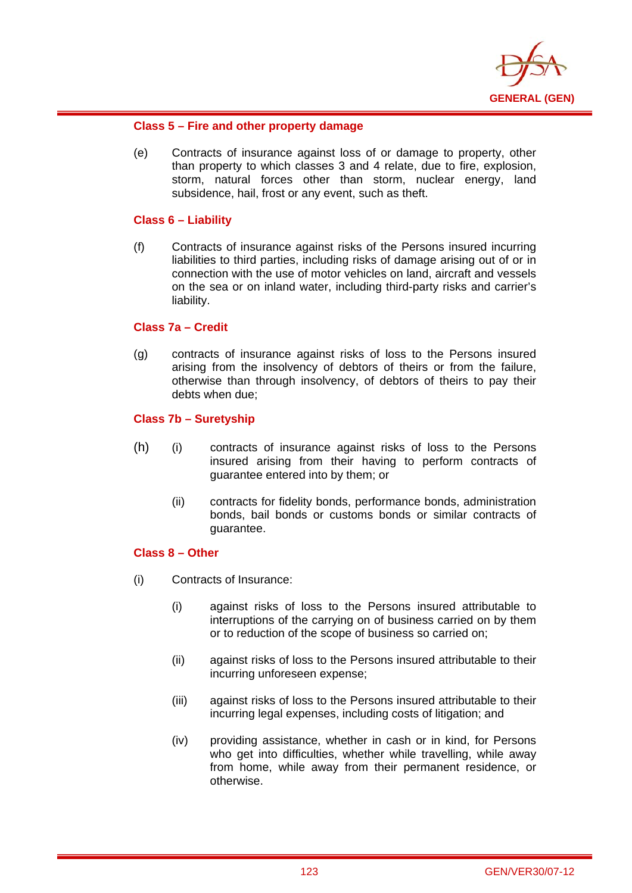#### Class 5 – Fire and other property damage

(e) Contracts of insurance against loss of or damage to property, other than property to which classes 3 and 4 relate, due to fire, explosion, storm, natural forces other than storm, nuclear energy, land subsidence, hail, frost or any event, such as theft.

#### Class 6 – Liability

(f) Contracts of insurance against risks of the Persons insured incurring liabilities to third parties, including risks of damage arising out of or in connection with the use of motor vehicles on land, aircraft and vessels on the sea or on inland water, including third-party risks and carrier's liability.

#### Class 7a – Credit

(g) contracts of insurance against risks of loss to the Persons insured arising from the insolvency of debtors of theirs or from the failure, otherwise than through insolvency, of debtors of theirs to pay their debts when due;

#### Class 7b – Suretyship

(h) (i) contracts of insurance against risks of loss to the Persons insured arising from their having to perform contracts of guarantee entered into by them; or

(ii) contracts for fidelity bonds, performance bonds, administration bonds, bail bonds or customs bonds or similar contracts of guarantee.

#### Class 8 – Other

(i) Contracts of Insurance:

(i) against risks of loss to the Persons insured attributable to interruptions of the carrying on of business carried on by them or to reduction of the scope of business so carried on;

(ii) against risks of loss to the Persons insured attributable to their incurring unforeseen expense;

(iii) against risks of loss to the Persons insured attributable to their incurring legal expenses, including costs of litigation; and

(iv) providing assistance, whether in cash or in kind, for Persons who get into difficulties, whether while travelling, while away from home, while away from their permanent residence, or otherwise.